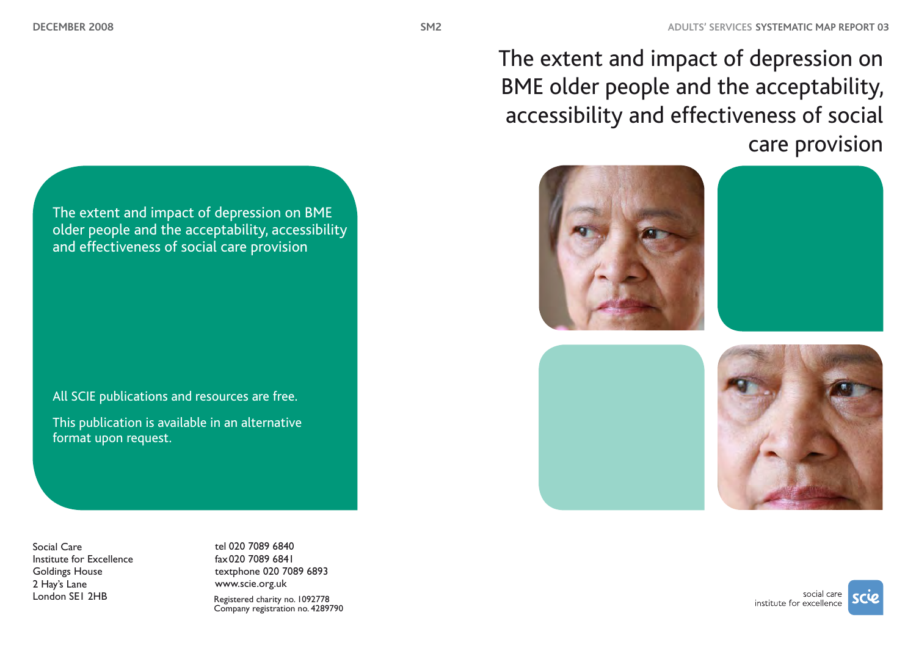DECEMBER 2008

SM2

ADULTS' SERVICES **SYSTEMATIC MAP REPORT 03**

# The extent and impact of depression on BME older people and the acceptability, accessibility and effectiveness of social care provision

The extent and impact of depression on BME older people and the acceptability, accessibility and effectiveness of social care provision

All SCIE publications and resources are free.

This publication is available in an alternative format upon request.

Social Care
Institute for Excellence
Goldings House
2 Hay's Lane
London SE1 2HB

tel 020 7089 6840
fax 020 7089 6841
textphone 020 7089 6893
www.scie.org.uk

Registered charity no. 1092778
Company registration no. 4289790

social care institute for excellence
scie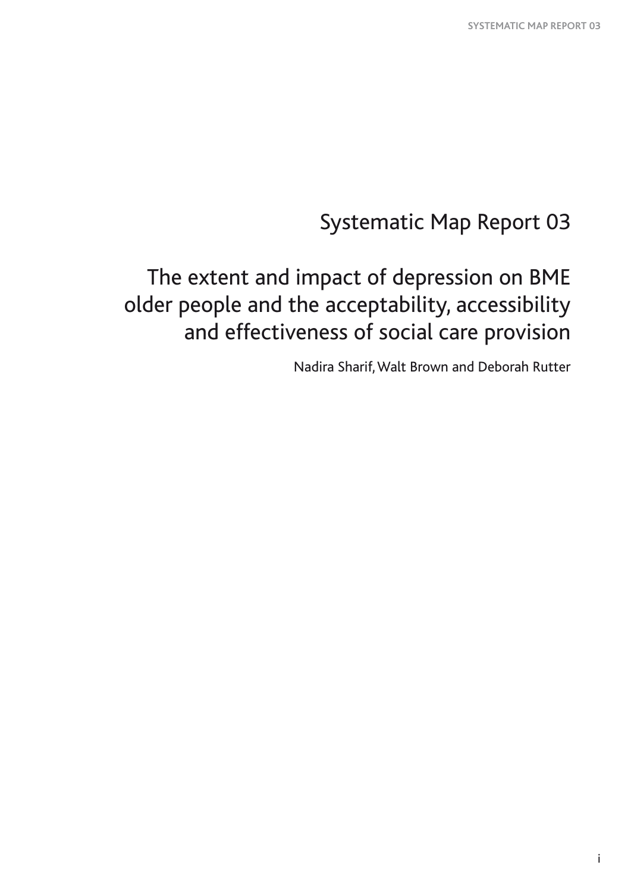# Systematic Map Report 03

## The extent and impact of depression on BME older people and the acceptability, accessibility and effectiveness of social care provision

Nadira Sharif, Walt Brown and Deborah Rutter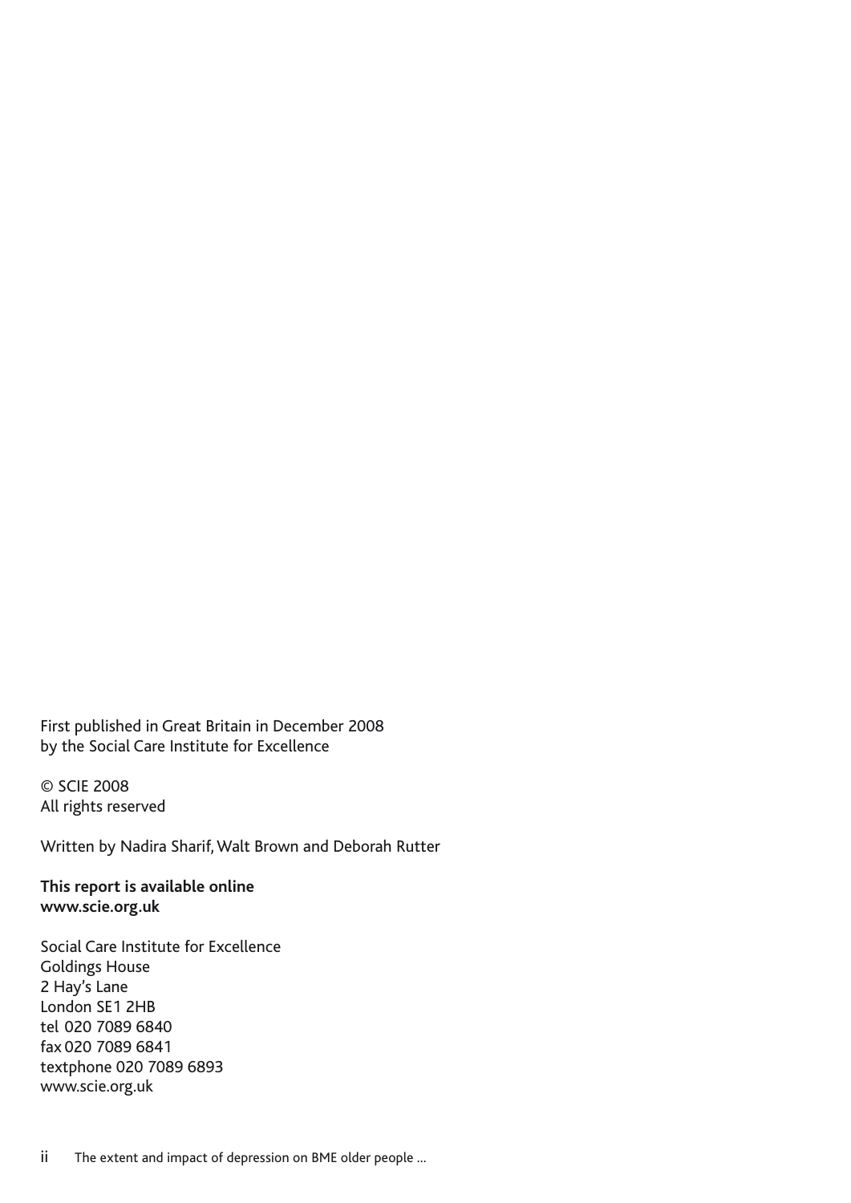First published in Great Britain in December 2008
by the Social Care Institute for Excellence

© SCIE 2008
All rights reserved

Written by Nadira Sharif, Walt Brown and Deborah Rutter

**This report is available online**
**www.scie.org.uk**

Social Care Institute for Excellence
Goldings House
2 Hay's Lane
London SE1 2HB
tel 020 7089 6840
fax 020 7089 6841
textphone 020 7089 6893
www.scie.org.uk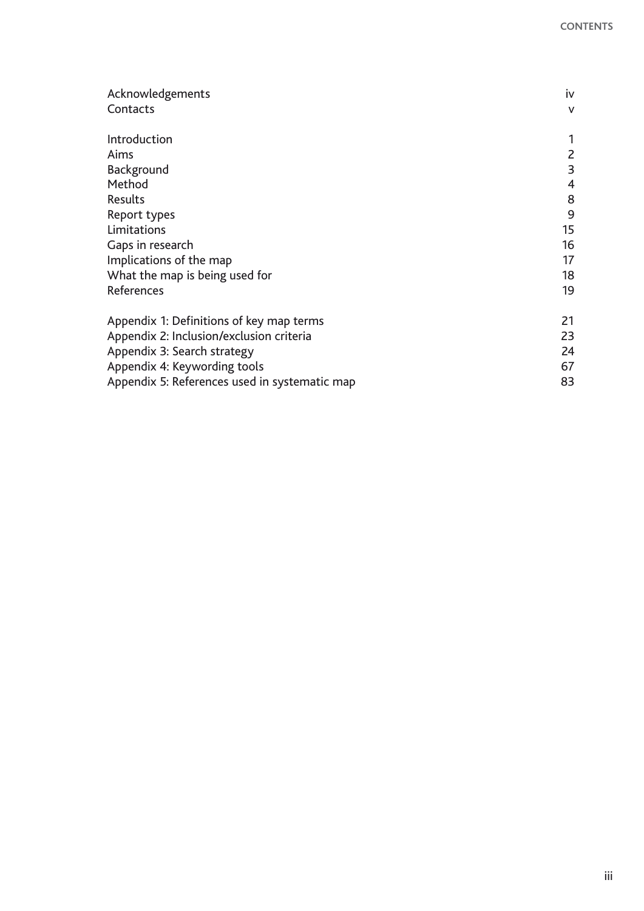# Contents

| | |
|---|---|
| Acknowledgements | iv |
| Contacts | v |
| | |
| Introduction | 1 |
| Aims | 2 |
| Background | 3 |
| Method | 4 |
| Results | 8 |
| Report types | 9 |
| Limitations | 15 |
| Gaps in research | 16 |
| Implications of the map | 17 |
| What the map is being used for | 18 |
| References | 19 |
| | |
| Appendix 1: Definitions of key map terms | 21 |
| Appendix 2: Inclusion/exclusion criteria | 23 |
| Appendix 3: Search strategy | 24 |
| Appendix 4: Keywording tools | 67 |
| Appendix 5: References used in systematic map | 83 |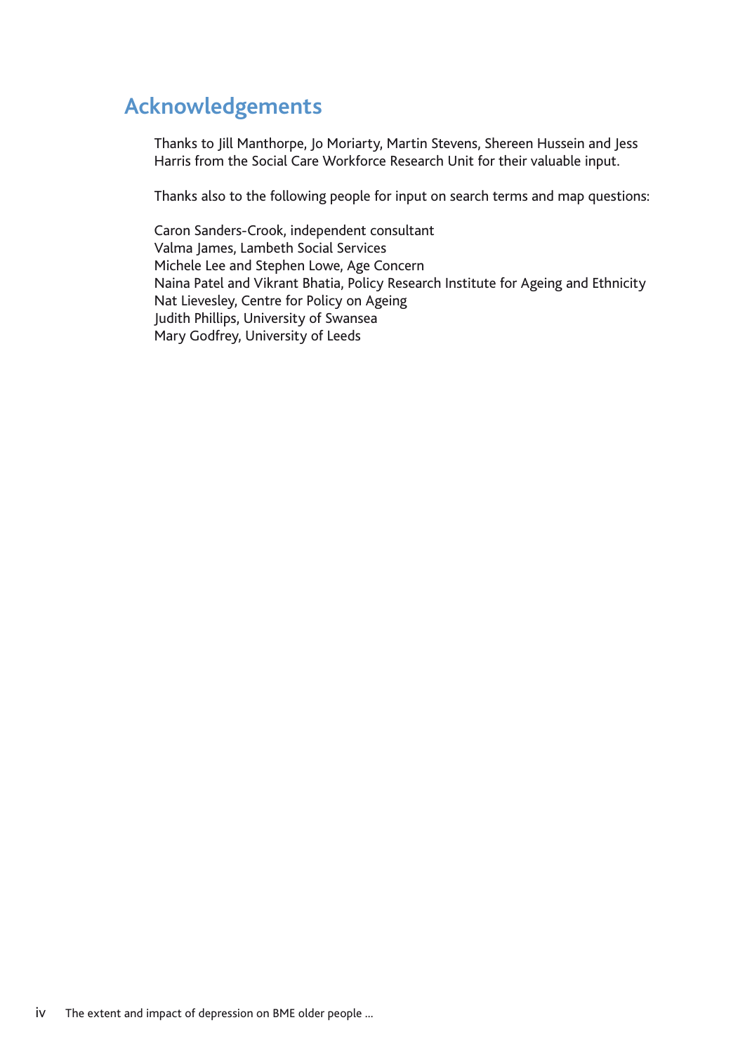# Acknowledgements

Thanks to Jill Manthorpe, Jo Moriarty, Martin Stevens, Shereen Hussein and Jess Harris from the Social Care Workforce Research Unit for their valuable input.

Thanks also to the following people for input on search terms and map questions:

Caron Sanders-Crook, independent consultant
Valma James, Lambeth Social Services
Michele Lee and Stephen Lowe, Age Concern
Naina Patel and Vikrant Bhatia, Policy Research Institute for Ageing and Ethnicity
Nat Lievesley, Centre for Policy on Ageing
Judith Phillips, University of Swansea
Mary Godfrey, University of Leeds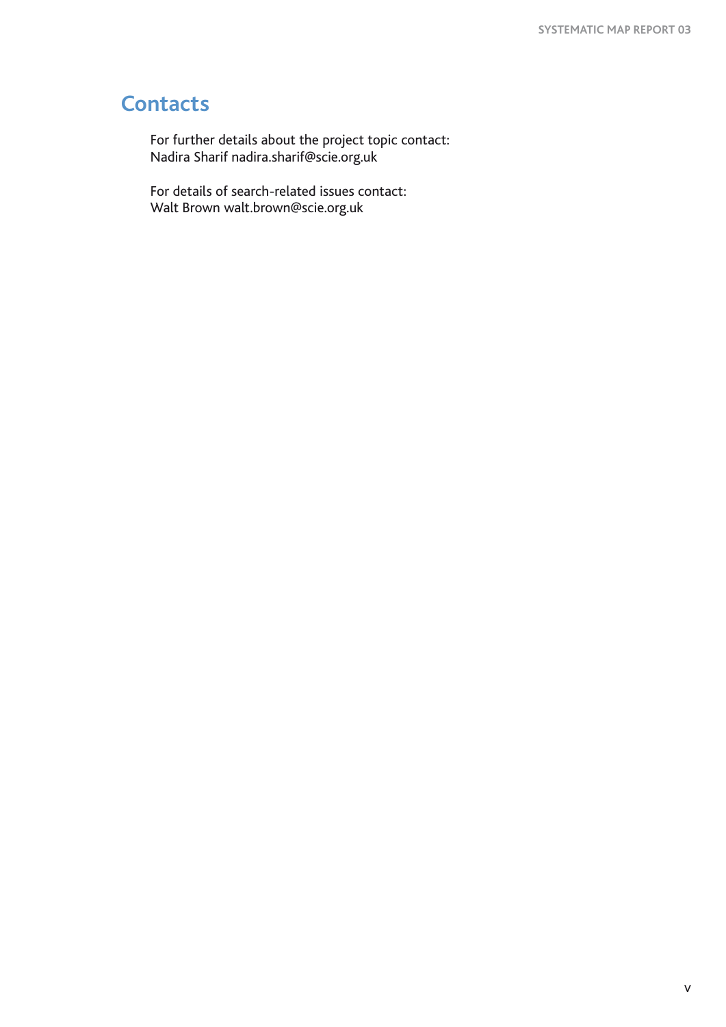# Contacts

For further details about the project topic contact:
Nadira Sharif nadira.sharif@scie.org.uk

For details of search-related issues contact:
Walt Brown walt.brown@scie.org.uk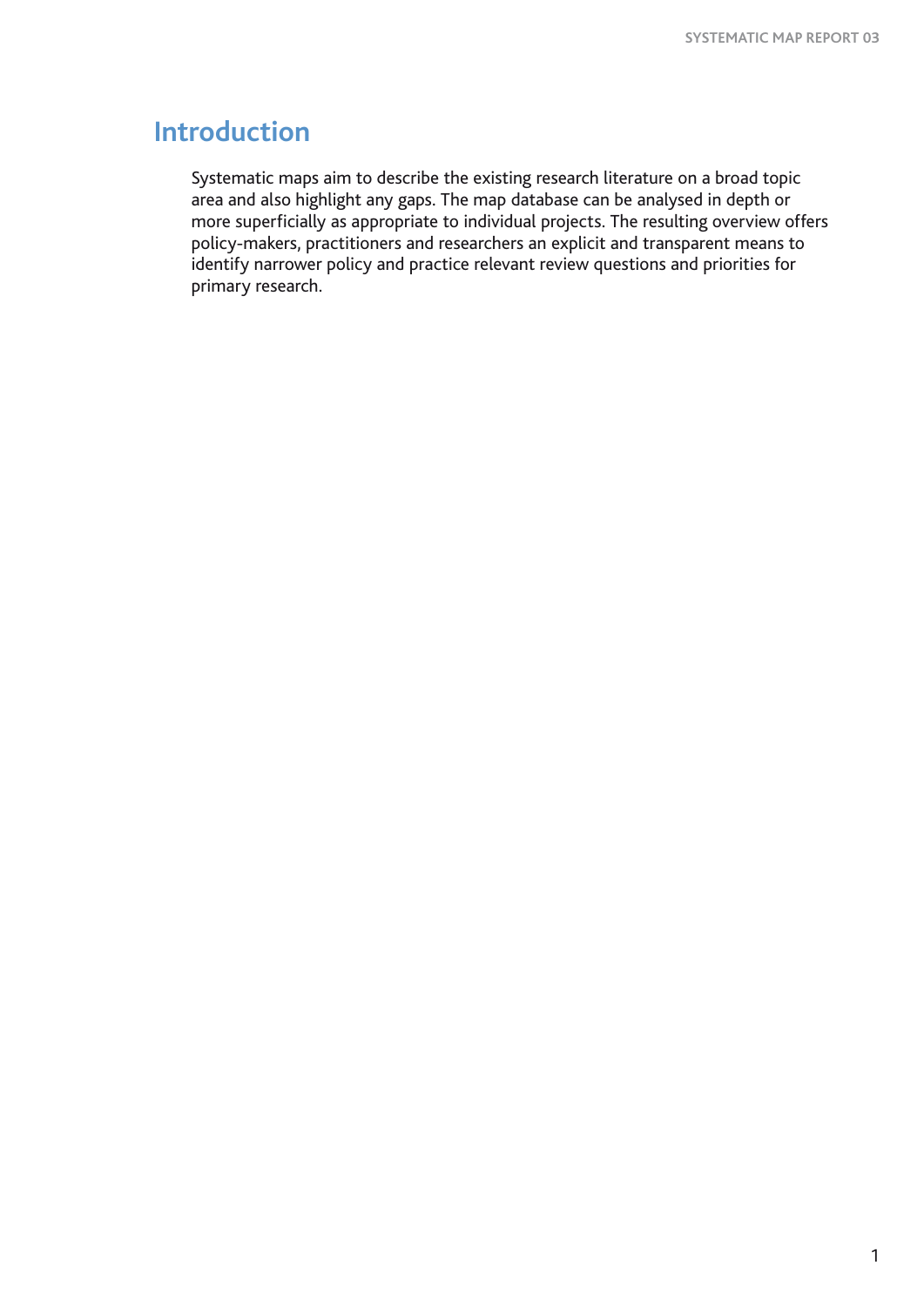# Introduction

Systematic maps aim to describe the existing research literature on a broad topic area and also highlight any gaps. The map database can be analysed in depth or more superficially as appropriate to individual projects. The resulting overview offers policy-makers, practitioners and researchers an explicit and transparent means to identify narrower policy and practice relevant review questions and priorities for primary research.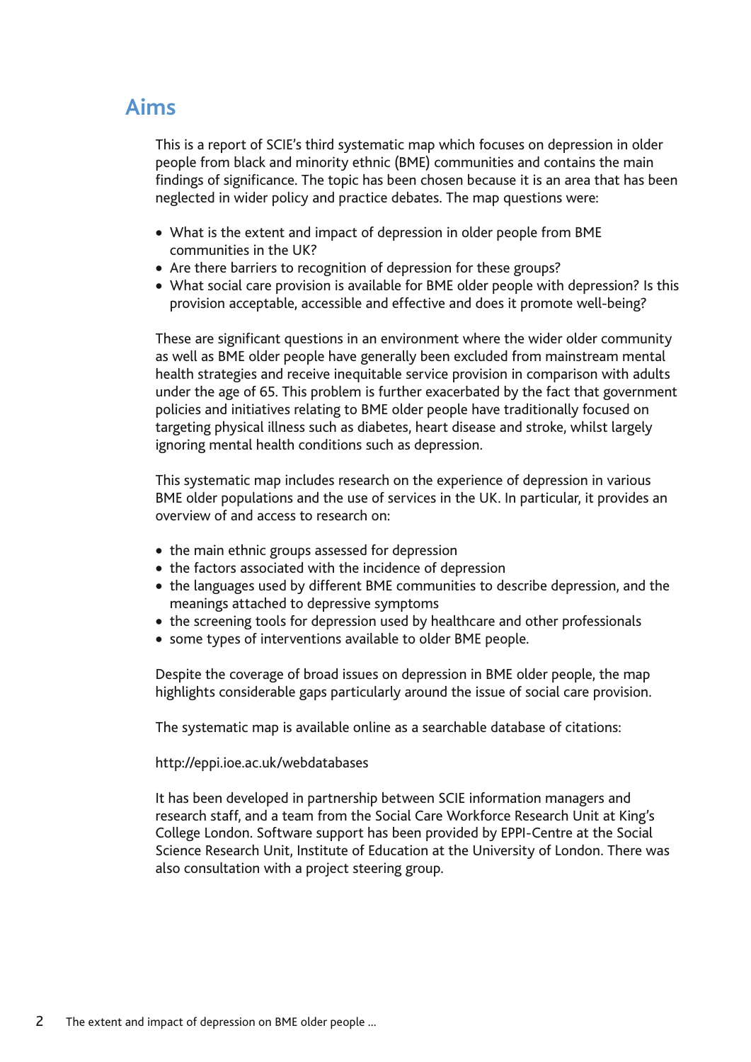## Aims

This is a report of SCIE's third systematic map which focuses on depression in older people from black and minority ethnic (BME) communities and contains the main findings of significance. The topic has been chosen because it is an area that has been neglected in wider policy and practice debates. The map questions were:

- What is the extent and impact of depression in older people from BME communities in the UK?
- Are there barriers to recognition of depression for these groups?
- What social care provision is available for BME older people with depression? Is this provision acceptable, accessible and effective and does it promote well-being?

These are significant questions in an environment where the wider older community as well as BME older people have generally been excluded from mainstream mental health strategies and receive inequitable service provision in comparison with adults under the age of 65. This problem is further exacerbated by the fact that government policies and initiatives relating to BME older people have traditionally focused on targeting physical illness such as diabetes, heart disease and stroke, whilst largely ignoring mental health conditions such as depression.

This systematic map includes research on the experience of depression in various BME older populations and the use of services in the UK. In particular, it provides an overview of and access to research on:

- the main ethnic groups assessed for depression
- the factors associated with the incidence of depression
- the languages used by different BME communities to describe depression, and the meanings attached to depressive symptoms
- the screening tools for depression used by healthcare and other professionals
- some types of interventions available to older BME people.

Despite the coverage of broad issues on depression in BME older people, the map highlights considerable gaps particularly around the issue of social care provision.

The systematic map is available online as a searchable database of citations:

http://eppi.ioe.ac.uk/webdatabases

It has been developed in partnership between SCIE information managers and research staff, and a team from the Social Care Workforce Research Unit at King's College London. Software support has been provided by EPPI-Centre at the Social Science Research Unit, Institute of Education at the University of London. There was also consultation with a project steering group.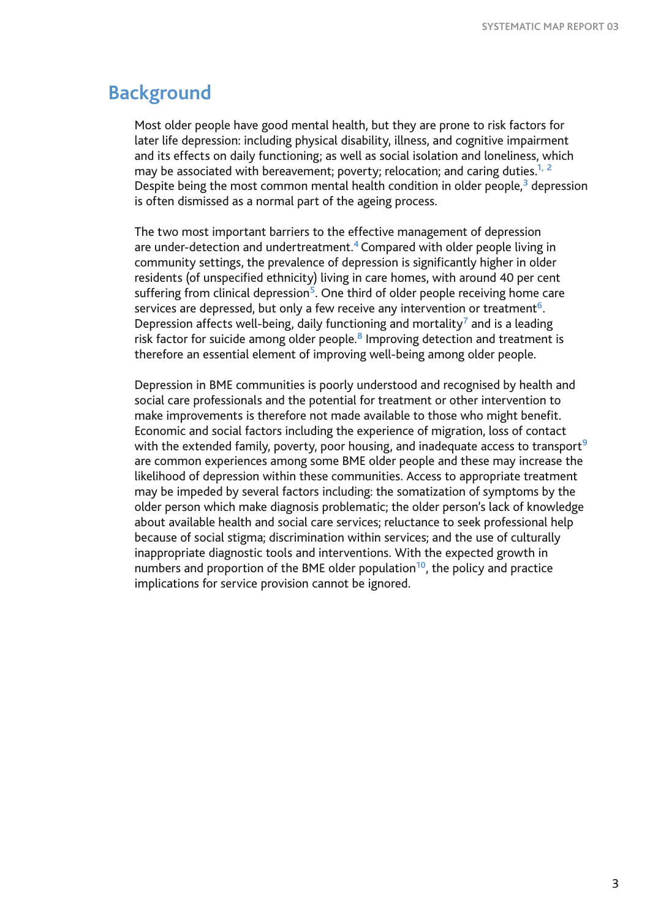## Background

Most older people have good mental health, but they are prone to risk factors for later life depression: including physical disability, illness, and cognitive impairment and its effects on daily functioning; as well as social isolation and loneliness, which may be associated with bereavement; poverty; relocation; and caring duties.[1, 2] Despite being the most common mental health condition in older people,[3] depression is often dismissed as a normal part of the ageing process.

The two most important barriers to the effective management of depression are under-detection and undertreatment.[4] Compared with older people living in community settings, the prevalence of depression is significantly higher in older residents (of unspecified ethnicity) living in care homes, with around 40 per cent suffering from clinical depression[5]. One third of older people receiving home care services are depressed, but only a few receive any intervention or treatment[6]. Depression affects well-being, daily functioning and mortality[7] and is a leading risk factor for suicide among older people.[8] Improving detection and treatment is therefore an essential element of improving well-being among older people.

Depression in BME communities is poorly understood and recognised by health and social care professionals and the potential for treatment or other intervention to make improvements is therefore not made available to those who might benefit. Economic and social factors including the experience of migration, loss of contact with the extended family, poverty, poor housing, and inadequate access to transport[9] are common experiences among some BME older people and these may increase the likelihood of depression within these communities. Access to appropriate treatment may be impeded by several factors including: the somatization of symptoms by the older person which make diagnosis problematic; the older person's lack of knowledge about available health and social care services; reluctance to seek professional help because of social stigma; discrimination within services; and the use of culturally inappropriate diagnostic tools and interventions. With the expected growth in numbers and proportion of the BME older population[10], the policy and practice implications for service provision cannot be ignored.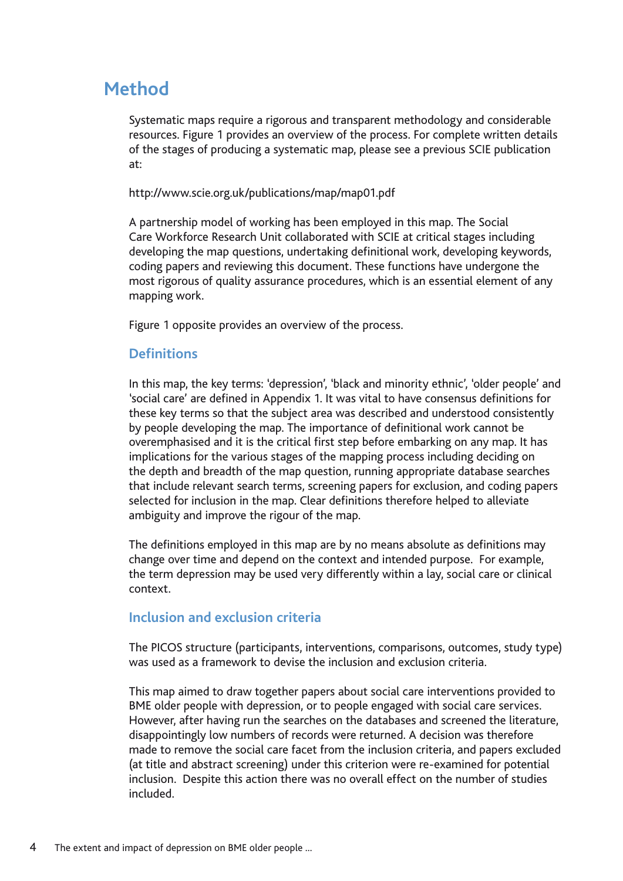# Method

Systematic maps require a rigorous and transparent methodology and considerable resources. Figure 1 provides an overview of the process. For complete written details of the stages of producing a systematic map, please see a previous SCIE publication at:

http://www.scie.org.uk/publications/map/map01.pdf

A partnership model of working has been employed in this map. The Social Care Workforce Research Unit collaborated with SCIE at critical stages including developing the map questions, undertaking definitional work, developing keywords, coding papers and reviewing this document. These functions have undergone the most rigorous of quality assurance procedures, which is an essential element of any mapping work.

Figure 1 opposite provides an overview of the process.

## Definitions

In this map, the key terms: 'depression', 'black and minority ethnic', 'older people' and 'social care' are defined in Appendix 1. It was vital to have consensus definitions for these key terms so that the subject area was described and understood consistently by people developing the map. The importance of definitional work cannot be overemphasised and it is the critical first step before embarking on any map. It has implications for the various stages of the mapping process including deciding on the depth and breadth of the map question, running appropriate database searches that include relevant search terms, screening papers for exclusion, and coding papers selected for inclusion in the map. Clear definitions therefore helped to alleviate ambiguity and improve the rigour of the map.

The definitions employed in this map are by no means absolute as definitions may change over time and depend on the context and intended purpose. For example, the term depression may be used very differently within a lay, social care or clinical context.

## Inclusion and exclusion criteria

The PICOS structure (participants, interventions, comparisons, outcomes, study type) was used as a framework to devise the inclusion and exclusion criteria.

This map aimed to draw together papers about social care interventions provided to BME older people with depression, or to people engaged with social care services. However, after having run the searches on the databases and screened the literature, disappointingly low numbers of records were returned. A decision was therefore made to remove the social care facet from the inclusion criteria, and papers excluded (at title and abstract screening) under this criterion were re-examined for potential inclusion. Despite this action there was no overall effect on the number of studies included.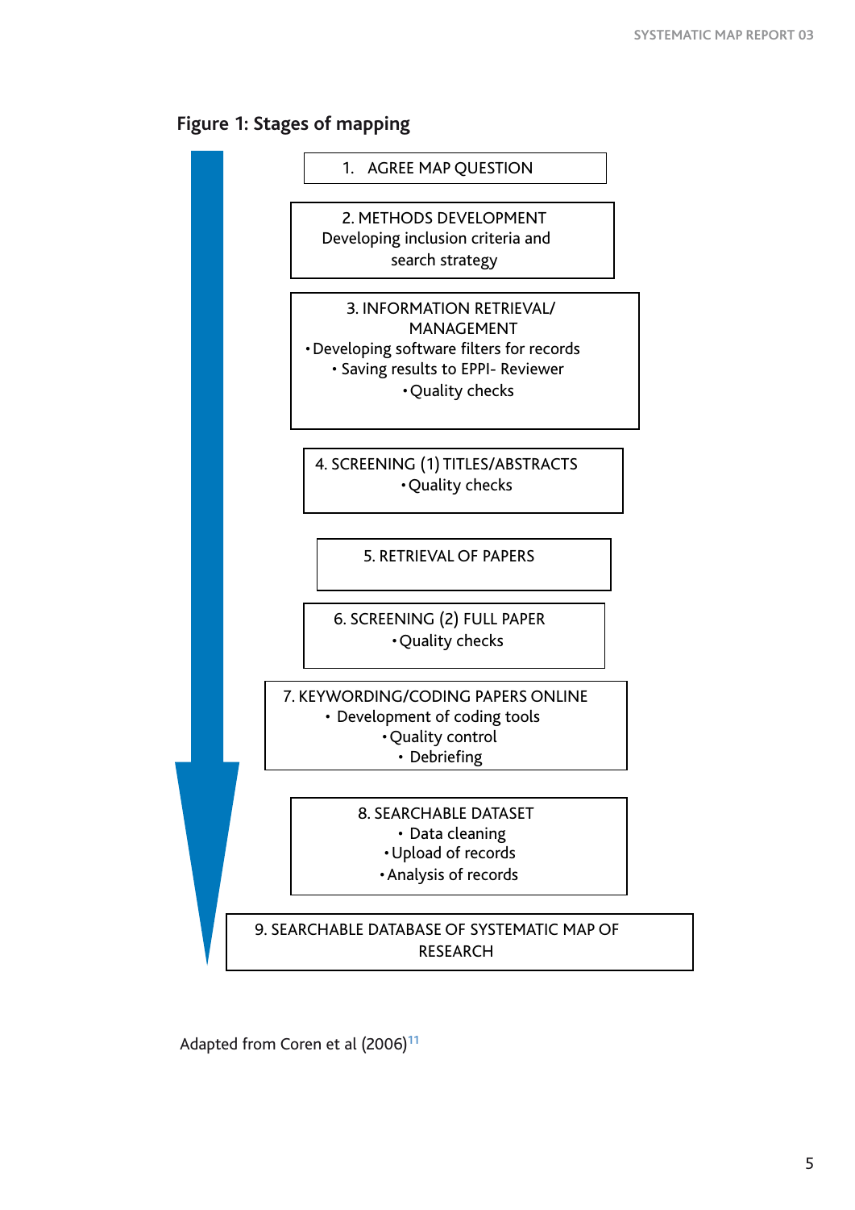**Figure 1: Stages of mapping**

1. AGREE MAP QUESTION

2. METHODS DEVELOPMENT
Developing inclusion criteria and search strategy

3. INFORMATION RETRIEVAL/ MANAGEMENT
- Developing software filters for records
- Saving results to EPPI- Reviewer
- Quality checks

4. SCREENING (1) TITLES/ABSTRACTS
- Quality checks

5. RETRIEVAL OF PAPERS

6. SCREENING (2) FULL PAPER
- Quality checks

7. KEYWORDING/CODING PAPERS ONLINE
- Development of coding tools
- Quality control
- Debriefing

8. SEARCHABLE DATASET
- Data cleaning
- Upload of records
- Analysis of records

9. SEARCHABLE DATABASE OF SYSTEMATIC MAP OF RESEARCH

Adapted from Coren et al (2006)[11]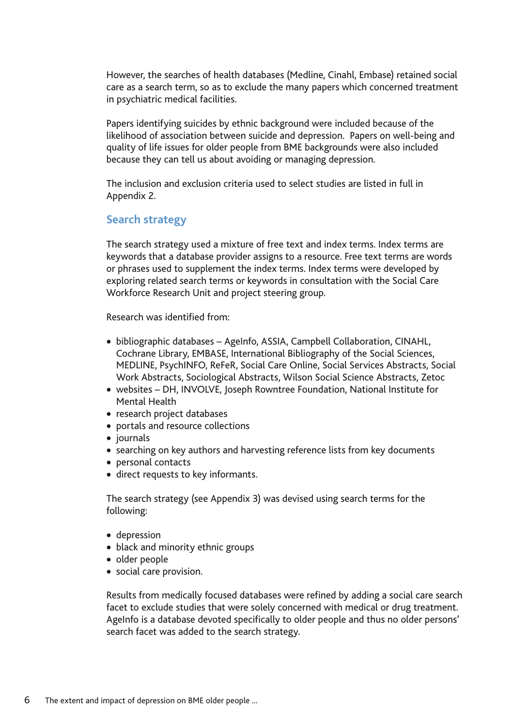However, the searches of health databases (Medline, Cinahl, Embase) retained social care as a search term, so as to exclude the many papers which concerned treatment in psychiatric medical facilities.

Papers identifying suicides by ethnic background were included because of the likelihood of association between suicide and depression.  Papers on well-being and quality of life issues for older people from BME backgrounds were also included because they can tell us about avoiding or managing depression.

The inclusion and exclusion criteria used to select studies are listed in full in Appendix 2.

## Search strategy

The search strategy used a mixture of free text and index terms. Index terms are keywords that a database provider assigns to a resource. Free text terms are words or phrases used to supplement the index terms. Index terms were developed by exploring related search terms or keywords in consultation with the Social Care Workforce Research Unit and project steering group.

Research was identified from:

- bibliographic databases – AgeInfo, ASSIA, Campbell Collaboration, CINAHL, Cochrane Library, EMBASE, International Bibliography of the Social Sciences, MEDLINE, PsychINFO, ReFeR, Social Care Online, Social Services Abstracts, Social Work Abstracts, Sociological Abstracts, Wilson Social Science Abstracts, Zetoc
- websites – DH, INVOLVE, Joseph Rowntree Foundation, National Institute for Mental Health
- research project databases
- portals and resource collections
- journals
- searching on key authors and harvesting reference lists from key documents
- personal contacts
- direct requests to key informants.

The search strategy (see Appendix 3) was devised using search terms for the following:

- depression
- black and minority ethnic groups
- older people
- social care provision.

Results from medically focused databases were refined by adding a social care search facet to exclude studies that were solely concerned with medical or drug treatment. AgeInfo is a database devoted specifically to older people and thus no older persons' search facet was added to the search strategy.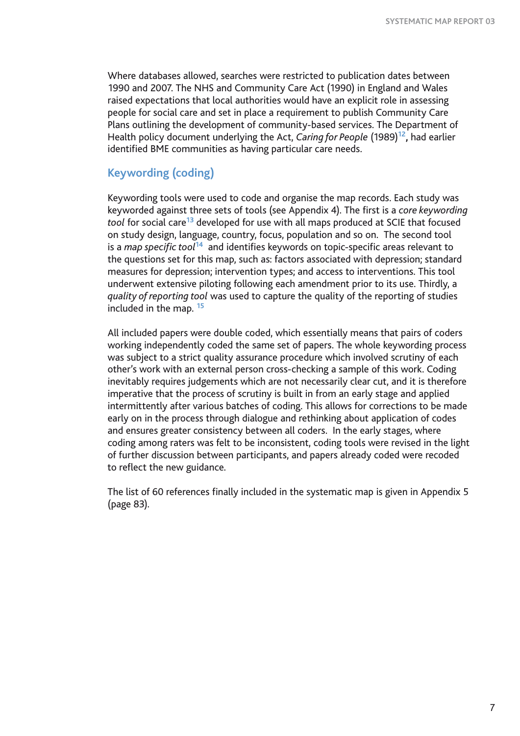Where databases allowed, searches were restricted to publication dates between 1990 and 2007. The NHS and Community Care Act (1990) in England and Wales raised expectations that local authorities would have an explicit role in assessing people for social care and set in place a requirement to publish Community Care Plans outlining the development of community-based services. The Department of Health policy document underlying the Act, *Caring for People* (1989)[12], had earlier identified BME communities as having particular care needs.

## Keywording (coding)

Keywording tools were used to code and organise the map records. Each study was keyworded against three sets of tools (see Appendix 4). The first is a *core keywording tool* for social care[13] developed for use with all maps produced at SCIE that focused on study design, language, country, focus, population and so on. The second tool is a *map specific tool*[14] and identifies keywords on topic-specific areas relevant to the questions set for this map, such as: factors associated with depression; standard measures for depression; intervention types; and access to interventions. This tool underwent extensive piloting following each amendment prior to its use. Thirdly, a *quality of reporting tool* was used to capture the quality of the reporting of studies included in the map. [15]

All included papers were double coded, which essentially means that pairs of coders working independently coded the same set of papers. The whole keywording process was subject to a strict quality assurance procedure which involved scrutiny of each other's work with an external person cross-checking a sample of this work. Coding inevitably requires judgements which are not necessarily clear cut, and it is therefore imperative that the process of scrutiny is built in from an early stage and applied intermittently after various batches of coding. This allows for corrections to be made early on in the process through dialogue and rethinking about application of codes and ensures greater consistency between all coders. In the early stages, where coding among raters was felt to be inconsistent, coding tools were revised in the light of further discussion between participants, and papers already coded were recoded to reflect the new guidance.

The list of 60 references finally included in the systematic map is given in Appendix 5 (page 83).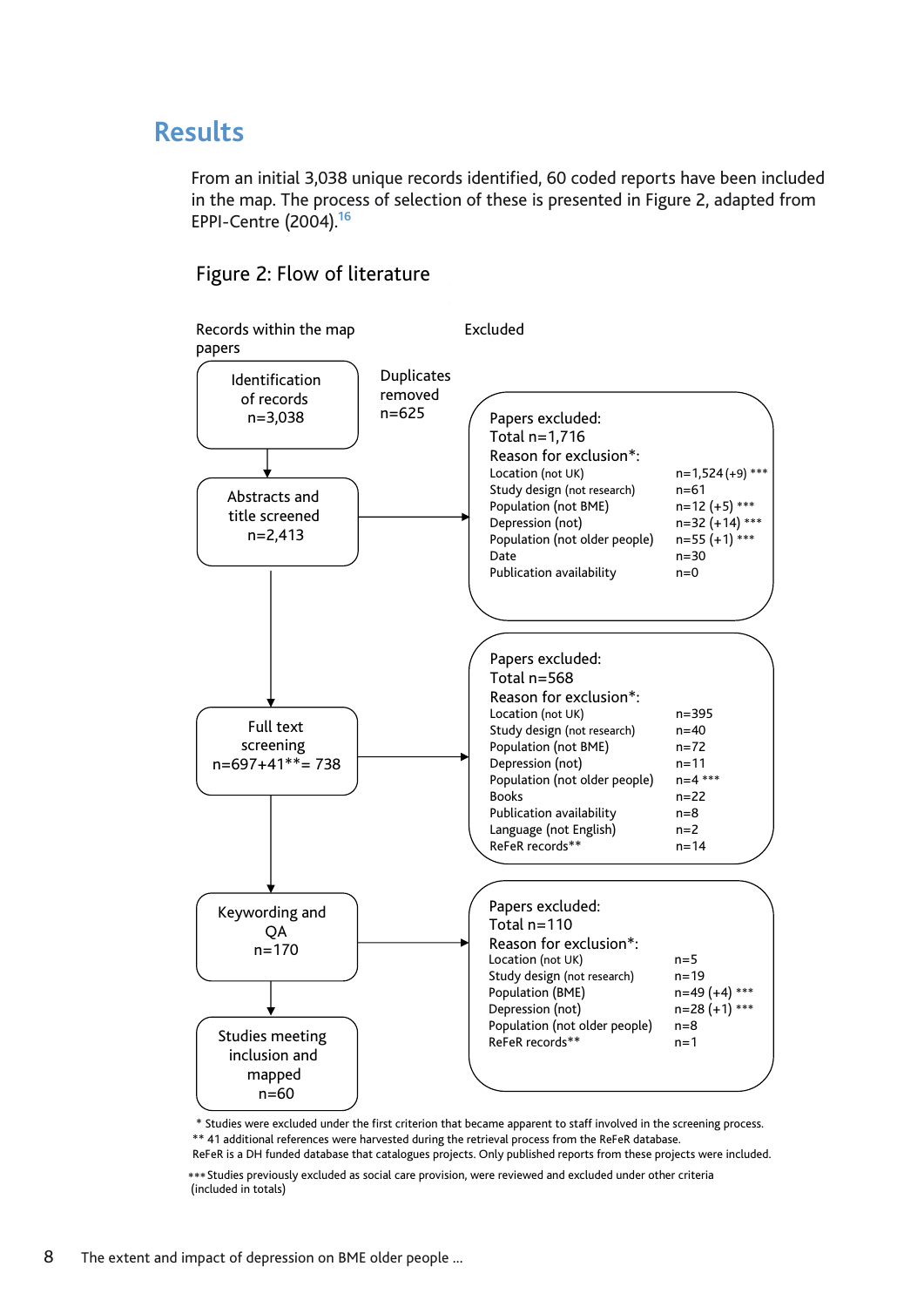## Results

From an initial 3,038 unique records identified, 60 coded reports have been included in the map. The process of selection of these is presented in Figure 2, adapted from EPPI-Centre (2004).[16]

### Figure 2: Flow of literature

**Records within the map papers**

- Identification of records n=3,038
  - Duplicates removed n=625
- Abstracts and title screened n=2,413
- Full text screening n=697+41**= 738
- Keywording and QA n=170
- Studies meeting inclusion and mapped n=60

**Excluded**

At abstracts and title screening:

Papers excluded:
Total n=1,716
Reason for exclusion*:

| Reason | n |
|---|---|
| Location (not UK) | n=1,524 (+9) *** |
| Study design (not research) | n=61 |
| Population (not BME) | n=12 (+5) *** |
| Depression (not) | n=32 (+14) *** |
| Population (not older people) | n=55 (+1) *** |
| Date | n=30 |
| Publication availability | n=0 |

At full text screening:

Papers excluded:
Total n=568
Reason for exclusion*:

| Reason | n |
|---|---|
| Location (not UK) | n=395 |
| Study design (not research) | n=40 |
| Population (not BME) | n=72 |
| Depression (not) | n=11 |
| Population (not older people) | n=4 *** |
| Books | n=22 |
| Publication availability | n=8 |
| Language (not English) | n=2 |
| ReFeR records** | n=14 |

At keywording and QA:

Papers excluded:
Total n=110
Reason for exclusion*:

| Reason | n |
|---|---|
| Location (not UK) | n=5 |
| Study design (not research) | n=19 |
| Population (BME) | n=49 (+4) *** |
| Depression (not) | n=28 (+1) *** |
| Population (not older people) | n=8 |
| ReFeR records** | n=1 |

\* Studies were excluded under the first criterion that became apparent to staff involved in the screening process.
** 41 additional references were harvested during the retrieval process from the ReFeR database.
ReFeR is a DH funded database that catalogues projects. Only published reports from these projects were included.
*** Studies previously excluded as social care provision, were reviewed and excluded under other criteria (included in totals)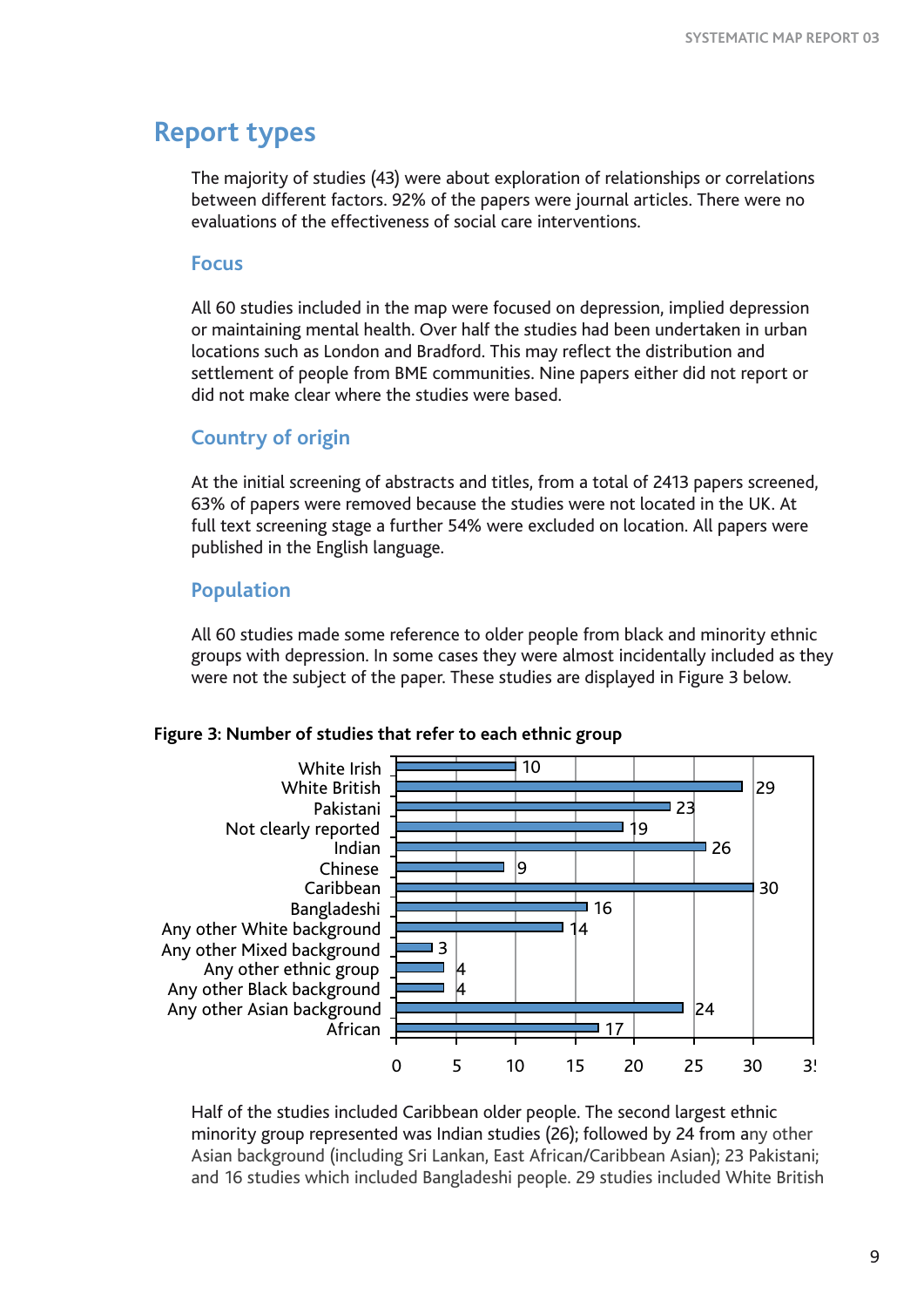## Report types

The majority of studies (43) were about exploration of relationships or correlations between different factors. 92% of the papers were journal articles. There were no evaluations of the effectiveness of social care interventions.

### Focus

All 60 studies included in the map were focused on depression, implied depression or maintaining mental health. Over half the studies had been undertaken in urban locations such as London and Bradford. This may reflect the distribution and settlement of people from BME communities. Nine papers either did not report or did not make clear where the studies were based.

### Country of origin

At the initial screening of abstracts and titles, from a total of 2413 papers screened, 63% of papers were removed because the studies were not located in the UK. At full text screening stage a further 54% were excluded on location. All papers were published in the English language.

### Population

All 60 studies made some reference to older people from black and minority ethnic groups with depression. In some cases they were almost incidentally included as they were not the subject of the paper. These studies are displayed in Figure 3 below.

**Figure 3: Number of studies that refer to each ethnic group**

| Ethnic group | Number of studies |
|---|---|
| White Irish | 10 |
| White British | 29 |
| Pakistani | 23 |
| Not clearly reported | 19 |
| Indian | 26 |
| Chinese | 9 |
| Caribbean | 30 |
| Bangladeshi | 16 |
| Any other White background | 14 |
| Any other Mixed background | 3 |
| Any other ethnic group | 4 |
| Any other Black background | 4 |
| Any other Asian background | 24 |
| African | 17 |

Half of the studies included Caribbean older people. The second largest ethnic minority group represented was Indian studies (26); followed by 24 from any other Asian background (including Sri Lankan, East African/Caribbean Asian); 23 Pakistani; and 16 studies which included Bangladeshi people. 29 studies included White British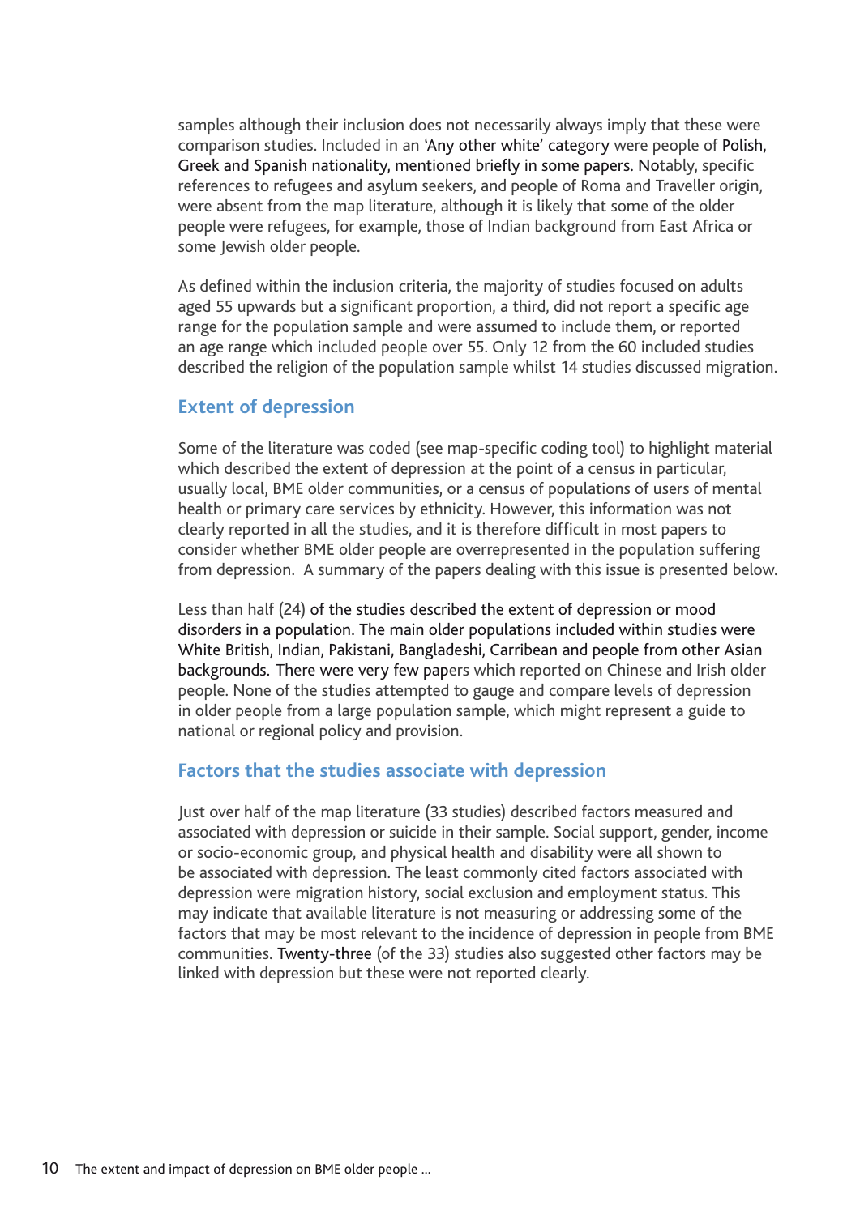samples although their inclusion does not necessarily always imply that these were comparison studies. Included in an 'Any other white' category were people of Polish, Greek and Spanish nationality, mentioned briefly in some papers. Notably, specific references to refugees and asylum seekers, and people of Roma and Traveller origin, were absent from the map literature, although it is likely that some of the older people were refugees, for example, those of Indian background from East Africa or some Jewish older people.

As defined within the inclusion criteria, the majority of studies focused on adults aged 55 upwards but a significant proportion, a third, did not report a specific age range for the population sample and were assumed to include them, or reported an age range which included people over 55. Only 12 from the 60 included studies described the religion of the population sample whilst 14 studies discussed migration.

## Extent of depression

Some of the literature was coded (see map-specific coding tool) to highlight material which described the extent of depression at the point of a census in particular, usually local, BME older communities, or a census of populations of users of mental health or primary care services by ethnicity. However, this information was not clearly reported in all the studies, and it is therefore difficult in most papers to consider whether BME older people are overrepresented in the population suffering from depression.  A summary of the papers dealing with this issue is presented below.

Less than half (24) of the studies described the extent of depression or mood disorders in a population. The main older populations included within studies were White British, Indian, Pakistani, Bangladeshi, Carribean and people from other Asian backgrounds.  There were very few papers which reported on Chinese and Irish older people. None of the studies attempted to gauge and compare levels of depression in older people from a large population sample, which might represent a guide to national or regional policy and provision.

## Factors that the studies associate with depression

Just over half of the map literature (33 studies) described factors measured and associated with depression or suicide in their sample. Social support, gender, income or socio-economic group, and physical health and disability were all shown to be associated with depression. The least commonly cited factors associated with depression were migration history, social exclusion and employment status. This may indicate that available literature is not measuring or addressing some of the factors that may be most relevant to the incidence of depression in people from BME communities. Twenty-three (of the 33) studies also suggested other factors may be linked with depression but these were not reported clearly.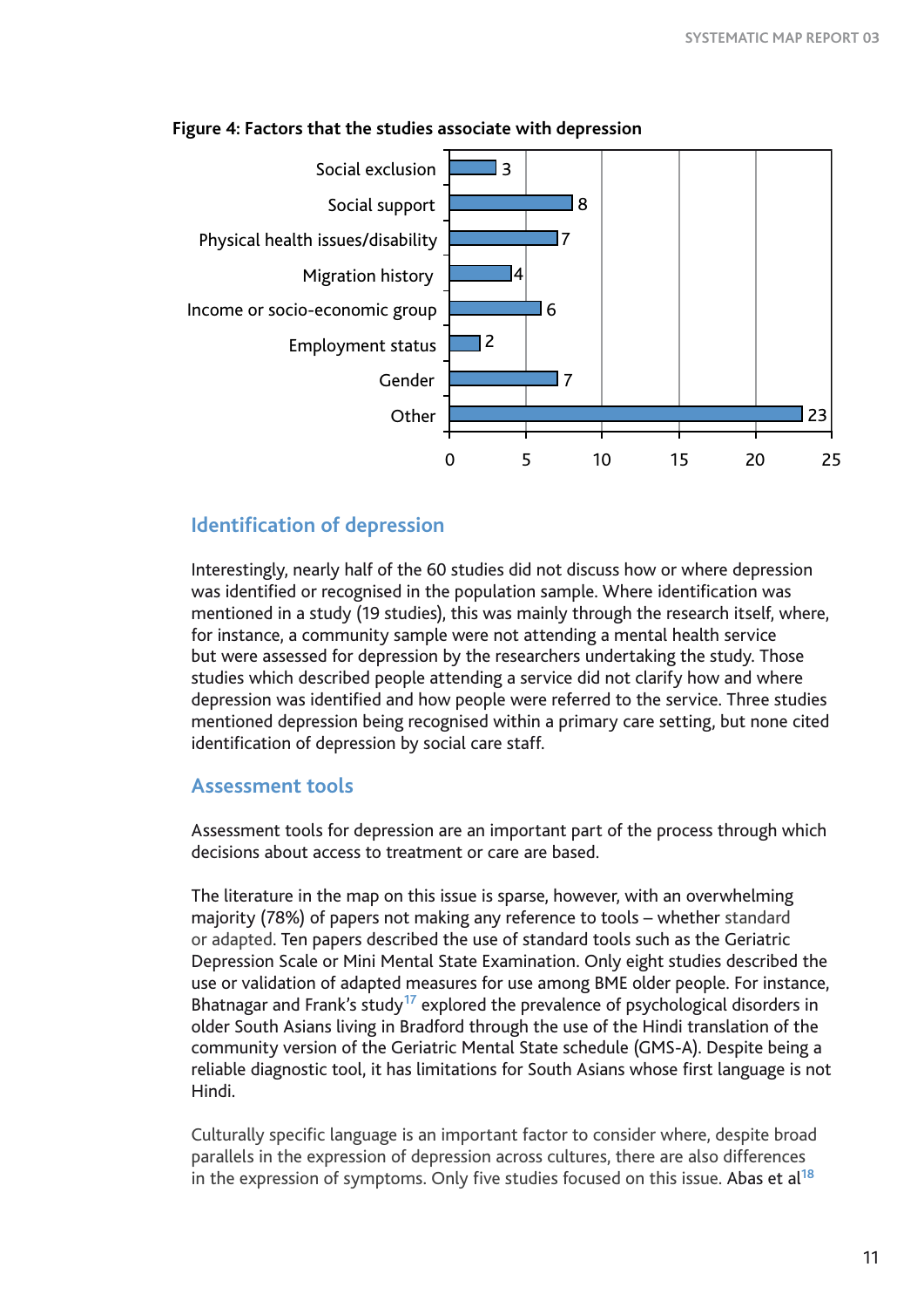**Figure 4: Factors that the studies associate with depression**

| Factor | Number of studies |
|---|---|
| Social exclusion | 3 |
| Social support | 8 |
| Physical health issues/disability | 7 |
| Migration history | 4 |
| Income or socio-economic group | 6 |
| Employment status | 2 |
| Gender | 7 |
| Other | 23 |

## Identification of depression

Interestingly, nearly half of the 60 studies did not discuss how or where depression was identified or recognised in the population sample. Where identification was mentioned in a study (19 studies), this was mainly through the research itself, where, for instance, a community sample were not attending a mental health service but were assessed for depression by the researchers undertaking the study. Those studies which described people attending a service did not clarify how and where depression was identified and how people were referred to the service. Three studies mentioned depression being recognised within a primary care setting, but none cited identification of depression by social care staff.

## Assessment tools

Assessment tools for depression are an important part of the process through which decisions about access to treatment or care are based.

The literature in the map on this issue is sparse, however, with an overwhelming majority (78%) of papers not making any reference to tools – whether standard or adapted. Ten papers described the use of standard tools such as the Geriatric Depression Scale or Mini Mental State Examination. Only eight studies described the use or validation of adapted measures for use among BME older people. For instance, Bhatnagar and Frank's study[17] explored the prevalence of psychological disorders in older South Asians living in Bradford through the use of the Hindi translation of the community version of the Geriatric Mental State schedule (GMS-A). Despite being a reliable diagnostic tool, it has limitations for South Asians whose first language is not Hindi.

Culturally specific language is an important factor to consider where, despite broad parallels in the expression of depression across cultures, there are also differences in the expression of symptoms. Only five studies focused on this issue. Abas et al[18]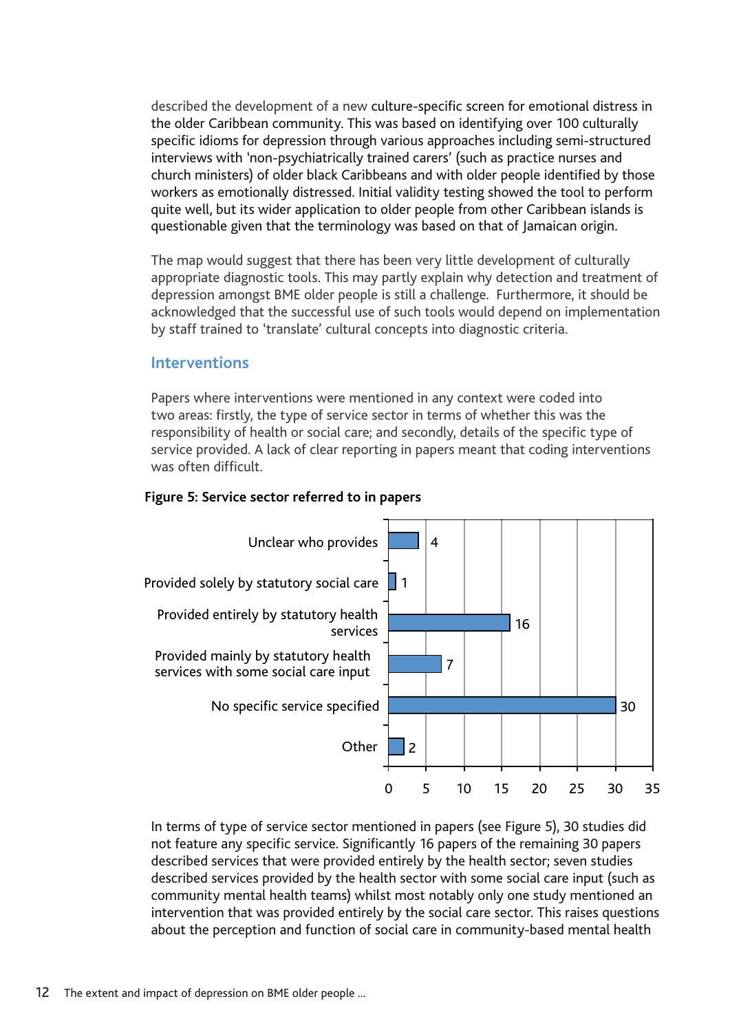described the development of a new culture-specific screen for emotional distress in the older Caribbean community. This was based on identifying over 100 culturally specific idioms for depression through various approaches including semi-structured interviews with 'non-psychiatrically trained carers' (such as practice nurses and church ministers) of older black Caribbeans and with older people identified by those workers as emotionally distressed. Initial validity testing showed the tool to perform quite well, but its wider application to older people from other Caribbean islands is questionable given that the terminology was based on that of Jamaican origin.

The map would suggest that there has been very little development of culturally appropriate diagnostic tools. This may partly explain why detection and treatment of depression amongst BME older people is still a challenge. Furthermore, it should be acknowledged that the successful use of such tools would depend on implementation by staff trained to 'translate' cultural concepts into diagnostic criteria.

## Interventions

Papers where interventions were mentioned in any context were coded into two areas: firstly, the type of service sector in terms of whether this was the responsibility of health or social care; and secondly, details of the specific type of service provided. A lack of clear reporting in papers meant that coding interventions was often difficult.

**Figure 5: Service sector referred to in papers**

| Service sector | Number of papers |
|---|---|
| Unclear who provides | 4 |
| Provided solely by statutory social care | 1 |
| Provided entirely by statutory health services | 16 |
| Provided mainly by statutory health services with some social care input | 7 |
| No specific service specified | 30 |
| Other | 2 |

In terms of type of service sector mentioned in papers (see Figure 5), 30 studies did not feature any specific service. Significantly 16 papers of the remaining 30 papers described services that were provided entirely by the health sector; seven studies described services provided by the health sector with some social care input (such as community mental health teams) whilst most notably only one study mentioned an intervention that was provided entirely by the social care sector. This raises questions about the perception and function of social care in community-based mental health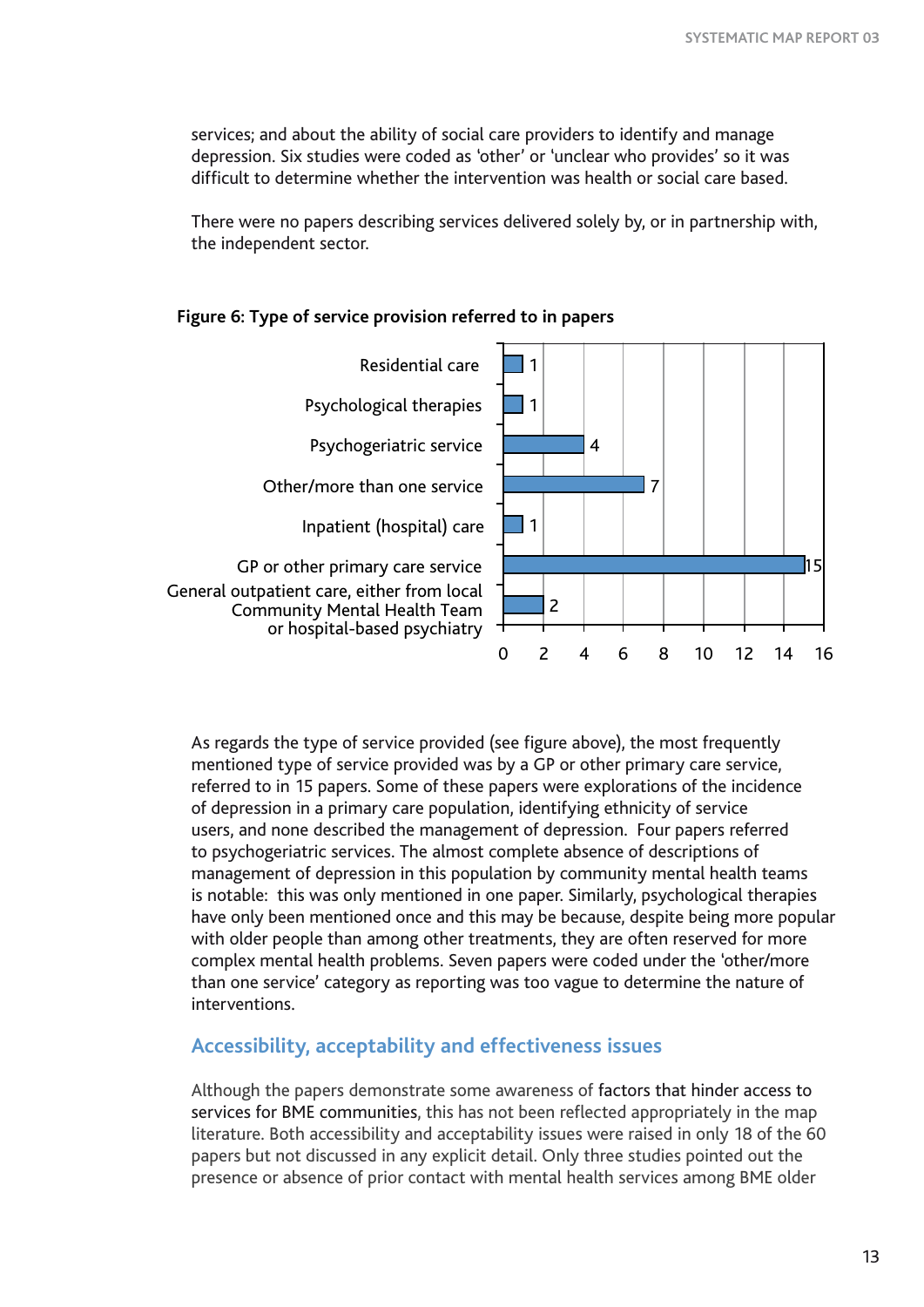services; and about the ability of social care providers to identify and manage depression. Six studies were coded as 'other' or 'unclear who provides' so it was difficult to determine whether the intervention was health or social care based.

There were no papers describing services delivered solely by, or in partnership with, the independent sector.

**Figure 6: Type of service provision referred to in papers**

| Type of service | Number of papers |
| --- | --- |
| Residential care | 1 |
| Psychological therapies | 1 |
| Psychogeriatric service | 4 |
| Other/more than one service | 7 |
| Inpatient (hospital) care | 1 |
| GP or other primary care service | 15 |
| General outpatient care, either from local Community Mental Health Team or hospital-based psychiatry | 2 |

As regards the type of service provided (see figure above), the most frequently mentioned type of service provided was by a GP or other primary care service, referred to in 15 papers. Some of these papers were explorations of the incidence of depression in a primary care population, identifying ethnicity of service users, and none described the management of depression. Four papers referred to psychogeriatric services. The almost complete absence of descriptions of management of depression in this population by community mental health teams is notable: this was only mentioned in one paper. Similarly, psychological therapies have only been mentioned once and this may be because, despite being more popular with older people than among other treatments, they are often reserved for more complex mental health problems. Seven papers were coded under the 'other/more than one service' category as reporting was too vague to determine the nature of interventions.

## Accessibility, acceptability and effectiveness issues

Although the papers demonstrate some awareness of factors that hinder access to services for BME communities, this has not been reflected appropriately in the map literature. Both accessibility and acceptability issues were raised in only 18 of the 60 papers but not discussed in any explicit detail. Only three studies pointed out the presence or absence of prior contact with mental health services among BME older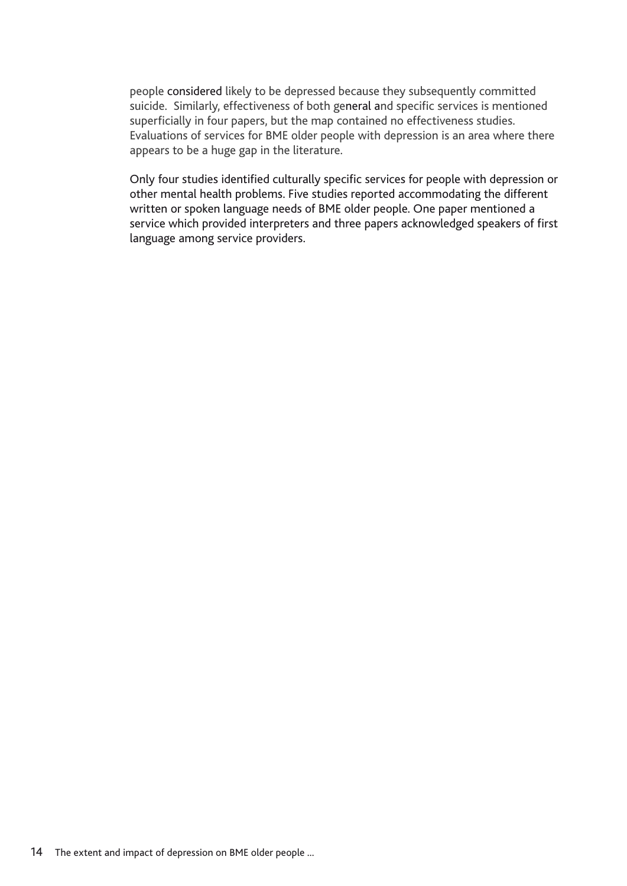people considered likely to be depressed because they subsequently committed suicide. Similarly, effectiveness of both general and specific services is mentioned superficially in four papers, but the map contained no effectiveness studies. Evaluations of services for BME older people with depression is an area where there appears to be a huge gap in the literature.

Only four studies identified culturally specific services for people with depression or other mental health problems. Five studies reported accommodating the different written or spoken language needs of BME older people. One paper mentioned a service which provided interpreters and three papers acknowledged speakers of first language among service providers.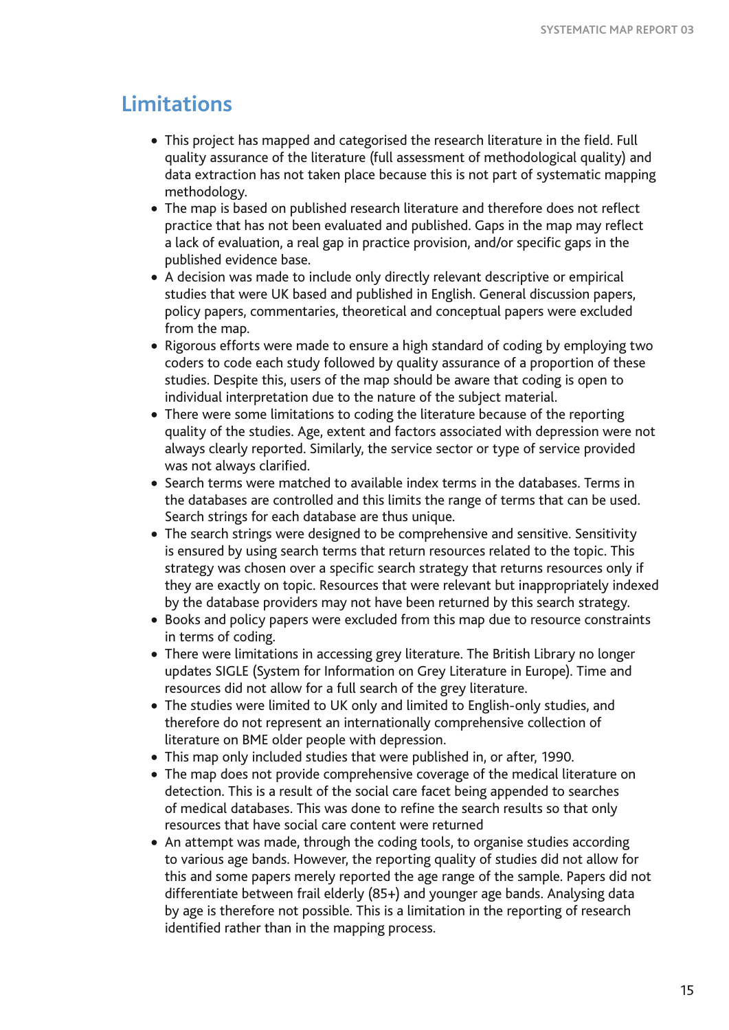## Limitations

- This project has mapped and categorised the research literature in the field. Full quality assurance of the literature (full assessment of methodological quality) and data extraction has not taken place because this is not part of systematic mapping methodology.
- The map is based on published research literature and therefore does not reflect practice that has not been evaluated and published. Gaps in the map may reflect a lack of evaluation, a real gap in practice provision, and/or specific gaps in the published evidence base.
- A decision was made to include only directly relevant descriptive or empirical studies that were UK based and published in English. General discussion papers, policy papers, commentaries, theoretical and conceptual papers were excluded from the map.
- Rigorous efforts were made to ensure a high standard of coding by employing two coders to code each study followed by quality assurance of a proportion of these studies. Despite this, users of the map should be aware that coding is open to individual interpretation due to the nature of the subject material.
- There were some limitations to coding the literature because of the reporting quality of the studies. Age, extent and factors associated with depression were not always clearly reported. Similarly, the service sector or type of service provided was not always clarified.
- Search terms were matched to available index terms in the databases. Terms in the databases are controlled and this limits the range of terms that can be used. Search strings for each database are thus unique.
- The search strings were designed to be comprehensive and sensitive. Sensitivity is ensured by using search terms that return resources related to the topic. This strategy was chosen over a specific search strategy that returns resources only if they are exactly on topic. Resources that were relevant but inappropriately indexed by the database providers may not have been returned by this search strategy.
- Books and policy papers were excluded from this map due to resource constraints in terms of coding.
- There were limitations in accessing grey literature. The British Library no longer updates SIGLE (System for Information on Grey Literature in Europe). Time and resources did not allow for a full search of the grey literature.
- The studies were limited to UK only and limited to English-only studies, and therefore do not represent an internationally comprehensive collection of literature on BME older people with depression.
- This map only included studies that were published in, or after, 1990.
- The map does not provide comprehensive coverage of the medical literature on detection. This is a result of the social care facet being appended to searches of medical databases. This was done to refine the search results so that only resources that have social care content were returned
- An attempt was made, through the coding tools, to organise studies according to various age bands. However, the reporting quality of studies did not allow for this and some papers merely reported the age range of the sample. Papers did not differentiate between frail elderly (85+) and younger age bands. Analysing data by age is therefore not possible. This is a limitation in the reporting of research identified rather than in the mapping process.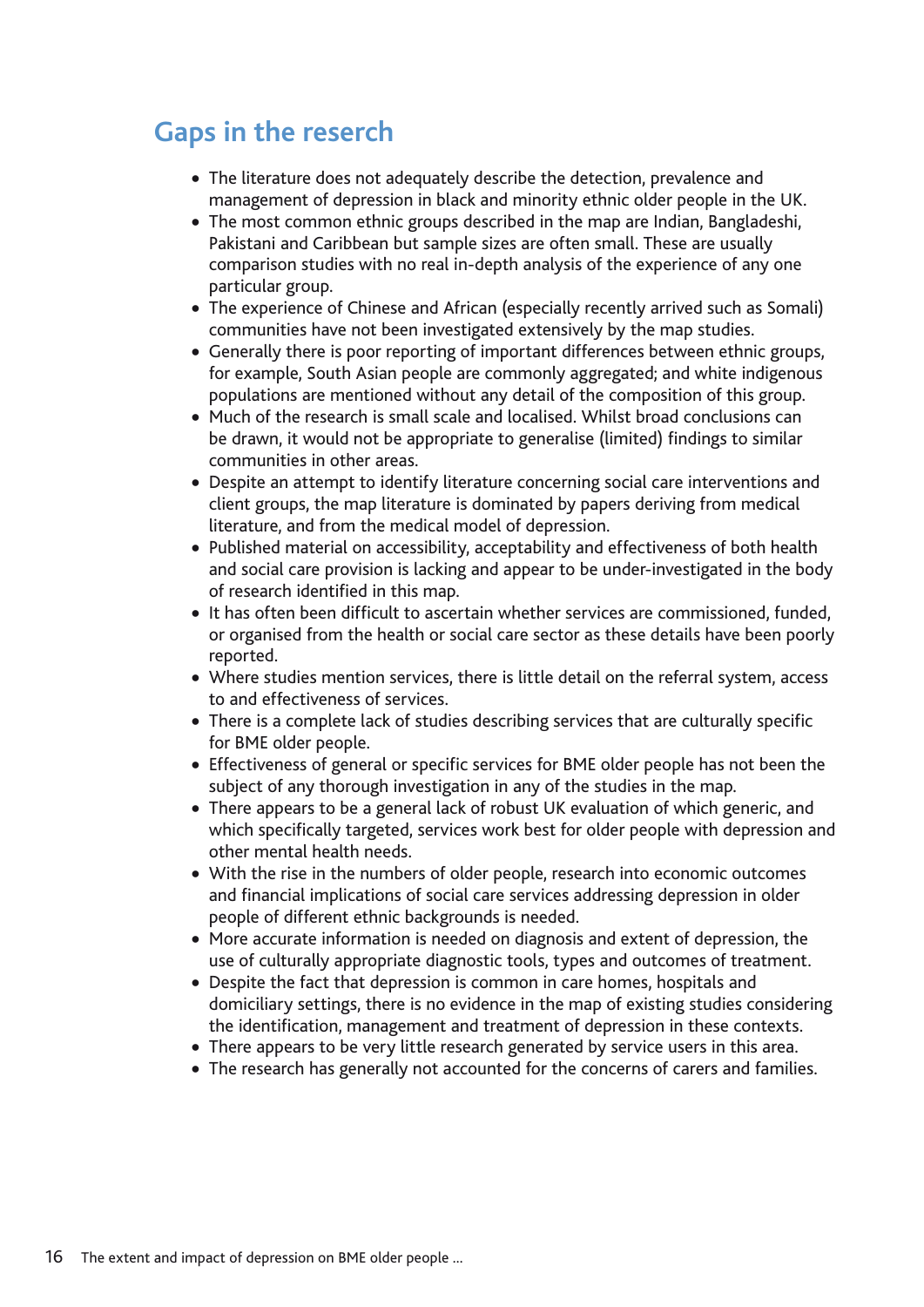## Gaps in the research

- The literature does not adequately describe the detection, prevalence and management of depression in black and minority ethnic older people in the UK.
- The most common ethnic groups described in the map are Indian, Bangladeshi, Pakistani and Caribbean but sample sizes are often small. These are usually comparison studies with no real in-depth analysis of the experience of any one particular group.
- The experience of Chinese and African (especially recently arrived such as Somali) communities have not been investigated extensively by the map studies.
- Generally there is poor reporting of important differences between ethnic groups, for example, South Asian people are commonly aggregated; and white indigenous populations are mentioned without any detail of the composition of this group.
- Much of the research is small scale and localised. Whilst broad conclusions can be drawn, it would not be appropriate to generalise (limited) findings to similar communities in other areas.
- Despite an attempt to identify literature concerning social care interventions and client groups, the map literature is dominated by papers deriving from medical literature, and from the medical model of depression.
- Published material on accessibility, acceptability and effectiveness of both health and social care provision is lacking and appear to be under-investigated in the body of research identified in this map.
- It has often been difficult to ascertain whether services are commissioned, funded, or organised from the health or social care sector as these details have been poorly reported.
- Where studies mention services, there is little detail on the referral system, access to and effectiveness of services.
- There is a complete lack of studies describing services that are culturally specific for BME older people.
- Effectiveness of general or specific services for BME older people has not been the subject of any thorough investigation in any of the studies in the map.
- There appears to be a general lack of robust UK evaluation of which generic, and which specifically targeted, services work best for older people with depression and other mental health needs.
- With the rise in the numbers of older people, research into economic outcomes and financial implications of social care services addressing depression in older people of different ethnic backgrounds is needed.
- More accurate information is needed on diagnosis and extent of depression, the use of culturally appropriate diagnostic tools, types and outcomes of treatment.
- Despite the fact that depression is common in care homes, hospitals and domiciliary settings, there is no evidence in the map of existing studies considering the identification, management and treatment of depression in these contexts.
- There appears to be very little research generated by service users in this area.
- The research has generally not accounted for the concerns of carers and families.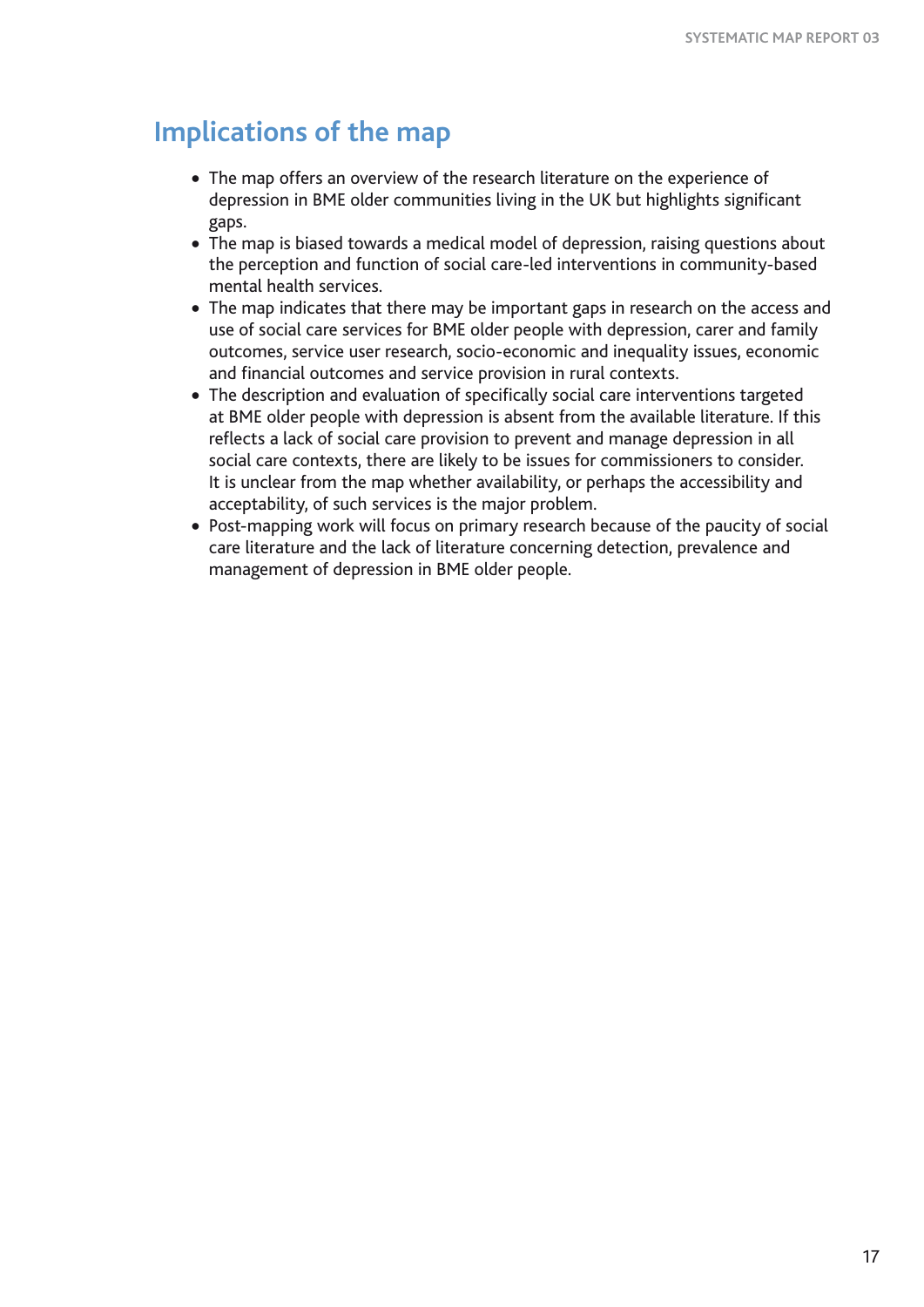## Implications of the map

- The map offers an overview of the research literature on the experience of depression in BME older communities living in the UK but highlights significant gaps.
- The map is biased towards a medical model of depression, raising questions about the perception and function of social care-led interventions in community-based mental health services.
- The map indicates that there may be important gaps in research on the access and use of social care services for BME older people with depression, carer and family outcomes, service user research, socio-economic and inequality issues, economic and financial outcomes and service provision in rural contexts.
- The description and evaluation of specifically social care interventions targeted at BME older people with depression is absent from the available literature. If this reflects a lack of social care provision to prevent and manage depression in all social care contexts, there are likely to be issues for commissioners to consider. It is unclear from the map whether availability, or perhaps the accessibility and acceptability, of such services is the major problem.
- Post-mapping work will focus on primary research because of the paucity of social care literature and the lack of literature concerning detection, prevalence and management of depression in BME older people.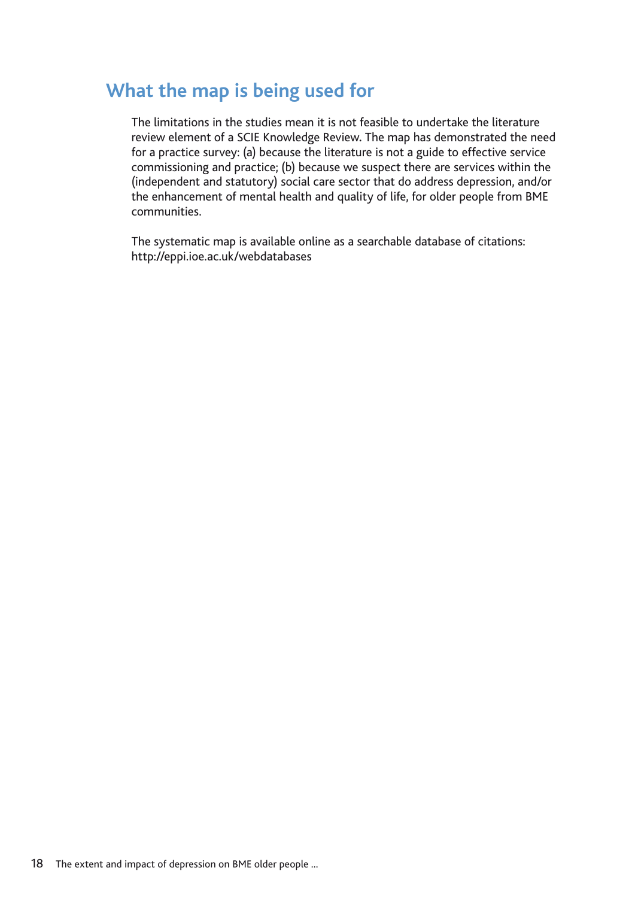## What the map is being used for

The limitations in the studies mean it is not feasible to undertake the literature review element of a SCIE Knowledge Review. The map has demonstrated the need for a practice survey: (a) because the literature is not a guide to effective service commissioning and practice; (b) because we suspect there are services within the (independent and statutory) social care sector that do address depression, and/or the enhancement of mental health and quality of life, for older people from BME communities.

The systematic map is available online as a searchable database of citations: http://eppi.ioe.ac.uk/webdatabases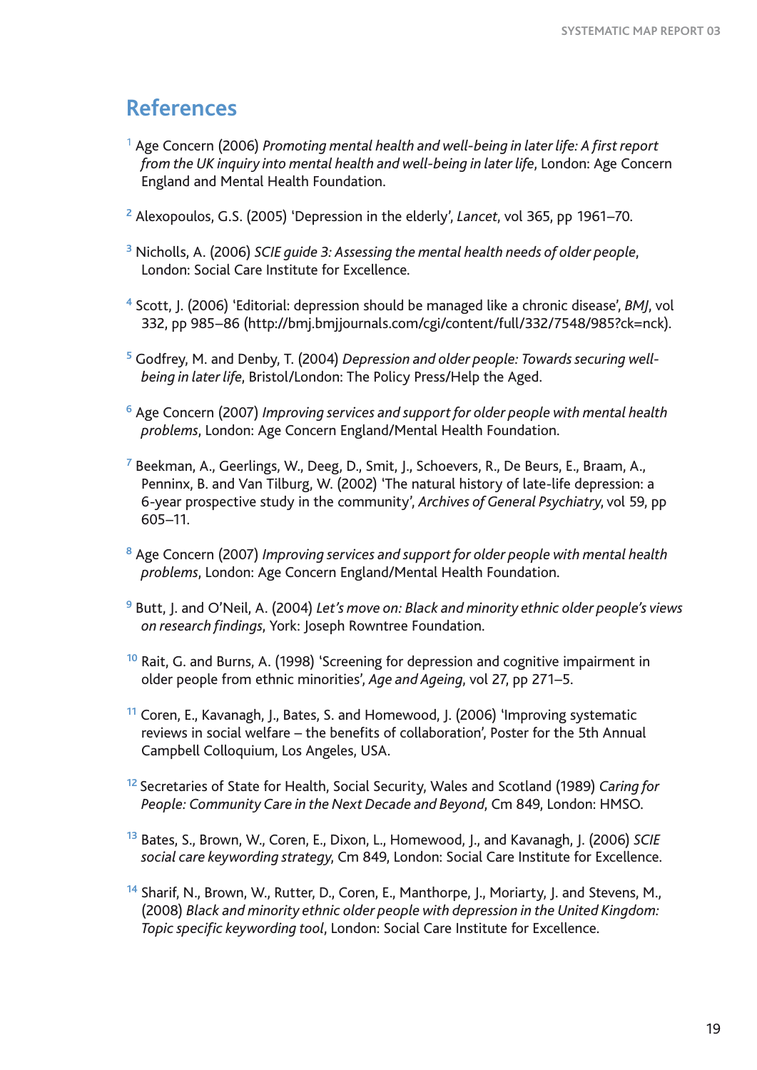## References

[1] Age Concern (2006) *Promoting mental health and well-being in later life: A first report from the UK inquiry into mental health and well-being in later life*, London: Age Concern England and Mental Health Foundation.

[2] Alexopoulos, G.S. (2005) 'Depression in the elderly', *Lancet*, vol 365, pp 1961–70.

[3] Nicholls, A. (2006) *SCIE guide 3: Assessing the mental health needs of older people*, London: Social Care Institute for Excellence.

[4] Scott, J. (2006) 'Editorial: depression should be managed like a chronic disease', *BMJ*, vol 332, pp 985–86 (http://bmj.bmjjournals.com/cgi/content/full/332/7548/985?ck=nck).

[5] Godfrey, M. and Denby, T. (2004) *Depression and older people: Towards securing well-being in later life*, Bristol/London: The Policy Press/Help the Aged.

[6] Age Concern (2007) *Improving services and support for older people with mental health problems*, London: Age Concern England/Mental Health Foundation.

[7] Beekman, A., Geerlings, W., Deeg, D., Smit, J., Schoevers, R., De Beurs, E., Braam, A., Penninx, B. and Van Tilburg, W. (2002) 'The natural history of late-life depression: a 6-year prospective study in the community', *Archives of General Psychiatry*, vol 59, pp 605–11.

[8] Age Concern (2007) *Improving services and support for older people with mental health problems*, London: Age Concern England/Mental Health Foundation.

[9] Butt, J. and O'Neil, A. (2004) *Let's move on: Black and minority ethnic older people's views on research findings*, York: Joseph Rowntree Foundation.

[10] Rait, G. and Burns, A. (1998) 'Screening for depression and cognitive impairment in older people from ethnic minorities', *Age and Ageing*, vol 27, pp 271–5.

[11] Coren, E., Kavanagh, J., Bates, S. and Homewood, J. (2006) 'Improving systematic reviews in social welfare – the benefits of collaboration', Poster for the 5th Annual Campbell Colloquium, Los Angeles, USA.

[12] Secretaries of State for Health, Social Security, Wales and Scotland (1989) *Caring for People: Community Care in the Next Decade and Beyond*, Cm 849, London: HMSO.

[13] Bates, S., Brown, W., Coren, E., Dixon, L., Homewood, J., and Kavanagh, J. (2006) *SCIE social care keywording strategy*, Cm 849, London: Social Care Institute for Excellence.

[14] Sharif, N., Brown, W., Rutter, D., Coren, E., Manthorpe, J., Moriarty, J. and Stevens, M., (2008) *Black and minority ethnic older people with depression in the United Kingdom: Topic specific keywording tool*, London: Social Care Institute for Excellence.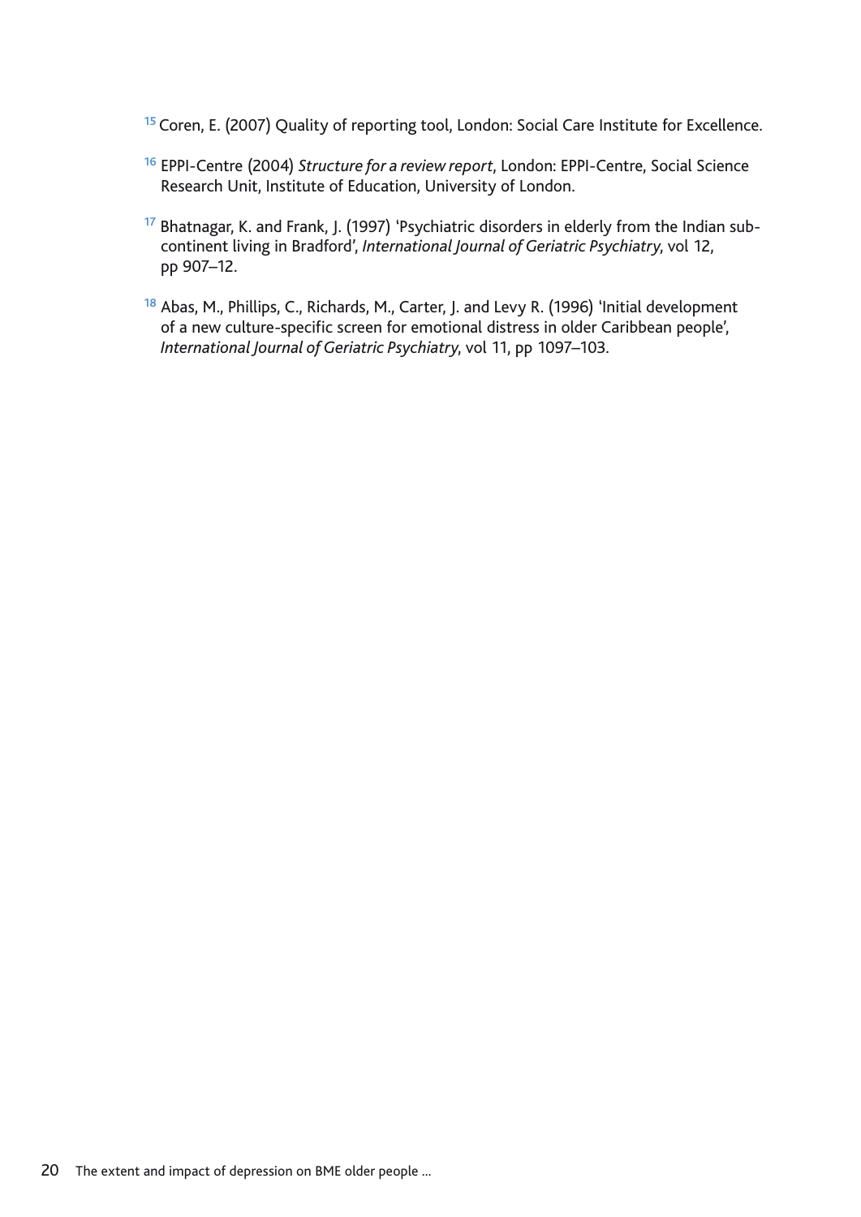[15] Coren, E. (2007) Quality of reporting tool, London: Social Care Institute for Excellence.

[16] EPPI-Centre (2004) *Structure for a review report*, London: EPPI-Centre, Social Science Research Unit, Institute of Education, University of London.

[17] Bhatnagar, K. and Frank, J. (1997) 'Psychiatric disorders in elderly from the Indian sub-continent living in Bradford', *International Journal of Geriatric Psychiatry*, vol 12, pp 907–12.

[18] Abas, M., Phillips, C., Richards, M., Carter, J. and Levy R. (1996) 'Initial development of a new culture-specific screen for emotional distress in older Caribbean people', *International Journal of Geriatric Psychiatry*, vol 11, pp 1097–103.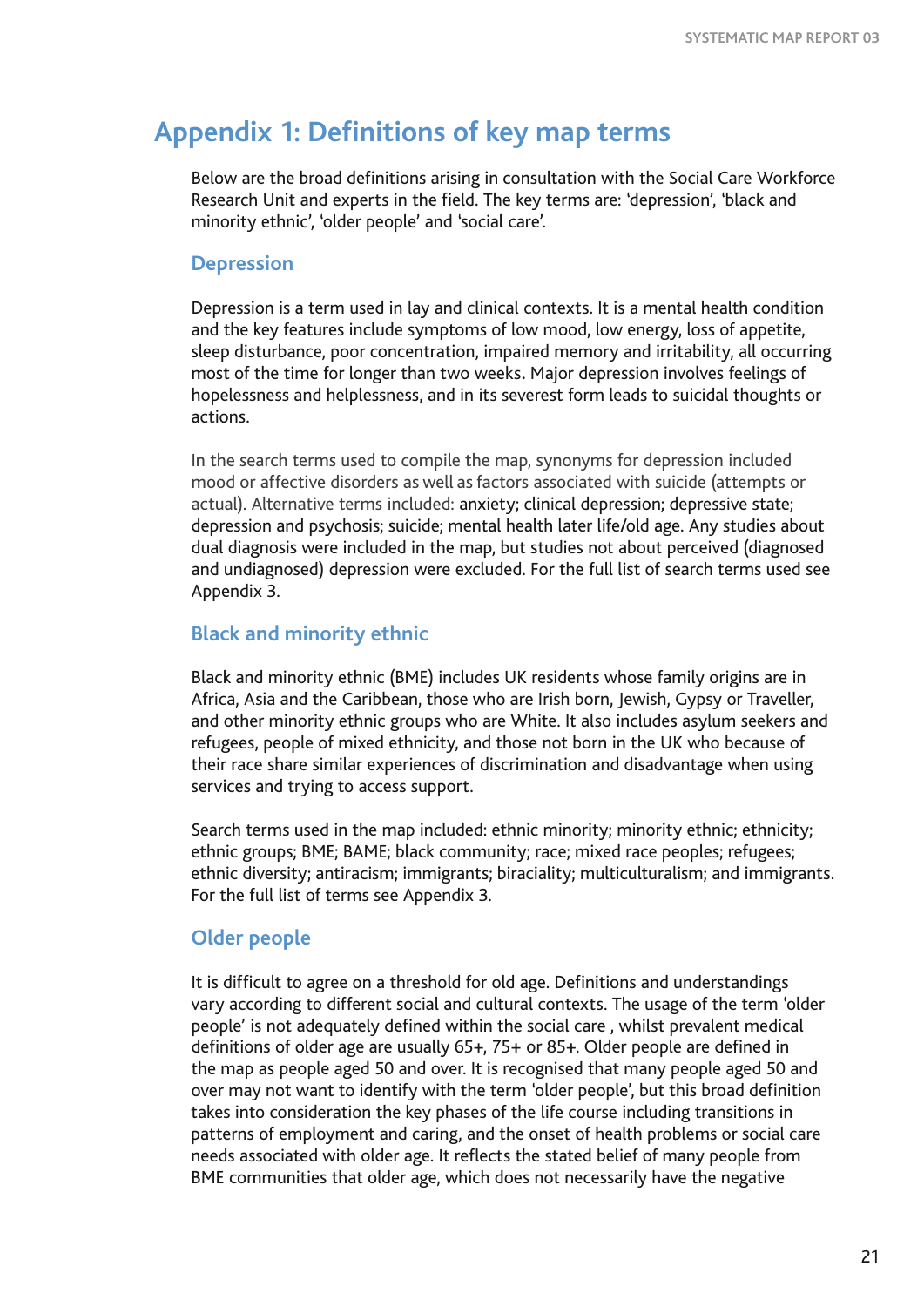# Appendix 1: Definitions of key map terms

Below are the broad definitions arising in consultation with the Social Care Workforce Research Unit and experts in the field. The key terms are: 'depression', 'black and minority ethnic', 'older people' and 'social care'.

## Depression

Depression is a term used in lay and clinical contexts. It is a mental health condition and the key features include symptoms of low mood, low energy, loss of appetite, sleep disturbance, poor concentration, impaired memory and irritability, all occurring most of the time for longer than two weeks. Major depression involves feelings of hopelessness and helplessness, and in its severest form leads to suicidal thoughts or actions.

In the search terms used to compile the map, synonyms for depression included mood or affective disorders as well as factors associated with suicide (attempts or actual). Alternative terms included: anxiety; clinical depression; depressive state; depression and psychosis; suicide; mental health later life/old age. Any studies about dual diagnosis were included in the map, but studies not about perceived (diagnosed and undiagnosed) depression were excluded. For the full list of search terms used see Appendix 3.

## Black and minority ethnic

Black and minority ethnic (BME) includes UK residents whose family origins are in Africa, Asia and the Caribbean, those who are Irish born, Jewish, Gypsy or Traveller, and other minority ethnic groups who are White. It also includes asylum seekers and refugees, people of mixed ethnicity, and those not born in the UK who because of their race share similar experiences of discrimination and disadvantage when using services and trying to access support.

Search terms used in the map included: ethnic minority; minority ethnic; ethnicity; ethnic groups; BME; BAME; black community; race; mixed race peoples; refugees; ethnic diversity; antiracism; immigrants; biraciality; multiculturalism; and immigrants. For the full list of terms see Appendix 3.

## Older people

It is difficult to agree on a threshold for old age. Definitions and understandings vary according to different social and cultural contexts. The usage of the term 'older people' is not adequately defined within the social care , whilst prevalent medical definitions of older age are usually 65+, 75+ or 85+. Older people are defined in the map as people aged 50 and over. It is recognised that many people aged 50 and over may not want to identify with the term 'older people', but this broad definition takes into consideration the key phases of the life course including transitions in patterns of employment and caring, and the onset of health problems or social care needs associated with older age. It reflects the stated belief of many people from BME communities that older age, which does not necessarily have the negative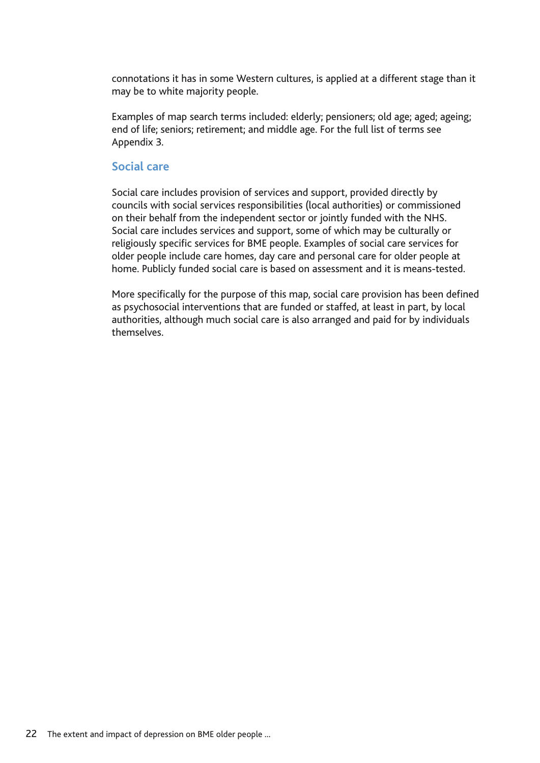connotations it has in some Western cultures, is applied at a different stage than it may be to white majority people.

Examples of map search terms included: elderly; pensioners; old age; aged; ageing; end of life; seniors; retirement; and middle age. For the full list of terms see Appendix 3.

## Social care

Social care includes provision of services and support, provided directly by councils with social services responsibilities (local authorities) or commissioned on their behalf from the independent sector or jointly funded with the NHS. Social care includes services and support, some of which may be culturally or religiously specific services for BME people. Examples of social care services for older people include care homes, day care and personal care for older people at home. Publicly funded social care is based on assessment and it is means-tested.

More specifically for the purpose of this map, social care provision has been defined as psychosocial interventions that are funded or staffed, at least in part, by local authorities, although much social care is also arranged and paid for by individuals themselves.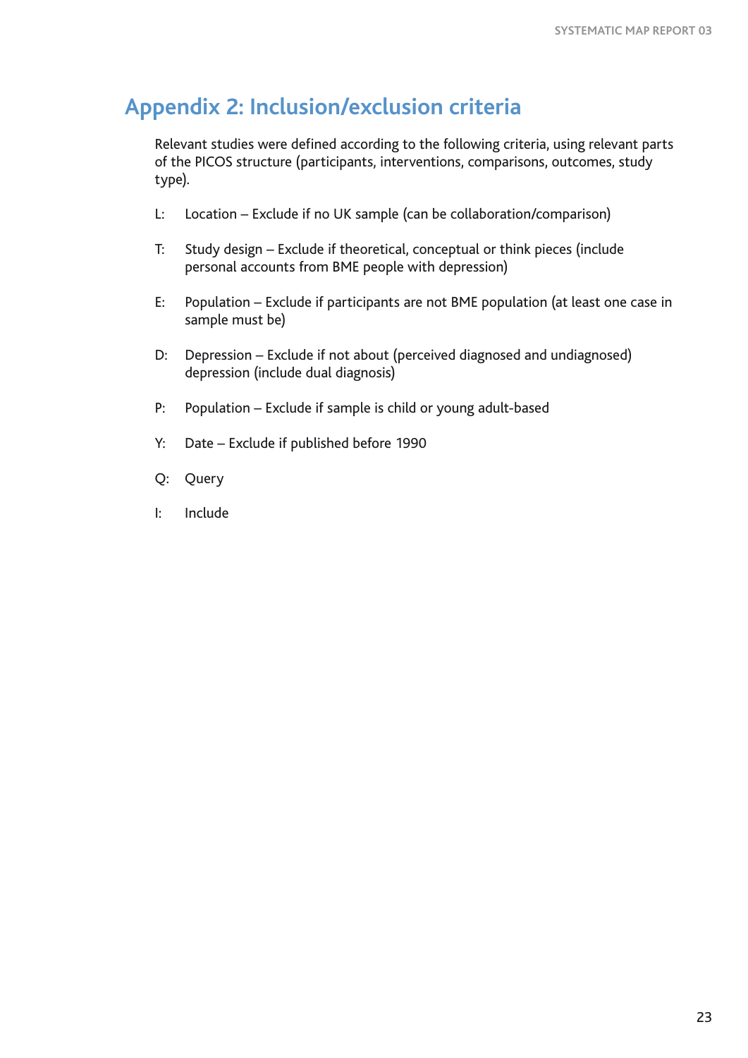## Appendix 2: Inclusion/exclusion criteria

Relevant studies were defined according to the following criteria, using relevant parts of the PICOS structure (participants, interventions, comparisons, outcomes, study type).

L: Location – Exclude if no UK sample (can be collaboration/comparison)

T: Study design – Exclude if theoretical, conceptual or think pieces (include personal accounts from BME people with depression)

E: Population – Exclude if participants are not BME population (at least one case in sample must be)

D: Depression – Exclude if not about (perceived diagnosed and undiagnosed) depression (include dual diagnosis)

P: Population – Exclude if sample is child or young adult-based

Y: Date – Exclude if published before 1990

Q: Query

I: Include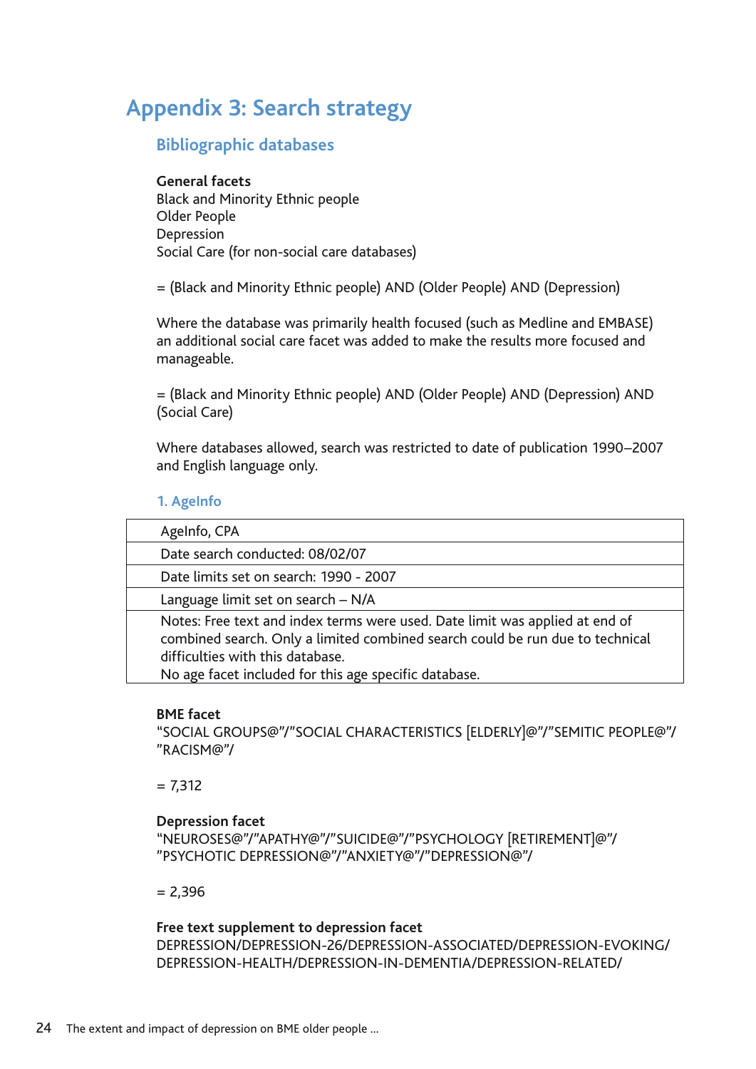# Appendix 3: Search strategy

## Bibliographic databases

**General facets**
Black and Minority Ethnic people
Older People
Depression
Social Care (for non-social care databases)

= (Black and Minority Ethnic people) AND (Older People) AND (Depression)

Where the database was primarily health focused (such as Medline and EMBASE) an additional social care facet was added to make the results more focused and manageable.

= (Black and Minority Ethnic people) AND (Older People) AND (Depression) AND (Social Care)

Where databases allowed, search was restricted to date of publication 1990–2007 and English language only.

### 1. AgeInfo

| AgeInfo, CPA |
|---|
| Date search conducted: 08/02/07 |
| Date limits set on search: 1990 - 2007 |
| Language limit set on search – N/A |
| Notes: Free text and index terms were used. Date limit was applied at end of combined search. Only a limited combined search could be run due to technical difficulties with this database.<br>No age facet included for this age specific database. |

**BME facet**
"SOCIAL GROUPS@"/"SOCIAL CHARACTERISTICS [ELDERLY]@"/"SEMITIC PEOPLE@"/"RACISM@"/

= 7,312

**Depression facet**
"NEUROSES@"/"APATHY@"/"SUICIDE@"/"PSYCHOLOGY [RETIREMENT]@"/"PSYCHOTIC DEPRESSION@"/"ANXIETY@"/"DEPRESSION@"/

= 2,396

**Free text supplement to depression facet**
DEPRESSION/DEPRESSION-26/DEPRESSION-ASSOCIATED/DEPRESSION-EVOKING/DEPRESSION-HEALTH/DEPRESSION-IN-DEMENTIA/DEPRESSION-RELATED/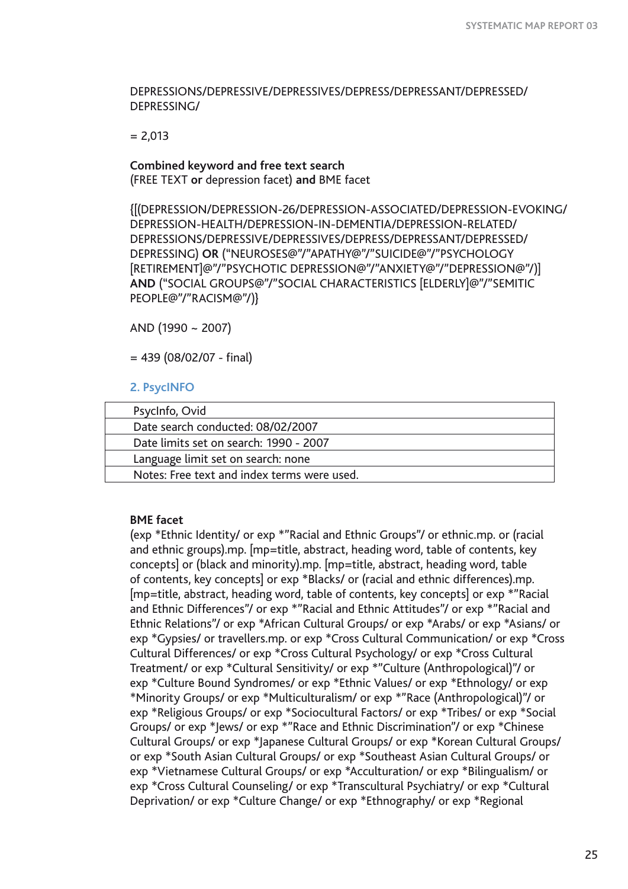DEPRESSIONS/DEPRESSIVE/DEPRESSIVES/DEPRESS/DEPRESSANT/DEPRESSED/DEPRESSING/

= 2,013

**Combined keyword and free text search**
(FREE TEXT **or** depression facet) **and** BME facet

{[(DEPRESSION/DEPRESSION-26/DEPRESSION-ASSOCIATED/DEPRESSION-EVOKING/DEPRESSION-HEALTH/DEPRESSION-IN-DEMENTIA/DEPRESSION-RELATED/DEPRESSIONS/DEPRESSIVE/DEPRESSIVES/DEPRESS/DEPRESSANT/DEPRESSED/DEPRESSING) **OR** ("NEUROSES@"/"APATHY@"/"SUICIDE@"/"PSYCHOLOGY [RETIREMENT]@"/"PSYCHOTIC DEPRESSION@"/"ANXIETY@"/"DEPRESSION@"/)] **AND** ("SOCIAL GROUPS@"/"SOCIAL CHARACTERISTICS [ELDERLY]@"/"SEMITIC PEOPLE@"/"RACISM@"/)}

AND (1990 ~ 2007)

= 439 (08/02/07 - final)

## 2. PsycINFO

| PsycInfo, Ovid |
|---|
| Date search conducted: 08/02/2007 |
| Date limits set on search: 1990 - 2007 |
| Language limit set on search: none |
| Notes: Free text and index terms were used. |

**BME facet**
(exp *Ethnic Identity/ or exp *"Racial and Ethnic Groups"/ or ethnic.mp. or (racial and ethnic groups).mp. [mp=title, abstract, heading word, table of contents, key concepts] or (black and minority).mp. [mp=title, abstract, heading word, table of contents, key concepts] or exp *Blacks/ or (racial and ethnic differences).mp. [mp=title, abstract, heading word, table of contents, key concepts] or exp *"Racial and Ethnic Differences"/ or exp *"Racial and Ethnic Attitudes"/ or exp *"Racial and Ethnic Relations"/ or exp *African Cultural Groups/ or exp *Arabs/ or exp *Asians/ or exp *Gypsies/ or travellers.mp. or exp *Cross Cultural Communication/ or exp *Cross Cultural Differences/ or exp *Cross Cultural Psychology/ or exp *Cross Cultural Treatment/ or exp *Cultural Sensitivity/ or exp *"Culture (Anthropological)"/ or exp *Culture Bound Syndromes/ or exp *Ethnic Values/ or exp *Ethnology/ or exp *Minority Groups/ or exp *Multiculturalism/ or exp *"Race (Anthropological)"/ or exp *Religious Groups/ or exp *Sociocultural Factors/ or exp *Tribes/ or exp *Social Groups/ or exp *Jews/ or exp *"Race and Ethnic Discrimination"/ or exp *Chinese Cultural Groups/ or exp *Japanese Cultural Groups/ or exp *Korean Cultural Groups/ or exp *South Asian Cultural Groups/ or exp *Southeast Asian Cultural Groups/ or exp *Vietnamese Cultural Groups/ or exp *Acculturation/ or exp *Bilingualism/ or exp *Cross Cultural Counseling/ or exp *Transcultural Psychiatry/ or exp *Cultural Deprivation/ or exp *Culture Change/ or exp *Ethnography/ or exp *Regional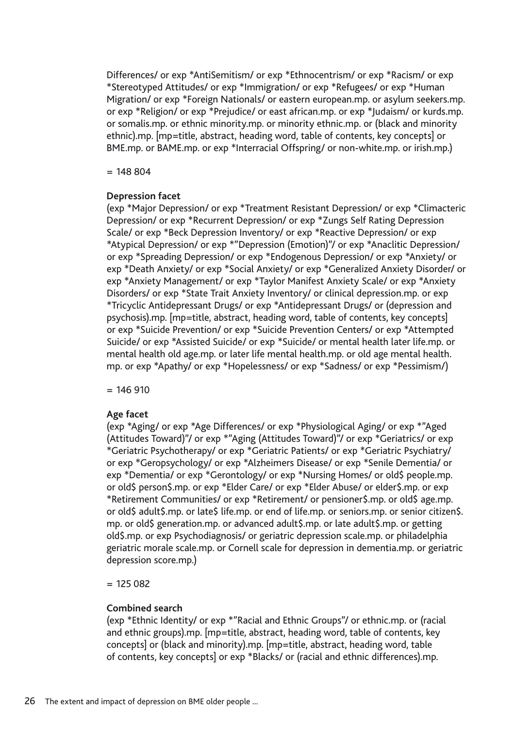Differences/ or exp *AntiSemitism/ or exp *Ethnocentrism/ or exp *Racism/ or exp *Stereotyped Attitudes/ or exp *Immigration/ or exp *Refugees/ or exp *Human Migration/ or exp *Foreign Nationals/ or eastern european.mp. or asylum seekers.mp. or exp *Religion/ or exp *Prejudice/ or east african.mp. or exp *Judaism/ or kurds.mp. or somalis.mp. or ethnic minority.mp. or minority ethnic.mp. or (black and minority ethnic).mp. [mp=title, abstract, heading word, table of contents, key concepts] or BME.mp. or BAME.mp. or exp *Interracial Offspring/ or non-white.mp. or irish.mp.)

= 148 804

**Depression facet**

(exp *Major Depression/ or exp *Treatment Resistant Depression/ or exp *Climacteric Depression/ or exp *Recurrent Depression/ or exp *Zungs Self Rating Depression Scale/ or exp *Beck Depression Inventory/ or exp *Reactive Depression/ or exp *Atypical Depression/ or exp *"Depression (Emotion)"/ or exp *Anaclitic Depression/ or exp *Spreading Depression/ or exp *Endogenous Depression/ or exp *Anxiety/ or exp *Death Anxiety/ or exp *Social Anxiety/ or exp *Generalized Anxiety Disorder/ or exp *Anxiety Management/ or exp *Taylor Manifest Anxiety Scale/ or exp *Anxiety Disorders/ or exp *State Trait Anxiety Inventory/ or clinical depression.mp. or exp *Tricyclic Antidepressant Drugs/ or exp *Antidepressant Drugs/ or (depression and psychosis).mp. [mp=title, abstract, heading word, table of contents, key concepts] or exp *Suicide Prevention/ or exp *Suicide Prevention Centers/ or exp *Attempted Suicide/ or exp *Assisted Suicide/ or exp *Suicide/ or mental health later life.mp. or mental health old age.mp. or later life mental health.mp. or old age mental health.mp. or exp *Apathy/ or exp *Hopelessness/ or exp *Sadness/ or exp *Pessimism/)

= 146 910

**Age facet**

(exp *Aging/ or exp *Age Differences/ or exp *Physiological Aging/ or exp *"Aged (Attitudes Toward)"/ or exp *"Aging (Attitudes Toward)"/ or exp *Geriatrics/ or exp *Geriatric Psychotherapy/ or exp *Geriatric Patients/ or exp *Geriatric Psychiatry/ or exp *Geropsychology/ or exp *Alzheimers Disease/ or exp *Senile Dementia/ or exp *Dementia/ or exp *Gerontology/ or exp *Nursing Homes/ or old$ people.mp. or old$ person$.mp. or exp *Elder Care/ or exp *Elder Abuse/ or elder$.mp. or exp *Retirement Communities/ or exp *Retirement/ or pensioner$.mp. or old$ age.mp. or old$ adult$.mp. or late$ life.mp. or end of life.mp. or seniors.mp. or senior citizen$.mp. or old$ generation.mp. or advanced adult$.mp. or late adult$.mp. or getting old$.mp. or exp Psychodiagnosis/ or geriatric depression scale.mp. or philadelphia geriatric morale scale.mp. or Cornell scale for depression in dementia.mp. or geriatric depression score.mp.)

= 125 082

**Combined search**

(exp *Ethnic Identity/ or exp *"Racial and Ethnic Groups"/ or ethnic.mp. or (racial and ethnic groups).mp. [mp=title, abstract, heading word, table of contents, key concepts] or (black and minority).mp. [mp=title, abstract, heading word, table of contents, key concepts] or exp *Blacks/ or (racial and ethnic differences).mp.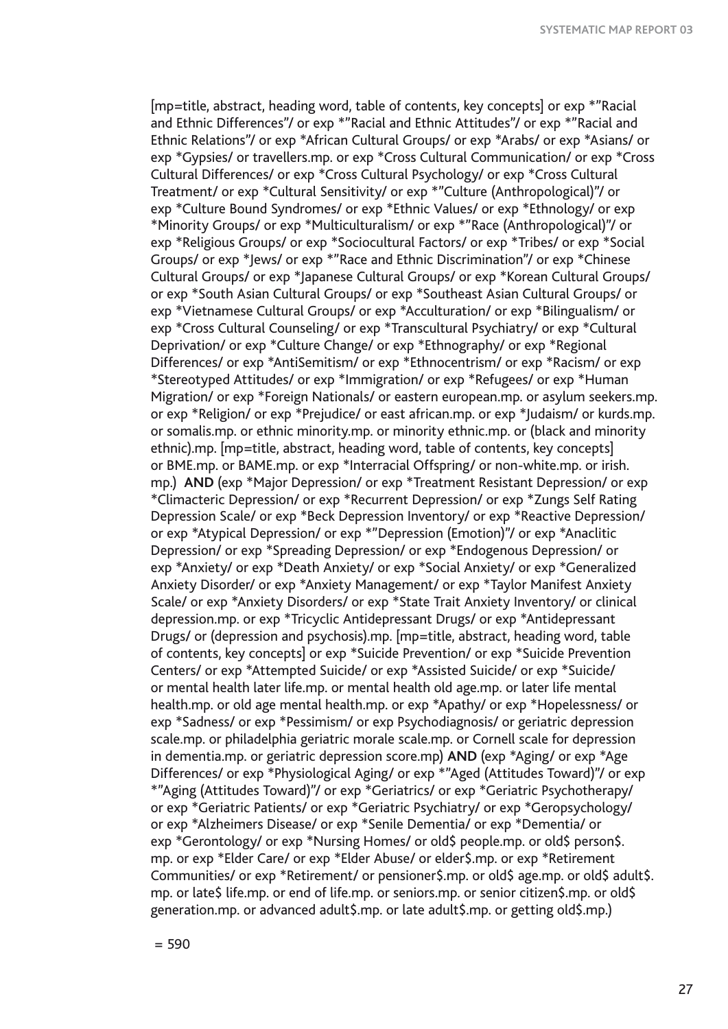[mp=title, abstract, heading word, table of contents, key concepts] or exp *"Racial and Ethnic Differences"/ or exp *"Racial and Ethnic Attitudes"/ or exp *"Racial and Ethnic Relations"/ or exp *African Cultural Groups/ or exp *Arabs/ or exp *Asians/ or exp *Gypsies/ or travellers.mp. or exp *Cross Cultural Communication/ or exp *Cross Cultural Differences/ or exp *Cross Cultural Psychology/ or exp *Cross Cultural Treatment/ or exp *Cultural Sensitivity/ or exp *"Culture (Anthropological)"/ or exp *Culture Bound Syndromes/ or exp *Ethnic Values/ or exp *Ethnology/ or exp *Minority Groups/ or exp *Multiculturalism/ or exp *"Race (Anthropological)"/ or exp *Religious Groups/ or exp *Sociocultural Factors/ or exp *Tribes/ or exp *Social Groups/ or exp *Jews/ or exp *"Race and Ethnic Discrimination"/ or exp *Chinese Cultural Groups/ or exp *Japanese Cultural Groups/ or exp *Korean Cultural Groups/ or exp *South Asian Cultural Groups/ or exp *Southeast Asian Cultural Groups/ or exp *Vietnamese Cultural Groups/ or exp *Acculturation/ or exp *Bilingualism/ or exp *Cross Cultural Counseling/ or exp *Transcultural Psychiatry/ or exp *Cultural Deprivation/ or exp *Culture Change/ or exp *Ethnography/ or exp *Regional Differences/ or exp *AntiSemitism/ or exp *Ethnocentrism/ or exp *Racism/ or exp *Stereotyped Attitudes/ or exp *Immigration/ or exp *Refugees/ or exp *Human Migration/ or exp *Foreign Nationals/ or eastern european.mp. or asylum seekers.mp. or exp *Religion/ or exp *Prejudice/ or east african.mp. or exp *Judaism/ or kurds.mp. or somalis.mp. or ethnic minority.mp. or minority ethnic.mp. or (black and minority ethnic).mp. [mp=title, abstract, heading word, table of contents, key concepts] or BME.mp. or BAME.mp. or exp *Interracial Offspring/ or non-white.mp. or irish.mp.) **AND** (exp *Major Depression/ or exp *Treatment Resistant Depression/ or exp *Climacteric Depression/ or exp *Recurrent Depression/ or exp *Zungs Self Rating Depression Scale/ or exp *Beck Depression Inventory/ or exp *Reactive Depression/ or exp *Atypical Depression/ or exp *"Depression (Emotion)"/ or exp *Anaclitic Depression/ or exp *Spreading Depression/ or exp *Endogenous Depression/ or exp *Anxiety/ or exp *Death Anxiety/ or exp *Social Anxiety/ or exp *Generalized Anxiety Disorder/ or exp *Anxiety Management/ or exp *Taylor Manifest Anxiety Scale/ or exp *Anxiety Disorders/ or exp *State Trait Anxiety Inventory/ or clinical depression.mp. or exp *Tricyclic Antidepressant Drugs/ or exp *Antidepressant Drugs/ or (depression and psychosis).mp. [mp=title, abstract, heading word, table of contents, key concepts] or exp *Suicide Prevention/ or exp *Suicide Prevention Centers/ or exp *Attempted Suicide/ or exp *Assisted Suicide/ or exp *Suicide/ or mental health later life.mp. or mental health old age.mp. or later life mental health.mp. or old age mental health.mp. or exp *Apathy/ or exp *Hopelessness/ or exp *Sadness/ or exp *Pessimism/ or exp Psychodiagnosis/ or geriatric depression scale.mp. or philadelphia geriatric morale scale.mp. or Cornell scale for depression in dementia.mp. or geriatric depression score.mp) **AND** (exp *Aging/ or exp *Age Differences/ or exp *Physiological Aging/ or exp *"Aged (Attitudes Toward)"/ or exp *"Aging (Attitudes Toward)"/ or exp *Geriatrics/ or exp *Geriatric Psychotherapy/ or exp *Geriatric Patients/ or exp *Geriatric Psychiatry/ or exp *Geropsychology/ or exp *Alzheimers Disease/ or exp *Senile Dementia/ or exp *Dementia/ or exp *Gerontology/ or exp *Nursing Homes/ or old$ people.mp. or old$ person$.mp. or exp *Elder Care/ or exp *Elder Abuse/ or elder$.mp. or exp *Retirement Communities/ or exp *Retirement/ or pensioner$.mp. or old$ age.mp. or old$ adult$.mp. or late$ life.mp. or end of life.mp. or seniors.mp. or senior citizen$.mp. or old$ generation.mp. or advanced adult$.mp. or late adult$.mp. or getting old$.mp.)

= 590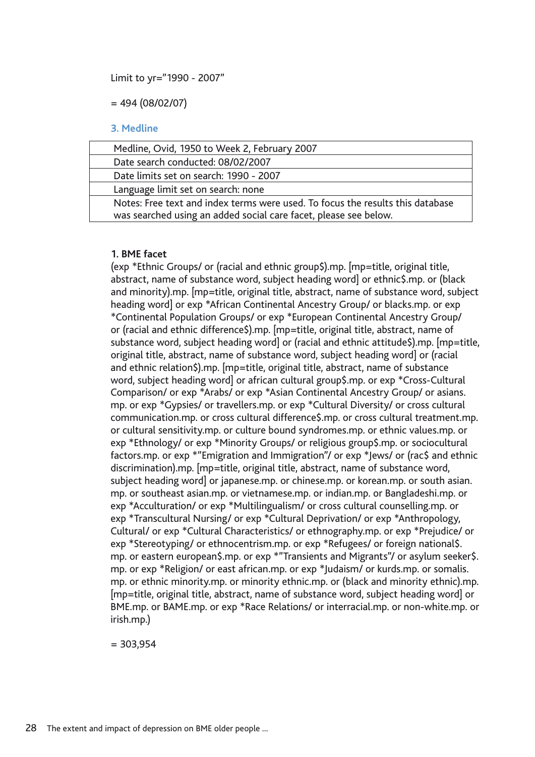Limit to yr="1990 - 2007"

= 494 (08/02/07)

### 3. Medline

| Medline, Ovid, 1950 to Week 2, February 2007 |
| --- |
| Date search conducted: 08/02/2007 |
| Date limits set on search: 1990 - 2007 |
| Language limit set on search: none |
| Notes: Free text and index terms were used. To focus the results this database was searched using an added social care facet, please see below. |

**1. BME facet**

(exp *Ethnic Groups/ or (racial and ethnic group$).mp. [mp=title, original title, abstract, name of substance word, subject heading word] or ethnic$.mp. or (black and minority).mp. [mp=title, original title, abstract, name of substance word, subject heading word] or exp *African Continental Ancestry Group/ or blacks.mp. or exp *Continental Population Groups/ or exp *European Continental Ancestry Group/ or (racial and ethnic difference$).mp. [mp=title, original title, abstract, name of substance word, subject heading word] or (racial and ethnic attitude$).mp. [mp=title, original title, abstract, name of substance word, subject heading word] or (racial and ethnic relation$).mp. [mp=title, original title, abstract, name of substance word, subject heading word] or african cultural group$.mp. or exp *Cross-Cultural Comparison/ or exp *Arabs/ or exp *Asian Continental Ancestry Group/ or asians.mp. or exp *Gypsies/ or travellers.mp. or exp *Cultural Diversity/ or cross cultural communication.mp. or cross cultural difference$.mp. or cross cultural treatment.mp. or cultural sensitivity.mp. or culture bound syndromes.mp. or ethnic values.mp. or exp *Ethnology/ or exp *Minority Groups/ or religious group$.mp. or sociocultural factors.mp. or exp *"Emigration and Immigration"/ or exp *Jews/ or (rac$ and ethnic discrimination).mp. [mp=title, original title, abstract, name of substance word, subject heading word] or japanese.mp. or chinese.mp. or korean.mp. or south asian.mp. or southeast asian.mp. or vietnamese.mp. or indian.mp. or Bangladeshi.mp. or exp *Acculturation/ or exp *Multilingualism/ or cross cultural counselling.mp. or exp *Transcultural Nursing/ or exp *Cultural Deprivation/ or exp *Anthropology, Cultural/ or exp *Cultural Characteristics/ or ethnography.mp. or exp *Prejudice/ or exp *Stereotyping/ or ethnocentrism.mp. or exp *Refugees/ or foreign national$.mp. or eastern european$.mp. or exp *"Transients and Migrants"/ or asylum seeker$.mp. or exp *Religion/ or east african.mp. or exp *Judaism/ or kurds.mp. or somalis.mp. or ethnic minority.mp. or minority ethnic.mp. or (black and minority ethnic).mp. [mp=title, original title, abstract, name of substance word, subject heading word] or BME.mp. or BAME.mp. or exp *Race Relations/ or interracial.mp. or non-white.mp. or irish.mp.)

= 303,954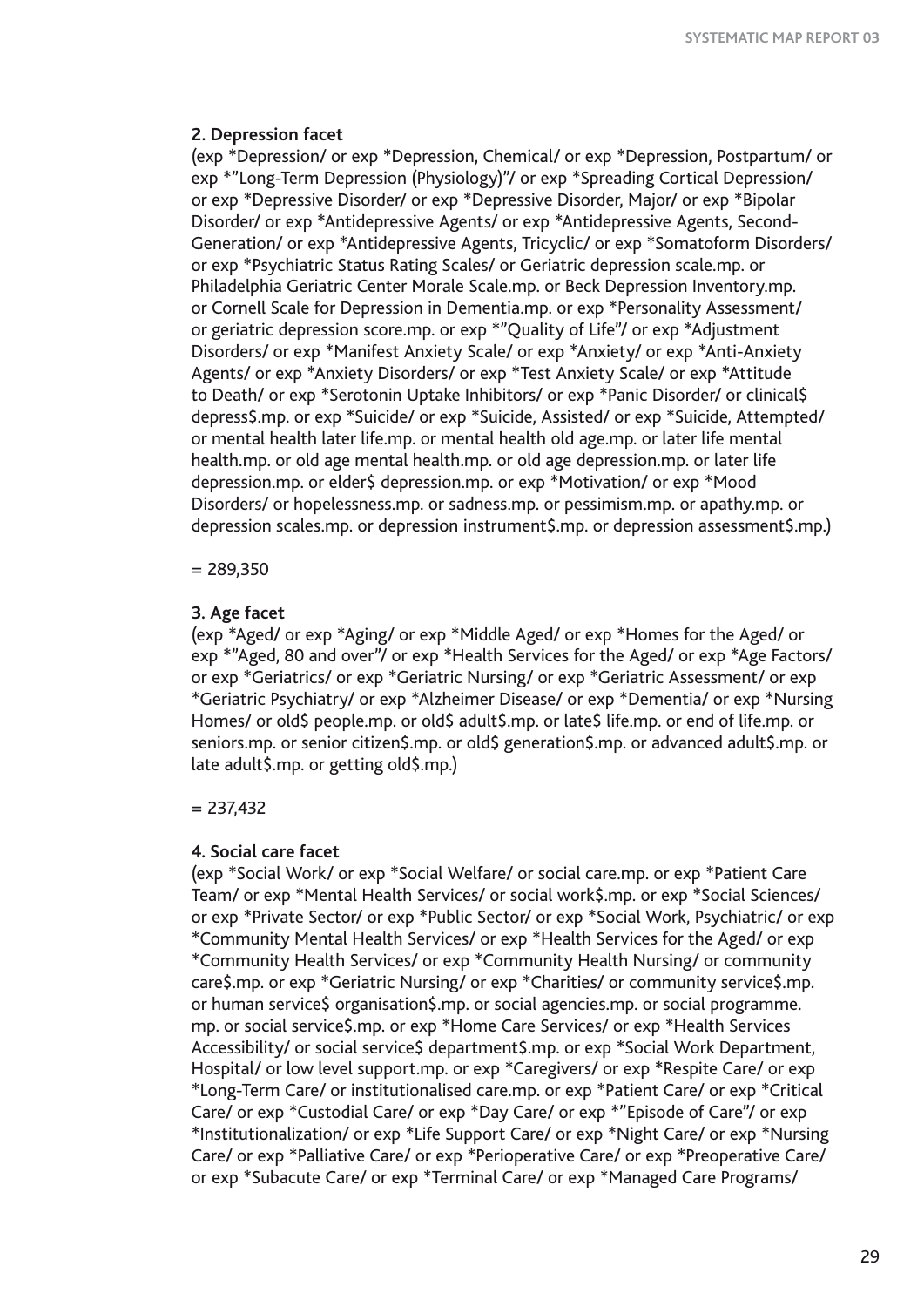**2. Depression facet**

(exp *Depression/ or exp *Depression, Chemical/ or exp *Depression, Postpartum/ or exp *"Long-Term Depression (Physiology)"/ or exp *Spreading Cortical Depression/ or exp *Depressive Disorder/ or exp *Depressive Disorder, Major/ or exp *Bipolar Disorder/ or exp *Antidepressive Agents/ or exp *Antidepressive Agents, Second-Generation/ or exp *Antidepressive Agents, Tricyclic/ or exp *Somatoform Disorders/ or exp *Psychiatric Status Rating Scales/ or Geriatric depression scale.mp. or Philadelphia Geriatric Center Morale Scale.mp. or Beck Depression Inventory.mp. or Cornell Scale for Depression in Dementia.mp. or exp *Personality Assessment/ or geriatric depression score.mp. or exp *"Quality of Life"/ or exp *Adjustment Disorders/ or exp *Manifest Anxiety Scale/ or exp *Anxiety/ or exp *Anti-Anxiety Agents/ or exp *Anxiety Disorders/ or exp *Test Anxiety Scale/ or exp *Attitude to Death/ or exp *Serotonin Uptake Inhibitors/ or exp *Panic Disorder/ or clinical$ depress$.mp. or exp *Suicide/ or exp *Suicide, Assisted/ or exp *Suicide, Attempted/ or mental health later life.mp. or mental health old age.mp. or later life mental health.mp. or old age mental health.mp. or old age depression.mp. or later life depression.mp. or elder$ depression.mp. or exp *Motivation/ or exp *Mood Disorders/ or hopelessness.mp. or sadness.mp. or pessimism.mp. or apathy.mp. or depression scales.mp. or depression instrument$.mp. or depression assessment$.mp.)

= 289,350

**3. Age facet**

(exp *Aged/ or exp *Aging/ or exp *Middle Aged/ or exp *Homes for the Aged/ or exp *"Aged, 80 and over"/ or exp *Health Services for the Aged/ or exp *Age Factors/ or exp *Geriatrics/ or exp *Geriatric Nursing/ or exp *Geriatric Assessment/ or exp *Geriatric Psychiatry/ or exp *Alzheimer Disease/ or exp *Dementia/ or exp *Nursing Homes/ or old$ people.mp. or old$ adult$.mp. or late$ life.mp. or end of life.mp. or seniors.mp. or senior citizen$.mp. or old$ generation$.mp. or advanced adult$.mp. or late adult$.mp. or getting old$.mp.)

= 237,432

**4. Social care facet**

(exp *Social Work/ or exp *Social Welfare/ or social care.mp. or exp *Patient Care Team/ or exp *Mental Health Services/ or social work$.mp. or exp *Social Sciences/ or exp *Private Sector/ or exp *Public Sector/ or exp *Social Work, Psychiatric/ or exp *Community Mental Health Services/ or exp *Health Services for the Aged/ or exp *Community Health Services/ or exp *Community Health Nursing/ or community care$.mp. or exp *Geriatric Nursing/ or exp *Charities/ or community service$.mp. or human service$ organisation$.mp. or social agencies.mp. or social programme.mp. or social service$.mp. or exp *Home Care Services/ or exp *Health Services Accessibility/ or social service$ department$.mp. or exp *Social Work Department, Hospital/ or low level support.mp. or exp *Caregivers/ or exp *Respite Care/ or exp *Long-Term Care/ or institutionalised care.mp. or exp *Patient Care/ or exp *Critical Care/ or exp *Custodial Care/ or exp *Day Care/ or exp *"Episode of Care"/ or exp *Institutionalization/ or exp *Life Support Care/ or exp *Night Care/ or exp *Nursing Care/ or exp *Palliative Care/ or exp *Perioperative Care/ or exp *Preoperative Care/ or exp *Subacute Care/ or exp *Terminal Care/ or exp *Managed Care Programs/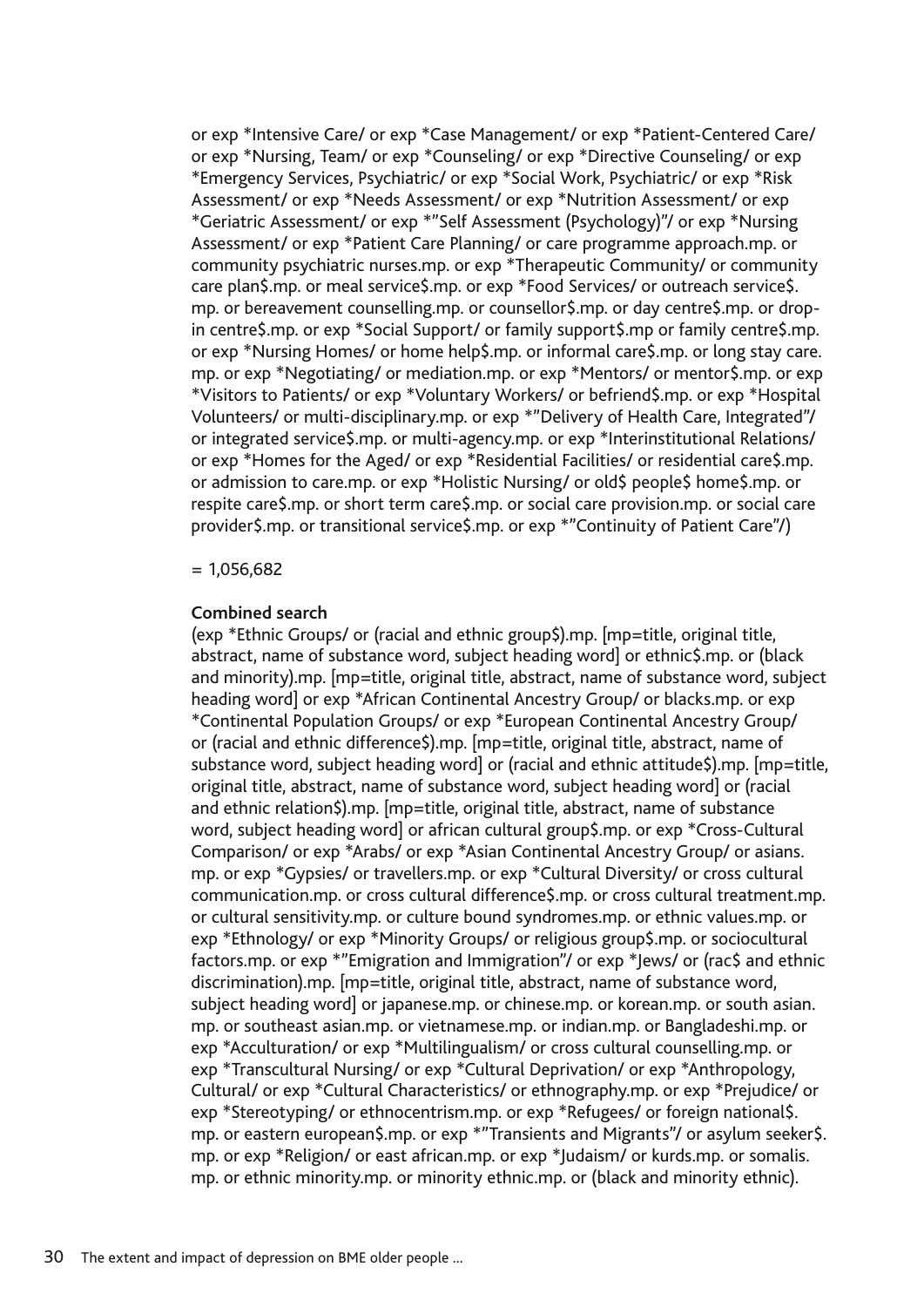or exp *Intensive Care/ or exp *Case Management/ or exp *Patient-Centered Care/ or exp *Nursing, Team/ or exp *Counseling/ or exp *Directive Counseling/ or exp *Emergency Services, Psychiatric/ or exp *Social Work, Psychiatric/ or exp *Risk Assessment/ or exp *Needs Assessment/ or exp *Nutrition Assessment/ or exp *Geriatric Assessment/ or exp *"Self Assessment (Psychology)"/ or exp *Nursing Assessment/ or exp *Patient Care Planning/ or care programme approach.mp. or community psychiatric nurses.mp. or exp *Therapeutic Community/ or community care plan$.mp. or meal service$.mp. or exp *Food Services/ or outreach service$.mp. or bereavement counselling.mp. or counsellor$.mp. or day centre$.mp. or drop-in centre$.mp. or exp *Social Support/ or family support$.mp or family centre$.mp. or exp *Nursing Homes/ or home help$.mp. or informal care$.mp. or long stay care.mp. or exp *Negotiating/ or mediation.mp. or exp *Mentors/ or mentor$.mp. or exp *Visitors to Patients/ or exp *Voluntary Workers/ or befriend$.mp. or exp *Hospital Volunteers/ or multi-disciplinary.mp. or exp *"Delivery of Health Care, Integrated"/ or integrated service$.mp. or multi-agency.mp. or exp *Interinstitutional Relations/ or exp *Homes for the Aged/ or exp *Residential Facilities/ or residential care$.mp. or admission to care.mp. or exp *Holistic Nursing/ or old$ people$ home$.mp. or respite care$.mp. or short term care$.mp. or social care provision.mp. or social care provider$.mp. or transitional service$.mp. or exp *"Continuity of Patient Care"/)

= 1,056,682

**Combined search**

(exp *Ethnic Groups/ or (racial and ethnic group$).mp. [mp=title, original title, abstract, name of substance word, subject heading word] or ethnic$.mp. or (black and minority).mp. [mp=title, original title, abstract, name of substance word, subject heading word] or exp *African Continental Ancestry Group/ or blacks.mp. or exp *Continental Population Groups/ or exp *European Continental Ancestry Group/ or (racial and ethnic difference$).mp. [mp=title, original title, abstract, name of substance word, subject heading word] or (racial and ethnic attitude$).mp. [mp=title, original title, abstract, name of substance word, subject heading word] or (racial and ethnic relation$).mp. [mp=title, original title, abstract, name of substance word, subject heading word] or african cultural group$.mp. or exp *Cross-Cultural Comparison/ or exp *Arabs/ or exp *Asian Continental Ancestry Group/ or asians.mp. or exp *Gypsies/ or travellers.mp. or exp *Cultural Diversity/ or cross cultural communication.mp. or cross cultural difference$.mp. or cross cultural treatment.mp. or cultural sensitivity.mp. or culture bound syndromes.mp. or ethnic values.mp. or exp *Ethnology/ or exp *Minority Groups/ or religious group$.mp. or sociocultural factors.mp. or exp *"Emigration and Immigration"/ or exp *Jews/ or (rac$ and ethnic discrimination).mp. [mp=title, original title, abstract, name of substance word, subject heading word] or japanese.mp. or chinese.mp. or korean.mp. or south asian.mp. or southeast asian.mp. or vietnamese.mp. or indian.mp. or Bangladeshi.mp. or exp *Acculturation/ or exp *Multilingualism/ or cross cultural counselling.mp. or exp *Transcultural Nursing/ or exp *Cultural Deprivation/ or exp *Anthropology, Cultural/ or exp *Cultural Characteristics/ or ethnography.mp. or exp *Prejudice/ or exp *Stereotyping/ or ethnocentrism.mp. or exp *Refugees/ or foreign national$.mp. or eastern european$.mp. or exp *"Transients and Migrants"/ or asylum seeker$.mp. or exp *Religion/ or east african.mp. or exp *Judaism/ or kurds.mp. or somalis.mp. or ethnic minority.mp. or minority ethnic.mp. or (black and minority ethnic).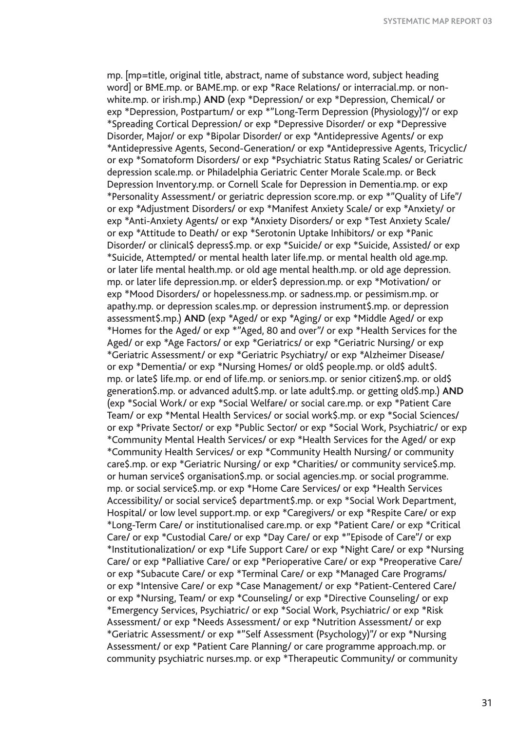mp. [mp=title, original title, abstract, name of substance word, subject heading word] or BME.mp. or BAME.mp. or exp *Race Relations/ or interracial.mp. or non-white.mp. or irish.mp.) **AND** (exp *Depression/ or exp *Depression, Chemical/ or exp *Depression, Postpartum/ or exp *"Long-Term Depression (Physiology)"/ or exp *Spreading Cortical Depression/ or exp *Depressive Disorder/ or exp *Depressive Disorder, Major/ or exp *Bipolar Disorder/ or exp *Antidepressive Agents/ or exp *Antidepressive Agents, Second-Generation/ or exp *Antidepressive Agents, Tricyclic/ or exp *Somatoform Disorders/ or exp *Psychiatric Status Rating Scales/ or Geriatric depression scale.mp. or Philadelphia Geriatric Center Morale Scale.mp. or Beck Depression Inventory.mp. or Cornell Scale for Depression in Dementia.mp. or exp *Personality Assessment/ or geriatric depression score.mp. or exp *"Quality of Life"/ or exp *Adjustment Disorders/ or exp *Manifest Anxiety Scale/ or exp *Anxiety/ or exp *Anti-Anxiety Agents/ or exp *Anxiety Disorders/ or exp *Test Anxiety Scale/ or exp *Attitude to Death/ or exp *Serotonin Uptake Inhibitors/ or exp *Panic Disorder/ or clinical$ depress$.mp. or exp *Suicide/ or exp *Suicide, Assisted/ or exp *Suicide, Attempted/ or mental health later life.mp. or mental health old age.mp. or later life mental health.mp. or old age mental health.mp. or old age depression.mp. or later life depression.mp. or elder$ depression.mp. or exp *Motivation/ or exp *Mood Disorders/ or hopelessness.mp. or sadness.mp. or pessimism.mp. or apathy.mp. or depression scales.mp. or depression instrument$.mp. or depression assessment$.mp.) **AND** (exp *Aged/ or exp *Aging/ or exp *Middle Aged/ or exp *Homes for the Aged/ or exp *"Aged, 80 and over"/ or exp *Health Services for the Aged/ or exp *Age Factors/ or exp *Geriatrics/ or exp *Geriatric Nursing/ or exp *Geriatric Assessment/ or exp *Geriatric Psychiatry/ or exp *Alzheimer Disease/ or exp *Dementia/ or exp *Nursing Homes/ or old$ people.mp. or old$ adult$.mp. or late$ life.mp. or end of life.mp. or seniors.mp. or senior citizen$.mp. or old$ generation$.mp. or advanced adult$.mp. or late adult$.mp. or getting old$.mp.) **AND** (exp *Social Work/ or exp *Social Welfare/ or social care.mp. or exp *Patient Care Team/ or exp *Mental Health Services/ or social work$.mp. or exp *Social Sciences/ or exp *Private Sector/ or exp *Public Sector/ or exp *Social Work, Psychiatric/ or exp *Community Mental Health Services/ or exp *Health Services for the Aged/ or exp *Community Health Services/ or exp *Community Health Nursing/ or community care$.mp. or exp *Geriatric Nursing/ or exp *Charities/ or community service$.mp. or human service$ organisation$.mp. or social agencies.mp. or social programme.mp. or social service$.mp. or exp *Home Care Services/ or exp *Health Services Accessibility/ or social service$ department$.mp. or exp *Social Work Department, Hospital/ or low level support.mp. or exp *Caregivers/ or exp *Respite Care/ or exp *Long-Term Care/ or institutionalised care.mp. or exp *Patient Care/ or exp *Critical Care/ or exp *Custodial Care/ or exp *Day Care/ or exp *"Episode of Care"/ or exp *Institutionalization/ or exp *Life Support Care/ or exp *Night Care/ or exp *Nursing Care/ or exp *Palliative Care/ or exp *Perioperative Care/ or exp *Preoperative Care/ or exp *Subacute Care/ or exp *Terminal Care/ or exp *Managed Care Programs/ or exp *Intensive Care/ or exp *Case Management/ or exp *Patient-Centered Care/ or exp *Nursing, Team/ or exp *Counseling/ or exp *Directive Counseling/ or exp *Emergency Services, Psychiatric/ or exp *Social Work, Psychiatric/ or exp *Risk Assessment/ or exp *Needs Assessment/ or exp *Nutrition Assessment/ or exp *Geriatric Assessment/ or exp *"Self Assessment (Psychology)"/ or exp *Nursing Assessment/ or exp *Patient Care Planning/ or care programme approach.mp. or community psychiatric nurses.mp. or exp *Therapeutic Community/ or community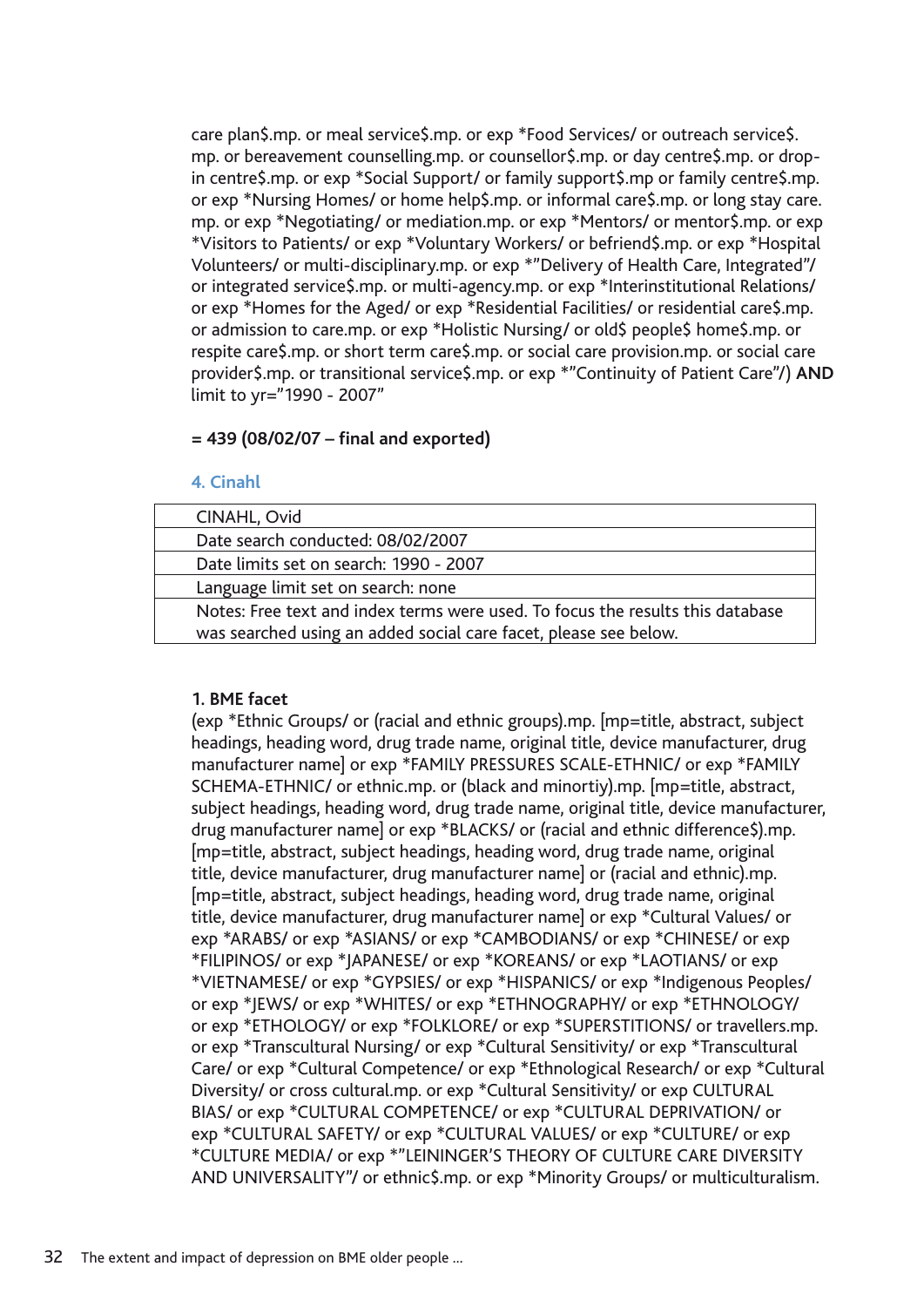care plan$.mp. or meal service$.mp. or exp *Food Services/ or outreach service$.mp. or bereavement counselling.mp. or counsellor$.mp. or day centre$.mp. or drop-in centre$.mp. or exp *Social Support/ or family support$.mp or family centre$.mp. or exp *Nursing Homes/ or home help$.mp. or informal care$.mp. or long stay care.mp. or exp *Negotiating/ or mediation.mp. or exp *Mentors/ or mentor$.mp. or exp *Visitors to Patients/ or exp *Voluntary Workers/ or befriend$.mp. or exp *Hospital Volunteers/ or multi-disciplinary.mp. or exp *"Delivery of Health Care, Integrated"/ or integrated service$.mp. or multi-agency.mp. or exp *Interinstitutional Relations/ or exp *Homes for the Aged/ or exp *Residential Facilities/ or residential care$.mp. or admission to care.mp. or exp *Holistic Nursing/ or old$ people$ home$.mp. or respite care$.mp. or short term care$.mp. or social care provision.mp. or social care provider$.mp. or transitional service$.mp. or exp *"Continuity of Patient Care"/) **AND** limit to yr="1990 - 2007"

**= 439 (08/02/07 – final and exported)**

#### 4. Cinahl

| CINAHL, Ovid |
|---|
| Date search conducted: 08/02/2007 |
| Date limits set on search: 1990 - 2007 |
| Language limit set on search: none |
| Notes: Free text and index terms were used. To focus the results this database was searched using an added social care facet, please see below. |

**1. BME facet**

(exp *Ethnic Groups/ or (racial and ethnic groups).mp. [mp=title, abstract, subject headings, heading word, drug trade name, original title, device manufacturer, drug manufacturer name] or exp *FAMILY PRESSURES SCALE-ETHNIC/ or exp *FAMILY SCHEMA-ETHNIC/ or ethnic.mp. or (black and minortiy).mp. [mp=title, abstract, subject headings, heading word, drug trade name, original title, device manufacturer, drug manufacturer name] or exp *BLACKS/ or (racial and ethnic difference$).mp. [mp=title, abstract, subject headings, heading word, drug trade name, original title, device manufacturer, drug manufacturer name] or (racial and ethnic).mp. [mp=title, abstract, subject headings, heading word, drug trade name, original title, device manufacturer, drug manufacturer name] or exp *Cultural Values/ or exp *ARABS/ or exp *ASIANS/ or exp *CAMBODIANS/ or exp *CHINESE/ or exp *FILIPINOS/ or exp *JAPANESE/ or exp *KOREANS/ or exp *LAOTIANS/ or exp *VIETNAMESE/ or exp *GYPSIES/ or exp *HISPANICS/ or exp *Indigenous Peoples/ or exp *JEWS/ or exp *WHITES/ or exp *ETHNOGRAPHY/ or exp *ETHNOLOGY/ or exp *ETHOLOGY/ or exp *FOLKLORE/ or exp *SUPERSTITIONS/ or travellers.mp. or exp *Transcultural Nursing/ or exp *Cultural Sensitivity/ or exp *Transcultural Care/ or exp *Cultural Competence/ or exp *Ethnological Research/ or exp *Cultural Diversity/ or cross cultural.mp. or exp *Cultural Sensitivity/ or exp CULTURAL BIAS/ or exp *CULTURAL COMPETENCE/ or exp *CULTURAL DEPRIVATION/ or exp *CULTURAL SAFETY/ or exp *CULTURAL VALUES/ or exp *CULTURE/ or exp *CULTURE MEDIA/ or exp *"LEININGER'S THEORY OF CULTURE CARE DIVERSITY AND UNIVERSALITY"/ or ethnic$.mp. or exp *Minority Groups/ or multiculturalism.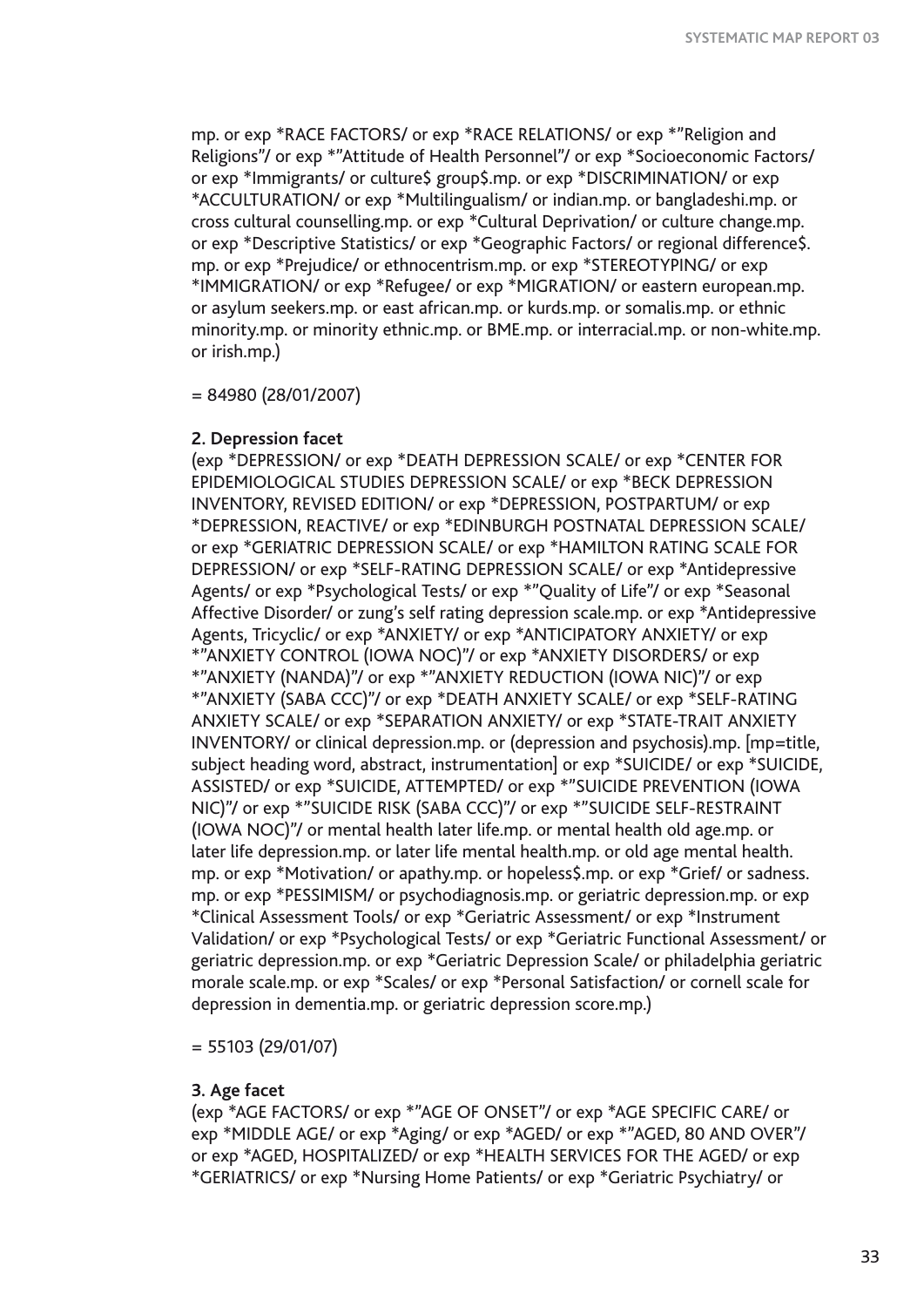mp. or exp *RACE FACTORS/ or exp *RACE RELATIONS/ or exp *"Religion and Religions"/ or exp *"Attitude of Health Personnel"/ or exp *Socioeconomic Factors/ or exp *Immigrants/ or culture$ group$.mp. or exp *DISCRIMINATION/ or exp *ACCULTURATION/ or exp *Multilingualism/ or indian.mp. or bangladeshi.mp. or cross cultural counselling.mp. or exp *Cultural Deprivation/ or culture change.mp. or exp *Descriptive Statistics/ or exp *Geographic Factors/ or regional difference$.mp. or exp *Prejudice/ or ethnocentrism.mp. or exp *STEREOTYPING/ or exp *IMMIGRATION/ or exp *Refugee/ or exp *MIGRATION/ or eastern european.mp. or asylum seekers.mp. or east african.mp. or kurds.mp. or somalis.mp. or ethnic minority.mp. or minority ethnic.mp. or BME.mp. or interracial.mp. or non-white.mp. or irish.mp.)

= 84980 (28/01/2007)

**2. Depression facet**
(exp *DEPRESSION/ or exp *DEATH DEPRESSION SCALE/ or exp *CENTER FOR EPIDEMIOLOGICAL STUDIES DEPRESSION SCALE/ or exp *BECK DEPRESSION INVENTORY, REVISED EDITION/ or exp *DEPRESSION, POSTPARTUM/ or exp *DEPRESSION, REACTIVE/ or exp *EDINBURGH POSTNATAL DEPRESSION SCALE/ or exp *GERIATRIC DEPRESSION SCALE/ or exp *HAMILTON RATING SCALE FOR DEPRESSION/ or exp *SELF-RATING DEPRESSION SCALE/ or exp *Antidepressive Agents/ or exp *Psychological Tests/ or exp *"Quality of Life"/ or exp *Seasonal Affective Disorder/ or zung's self rating depression scale.mp. or exp *Antidepressive Agents, Tricyclic/ or exp *ANXIETY/ or exp *ANTICIPATORY ANXIETY/ or exp *"ANXIETY CONTROL (IOWA NOC)"/ or exp *ANXIETY DISORDERS/ or exp *"ANXIETY (NANDA)"/ or exp *"ANXIETY REDUCTION (IOWA NIC)"/ or exp *"ANXIETY (SABA CCC)"/ or exp *DEATH ANXIETY SCALE/ or exp *SELF-RATING ANXIETY SCALE/ or exp *SEPARATION ANXIETY/ or exp *STATE-TRAIT ANXIETY INVENTORY/ or clinical depression.mp. or (depression and psychosis).mp. [mp=title, subject heading word, abstract, instrumentation] or exp *SUICIDE/ or exp *SUICIDE, ASSISTED/ or exp *SUICIDE, ATTEMPTED/ or exp *"SUICIDE PREVENTION (IOWA NIC)"/ or exp *"SUICIDE RISK (SABA CCC)"/ or exp *"SUICIDE SELF-RESTRAINT (IOWA NOC)"/ or mental health later life.mp. or mental health old age.mp. or later life depression.mp. or later life mental health.mp. or old age mental health.mp. or exp *Motivation/ or apathy.mp. or hopeless$.mp. or exp *Grief/ or sadness.mp. or exp *PESSIMISM/ or psychodiagnosis.mp. or geriatric depression.mp. or exp *Clinical Assessment Tools/ or exp *Geriatric Assessment/ or exp *Instrument Validation/ or exp *Psychological Tests/ or exp *Geriatric Functional Assessment/ or geriatric depression.mp. or exp *Geriatric Depression Scale/ or philadelphia geriatric morale scale.mp. or exp *Scales/ or exp *Personal Satisfaction/ or cornell scale for depression in dementia.mp. or geriatric depression score.mp.)

= 55103 (29/01/07)

**3. Age facet**
(exp *AGE FACTORS/ or exp *"AGE OF ONSET"/ or exp *AGE SPECIFIC CARE/ or exp *MIDDLE AGE/ or exp *Aging/ or exp *AGED/ or exp *"AGED, 80 AND OVER"/ or exp *AGED, HOSPITALIZED/ or exp *HEALTH SERVICES FOR THE AGED/ or exp *GERIATRICS/ or exp *Nursing Home Patients/ or exp *Geriatric Psychiatry/ or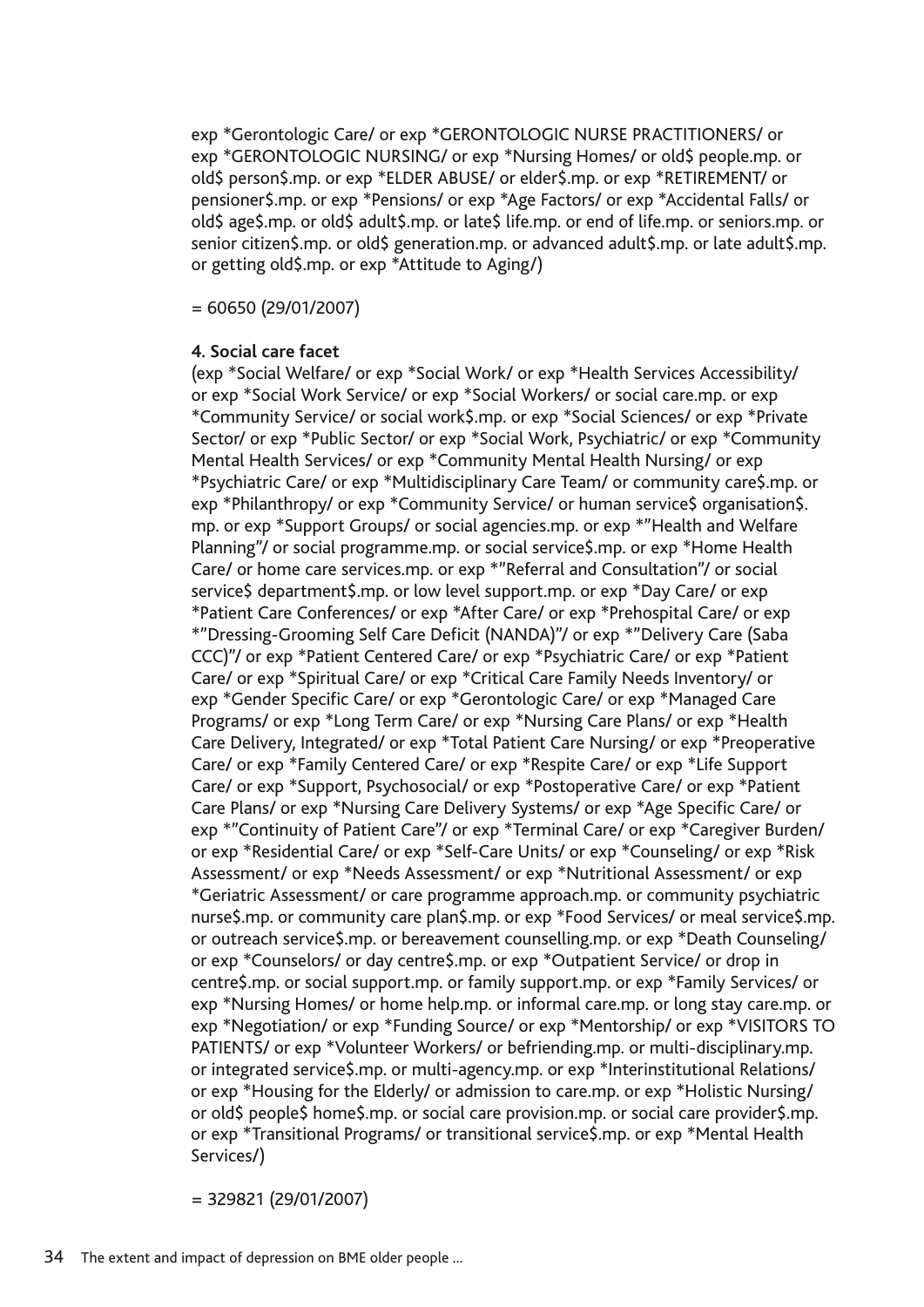exp *Gerontologic Care/ or exp *GERONTOLOGIC NURSE PRACTITIONERS/ or exp *GERONTOLOGIC NURSING/ or exp *Nursing Homes/ or old$ people.mp. or old$ person$.mp. or exp *ELDER ABUSE/ or elder$.mp. or exp *RETIREMENT/ or pensioner$.mp. or exp *Pensions/ or exp *Age Factors/ or exp *Accidental Falls/ or old$ age$.mp. or old$ adult$.mp. or late$ life.mp. or end of life.mp. or seniors.mp. or senior citizen$.mp. or old$ generation.mp. or advanced adult$.mp. or late adult$.mp. or getting old$.mp. or exp *Attitude to Aging/)

= 60650 (29/01/2007)

**4. Social care facet**

(exp *Social Welfare/ or exp *Social Work/ or exp *Health Services Accessibility/ or exp *Social Work Service/ or exp *Social Workers/ or social care.mp. or exp *Community Service/ or social work$.mp. or exp *Social Sciences/ or exp *Private Sector/ or exp *Public Sector/ or exp *Social Work, Psychiatric/ or exp *Community Mental Health Services/ or exp *Community Mental Health Nursing/ or exp *Psychiatric Care/ or exp *Multidisciplinary Care Team/ or community care$.mp. or exp *Philanthropy/ or exp *Community Service/ or human service$ organisation$.mp. or exp *Support Groups/ or social agencies.mp. or exp *"Health and Welfare Planning"/ or social programme.mp. or social service$.mp. or exp *Home Health Care/ or home care services.mp. or exp *"Referral and Consultation"/ or social service$ department$.mp. or low level support.mp. or exp *Day Care/ or exp *Patient Care Conferences/ or exp *After Care/ or exp *Prehospital Care/ or exp *"Dressing-Grooming Self Care Deficit (NANDA)"/ or exp *"Delivery Care (Saba CCC)"/ or exp *Patient Centered Care/ or exp *Psychiatric Care/ or exp *Patient Care/ or exp *Spiritual Care/ or exp *Critical Care Family Needs Inventory/ or exp *Gender Specific Care/ or exp *Gerontologic Care/ or exp *Managed Care Programs/ or exp *Long Term Care/ or exp *Nursing Care Plans/ or exp *Health Care Delivery, Integrated/ or exp *Total Patient Care Nursing/ or exp *Preoperative Care/ or exp *Family Centered Care/ or exp *Respite Care/ or exp *Life Support Care/ or exp *Support, Psychosocial/ or exp *Postoperative Care/ or exp *Patient Care Plans/ or exp *Nursing Care Delivery Systems/ or exp *Age Specific Care/ or exp *"Continuity of Patient Care"/ or exp *Terminal Care/ or exp *Caregiver Burden/ or exp *Residential Care/ or exp *Self-Care Units/ or exp *Counseling/ or exp *Risk Assessment/ or exp *Needs Assessment/ or exp *Nutritional Assessment/ or exp *Geriatric Assessment/ or care programme approach.mp. or community psychiatric nurse$.mp. or community care plan$.mp. or exp *Food Services/ or meal service$.mp. or outreach service$.mp. or bereavement counselling.mp. or exp *Death Counseling/ or exp *Counselors/ or day centre$.mp. or exp *Outpatient Service/ or drop in centre$.mp. or social support.mp. or family support.mp. or exp *Family Services/ or exp *Nursing Homes/ or home help.mp. or informal care.mp. or long stay care.mp. or exp *Negotiation/ or exp *Funding Source/ or exp *Mentorship/ or exp *VISITORS TO PATIENTS/ or exp *Volunteer Workers/ or befriending.mp. or multi-disciplinary.mp. or integrated service$.mp. or multi-agency.mp. or exp *Interinstitutional Relations/ or exp *Housing for the Elderly/ or admission to care.mp. or exp *Holistic Nursing/ or old$ people$ home$.mp. or social care provision.mp. or social care provider$.mp. or exp *Transitional Programs/ or transitional service$.mp. or exp *Mental Health Services/)

= 329821 (29/01/2007)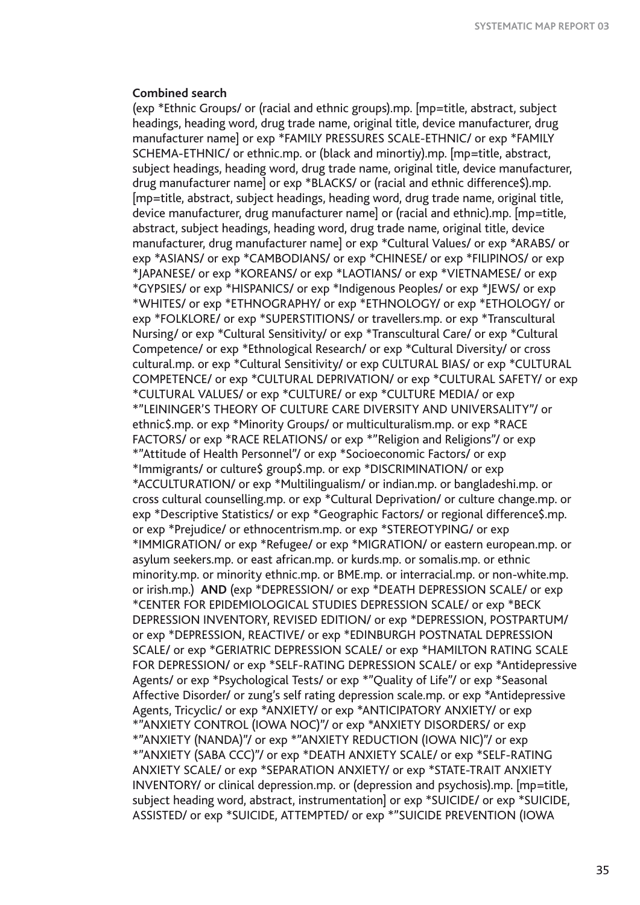**Combined search**

(exp *Ethnic Groups/ or (racial and ethnic groups).mp. [mp=title, abstract, subject headings, heading word, drug trade name, original title, device manufacturer, drug manufacturer name] or exp *FAMILY PRESSURES SCALE-ETHNIC/ or exp *FAMILY SCHEMA-ETHNIC/ or ethnic.mp. or (black and minortiy).mp. [mp=title, abstract, subject headings, heading word, drug trade name, original title, device manufacturer, drug manufacturer name] or exp *BLACKS/ or (racial and ethnic difference$).mp. [mp=title, abstract, subject headings, heading word, drug trade name, original title, device manufacturer, drug manufacturer name] or (racial and ethnic).mp. [mp=title, abstract, subject headings, heading word, drug trade name, original title, device manufacturer, drug manufacturer name] or exp *Cultural Values/ or exp *ARABS/ or exp *ASIANS/ or exp *CAMBODIANS/ or exp *CHINESE/ or exp *FILIPINOS/ or exp *JAPANESE/ or exp *KOREANS/ or exp *LAOTIANS/ or exp *VIETNAMESE/ or exp *GYPSIES/ or exp *HISPANICS/ or exp *Indigenous Peoples/ or exp *JEWS/ or exp *WHITES/ or exp *ETHNOGRAPHY/ or exp *ETHNOLOGY/ or exp *ETHOLOGY/ or exp *FOLKLORE/ or exp *SUPERSTITIONS/ or travellers.mp. or exp *Transcultural Nursing/ or exp *Cultural Sensitivity/ or exp *Transcultural Care/ or exp *Cultural Competence/ or exp *Ethnological Research/ or exp *Cultural Diversity/ or cross cultural.mp. or exp *Cultural Sensitivity/ or exp CULTURAL BIAS/ or exp *CULTURAL COMPETENCE/ or exp *CULTURAL DEPRIVATION/ or exp *CULTURAL SAFETY/ or exp *CULTURAL VALUES/ or exp *CULTURE/ or exp *CULTURE MEDIA/ or exp *"LEININGER'S THEORY OF CULTURE CARE DIVERSITY AND UNIVERSALITY"/ or ethnic$.mp. or exp *Minority Groups/ or multiculturalism.mp. or exp *RACE FACTORS/ or exp *RACE RELATIONS/ or exp *"Religion and Religions"/ or exp *"Attitude of Health Personnel"/ or exp *Socioeconomic Factors/ or exp *Immigrants/ or culture$ group$.mp. or exp *DISCRIMINATION/ or exp *ACCULTURATION/ or exp *Multilingualism/ or indian.mp. or bangladeshi.mp. or cross cultural counselling.mp. or exp *Cultural Deprivation/ or culture change.mp. or exp *Descriptive Statistics/ or exp *Geographic Factors/ or regional difference$.mp. or exp *Prejudice/ or ethnocentrism.mp. or exp *STEREOTYPING/ or exp *IMMIGRATION/ or exp *Refugee/ or exp *MIGRATION/ or eastern european.mp. or asylum seekers.mp. or east african.mp. or kurds.mp. or somalis.mp. or ethnic minority.mp. or minority ethnic.mp. or BME.mp. or interracial.mp. or non-white.mp. or irish.mp.) **AND** (exp *DEPRESSION/ or exp *DEATH DEPRESSION SCALE/ or exp *CENTER FOR EPIDEMIOLOGICAL STUDIES DEPRESSION SCALE/ or exp *BECK DEPRESSION INVENTORY, REVISED EDITION/ or exp *DEPRESSION, POSTPARTUM/ or exp *DEPRESSION, REACTIVE/ or exp *EDINBURGH POSTNATAL DEPRESSION SCALE/ or exp *GERIATRIC DEPRESSION SCALE/ or exp *HAMILTON RATING SCALE FOR DEPRESSION/ or exp *SELF-RATING DEPRESSION SCALE/ or exp *Antidepressive Agents/ or exp *Psychological Tests/ or exp *"Quality of Life"/ or exp *Seasonal Affective Disorder/ or zung's self rating depression scale.mp. or exp *Antidepressive Agents, Tricyclic/ or exp *ANXIETY/ or exp *ANTICIPATORY ANXIETY/ or exp *"ANXIETY CONTROL (IOWA NOC)"/ or exp *ANXIETY DISORDERS/ or exp *"ANXIETY (NANDA)"/ or exp *"ANXIETY REDUCTION (IOWA NIC)"/ or exp *"ANXIETY (SABA CCC)"/ or exp *DEATH ANXIETY SCALE/ or exp *SELF-RATING ANXIETY SCALE/ or exp *SEPARATION ANXIETY/ or exp *STATE-TRAIT ANXIETY INVENTORY/ or clinical depression.mp. or (depression and psychosis).mp. [mp=title, subject heading word, abstract, instrumentation] or exp *SUICIDE/ or exp *SUICIDE, ASSISTED/ or exp *SUICIDE, ATTEMPTED/ or exp *"SUICIDE PREVENTION (IOWA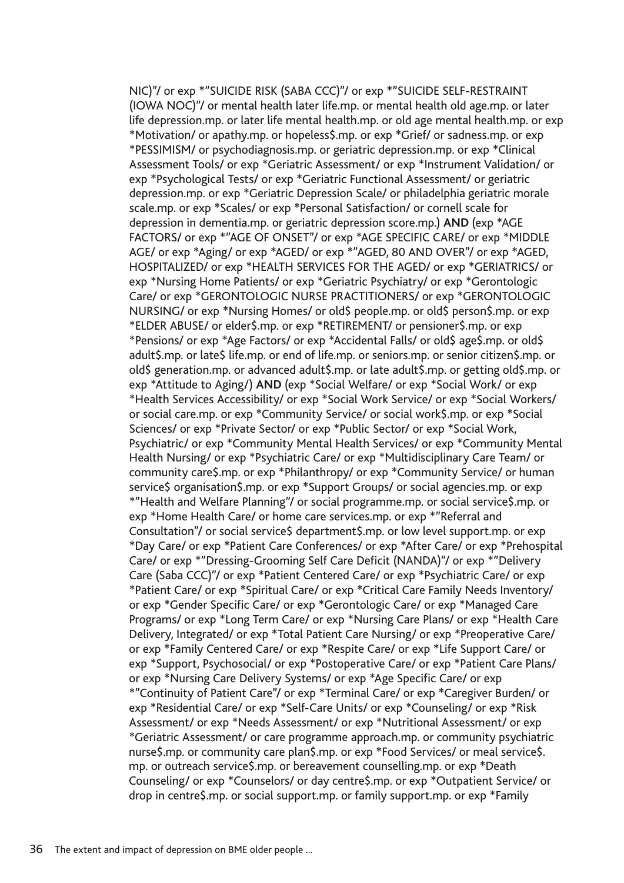NIC)"/ or exp *"SUICIDE RISK (SABA CCC)"/ or exp *"SUICIDE SELF-RESTRAINT (IOWA NOC)"/ or mental health later life.mp. or mental health old age.mp. or later life depression.mp. or later life mental health.mp. or old age mental health.mp. or exp *Motivation/ or apathy.mp. or hopeless$.mp. or exp *Grief/ or sadness.mp. or exp *PESSIMISM/ or psychodiagnosis.mp. or geriatric depression.mp. or exp *Clinical Assessment Tools/ or exp *Geriatric Assessment/ or exp *Instrument Validation/ or exp *Psychological Tests/ or exp *Geriatric Functional Assessment/ or geriatric depression.mp. or exp *Geriatric Depression Scale/ or philadelphia geriatric morale scale.mp. or exp *Scales/ or exp *Personal Satisfaction/ or cornell scale for depression in dementia.mp. or geriatric depression score.mp.) **AND** (exp *AGE FACTORS/ or exp *"AGE OF ONSET"/ or exp *AGE SPECIFIC CARE/ or exp *MIDDLE AGE/ or exp *Aging/ or exp *AGED/ or exp *"AGED, 80 AND OVER"/ or exp *AGED, HOSPITALIZED/ or exp *HEALTH SERVICES FOR THE AGED/ or exp *GERIATRICS/ or exp *Nursing Home Patients/ or exp *Geriatric Psychiatry/ or exp *Gerontologic Care/ or exp *GERONTOLOGIC NURSE PRACTITIONERS/ or exp *GERONTOLOGIC NURSING/ or exp *Nursing Homes/ or old$ people.mp. or old$ person$.mp. or exp *ELDER ABUSE/ or elder$.mp. or exp *RETIREMENT/ or pensioner$.mp. or exp *Pensions/ or exp *Age Factors/ or exp *Accidental Falls/ or old$ age$.mp. or old$ adult$.mp. or late$ life.mp. or end of life.mp. or seniors.mp. or senior citizen$.mp. or old$ generation.mp. or advanced adult$.mp. or late adult$.mp. or getting old$.mp. or exp *Attitude to Aging/) **AND** (exp *Social Welfare/ or exp *Social Work/ or exp *Health Services Accessibility/ or exp *Social Work Service/ or exp *Social Workers/ or social care.mp. or exp *Community Service/ or social work$.mp. or exp *Social Sciences/ or exp *Private Sector/ or exp *Public Sector/ or exp *Social Work, Psychiatric/ or exp *Community Mental Health Services/ or exp *Community Mental Health Nursing/ or exp *Psychiatric Care/ or exp *Multidisciplinary Care Team/ or community care$.mp. or exp *Philanthropy/ or exp *Community Service/ or human service$ organisation$.mp. or exp *Support Groups/ or social agencies.mp. or exp *"Health and Welfare Planning"/ or social programme.mp. or social service$.mp. or exp *Home Health Care/ or home care services.mp. or exp *"Referral and Consultation"/ or social service$ department$.mp. or low level support.mp. or exp *Day Care/ or exp *Patient Care Conferences/ or exp *After Care/ or exp *Prehospital Care/ or exp *"Dressing-Grooming Self Care Deficit (NANDA)"/ or exp *"Delivery Care (Saba CCC)"/ or exp *Patient Centered Care/ or exp *Psychiatric Care/ or exp *Patient Care/ or exp *Spiritual Care/ or exp *Critical Care Family Needs Inventory/ or exp *Gender Specific Care/ or exp *Gerontologic Care/ or exp *Managed Care Programs/ or exp *Long Term Care/ or exp *Nursing Care Plans/ or exp *Health Care Delivery, Integrated/ or exp *Total Patient Care Nursing/ or exp *Preoperative Care/ or exp *Family Centered Care/ or exp *Respite Care/ or exp *Life Support Care/ or exp *Support, Psychosocial/ or exp *Postoperative Care/ or exp *Patient Care Plans/ or exp *Nursing Care Delivery Systems/ or exp *Age Specific Care/ or exp *"Continuity of Patient Care"/ or exp *Terminal Care/ or exp *Caregiver Burden/ or exp *Residential Care/ or exp *Self-Care Units/ or exp *Counseling/ or exp *Risk Assessment/ or exp *Needs Assessment/ or exp *Nutritional Assessment/ or exp *Geriatric Assessment/ or care programme approach.mp. or community psychiatric nurse$.mp. or community care plan$.mp. or exp *Food Services/ or meal service$.mp. or outreach service$.mp. or bereavement counselling.mp. or exp *Death Counseling/ or exp *Counselors/ or day centre$.mp. or exp *Outpatient Service/ or drop in centre$.mp. or social support.mp. or family support.mp. or exp *Family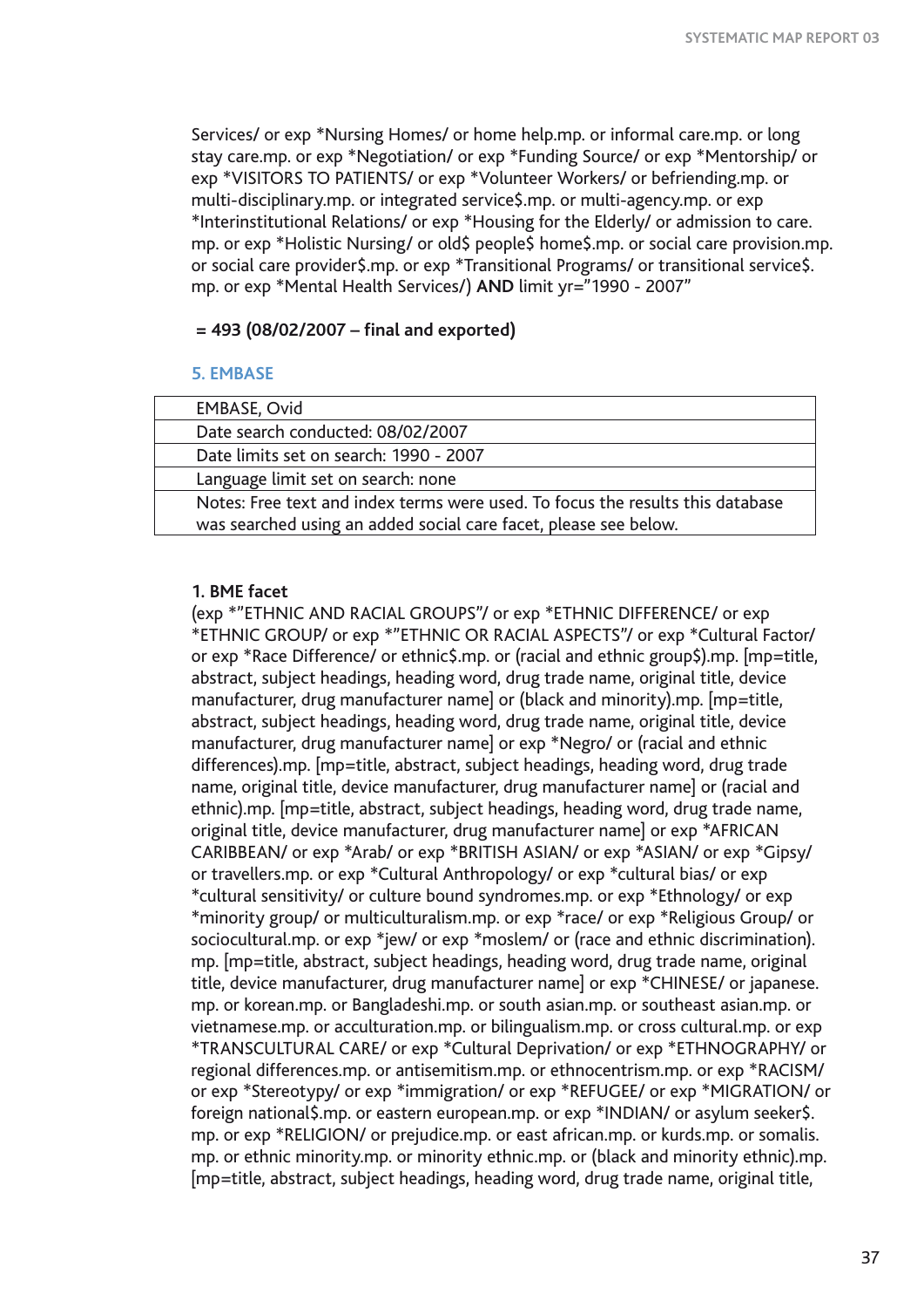Services/ or exp *Nursing Homes/ or home help.mp. or informal care.mp. or long stay care.mp. or exp *Negotiation/ or exp *Funding Source/ or exp *Mentorship/ or exp *VISITORS TO PATIENTS/ or exp *Volunteer Workers/ or befriending.mp. or multi-disciplinary.mp. or integrated service$.mp. or multi-agency.mp. or exp *Interinstitutional Relations/ or exp *Housing for the Elderly/ or admission to care.mp. or exp *Holistic Nursing/ or old$ people$ home$.mp. or social care provision.mp. or social care provider$.mp. or exp *Transitional Programs/ or transitional service$.mp. or exp *Mental Health Services/) **AND** limit yr="1990 - 2007"

**= 493 (08/02/2007 – final and exported)**

## 5. EMBASE

| EMBASE, Ovid |
|---|
| Date search conducted: 08/02/2007 |
| Date limits set on search: 1990 - 2007 |
| Language limit set on search: none |
| Notes: Free text and index terms were used. To focus the results this database was searched using an added social care facet, please see below. |

**1. BME facet**

(exp *"ETHNIC AND RACIAL GROUPS"/ or exp *ETHNIC DIFFERENCE/ or exp *ETHNIC GROUP/ or exp *"ETHNIC OR RACIAL ASPECTS"/ or exp *Cultural Factor/ or exp *Race Difference/ or ethnic$.mp. or (racial and ethnic group$).mp. [mp=title, abstract, subject headings, heading word, drug trade name, original title, device manufacturer, drug manufacturer name] or (black and minority).mp. [mp=title, abstract, subject headings, heading word, drug trade name, original title, device manufacturer, drug manufacturer name] or exp *Negro/ or (racial and ethnic differences).mp. [mp=title, abstract, subject headings, heading word, drug trade name, original title, device manufacturer, drug manufacturer name] or (racial and ethnic).mp. [mp=title, abstract, subject headings, heading word, drug trade name, original title, device manufacturer, drug manufacturer name] or exp *AFRICAN CARIBBEAN/ or exp *Arab/ or exp *BRITISH ASIAN/ or exp *ASIAN/ or exp *Gipsy/ or travellers.mp. or exp *Cultural Anthropology/ or exp *cultural bias/ or exp *cultural sensitivity/ or culture bound syndromes.mp. or exp *Ethnology/ or exp *minority group/ or multiculturalism.mp. or exp *race/ or exp *Religious Group/ or sociocultural.mp. or exp *jew/ or exp *moslem/ or (race and ethnic discrimination).mp. [mp=title, abstract, subject headings, heading word, drug trade name, original title, device manufacturer, drug manufacturer name] or exp *CHINESE/ or japanese.mp. or korean.mp. or Bangladeshi.mp. or south asian.mp. or southeast asian.mp. or vietnamese.mp. or acculturation.mp. or bilingualism.mp. or cross cultural.mp. or exp *TRANSCULTURAL CARE/ or exp *Cultural Deprivation/ or exp *ETHNOGRAPHY/ or regional differences.mp. or antisemitism.mp. or ethnocentrism.mp. or exp *RACISM/ or exp *Stereotypy/ or exp *immigration/ or exp *REFUGEE/ or exp *MIGRATION/ or foreign national$.mp. or eastern european.mp. or exp *INDIAN/ or asylum seeker$.mp. or exp *RELIGION/ or prejudice.mp. or east african.mp. or kurds.mp. or somalis.mp. or ethnic minority.mp. or minority ethnic.mp. or (black and minority ethnic).mp. [mp=title, abstract, subject headings, heading word, drug trade name, original title,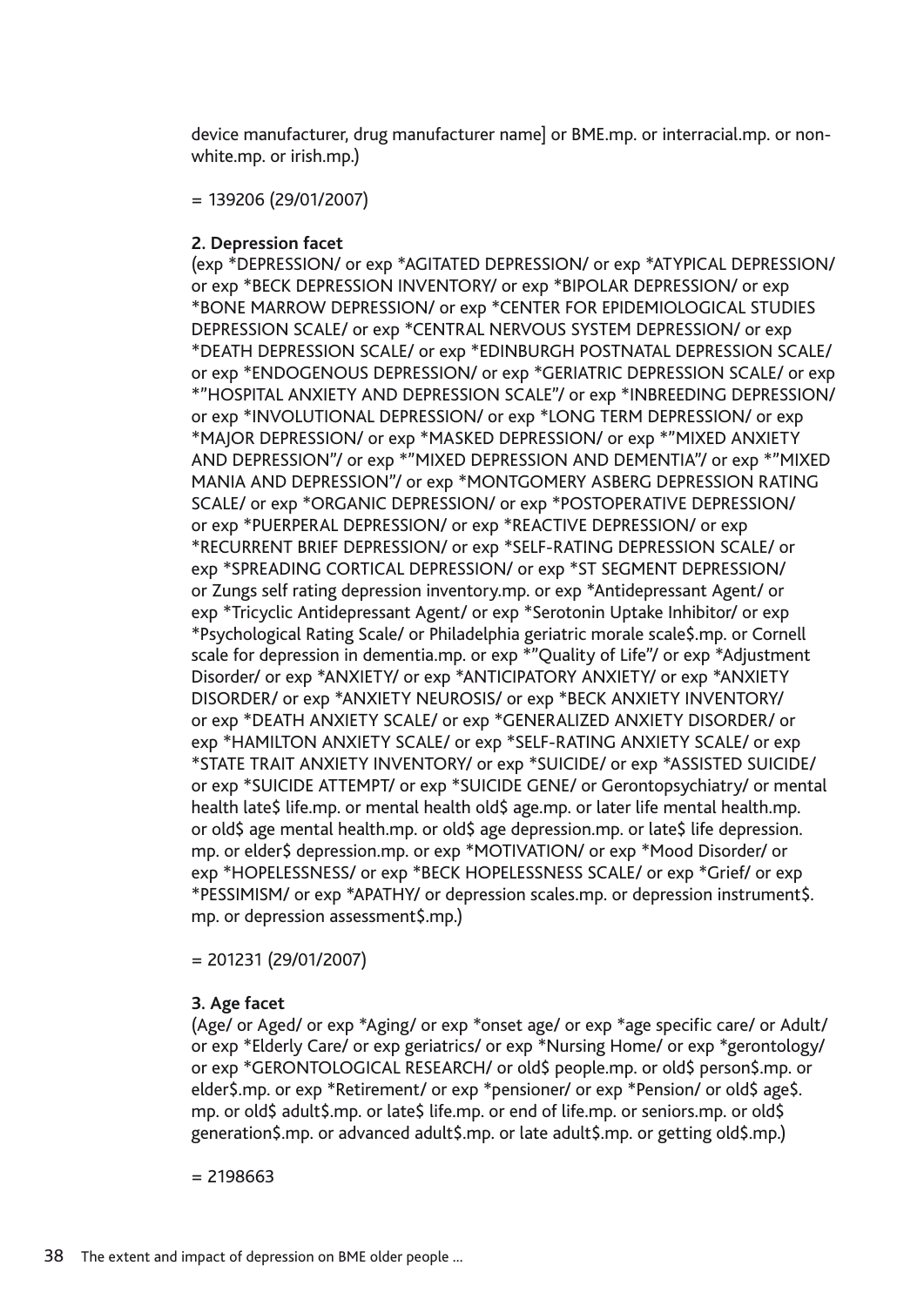device manufacturer, drug manufacturer name] or BME.mp. or interracial.mp. or non-white.mp. or irish.mp.)

= 139206 (29/01/2007)

**2. Depression facet**

(exp *DEPRESSION/ or exp *AGITATED DEPRESSION/ or exp *ATYPICAL DEPRESSION/ or exp *BECK DEPRESSION INVENTORY/ or exp *BIPOLAR DEPRESSION/ or exp *BONE MARROW DEPRESSION/ or exp *CENTER FOR EPIDEMIOLOGICAL STUDIES DEPRESSION SCALE/ or exp *CENTRAL NERVOUS SYSTEM DEPRESSION/ or exp *DEATH DEPRESSION SCALE/ or exp *EDINBURGH POSTNATAL DEPRESSION SCALE/ or exp *ENDOGENOUS DEPRESSION/ or exp *GERIATRIC DEPRESSION SCALE/ or exp *"HOSPITAL ANXIETY AND DEPRESSION SCALE"/ or exp *INBREEDING DEPRESSION/ or exp *INVOLUTIONAL DEPRESSION/ or exp *LONG TERM DEPRESSION/ or exp *MAJOR DEPRESSION/ or exp *MASKED DEPRESSION/ or exp *"MIXED ANXIETY AND DEPRESSION"/ or exp *"MIXED DEPRESSION AND DEMENTIA"/ or exp *"MIXED MANIA AND DEPRESSION"/ or exp *MONTGOMERY ASBERG DEPRESSION RATING SCALE/ or exp *ORGANIC DEPRESSION/ or exp *POSTOPERATIVE DEPRESSION/ or exp *PUERPERAL DEPRESSION/ or exp *REACTIVE DEPRESSION/ or exp *RECURRENT BRIEF DEPRESSION/ or exp *SELF-RATING DEPRESSION SCALE/ or exp *SPREADING CORTICAL DEPRESSION/ or exp *ST SEGMENT DEPRESSION/ or Zungs self rating depression inventory.mp. or exp *Antidepressant Agent/ or exp *Tricyclic Antidepressant Agent/ or exp *Serotonin Uptake Inhibitor/ or exp *Psychological Rating Scale/ or Philadelphia geriatric morale scale$.mp. or Cornell scale for depression in dementia.mp. or exp *"Quality of Life"/ or exp *Adjustment Disorder/ or exp *ANXIETY/ or exp *ANTICIPATORY ANXIETY/ or exp *ANXIETY DISORDER/ or exp *ANXIETY NEUROSIS/ or exp *BECK ANXIETY INVENTORY/ or exp *DEATH ANXIETY SCALE/ or exp *GENERALIZED ANXIETY DISORDER/ or exp *HAMILTON ANXIETY SCALE/ or exp *SELF-RATING ANXIETY SCALE/ or exp *STATE TRAIT ANXIETY INVENTORY/ or exp *SUICIDE/ or exp *ASSISTED SUICIDE/ or exp *SUICIDE ATTEMPT/ or exp *SUICIDE GENE/ or Gerontopsychiatry/ or mental health late$ life.mp. or mental health old$ age.mp. or later life mental health.mp. or old$ age mental health.mp. or old$ age depression.mp. or late$ life depression.mp. or elder$ depression.mp. or exp *MOTIVATION/ or exp *Mood Disorder/ or exp *HOPELESSNESS/ or exp *BECK HOPELESSNESS SCALE/ or exp *Grief/ or exp *PESSIMISM/ or exp *APATHY/ or depression scales.mp. or depression instrument$.mp. or depression assessment$.mp.)

= 201231 (29/01/2007)

**3. Age facet**

(Age/ or Aged/ or exp *Aging/ or exp *onset age/ or exp *age specific care/ or Adult/ or exp *Elderly Care/ or exp geriatrics/ or exp *Nursing Home/ or exp *gerontology/ or exp *GERONTOLOGICAL RESEARCH/ or old$ people.mp. or old$ person$.mp. or elder$.mp. or exp *Retirement/ or exp *pensioner/ or exp *Pension/ or old$ age$.mp. or old$ adult$.mp. or late$ life.mp. or end of life.mp. or seniors.mp. or old$ generation$.mp. or advanced adult$.mp. or late adult$.mp. or getting old$.mp.)

= 2198663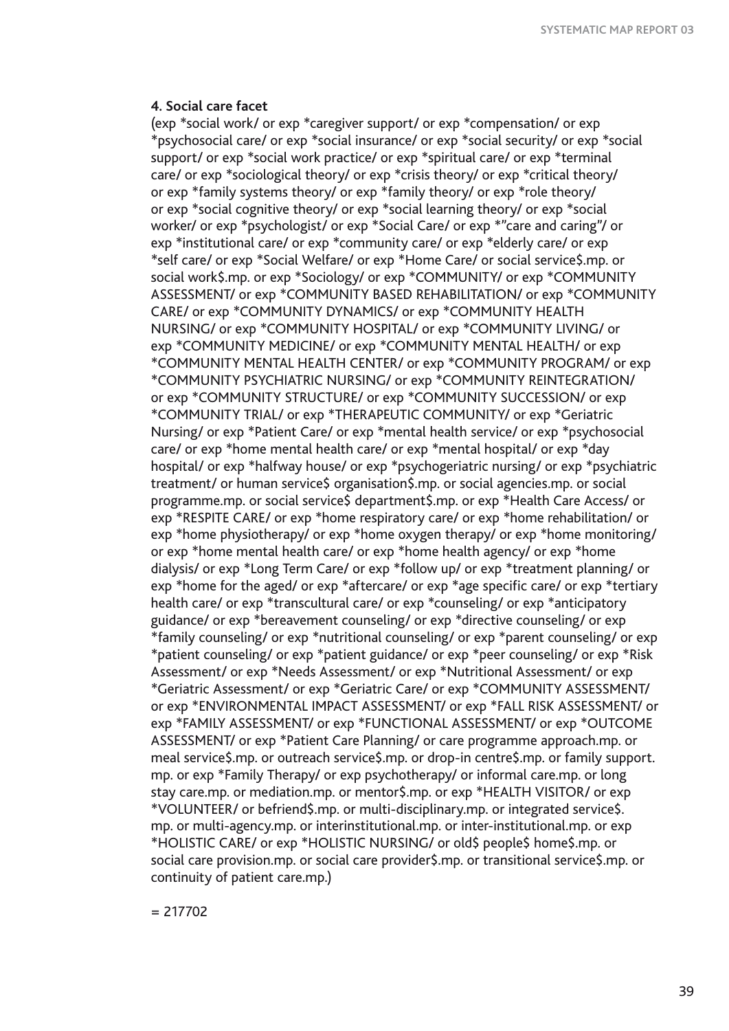**4. Social care facet**

(exp *social work/ or exp *caregiver support/ or exp *compensation/ or exp *psychosocial care/ or exp *social insurance/ or exp *social security/ or exp *social support/ or exp *social work practice/ or exp *spiritual care/ or exp *terminal care/ or exp *sociological theory/ or exp *crisis theory/ or exp *critical theory/ or exp *family systems theory/ or exp *family theory/ or exp *role theory/ or exp *social cognitive theory/ or exp *social learning theory/ or exp *social worker/ or exp *psychologist/ or exp *Social Care/ or exp *"care and caring"/ or exp *institutional care/ or exp *community care/ or exp *elderly care/ or exp *self care/ or exp *Social Welfare/ or exp *Home Care/ or social service$.mp. or social work$.mp. or exp *Sociology/ or exp *COMMUNITY/ or exp *COMMUNITY ASSESSMENT/ or exp *COMMUNITY BASED REHABILITATION/ or exp *COMMUNITY CARE/ or exp *COMMUNITY DYNAMICS/ or exp *COMMUNITY HEALTH NURSING/ or exp *COMMUNITY HOSPITAL/ or exp *COMMUNITY LIVING/ or exp *COMMUNITY MEDICINE/ or exp *COMMUNITY MENTAL HEALTH/ or exp *COMMUNITY MENTAL HEALTH CENTER/ or exp *COMMUNITY PROGRAM/ or exp *COMMUNITY PSYCHIATRIC NURSING/ or exp *COMMUNITY REINTEGRATION/ or exp *COMMUNITY STRUCTURE/ or exp *COMMUNITY SUCCESSION/ or exp *COMMUNITY TRIAL/ or exp *THERAPEUTIC COMMUNITY/ or exp *Geriatric Nursing/ or exp *Patient Care/ or exp *mental health service/ or exp *psychosocial care/ or exp *home mental health care/ or exp *mental hospital/ or exp *day hospital/ or exp *halfway house/ or exp *psychogeriatric nursing/ or exp *psychiatric treatment/ or human service$ organisation$.mp. or social agencies.mp. or social programme.mp. or social service$ department$.mp. or exp *Health Care Access/ or exp *RESPITE CARE/ or exp *home respiratory care/ or exp *home rehabilitation/ or exp *home physiotherapy/ or exp *home oxygen therapy/ or exp *home monitoring/ or exp *home mental health care/ or exp *home health agency/ or exp *home dialysis/ or exp *Long Term Care/ or exp *follow up/ or exp *treatment planning/ or exp *home for the aged/ or exp *aftercare/ or exp *age specific care/ or exp *tertiary health care/ or exp *transcultural care/ or exp *counseling/ or exp *anticipatory guidance/ or exp *bereavement counseling/ or exp *directive counseling/ or exp *family counseling/ or exp *nutritional counseling/ or exp *parent counseling/ or exp *patient counseling/ or exp *patient guidance/ or exp *peer counseling/ or exp *Risk Assessment/ or exp *Needs Assessment/ or exp *Nutritional Assessment/ or exp *Geriatric Assessment/ or exp *Geriatric Care/ or exp *COMMUNITY ASSESSMENT/ or exp *ENVIRONMENTAL IMPACT ASSESSMENT/ or exp *FALL RISK ASSESSMENT/ or exp *FAMILY ASSESSMENT/ or exp *FUNCTIONAL ASSESSMENT/ or exp *OUTCOME ASSESSMENT/ or exp *Patient Care Planning/ or care programme approach.mp. or meal service$.mp. or outreach service$.mp. or drop-in centre$.mp. or family support.mp. or exp *Family Therapy/ or exp psychotherapy/ or informal care.mp. or long stay care.mp. or mediation.mp. or mentor$.mp. or exp *HEALTH VISITOR/ or exp *VOLUNTEER/ or befriend$.mp. or multi-disciplinary.mp. or integrated service$.mp. or multi-agency.mp. or interinstitutional.mp. or inter-institutional.mp. or exp *HOLISTIC CARE/ or exp *HOLISTIC NURSING/ or old$ people$ home$.mp. or social care provision.mp. or social care provider$.mp. or transitional service$.mp. or continuity of patient care.mp.)

= 217702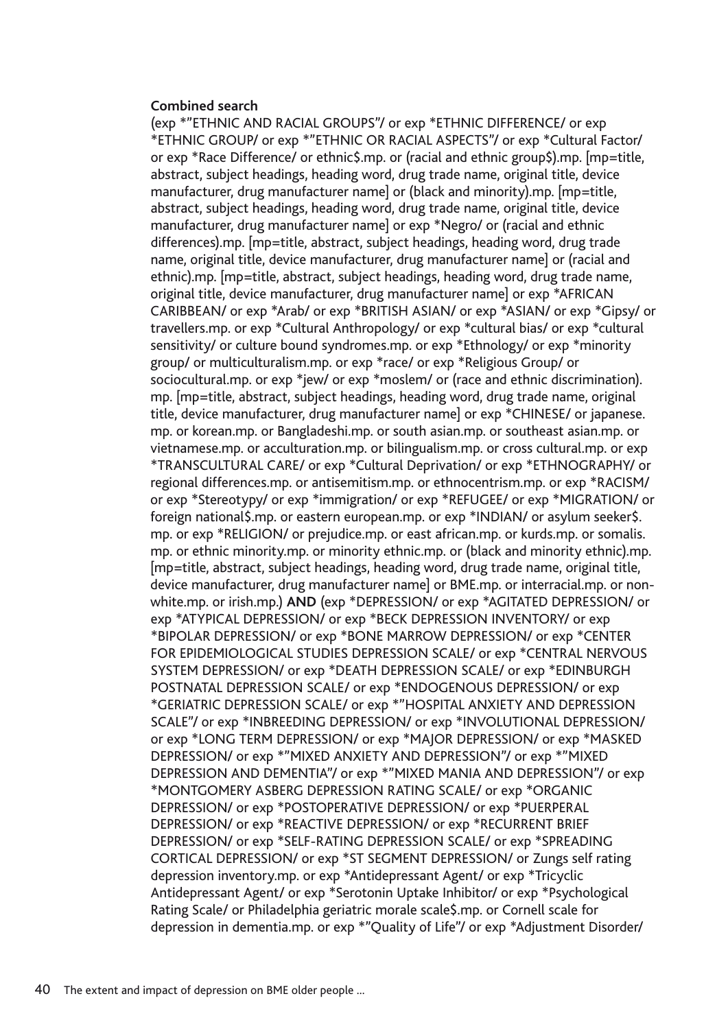**Combined search**

(exp *"ETHNIC AND RACIAL GROUPS"/ or exp *ETHNIC DIFFERENCE/ or exp *ETHNIC GROUP/ or exp *"ETHNIC OR RACIAL ASPECTS"/ or exp *Cultural Factor/ or exp *Race Difference/ or ethnic$.mp. or (racial and ethnic group$).mp. [mp=title, abstract, subject headings, heading word, drug trade name, original title, device manufacturer, drug manufacturer name] or (black and minority).mp. [mp=title, abstract, subject headings, heading word, drug trade name, original title, device manufacturer, drug manufacturer name] or exp *Negro/ or (racial and ethnic differences).mp. [mp=title, abstract, subject headings, heading word, drug trade name, original title, device manufacturer, drug manufacturer name] or (racial and ethnic).mp. [mp=title, abstract, subject headings, heading word, drug trade name, original title, device manufacturer, drug manufacturer name] or exp *AFRICAN CARIBBEAN/ or exp *Arab/ or exp *BRITISH ASIAN/ or exp *ASIAN/ or exp *Gipsy/ or travellers.mp. or exp *Cultural Anthropology/ or exp *cultural bias/ or exp *cultural sensitivity/ or culture bound syndromes.mp. or exp *Ethnology/ or exp *minority group/ or multiculturalism.mp. or exp *race/ or exp *Religious Group/ or sociocultural.mp. or exp *jew/ or exp *moslem/ or (race and ethnic discrimination).mp. [mp=title, abstract, subject headings, heading word, drug trade name, original title, device manufacturer, drug manufacturer name] or exp *CHINESE/ or japanese.mp. or korean.mp. or Bangladeshi.mp. or south asian.mp. or southeast asian.mp. or vietnamese.mp. or acculturation.mp. or bilingualism.mp. or cross cultural.mp. or exp *TRANSCULTURAL CARE/ or exp *Cultural Deprivation/ or exp *ETHNOGRAPHY/ or regional differences.mp. or antisemitism.mp. or ethnocentrism.mp. or exp *RACISM/ or exp *Stereotypy/ or exp *immigration/ or exp *REFUGEE/ or exp *MIGRATION/ or foreign national$.mp. or eastern european.mp. or exp *INDIAN/ or asylum seeker$.mp. or exp *RELIGION/ or prejudice.mp. or east african.mp. or kurds.mp. or somalis.mp. or ethnic minority.mp. or minority ethnic.mp. or (black and minority ethnic).mp. [mp=title, abstract, subject headings, heading word, drug trade name, original title, device manufacturer, drug manufacturer name] or BME.mp. or interracial.mp. or non-white.mp. or irish.mp.) **AND** (exp *DEPRESSION/ or exp *AGITATED DEPRESSION/ or exp *ATYPICAL DEPRESSION/ or exp *BECK DEPRESSION INVENTORY/ or exp *BIPOLAR DEPRESSION/ or exp *BONE MARROW DEPRESSION/ or exp *CENTER FOR EPIDEMIOLOGICAL STUDIES DEPRESSION SCALE/ or exp *CENTRAL NERVOUS SYSTEM DEPRESSION/ or exp *DEATH DEPRESSION SCALE/ or exp *EDINBURGH POSTNATAL DEPRESSION SCALE/ or exp *ENDOGENOUS DEPRESSION/ or exp *GERIATRIC DEPRESSION SCALE/ or exp *"HOSPITAL ANXIETY AND DEPRESSION SCALE"/ or exp *INBREEDING DEPRESSION/ or exp *INVOLUTIONAL DEPRESSION/ or exp *LONG TERM DEPRESSION/ or exp *MAJOR DEPRESSION/ or exp *MASKED DEPRESSION/ or exp *"MIXED ANXIETY AND DEPRESSION"/ or exp *"MIXED DEPRESSION AND DEMENTIA"/ or exp *"MIXED MANIA AND DEPRESSION"/ or exp *MONTGOMERY ASBERG DEPRESSION RATING SCALE/ or exp *ORGANIC DEPRESSION/ or exp *POSTOPERATIVE DEPRESSION/ or exp *PUERPERAL DEPRESSION/ or exp *REACTIVE DEPRESSION/ or exp *RECURRENT BRIEF DEPRESSION/ or exp *SELF-RATING DEPRESSION SCALE/ or exp *SPREADING CORTICAL DEPRESSION/ or exp *ST SEGMENT DEPRESSION/ or Zungs self rating depression inventory.mp. or exp *Antidepressant Agent/ or exp *Tricyclic Antidepressant Agent/ or exp *Serotonin Uptake Inhibitor/ or exp *Psychological Rating Scale/ or Philadelphia geriatric morale scale$.mp. or Cornell scale for depression in dementia.mp. or exp *"Quality of Life"/ or exp *Adjustment Disorder/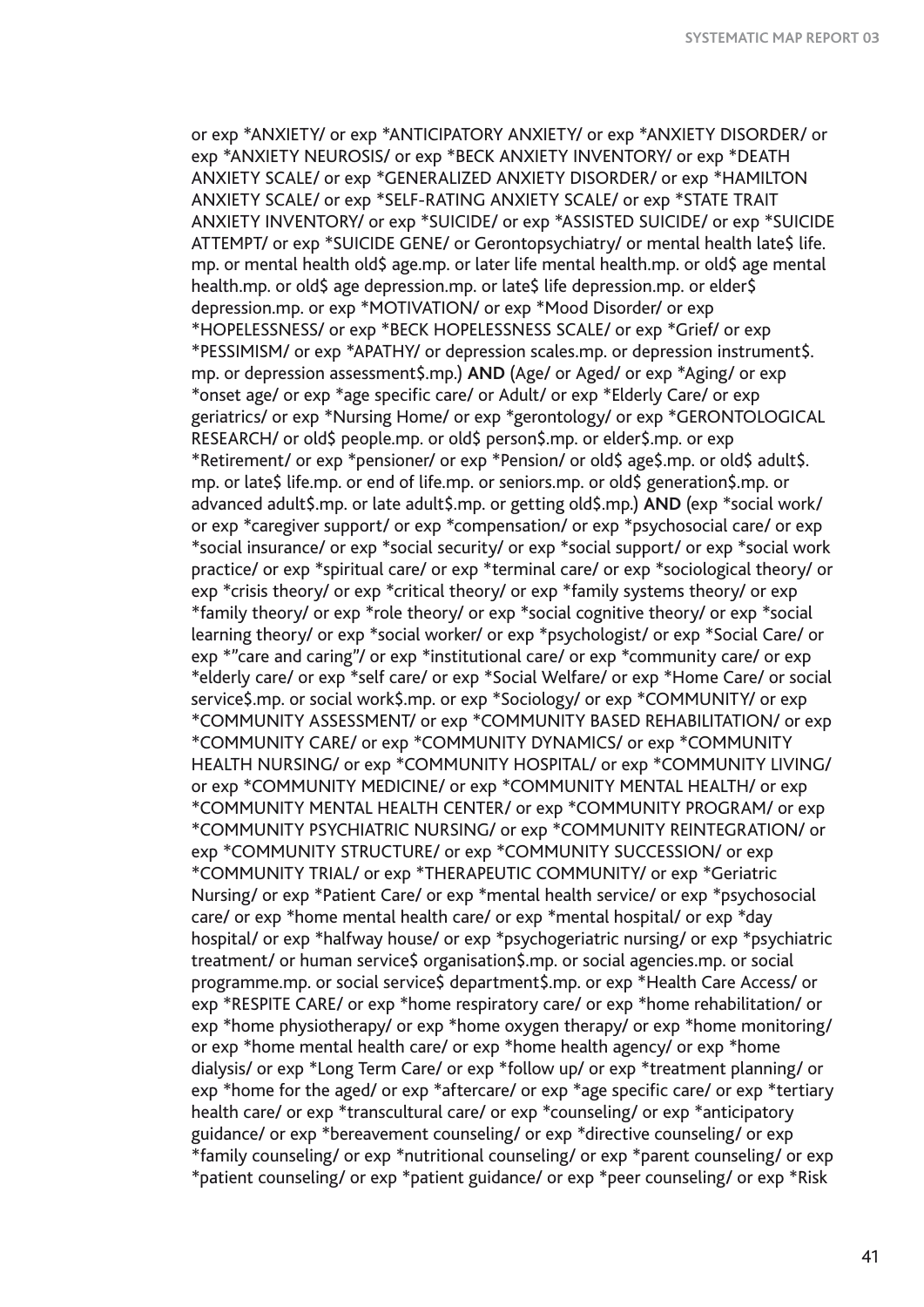or exp *ANXIETY/ or exp *ANTICIPATORY ANXIETY/ or exp *ANXIETY DISORDER/ or exp *ANXIETY NEUROSIS/ or exp *BECK ANXIETY INVENTORY/ or exp *DEATH ANXIETY SCALE/ or exp *GENERALIZED ANXIETY DISORDER/ or exp *HAMILTON ANXIETY SCALE/ or exp *SELF-RATING ANXIETY SCALE/ or exp *STATE TRAIT ANXIETY INVENTORY/ or exp *SUICIDE/ or exp *ASSISTED SUICIDE/ or exp *SUICIDE ATTEMPT/ or exp *SUICIDE GENE/ or Gerontopsychiatry/ or mental health late$ life.mp. or mental health old$ age.mp. or later life mental health.mp. or old$ age mental health.mp. or old$ age depression.mp. or late$ life depression.mp. or elder$ depression.mp. or exp *MOTIVATION/ or exp *Mood Disorder/ or exp *HOPELESSNESS/ or exp *BECK HOPELESSNESS SCALE/ or exp *Grief/ or exp *PESSIMISM/ or exp *APATHY/ or depression scales.mp. or depression instrument$.mp. or depression assessment$.mp.) **AND** (Age/ or Aged/ or exp *Aging/ or exp *onset age/ or exp *age specific care/ or Adult/ or exp *Elderly Care/ or exp geriatrics/ or exp *Nursing Home/ or exp *gerontology/ or exp *GERONTOLOGICAL RESEARCH/ or old$ people.mp. or old$ person$.mp. or elder$.mp. or exp *Retirement/ or exp *pensioner/ or exp *Pension/ or old$ age$.mp. or old$ adult$.mp. or late$ life.mp. or end of life.mp. or seniors.mp. or old$ generation$.mp. or advanced adult$.mp. or late adult$.mp. or getting old$.mp.) **AND** (exp *social work/ or exp *caregiver support/ or exp *compensation/ or exp *psychosocial care/ or exp *social insurance/ or exp *social security/ or exp *social support/ or exp *social work practice/ or exp *spiritual care/ or exp *terminal care/ or exp *sociological theory/ or exp *crisis theory/ or exp *critical theory/ or exp *family systems theory/ or exp *family theory/ or exp *role theory/ or exp *social cognitive theory/ or exp *social learning theory/ or exp *social worker/ or exp *psychologist/ or exp *Social Care/ or exp *"care and caring"/ or exp *institutional care/ or exp *community care/ or exp *elderly care/ or exp *self care/ or exp *Social Welfare/ or exp *Home Care/ or social service$.mp. or social work$.mp. or exp *Sociology/ or exp *COMMUNITY/ or exp *COMMUNITY ASSESSMENT/ or exp *COMMUNITY BASED REHABILITATION/ or exp *COMMUNITY CARE/ or exp *COMMUNITY DYNAMICS/ or exp *COMMUNITY HEALTH NURSING/ or exp *COMMUNITY HOSPITAL/ or exp *COMMUNITY LIVING/ or exp *COMMUNITY MEDICINE/ or exp *COMMUNITY MENTAL HEALTH/ or exp *COMMUNITY MENTAL HEALTH CENTER/ or exp *COMMUNITY PROGRAM/ or exp *COMMUNITY PSYCHIATRIC NURSING/ or exp *COMMUNITY REINTEGRATION/ or exp *COMMUNITY STRUCTURE/ or exp *COMMUNITY SUCCESSION/ or exp *COMMUNITY TRIAL/ or exp *THERAPEUTIC COMMUNITY/ or exp *Geriatric Nursing/ or exp *Patient Care/ or exp *mental health service/ or exp *psychosocial care/ or exp *home mental health care/ or exp *mental hospital/ or exp *day hospital/ or exp *halfway house/ or exp *psychogeriatric nursing/ or exp *psychiatric treatment/ or human service$ organisation$.mp. or social agencies.mp. or social programme.mp. or social service$ department$.mp. or exp *Health Care Access/ or exp *RESPITE CARE/ or exp *home respiratory care/ or exp *home rehabilitation/ or exp *home physiotherapy/ or exp *home oxygen therapy/ or exp *home monitoring/ or exp *home mental health care/ or exp *home health agency/ or exp *home dialysis/ or exp *Long Term Care/ or exp *follow up/ or exp *treatment planning/ or exp *home for the aged/ or exp *aftercare/ or exp *age specific care/ or exp *tertiary health care/ or exp *transcultural care/ or exp *counseling/ or exp *anticipatory guidance/ or exp *bereavement counseling/ or exp *directive counseling/ or exp *family counseling/ or exp *nutritional counseling/ or exp *parent counseling/ or exp *patient counseling/ or exp *patient guidance/ or exp *peer counseling/ or exp *Risk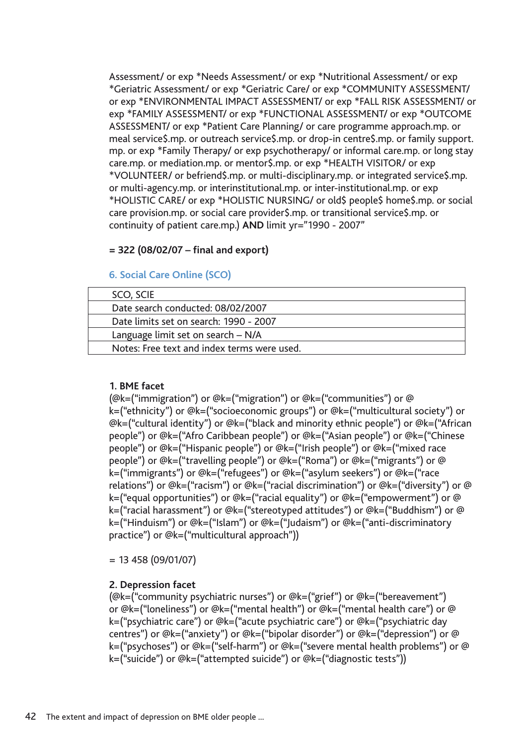Assessment/ or exp *Needs Assessment/ or exp *Nutritional Assessment/ or exp *Geriatric Assessment/ or exp *Geriatric Care/ or exp *COMMUNITY ASSESSMENT/ or exp *ENVIRONMENTAL IMPACT ASSESSMENT/ or exp *FALL RISK ASSESSMENT/ or exp *FAMILY ASSESSMENT/ or exp *FUNCTIONAL ASSESSMENT/ or exp *OUTCOME ASSESSMENT/ or exp *Patient Care Planning/ or care programme approach.mp. or meal service$.mp. or outreach service$.mp. or drop-in centre$.mp. or family support.mp. or exp *Family Therapy/ or exp psychotherapy/ or informal care.mp. or long stay care.mp. or mediation.mp. or mentor$.mp. or exp *HEALTH VISITOR/ or exp *VOLUNTEER/ or befriend$.mp. or multi-disciplinary.mp. or integrated service$.mp. or multi-agency.mp. or interinstitutional.mp. or inter-institutional.mp. or exp *HOLISTIC CARE/ or exp *HOLISTIC NURSING/ or old$ people$ home$.mp. or social care provision.mp. or social care provider$.mp. or transitional service$.mp. or continuity of patient care.mp.) **AND** limit yr="1990 - 2007"

**= 322 (08/02/07 – final and export)**

### 6. Social Care Online (SCO)

| SCO, SCIE |
|---|
| Date search conducted: 08/02/2007 |
| Date limits set on search: 1990 - 2007 |
| Language limit set on search – N/A |
| Notes: Free text and index terms were used. |

**1. BME facet**
(@k=("immigration") or @k=("migration") or @k=("communities") or @k=("ethnicity") or @k=("socioeconomic groups") or @k=("multicultural society") or @k=("cultural identity") or @k=("black and minority ethnic people") or @k=("African people") or @k=("Afro Caribbean people") or @k=("Asian people") or @k=("Chinese people") or @k=("Hispanic people") or @k=("Irish people") or @k=("mixed race people") or @k=("travelling people") or @k=("Roma") or @k=("migrants") or @k=("immigrants") or @k=("refugees") or @k=("asylum seekers") or @k=("race relations") or @k=("racism") or @k=("racial discrimination") or @k=("diversity") or @k=("equal opportunities") or @k=("racial equality") or @k=("empowerment") or @k=("racial harassment") or @k=("stereotyped attitudes") or @k=("Buddhism") or @k=("Hinduism") or @k=("Islam") or @k=("Judaism") or @k=("anti-discriminatory practice") or @k=("multicultural approach"))

= 13 458 (09/01/07)

**2. Depression facet**
(@k=("community psychiatric nurses") or @k=("grief") or @k=("bereavement") or @k=("loneliness") or @k=("mental health") or @k=("mental health care") or @k=("psychiatric care") or @k=("acute psychiatric care") or @k=("psychiatric day centres") or @k=("anxiety") or @k=("bipolar disorder") or @k=("depression") or @k=("psychoses") or @k=("self-harm") or @k=("severe mental health problems") or @k=("suicide") or @k=("attempted suicide") or @k=("diagnostic tests"))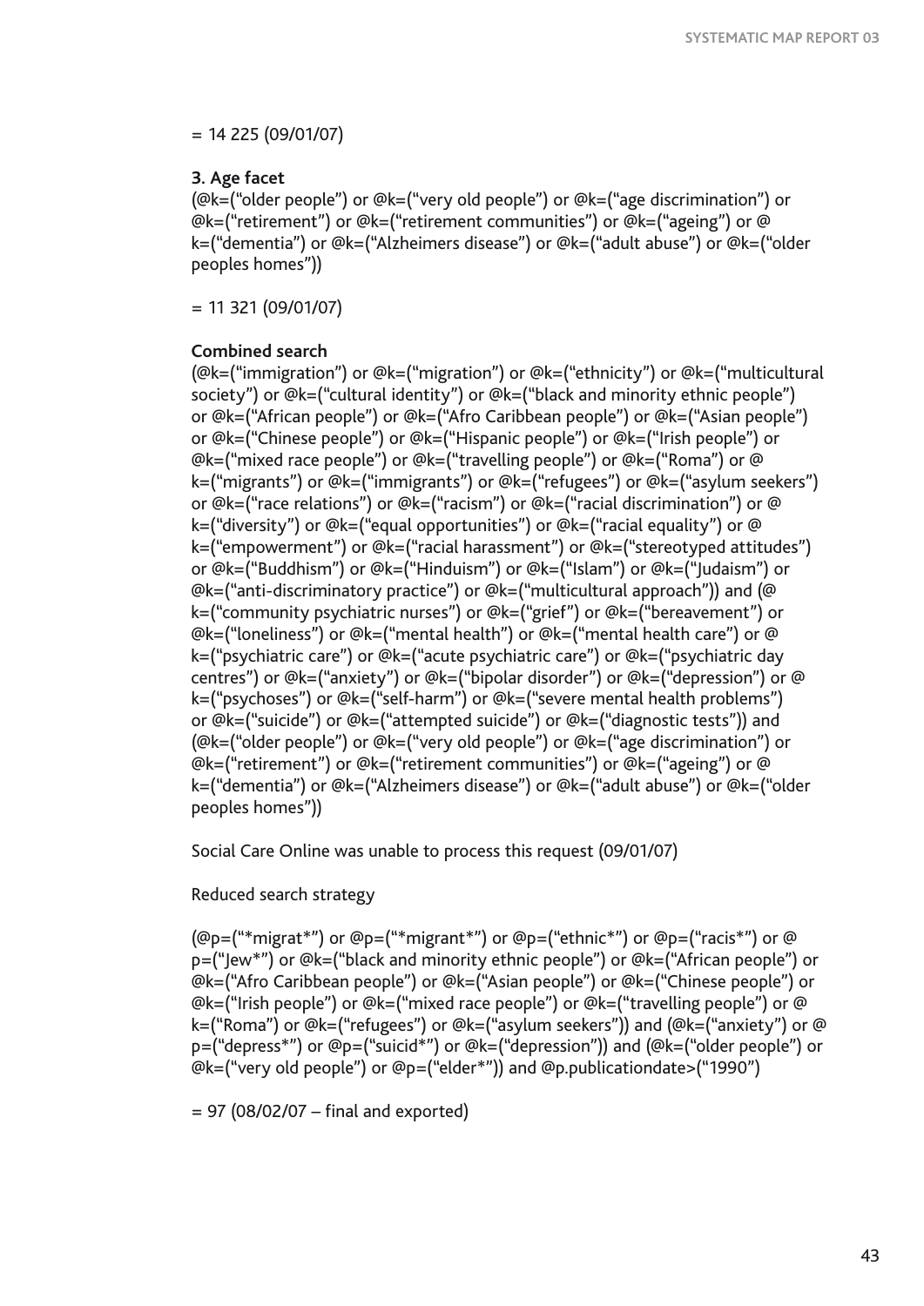= 14 225 (09/01/07)

**3. Age facet**

(@k=("older people") or @k=("very old people") or @k=("age discrimination") or @k=("retirement") or @k=("retirement communities") or @k=("ageing") or @k=("dementia") or @k=("Alzheimers disease") or @k=("adult abuse") or @k=("older peoples homes"))

= 11 321 (09/01/07)

**Combined search**

(@k=("immigration") or @k=("migration") or @k=("ethnicity") or @k=("multicultural society") or @k=("cultural identity") or @k=("black and minority ethnic people") or @k=("African people") or @k=("Afro Caribbean people") or @k=("Asian people") or @k=("Chinese people") or @k=("Hispanic people") or @k=("Irish people") or @k=("mixed race people") or @k=("travelling people") or @k=("Roma") or @k=("migrants") or @k=("immigrants") or @k=("refugees") or @k=("asylum seekers") or @k=("race relations") or @k=("racism") or @k=("racial discrimination") or @k=("diversity") or @k=("equal opportunities") or @k=("racial equality") or @k=("empowerment") or @k=("racial harassment") or @k=("stereotyped attitudes") or @k=("Buddhism") or @k=("Hinduism") or @k=("Islam") or @k=("Judaism") or @k=("anti-discriminatory practice") or @k=("multicultural approach")) and (@k=("community psychiatric nurses") or @k=("grief") or @k=("bereavement") or @k=("loneliness") or @k=("mental health") or @k=("mental health care") or @k=("psychiatric care") or @k=("acute psychiatric care") or @k=("psychiatric day centres") or @k=("anxiety") or @k=("bipolar disorder") or @k=("depression") or @k=("psychoses") or @k=("self-harm") or @k=("severe mental health problems") or @k=("suicide") or @k=("attempted suicide") or @k=("diagnostic tests")) and (@k=("older people") or @k=("very old people") or @k=("age discrimination") or @k=("retirement") or @k=("retirement communities") or @k=("ageing") or @k=("dementia") or @k=("Alzheimers disease") or @k=("adult abuse") or @k=("older peoples homes"))

Social Care Online was unable to process this request (09/01/07)

Reduced search strategy

(@p=("*migrat*") or @p=("*migrant*") or @p=("ethnic*") or @p=("racis*") or @p=("Jew*") or @k=("black and minority ethnic people") or @k=("African people") or @k=("Afro Caribbean people") or @k=("Asian people") or @k=("Chinese people") or @k=("Irish people") or @k=("mixed race people") or @k=("travelling people") or @k=("Roma") or @k=("refugees") or @k=("asylum seekers")) and (@k=("anxiety") or @p=("depress*") or @p=("suicid*") or @k=("depression")) and (@k=("older people") or @k=("very old people") or @p=("elder*")) and @p.publicationdate>("1990")

= 97 (08/02/07 – final and exported)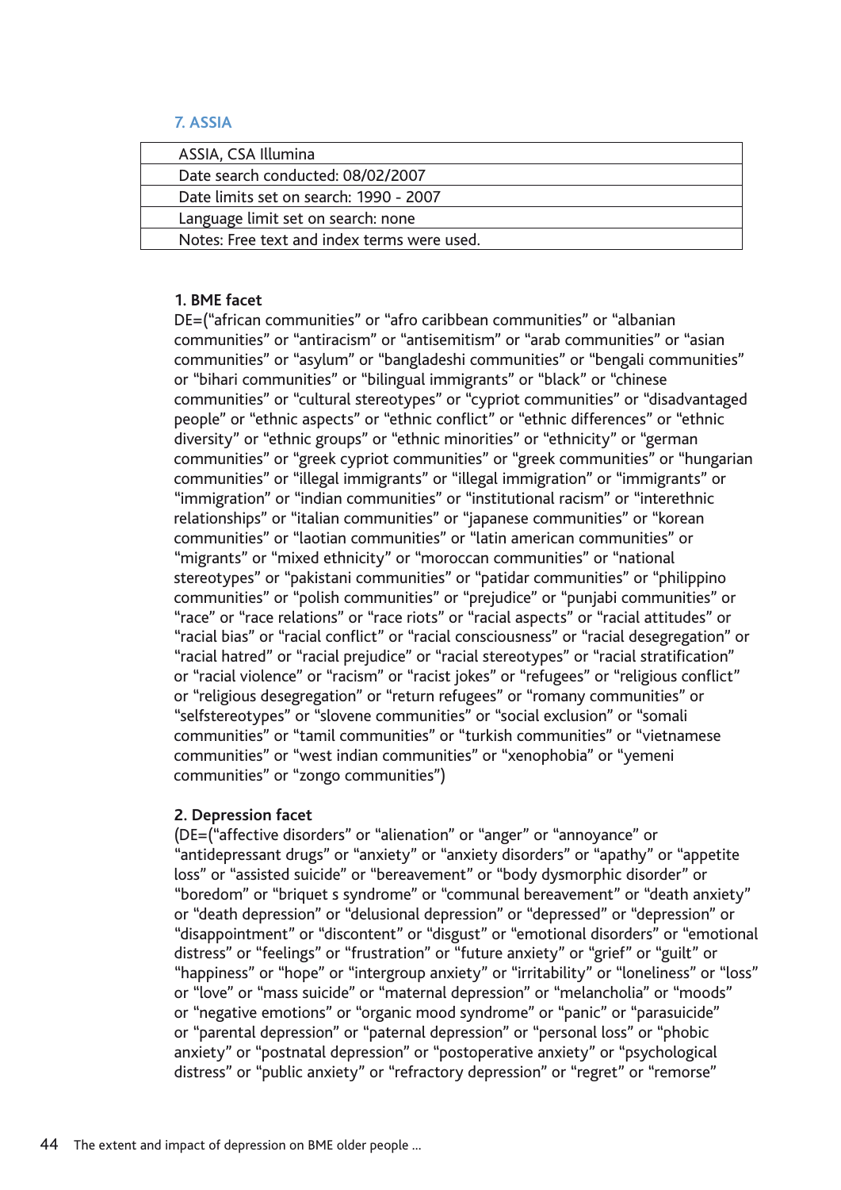### 7. ASSIA

| ASSIA, CSA Illumina |
|---|
| Date search conducted: 08/02/2007 |
| Date limits set on search: 1990 - 2007 |
| Language limit set on search: none |
| Notes: Free text and index terms were used. |

**1. BME facet**

DE=("african communities" or "afro caribbean communities" or "albanian communities" or "antiracism" or "antisemitism" or "arab communities" or "asian communities" or "asylum" or "bangladeshi communities" or "bengali communities" or "bihari communities" or "bilingual immigrants" or "black" or "chinese communities" or "cultural stereotypes" or "cypriot communities" or "disadvantaged people" or "ethnic aspects" or "ethnic conflict" or "ethnic differences" or "ethnic diversity" or "ethnic groups" or "ethnic minorities" or "ethnicity" or "german communities" or "greek cypriot communities" or "greek communities" or "hungarian communities" or "illegal immigrants" or "illegal immigration" or "immigrants" or "immigration" or "indian communities" or "institutional racism" or "interethnic relationships" or "italian communities" or "japanese communities" or "korean communities" or "laotian communities" or "latin american communities" or "migrants" or "mixed ethnicity" or "moroccan communities" or "national stereotypes" or "pakistani communities" or "patidar communities" or "philippino communities" or "polish communities" or "prejudice" or "punjabi communities" or "race" or "race relations" or "race riots" or "racial aspects" or "racial attitudes" or "racial bias" or "racial conflict" or "racial consciousness" or "racial desegregation" or "racial hatred" or "racial prejudice" or "racial stereotypes" or "racial stratification" or "racial violence" or "racism" or "racist jokes" or "refugees" or "religious conflict" or "religious desegregation" or "return refugees" or "romany communities" or "selfstereotypes" or "slovene communities" or "social exclusion" or "somali communities" or "tamil communities" or "turkish communities" or "vietnamese communities" or "west indian communities" or "xenophobia" or "yemeni communities" or "zongo communities")

**2. Depression facet**

(DE=("affective disorders" or "alienation" or "anger" or "annoyance" or "antidepressant drugs" or "anxiety" or "anxiety disorders" or "apathy" or "appetite loss" or "assisted suicide" or "bereavement" or "body dysmorphic disorder" or "boredom" or "briquet s syndrome" or "communal bereavement" or "death anxiety" or "death depression" or "delusional depression" or "depressed" or "depression" or "disappointment" or "discontent" or "disgust" or "emotional disorders" or "emotional distress" or "feelings" or "frustration" or "future anxiety" or "grief" or "guilt" or "happiness" or "hope" or "intergroup anxiety" or "irritability" or "loneliness" or "loss" or "love" or "mass suicide" or "maternal depression" or "melancholia" or "moods" or "negative emotions" or "organic mood syndrome" or "panic" or "parasuicide" or "parental depression" or "paternal depression" or "personal loss" or "phobic anxiety" or "postnatal depression" or "postoperative anxiety" or "psychological distress" or "public anxiety" or "refractory depression" or "regret" or "remorse"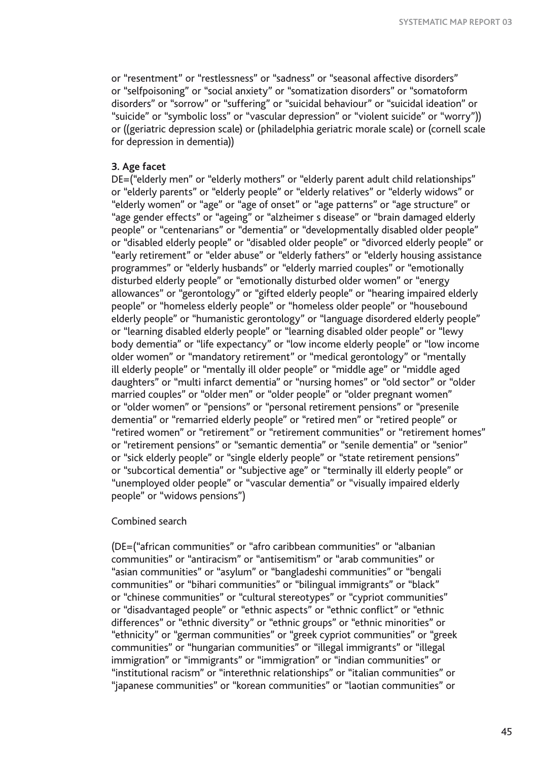or “resentment” or “restlessness” or “sadness” or “seasonal affective disorders” or “selfpoisoning” or “social anxiety” or “somatization disorders” or “somatoform disorders” or “sorrow” or “suffering” or “suicidal behaviour” or “suicidal ideation” or “suicide” or “symbolic loss” or “vascular depression” or “violent suicide” or “worry”)) or ((geriatric depression scale) or (philadelphia geriatric morale scale) or (cornell scale for depression in dementia))

**3. Age facet**

DE=(“elderly men” or “elderly mothers” or “elderly parent adult child relationships” or “elderly parents” or “elderly people” or “elderly relatives” or “elderly widows” or “elderly women” or “age” or “age of onset” or “age patterns” or “age structure” or “age gender effects” or “ageing” or “alzheimer s disease” or “brain damaged elderly people” or “centenarians” or “dementia” or “developmentally disabled older people” or “disabled elderly people” or “disabled older people” or “divorced elderly people” or “early retirement” or “elder abuse” or “elderly fathers” or “elderly housing assistance programmes” or “elderly husbands” or “elderly married couples” or “emotionally disturbed elderly people” or “emotionally disturbed older women” or “energy allowances” or “gerontology” or “gifted elderly people” or “hearing impaired elderly people” or “homeless elderly people” or “homeless older people” or “housebound elderly people” or “humanistic gerontology” or “language disordered elderly people” or “learning disabled elderly people” or “learning disabled older people” or “lewy body dementia” or “life expectancy” or “low income elderly people” or “low income older women” or “mandatory retirement” or “medical gerontology” or “mentally ill elderly people” or “mentally ill older people” or “middle age” or “middle aged daughters” or “multi infarct dementia” or “nursing homes” or “old sector” or “older married couples” or “older men” or “older people” or “older pregnant women” or “older women” or “pensions” or “personal retirement pensions” or “presenile dementia” or “remarried elderly people” or “retired men” or “retired people” or “retired women” or “retirement” or “retirement communities” or “retirement homes” or “retirement pensions” or “semantic dementia” or “senile dementia” or “senior” or “sick elderly people” or “single elderly people” or “state retirement pensions” or “subcortical dementia” or “subjective age” or “terminally ill elderly people” or “unemployed older people” or “vascular dementia” or “visually impaired elderly people” or “widows pensions”)

Combined search

(DE=(“african communities” or “afro caribbean communities” or “albanian communities” or “antiracism” or “antisemitism” or “arab communities” or “asian communities” or “asylum” or “bangladeshi communities” or “bengali communities” or “bihari communities” or “bilingual immigrants” or “black” or “chinese communities” or “cultural stereotypes” or “cypriot communities” or “disadvantaged people” or “ethnic aspects” or “ethnic conflict” or “ethnic differences” or “ethnic diversity” or “ethnic groups” or “ethnic minorities” or “ethnicity” or “german communities” or “greek cypriot communities” or “greek communities” or “hungarian communities” or “illegal immigrants” or “illegal immigration” or “immigrants” or “immigration” or “indian communities” or “institutional racism” or “interethnic relationships” or “italian communities” or “japanese communities” or “korean communities” or “laotian communities” or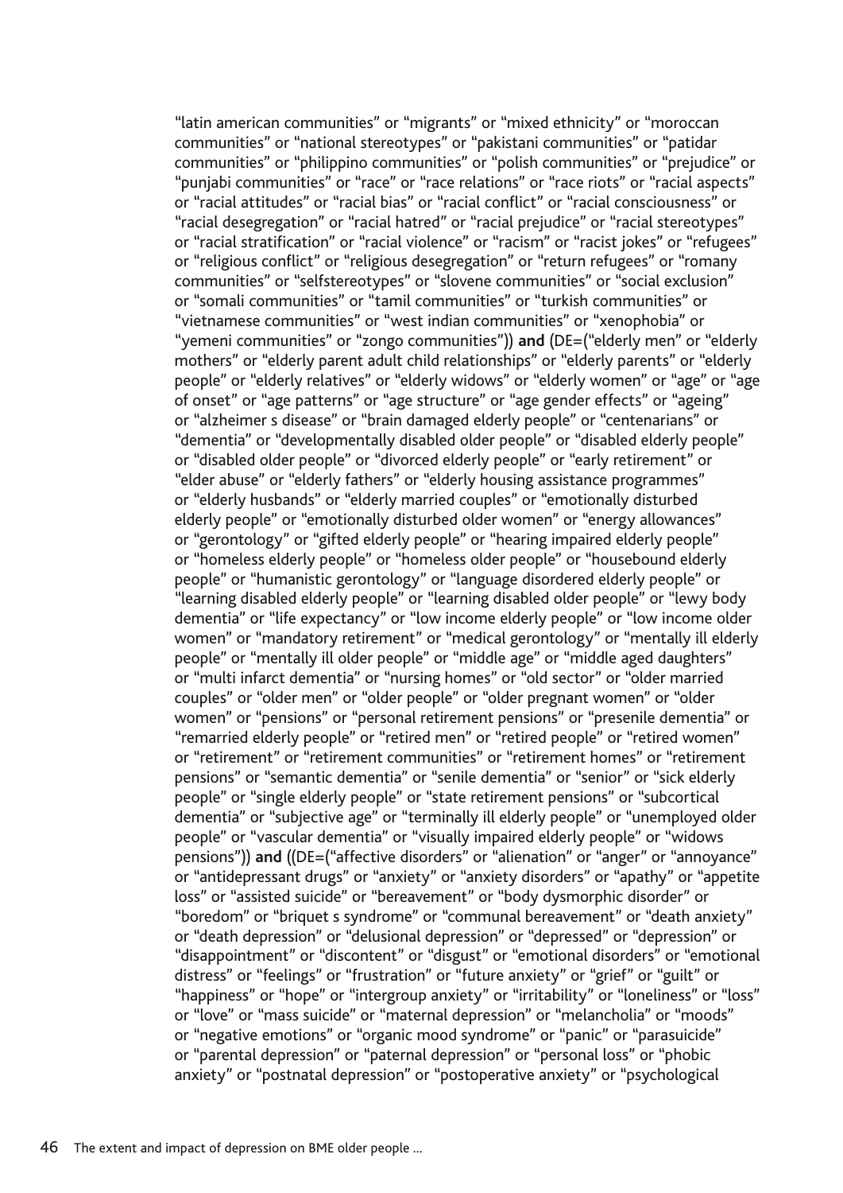"latin american communities" or "migrants" or "mixed ethnicity" or "moroccan communities" or "national stereotypes" or "pakistani communities" or "patidar communities" or "philippino communities" or "polish communities" or "prejudice" or "punjabi communities" or "race" or "race relations" or "race riots" or "racial aspects" or "racial attitudes" or "racial bias" or "racial conflict" or "racial consciousness" or "racial desegregation" or "racial hatred" or "racial prejudice" or "racial stereotypes" or "racial stratification" or "racial violence" or "racism" or "racist jokes" or "refugees" or "religious conflict" or "religious desegregation" or "return refugees" or "romany communities" or "selfstereotypes" or "slovene communities" or "social exclusion" or "somali communities" or "tamil communities" or "turkish communities" or "vietnamese communities" or "west indian communities" or "xenophobia" or "yemeni communities" or "zongo communities")) **and** (DE=("elderly men" or "elderly mothers" or "elderly parent adult child relationships" or "elderly parents" or "elderly people" or "elderly relatives" or "elderly widows" or "elderly women" or "age" or "age of onset" or "age patterns" or "age structure" or "age gender effects" or "ageing" or "alzheimer s disease" or "brain damaged elderly people" or "centenarians" or "dementia" or "developmentally disabled older people" or "disabled elderly people" or "disabled older people" or "divorced elderly people" or "early retirement" or "elder abuse" or "elderly fathers" or "elderly housing assistance programmes" or "elderly husbands" or "elderly married couples" or "emotionally disturbed elderly people" or "emotionally disturbed older women" or "energy allowances" or "gerontology" or "gifted elderly people" or "hearing impaired elderly people" or "homeless elderly people" or "homeless older people" or "housebound elderly people" or "humanistic gerontology" or "language disordered elderly people" or "learning disabled elderly people" or "learning disabled older people" or "lewy body dementia" or "life expectancy" or "low income elderly people" or "low income older women" or "mandatory retirement" or "medical gerontology" or "mentally ill elderly people" or "mentally ill older people" or "middle age" or "middle aged daughters" or "multi infarct dementia" or "nursing homes" or "old sector" or "older married couples" or "older men" or "older people" or "older pregnant women" or "older women" or "pensions" or "personal retirement pensions" or "presenile dementia" or "remarried elderly people" or "retired men" or "retired people" or "retired women" or "retirement" or "retirement communities" or "retirement homes" or "retirement pensions" or "semantic dementia" or "senile dementia" or "senior" or "sick elderly people" or "single elderly people" or "state retirement pensions" or "subcortical dementia" or "subjective age" or "terminally ill elderly people" or "unemployed older people" or "vascular dementia" or "visually impaired elderly people" or "widows pensions")) **and** ((DE=("affective disorders" or "alienation" or "anger" or "annoyance" or "antidepressant drugs" or "anxiety" or "anxiety disorders" or "apathy" or "appetite loss" or "assisted suicide" or "bereavement" or "body dysmorphic disorder" or "boredom" or "briquet s syndrome" or "communal bereavement" or "death anxiety" or "death depression" or "delusional depression" or "depressed" or "depression" or "disappointment" or "discontent" or "disgust" or "emotional disorders" or "emotional distress" or "feelings" or "frustration" or "future anxiety" or "grief" or "guilt" or "happiness" or "hope" or "intergroup anxiety" or "irritability" or "loneliness" or "loss" or "love" or "mass suicide" or "maternal depression" or "melancholia" or "moods" or "negative emotions" or "organic mood syndrome" or "panic" or "parasuicide" or "parental depression" or "paternal depression" or "personal loss" or "phobic anxiety" or "postnatal depression" or "postoperative anxiety" or "psychological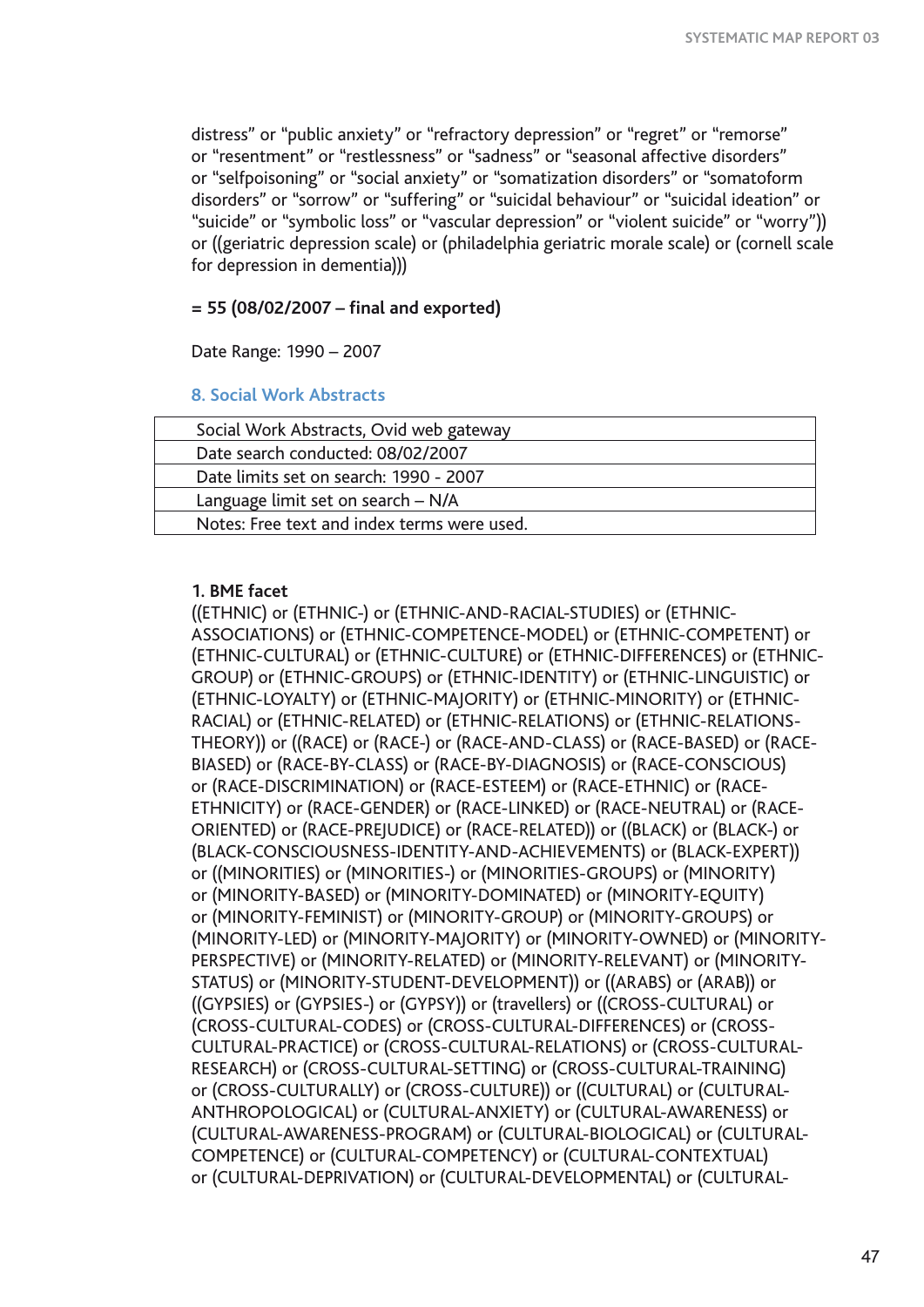distress" or "public anxiety" or "refractory depression" or "regret" or "remorse" or "resentment" or "restlessness" or "sadness" or "seasonal affective disorders" or "selfpoisoning" or "social anxiety" or "somatization disorders" or "somatoform disorders" or "sorrow" or "suffering" or "suicidal behaviour" or "suicidal ideation" or "suicide" or "symbolic loss" or "vascular depression" or "violent suicide" or "worry")) or ((geriatric depression scale) or (philadelphia geriatric morale scale) or (cornell scale for depression in dementia)))

**= 55 (08/02/2007 – final and exported)**

Date Range: 1990 – 2007

### 8. Social Work Abstracts

| Social Work Abstracts, Ovid web gateway |
|---|
| Date search conducted: 08/02/2007 |
| Date limits set on search: 1990 - 2007 |
| Language limit set on search – N/A |
| Notes: Free text and index terms were used. |

**1. BME facet**

((ETHNIC) or (ETHNIC-) or (ETHNIC-AND-RACIAL-STUDIES) or (ETHNIC-ASSOCIATIONS) or (ETHNIC-COMPETENCE-MODEL) or (ETHNIC-COMPETENT) or (ETHNIC-CULTURAL) or (ETHNIC-CULTURE) or (ETHNIC-DIFFERENCES) or (ETHNIC-GROUP) or (ETHNIC-GROUPS) or (ETHNIC-IDENTITY) or (ETHNIC-LINGUISTIC) or (ETHNIC-LOYALTY) or (ETHNIC-MAJORITY) or (ETHNIC-MINORITY) or (ETHNIC-RACIAL) or (ETHNIC-RELATED) or (ETHNIC-RELATIONS) or (ETHNIC-RELATIONS-THEORY)) or ((RACE) or (RACE-) or (RACE-AND-CLASS) or (RACE-BASED) or (RACE-BIASED) or (RACE-BY-CLASS) or (RACE-BY-DIAGNOSIS) or (RACE-CONSCIOUS) or (RACE-DISCRIMINATION) or (RACE-ESTEEM) or (RACE-ETHNIC) or (RACE-ETHNICITY) or (RACE-GENDER) or (RACE-LINKED) or (RACE-NEUTRAL) or (RACE-ORIENTED) or (RACE-PREJUDICE) or (RACE-RELATED)) or ((BLACK) or (BLACK-) or (BLACK-CONSCIOUSNESS-IDENTITY-AND-ACHIEVEMENTS) or (BLACK-EXPERT)) or ((MINORITIES) or (MINORITIES-) or (MINORITIES-GROUPS) or (MINORITY) or (MINORITY-BASED) or (MINORITY-DOMINATED) or (MINORITY-EQUITY) or (MINORITY-FEMINIST) or (MINORITY-GROUP) or (MINORITY-GROUPS) or (MINORITY-LED) or (MINORITY-MAJORITY) or (MINORITY-OWNED) or (MINORITY-PERSPECTIVE) or (MINORITY-RELATED) or (MINORITY-RELEVANT) or (MINORITY-STATUS) or (MINORITY-STUDENT-DEVELOPMENT)) or ((ARABS) or (ARAB)) or ((GYPSIES) or (GYPSIES-) or (GYPSY)) or (travellers) or ((CROSS-CULTURAL) or (CROSS-CULTURAL-CODES) or (CROSS-CULTURAL-DIFFERENCES) or (CROSS-CULTURAL-PRACTICE) or (CROSS-CULTURAL-RELATIONS) or (CROSS-CULTURAL-RESEARCH) or (CROSS-CULTURAL-SETTING) or (CROSS-CULTURAL-TRAINING) or (CROSS-CULTURALLY) or (CROSS-CULTURE)) or ((CULTURAL) or (CULTURAL-ANTHROPOLOGICAL) or (CULTURAL-ANXIETY) or (CULTURAL-AWARENESS) or (CULTURAL-AWARENESS-PROGRAM) or (CULTURAL-BIOLOGICAL) or (CULTURAL-COMPETENCE) or (CULTURAL-COMPETENCY) or (CULTURAL-CONTEXTUAL) or (CULTURAL-DEPRIVATION) or (CULTURAL-DEVELOPMENTAL) or (CULTURAL-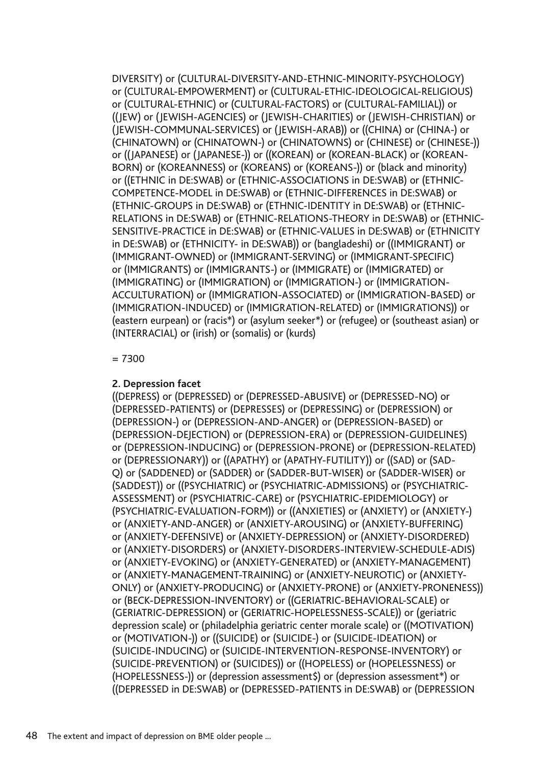DIVERSITY) or (CULTURAL-DIVERSITY-AND-ETHNIC-MINORITY-PSYCHOLOGY) or (CULTURAL-EMPOWERMENT) or (CULTURAL-ETHIC-IDEOLOGICAL-RELIGIOUS) or (CULTURAL-ETHNIC) or (CULTURAL-FACTORS) or (CULTURAL-FAMILIAL)) or ((JEW) or (JEWISH-AGENCIES) or (JEWISH-CHARITIES) or (JEWISH-CHRISTIAN) or (JEWISH-COMMUNAL-SERVICES) or (JEWISH-ARAB)) or ((CHINA) or (CHINA-) or (CHINATOWN) or (CHINATOWN-) or (CHINATOWNS) or (CHINESE) or (CHINESE-)) or ((JAPANESE) or (JAPANESE-)) or ((KOREAN) or (KOREAN-BLACK) or (KOREAN-BORN) or (KOREANNESS) or (KOREANS) or (KOREANS-)) or (black and minority) or ((ETHNIC in DE:SWAB) or (ETHNIC-ASSOCIATIONS in DE:SWAB) or (ETHNIC-COMPETENCE-MODEL in DE:SWAB) or (ETHNIC-DIFFERENCES in DE:SWAB) or (ETHNIC-GROUPS in DE:SWAB) or (ETHNIC-IDENTITY in DE:SWAB) or (ETHNIC-RELATIONS in DE:SWAB) or (ETHNIC-RELATIONS-THEORY in DE:SWAB) or (ETHNIC-SENSITIVE-PRACTICE in DE:SWAB) or (ETHNIC-VALUES in DE:SWAB) or (ETHNICITY in DE:SWAB) or (ETHNICITY- in DE:SWAB)) or (bangladeshi) or ((IMMIGRANT) or (IMMIGRANT-OWNED) or (IMMIGRANT-SERVING) or (IMMIGRANT-SPECIFIC) or (IMMIGRANTS) or (IMMIGRANTS-) or (IMMIGRATE) or (IMMIGRATED) or (IMMIGRATING) or (IMMIGRATION) or (IMMIGRATION-) or (IMMIGRATION-ACCULTURATION) or (IMMIGRATION-ASSOCIATED) or (IMMIGRATION-BASED) or (IMMIGRATION-INDUCED) or (IMMIGRATION-RELATED) or (IMMIGRATIONS)) or (eastern eurpean) or (racis*) or (asylum seeker*) or (refugee) or (southeast asian) or (INTERRACIAL) or (irish) or (somalis) or (kurds)

= 7300

**2. Depression facet**

((DEPRESS) or (DEPRESSED) or (DEPRESSED-ABUSIVE) or (DEPRESSED-NO) or (DEPRESSED-PATIENTS) or (DEPRESSES) or (DEPRESSING) or (DEPRESSION) or (DEPRESSION-) or (DEPRESSION-AND-ANGER) or (DEPRESSION-BASED) or (DEPRESSION-DEJECTION) or (DEPRESSION-ERA) or (DEPRESSION-GUIDELINES) or (DEPRESSION-INDUCING) or (DEPRESSION-PRONE) or (DEPRESSION-RELATED) or (DEPRESSIONARY)) or ((APATHY) or (APATHY-FUTILITY)) or ((SAD) or (SAD-Q) or (SADDENED) or (SADDER) or (SADDER-BUT-WISER) or (SADDER-WISER) or (SADDEST)) or ((PSYCHIATRIC) or (PSYCHIATRIC-ADMISSIONS) or (PSYCHIATRIC-ASSESSMENT) or (PSYCHIATRIC-CARE) or (PSYCHIATRIC-EPIDEMIOLOGY) or (PSYCHIATRIC-EVALUATION-FORM)) or ((ANXIETIES) or (ANXIETY) or (ANXIETY-) or (ANXIETY-AND-ANGER) or (ANXIETY-AROUSING) or (ANXIETY-BUFFERING) or (ANXIETY-DEFENSIVE) or (ANXIETY-DEPRESSION) or (ANXIETY-DISORDERED) or (ANXIETY-DISORDERS) or (ANXIETY-DISORDERS-INTERVIEW-SCHEDULE-ADIS) or (ANXIETY-EVOKING) or (ANXIETY-GENERATED) or (ANXIETY-MANAGEMENT) or (ANXIETY-MANAGEMENT-TRAINING) or (ANXIETY-NEUROTIC) or (ANXIETY-ONLY) or (ANXIETY-PRODUCING) or (ANXIETY-PRONE) or (ANXIETY-PRONENESS)) or (BECK-DEPRESSION-INVENTORY) or ((GERIATRIC-BEHAVIORAL-SCALE) or (GERIATRIC-DEPRESSION) or (GERIATRIC-HOPELESSNESS-SCALE)) or (geriatric depression scale) or (philadelphia geriatric center morale scale) or ((MOTIVATION) or (MOTIVATION-)) or ((SUICIDE) or (SUICIDE-) or (SUICIDE-IDEATION) or (SUICIDE-INDUCING) or (SUICIDE-INTERVENTION-RESPONSE-INVENTORY) or (SUICIDE-PREVENTION) or (SUICIDES)) or ((HOPELESS) or (HOPELESSNESS) or (HOPELESSNESS-)) or (depression assessment$) or (depression assessment*) or ((DEPRESSED in DE:SWAB) or (DEPRESSED-PATIENTS in DE:SWAB) or (DEPRESSION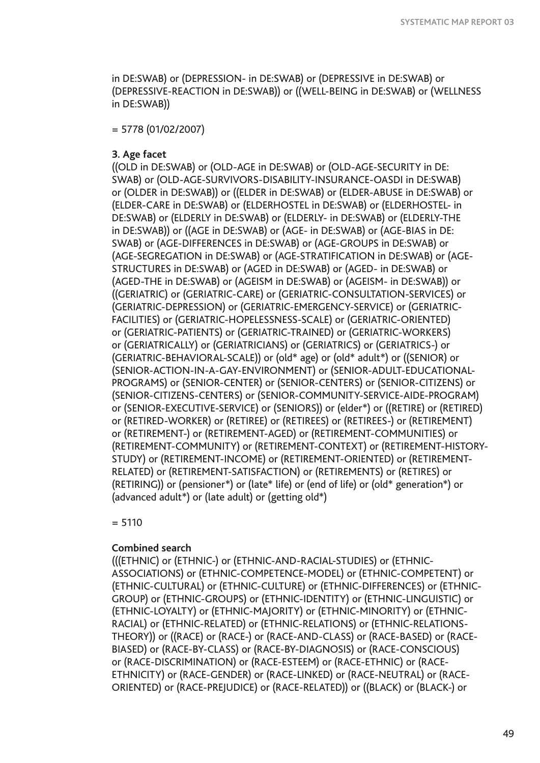in DE:SWAB) or (DEPRESSION- in DE:SWAB) or (DEPRESSIVE in DE:SWAB) or (DEPRESSIVE-REACTION in DE:SWAB)) or ((WELL-BEING in DE:SWAB) or (WELLNESS in DE:SWAB))

= 5778 (01/02/2007)

**3. Age facet**

((OLD in DE:SWAB) or (OLD-AGE in DE:SWAB) or (OLD-AGE-SECURITY in DE:SWAB) or (OLD-AGE-SURVIVORS-DISABILITY-INSURANCE-OASDI in DE:SWAB) or (OLDER in DE:SWAB)) or ((ELDER in DE:SWAB) or (ELDER-ABUSE in DE:SWAB) or (ELDER-CARE in DE:SWAB) or (ELDERHOSTEL in DE:SWAB) or (ELDERHOSTEL- in DE:SWAB) or (ELDERLY in DE:SWAB) or (ELDERLY- in DE:SWAB) or (ELDERLY-THE in DE:SWAB)) or ((AGE in DE:SWAB) or (AGE- in DE:SWAB) or (AGE-BIAS in DE:SWAB) or (AGE-DIFFERENCES in DE:SWAB) or (AGE-GROUPS in DE:SWAB) or (AGE-SEGREGATION in DE:SWAB) or (AGE-STRATIFICATION in DE:SWAB) or (AGE-STRUCTURES in DE:SWAB) or (AGED in DE:SWAB) or (AGED- in DE:SWAB) or (AGED-THE in DE:SWAB) or (AGEISM in DE:SWAB) or (AGEISM- in DE:SWAB)) or ((GERIATRIC) or (GERIATRIC-CARE) or (GERIATRIC-CONSULTATION-SERVICES) or (GERIATRIC-DEPRESSION) or (GERIATRIC-EMERGENCY-SERVICE) or (GERIATRIC-FACILITIES) or (GERIATRIC-HOPELESSNESS-SCALE) or (GERIATRIC-ORIENTED) or (GERIATRIC-PATIENTS) or (GERIATRIC-TRAINED) or (GERIATRIC-WORKERS) or (GERIATRICALLY) or (GERIATRICIANS) or (GERIATRICS) or (GERIATRICS-) or (GERIATRIC-BEHAVIORAL-SCALE)) or (old* age) or (old* adult*) or ((SENIOR) or (SENIOR-ACTION-IN-A-GAY-ENVIRONMENT) or (SENIOR-ADULT-EDUCATIONAL-PROGRAMS) or (SENIOR-CENTER) or (SENIOR-CENTERS) or (SENIOR-CITIZENS) or (SENIOR-CITIZENS-CENTERS) or (SENIOR-COMMUNITY-SERVICE-AIDE-PROGRAM) or (SENIOR-EXECUTIVE-SERVICE) or (SENIORS)) or (elder*) or ((RETIRE) or (RETIRED) or (RETIRED-WORKER) or (RETIREE) or (RETIREES) or (RETIREES-) or (RETIREMENT) or (RETIREMENT-) or (RETIREMENT-AGED) or (RETIREMENT-COMMUNITIES) or (RETIREMENT-COMMUNITY) or (RETIREMENT-CONTEXT) or (RETIREMENT-HISTORY-STUDY) or (RETIREMENT-INCOME) or (RETIREMENT-ORIENTED) or (RETIREMENT-RELATED) or (RETIREMENT-SATISFACTION) or (RETIREMENTS) or (RETIRES) or (RETIRING)) or (pensioner*) or (late* life) or (end of life) or (old* generation*) or (advanced adult*) or (late adult) or (getting old*)

= 5110

**Combined search**

(((ETHNIC) or (ETHNIC-) or (ETHNIC-AND-RACIAL-STUDIES) or (ETHNIC-ASSOCIATIONS) or (ETHNIC-COMPETENCE-MODEL) or (ETHNIC-COMPETENT) or (ETHNIC-CULTURAL) or (ETHNIC-CULTURE) or (ETHNIC-DIFFERENCES) or (ETHNIC-GROUP) or (ETHNIC-GROUPS) or (ETHNIC-IDENTITY) or (ETHNIC-LINGUISTIC) or (ETHNIC-LOYALTY) or (ETHNIC-MAJORITY) or (ETHNIC-MINORITY) or (ETHNIC-RACIAL) or (ETHNIC-RELATED) or (ETHNIC-RELATIONS) or (ETHNIC-RELATIONS-THEORY)) or ((RACE) or (RACE-) or (RACE-AND-CLASS) or (RACE-BASED) or (RACE-BIASED) or (RACE-BY-CLASS) or (RACE-BY-DIAGNOSIS) or (RACE-CONSCIOUS) or (RACE-DISCRIMINATION) or (RACE-ESTEEM) or (RACE-ETHNIC) or (RACE-ETHNICITY) or (RACE-GENDER) or (RACE-LINKED) or (RACE-NEUTRAL) or (RACE-ORIENTED) or (RACE-PREJUDICE) or (RACE-RELATED)) or ((BLACK) or (BLACK-) or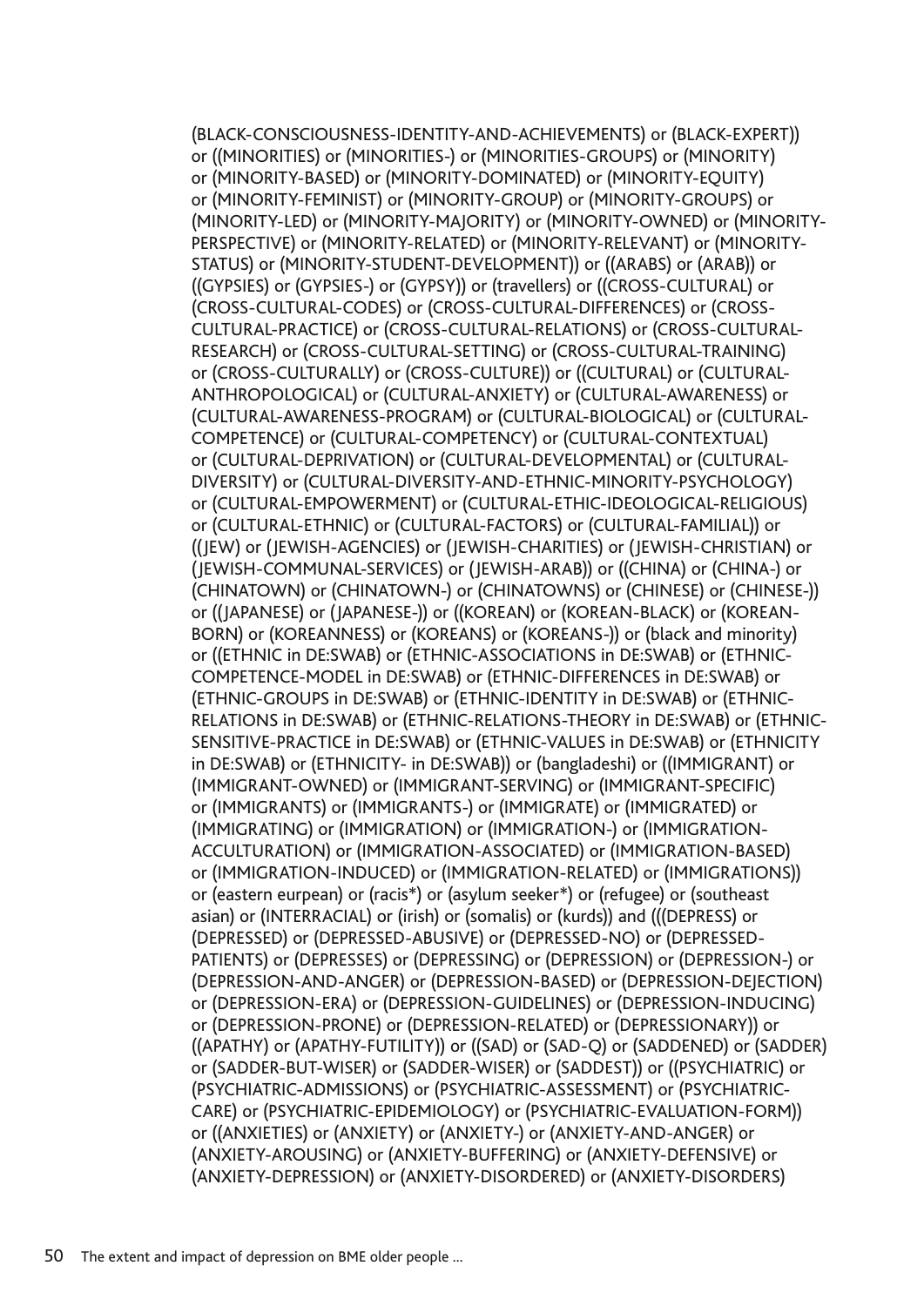(BLACK-CONSCIOUSNESS-IDENTITY-AND-ACHIEVEMENTS) or (BLACK-EXPERT)) or ((MINORITIES) or (MINORITIES-) or (MINORITIES-GROUPS) or (MINORITY) or (MINORITY-BASED) or (MINORITY-DOMINATED) or (MINORITY-EQUITY) or (MINORITY-FEMINIST) or (MINORITY-GROUP) or (MINORITY-GROUPS) or (MINORITY-LED) or (MINORITY-MAJORITY) or (MINORITY-OWNED) or (MINORITY-PERSPECTIVE) or (MINORITY-RELATED) or (MINORITY-RELEVANT) or (MINORITY-STATUS) or (MINORITY-STUDENT-DEVELOPMENT)) or ((ARABS) or (ARAB)) or ((GYPSIES) or (GYPSIES-) or (GYPSY)) or (travellers) or ((CROSS-CULTURAL) or (CROSS-CULTURAL-CODES) or (CROSS-CULTURAL-DIFFERENCES) or (CROSS-CULTURAL-PRACTICE) or (CROSS-CULTURAL-RELATIONS) or (CROSS-CULTURAL-RESEARCH) or (CROSS-CULTURAL-SETTING) or (CROSS-CULTURAL-TRAINING) or (CROSS-CULTURALLY) or (CROSS-CULTURE)) or ((CULTURAL) or (CULTURAL-ANTHROPOLOGICAL) or (CULTURAL-ANXIETY) or (CULTURAL-AWARENESS) or (CULTURAL-AWARENESS-PROGRAM) or (CULTURAL-BIOLOGICAL) or (CULTURAL-COMPETENCE) or (CULTURAL-COMPETENCY) or (CULTURAL-CONTEXTUAL) or (CULTURAL-DEPRIVATION) or (CULTURAL-DEVELOPMENTAL) or (CULTURAL-DIVERSITY) or (CULTURAL-DIVERSITY-AND-ETHNIC-MINORITY-PSYCHOLOGY) or (CULTURAL-EMPOWERMENT) or (CULTURAL-ETHIC-IDEOLOGICAL-RELIGIOUS) or (CULTURAL-ETHNIC) or (CULTURAL-FACTORS) or (CULTURAL-FAMILIAL)) or ((JEW) or (JEWISH-AGENCIES) or (JEWISH-CHARITIES) or (JEWISH-CHRISTIAN) or (JEWISH-COMMUNAL-SERVICES) or (JEWISH-ARAB)) or ((CHINA) or (CHINA-) or (CHINATOWN) or (CHINATOWN-) or (CHINATOWNS) or (CHINESE) or (CHINESE-)) or ((JAPANESE) or (JAPANESE-)) or ((KOREAN) or (KOREAN-BLACK) or (KOREAN-BORN) or (KOREANNESS) or (KOREANS) or (KOREANS-)) or (black and minority) or ((ETHNIC in DE:SWAB) or (ETHNIC-ASSOCIATIONS in DE:SWAB) or (ETHNIC-COMPETENCE-MODEL in DE:SWAB) or (ETHNIC-DIFFERENCES in DE:SWAB) or (ETHNIC-GROUPS in DE:SWAB) or (ETHNIC-IDENTITY in DE:SWAB) or (ETHNIC-RELATIONS in DE:SWAB) or (ETHNIC-RELATIONS-THEORY in DE:SWAB) or (ETHNIC-SENSITIVE-PRACTICE in DE:SWAB) or (ETHNIC-VALUES in DE:SWAB) or (ETHNICITY in DE:SWAB) or (ETHNICITY- in DE:SWAB)) or (bangladeshi) or ((IMMIGRANT) or (IMMIGRANT-OWNED) or (IMMIGRANT-SERVING) or (IMMIGRANT-SPECIFIC) or (IMMIGRANTS) or (IMMIGRANTS-) or (IMMIGRATE) or (IMMIGRATED) or (IMMIGRATING) or (IMMIGRATION) or (IMMIGRATION-) or (IMMIGRATION-ACCULTURATION) or (IMMIGRATION-ASSOCIATED) or (IMMIGRATION-BASED) or (IMMIGRATION-INDUCED) or (IMMIGRATION-RELATED) or (IMMIGRATIONS)) or (eastern eurpean) or (racis*) or (asylum seeker*) or (refugee) or (southeast asian) or (INTERRACIAL) or (irish) or (somalis) or (kurds)) and (((DEPRESS) or (DEPRESSED) or (DEPRESSED-ABUSIVE) or (DEPRESSED-NO) or (DEPRESSED-PATIENTS) or (DEPRESSES) or (DEPRESSING) or (DEPRESSION) or (DEPRESSION-) or (DEPRESSION-AND-ANGER) or (DEPRESSION-BASED) or (DEPRESSION-DEJECTION) or (DEPRESSION-ERA) or (DEPRESSION-GUIDELINES) or (DEPRESSION-INDUCING) or (DEPRESSION-PRONE) or (DEPRESSION-RELATED) or (DEPRESSIONARY)) or ((APATHY) or (APATHY-FUTILITY)) or ((SAD) or (SAD-Q) or (SADDENED) or (SADDER) or (SADDER-BUT-WISER) or (SADDER-WISER) or (SADDEST)) or ((PSYCHIATRIC) or (PSYCHIATRIC-ADMISSIONS) or (PSYCHIATRIC-ASSESSMENT) or (PSYCHIATRIC-CARE) or (PSYCHIATRIC-EPIDEMIOLOGY) or (PSYCHIATRIC-EVALUATION-FORM)) or ((ANXIETIES) or (ANXIETY) or (ANXIETY-) or (ANXIETY-AND-ANGER) or (ANXIETY-AROUSING) or (ANXIETY-BUFFERING) or (ANXIETY-DEFENSIVE) or (ANXIETY-DEPRESSION) or (ANXIETY-DISORDERED) or (ANXIETY-DISORDERS)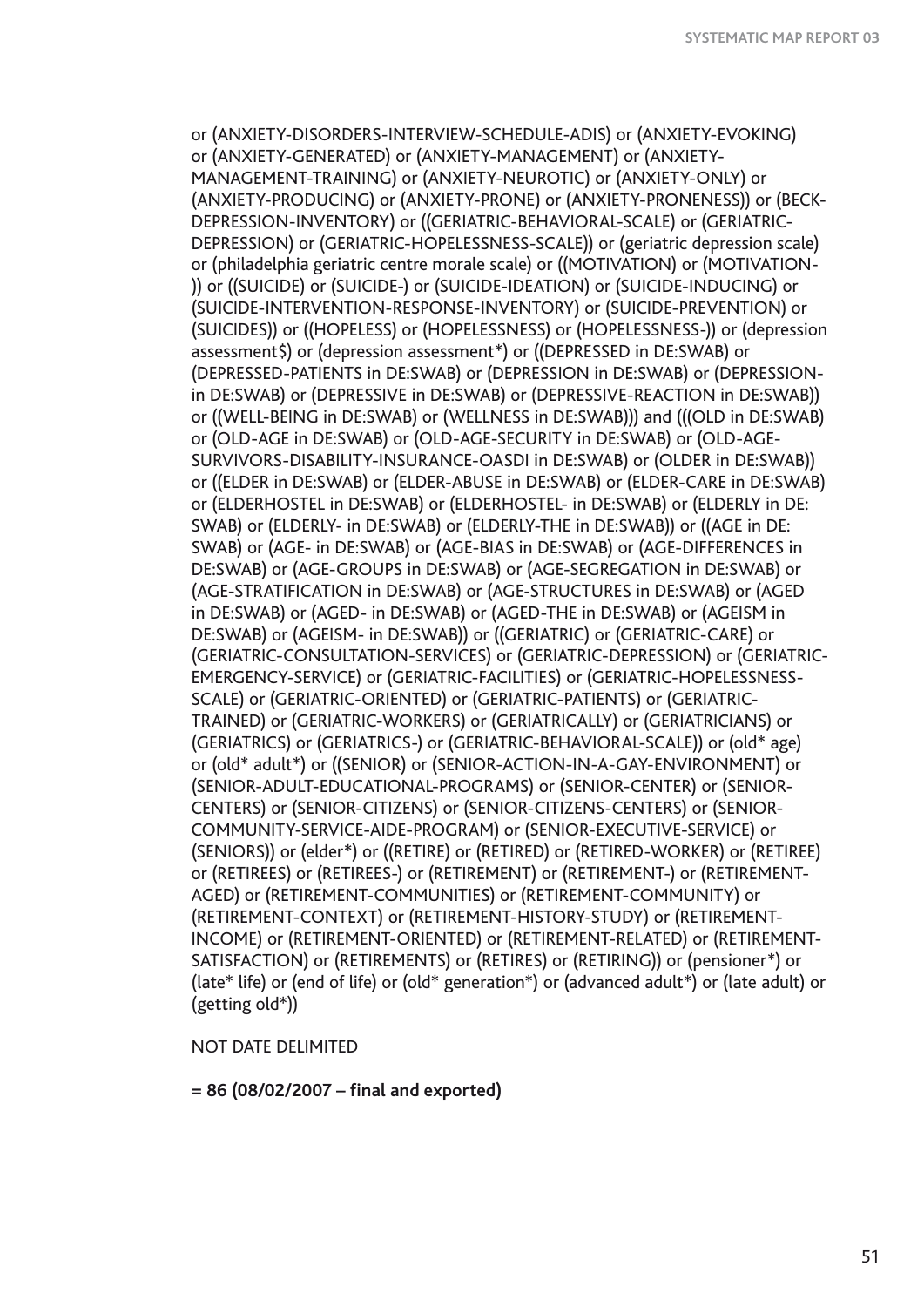or (ANXIETY-DISORDERS-INTERVIEW-SCHEDULE-ADIS) or (ANXIETY-EVOKING) or (ANXIETY-GENERATED) or (ANXIETY-MANAGEMENT) or (ANXIETY-MANAGEMENT-TRAINING) or (ANXIETY-NEUROTIC) or (ANXIETY-ONLY) or (ANXIETY-PRODUCING) or (ANXIETY-PRONE) or (ANXIETY-PRONENESS)) or (BECK-DEPRESSION-INVENTORY) or ((GERIATRIC-BEHAVIORAL-SCALE) or (GERIATRIC-DEPRESSION) or (GERIATRIC-HOPELESSNESS-SCALE)) or (geriatric depression scale) or (philadelphia geriatric centre morale scale) or ((MOTIVATION) or (MOTIVATION-)) or ((SUICIDE) or (SUICIDE-) or (SUICIDE-IDEATION) or (SUICIDE-INDUCING) or (SUICIDE-INTERVENTION-RESPONSE-INVENTORY) or (SUICIDE-PREVENTION) or (SUICIDES)) or ((HOPELESS) or (HOPELESSNESS) or (HOPELESSNESS-)) or (depression assessment$) or (depression assessment*) or ((DEPRESSED in DE:SWAB) or (DEPRESSED-PATIENTS in DE:SWAB) or (DEPRESSION in DE:SWAB) or (DEPRESSION-in DE:SWAB) or (DEPRESSIVE in DE:SWAB) or (DEPRESSIVE-REACTION in DE:SWAB)) or ((WELL-BEING in DE:SWAB) or (WELLNESS in DE:SWAB))) and (((OLD in DE:SWAB) or (OLD-AGE in DE:SWAB) or (OLD-AGE-SECURITY in DE:SWAB) or (OLD-AGE-SURVIVORS-DISABILITY-INSURANCE-OASDI in DE:SWAB) or (OLDER in DE:SWAB)) or ((ELDER in DE:SWAB) or (ELDER-ABUSE in DE:SWAB) or (ELDER-CARE in DE:SWAB) or (ELDERHOSTEL in DE:SWAB) or (ELDERHOSTEL- in DE:SWAB) or (ELDERLY in DE: SWAB) or (ELDERLY- in DE:SWAB) or (ELDERLY-THE in DE:SWAB)) or ((AGE in DE: SWAB) or (AGE- in DE:SWAB) or (AGE-BIAS in DE:SWAB) or (AGE-DIFFERENCES in DE:SWAB) or (AGE-GROUPS in DE:SWAB) or (AGE-SEGREGATION in DE:SWAB) or (AGE-STRATIFICATION in DE:SWAB) or (AGE-STRUCTURES in DE:SWAB) or (AGED in DE:SWAB) or (AGED- in DE:SWAB) or (AGED-THE in DE:SWAB) or (AGEISM in DE:SWAB) or (AGEISM- in DE:SWAB)) or ((GERIATRIC) or (GERIATRIC-CARE) or (GERIATRIC-CONSULTATION-SERVICES) or (GERIATRIC-DEPRESSION) or (GERIATRIC-EMERGENCY-SERVICE) or (GERIATRIC-FACILITIES) or (GERIATRIC-HOPELESSNESS-SCALE) or (GERIATRIC-ORIENTED) or (GERIATRIC-PATIENTS) or (GERIATRIC-TRAINED) or (GERIATRIC-WORKERS) or (GERIATRICALLY) or (GERIATRICIANS) or (GERIATRICS) or (GERIATRICS-) or (GERIATRIC-BEHAVIORAL-SCALE)) or (old* age) or (old* adult*) or ((SENIOR) or (SENIOR-ACTION-IN-A-GAY-ENVIRONMENT) or (SENIOR-ADULT-EDUCATIONAL-PROGRAMS) or (SENIOR-CENTER) or (SENIOR-CENTERS) or (SENIOR-CITIZENS) or (SENIOR-CITIZENS-CENTERS) or (SENIOR-COMMUNITY-SERVICE-AIDE-PROGRAM) or (SENIOR-EXECUTIVE-SERVICE) or (SENIORS)) or (elder*) or ((RETIRE) or (RETIRED) or (RETIRED-WORKER) or (RETIREE) or (RETIREES) or (RETIREES-) or (RETIREMENT) or (RETIREMENT-) or (RETIREMENT-AGED) or (RETIREMENT-COMMUNITIES) or (RETIREMENT-COMMUNITY) or (RETIREMENT-CONTEXT) or (RETIREMENT-HISTORY-STUDY) or (RETIREMENT-INCOME) or (RETIREMENT-ORIENTED) or (RETIREMENT-RELATED) or (RETIREMENT-SATISFACTION) or (RETIREMENTS) or (RETIRES) or (RETIRING)) or (pensioner*) or (late* life) or (end of life) or (old* generation*) or (advanced adult*) or (late adult) or (getting old*))

NOT DATE DELIMITED

**= 86 (08/02/2007 – final and exported)**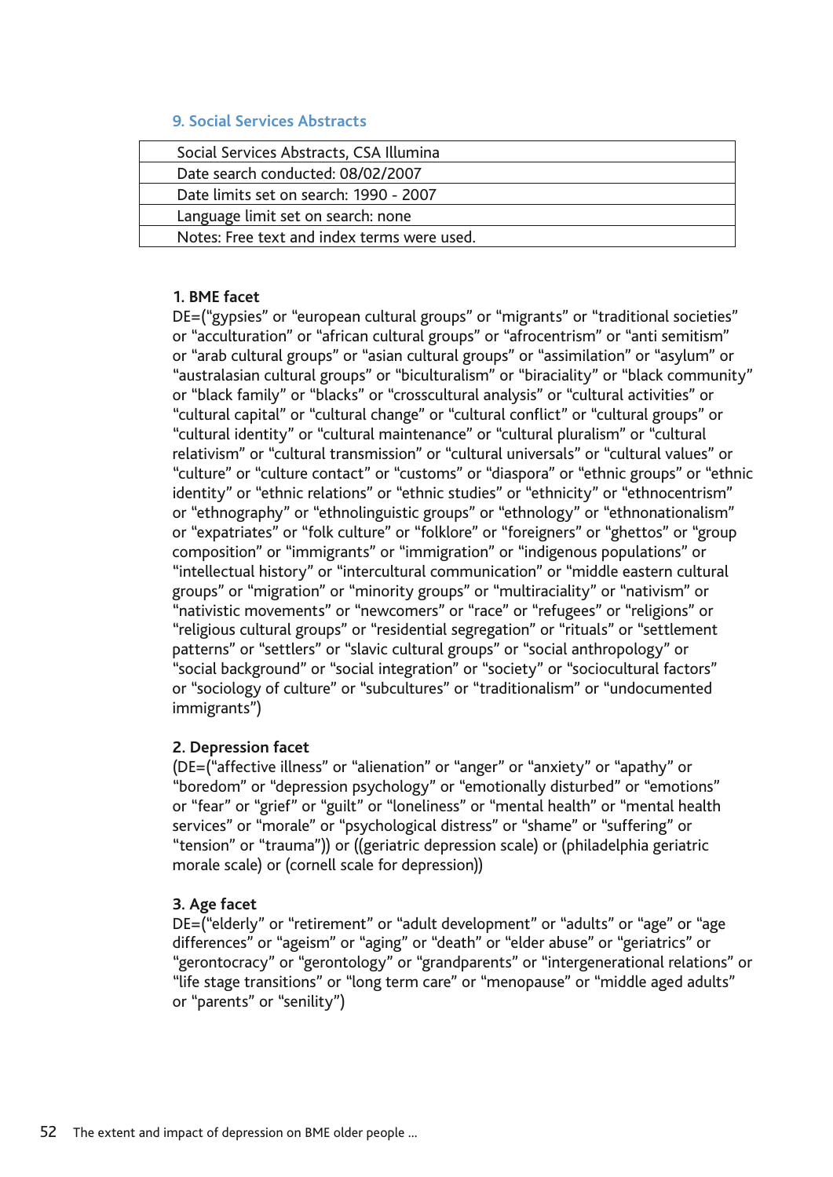## 9. Social Services Abstracts

| Social Services Abstracts, CSA Illumina |
|---|
| Date search conducted: 08/02/2007 |
| Date limits set on search: 1990 - 2007 |
| Language limit set on search: none |
| Notes: Free text and index terms were used. |

**1. BME facet**
DE=("gypsies" or "european cultural groups" or "migrants" or "traditional societies" or "acculturation" or "african cultural groups" or "afrocentrism" or "anti semitism" or "arab cultural groups" or "asian cultural groups" or "assimilation" or "asylum" or "australasian cultural groups" or "biculturalism" or "biraciality" or "black community" or "black family" or "blacks" or "crosscultural analysis" or "cultural activities" or "cultural capital" or "cultural change" or "cultural conflict" or "cultural groups" or "cultural identity" or "cultural maintenance" or "cultural pluralism" or "cultural relativism" or "cultural transmission" or "cultural universals" or "cultural values" or "culture" or "culture contact" or "customs" or "diaspora" or "ethnic groups" or "ethnic identity" or "ethnic relations" or "ethnic studies" or "ethnicity" or "ethnocentrism" or "ethnography" or "ethnolinguistic groups" or "ethnology" or "ethnonationalism" or "expatriates" or "folk culture" or "folklore" or "foreigners" or "ghettos" or "group composition" or "immigrants" or "immigration" or "indigenous populations" or "intellectual history" or "intercultural communication" or "middle eastern cultural groups" or "migration" or "minority groups" or "multiraciality" or "nativism" or "nativistic movements" or "newcomers" or "race" or "refugees" or "religions" or "religious cultural groups" or "residential segregation" or "rituals" or "settlement patterns" or "settlers" or "slavic cultural groups" or "social anthropology" or "social background" or "social integration" or "society" or "sociocultural factors" or "sociology of culture" or "subcultures" or "traditionalism" or "undocumented immigrants")

**2. Depression facet**
(DE=("affective illness" or "alienation" or "anger" or "anxiety" or "apathy" or "boredom" or "depression psychology" or "emotionally disturbed" or "emotions" or "fear" or "grief" or "guilt" or "loneliness" or "mental health" or "mental health services" or "morale" or "psychological distress" or "shame" or "suffering" or "tension" or "trauma")) or ((geriatric depression scale) or (philadelphia geriatric morale scale) or (cornell scale for depression))

**3. Age facet**
DE=("elderly" or "retirement" or "adult development" or "adults" or "age" or "age differences" or "ageism" or "aging" or "death" or "elder abuse" or "geriatrics" or "gerontocracy" or "gerontology" or "grandparents" or "intergenerational relations" or "life stage transitions" or "long term care" or "menopause" or "middle aged adults" or "parents" or "senility")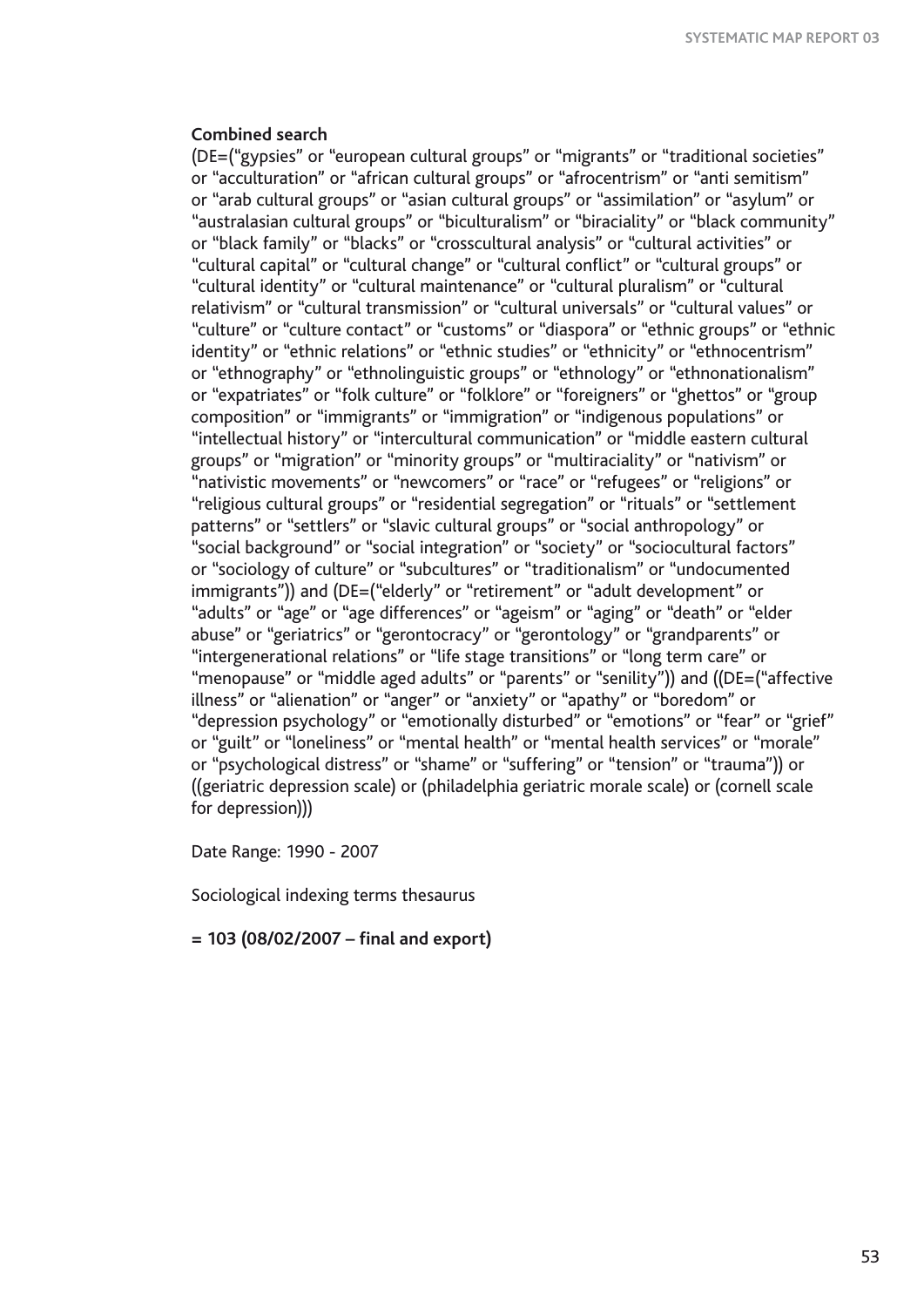**Combined search**

(DE=("gypsies" or "european cultural groups" or "migrants" or "traditional societies" or "acculturation" or "african cultural groups" or "afrocentrism" or "anti semitism" or "arab cultural groups" or "asian cultural groups" or "assimilation" or "asylum" or "australasian cultural groups" or "biculturalism" or "biraciality" or "black community" or "black family" or "blacks" or "crosscultural analysis" or "cultural activities" or "cultural capital" or "cultural change" or "cultural conflict" or "cultural groups" or "cultural identity" or "cultural maintenance" or "cultural pluralism" or "cultural relativism" or "cultural transmission" or "cultural universals" or "cultural values" or "culture" or "culture contact" or "customs" or "diaspora" or "ethnic groups" or "ethnic identity" or "ethnic relations" or "ethnic studies" or "ethnicity" or "ethnocentrism" or "ethnography" or "ethnolinguistic groups" or "ethnology" or "ethnonationalism" or "expatriates" or "folk culture" or "folklore" or "foreigners" or "ghettos" or "group composition" or "immigrants" or "immigration" or "indigenous populations" or "intellectual history" or "intercultural communication" or "middle eastern cultural groups" or "migration" or "minority groups" or "multiraciality" or "nativism" or "nativistic movements" or "newcomers" or "race" or "refugees" or "religions" or "religious cultural groups" or "residential segregation" or "rituals" or "settlement patterns" or "settlers" or "slavic cultural groups" or "social anthropology" or "social background" or "social integration" or "society" or "sociocultural factors" or "sociology of culture" or "subcultures" or "traditionalism" or "undocumented immigrants")) and (DE=("elderly" or "retirement" or "adult development" or "adults" or "age" or "age differences" or "ageism" or "aging" or "death" or "elder abuse" or "geriatrics" or "gerontocracy" or "gerontology" or "grandparents" or "intergenerational relations" or "life stage transitions" or "long term care" or "menopause" or "middle aged adults" or "parents" or "senility")) and ((DE=("affective illness" or "alienation" or "anger" or "anxiety" or "apathy" or "boredom" or "depression psychology" or "emotionally disturbed" or "emotions" or "fear" or "grief" or "guilt" or "loneliness" or "mental health" or "mental health services" or "morale" or "psychological distress" or "shame" or "suffering" or "tension" or "trauma")) or ((geriatric depression scale) or (philadelphia geriatric morale scale) or (cornell scale for depression)))

Date Range: 1990 - 2007

Sociological indexing terms thesaurus

**= 103 (08/02/2007 – final and export)**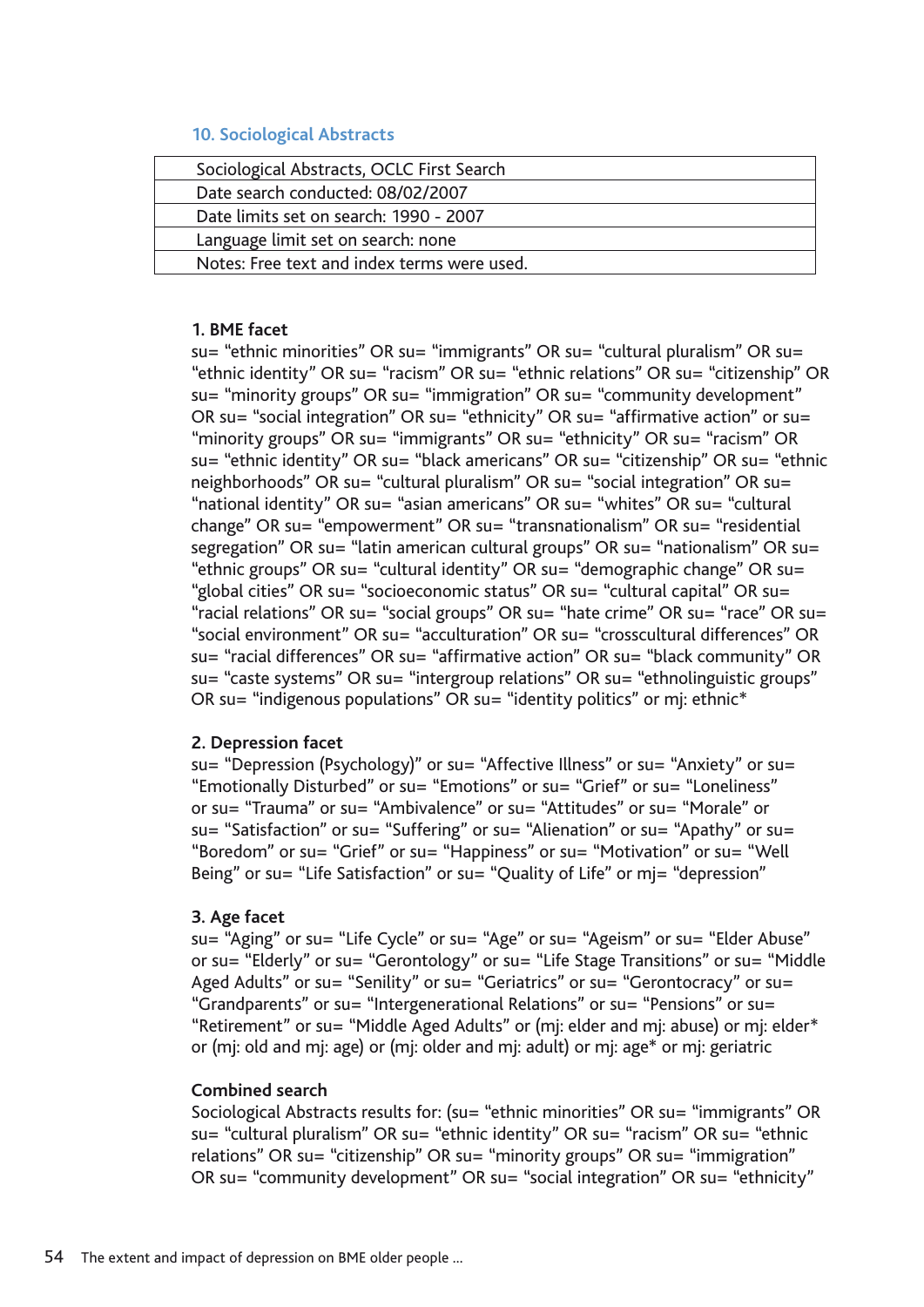## 10. Sociological Abstracts

| Sociological Abstracts, OCLC First Search |
|---|
| Date search conducted: 08/02/2007 |
| Date limits set on search: 1990 - 2007 |
| Language limit set on search: none |
| Notes: Free text and index terms were used. |

**1. BME facet**

su= “ethnic minorities” OR su= “immigrants” OR su= “cultural pluralism” OR su= “ethnic identity” OR su= “racism” OR su= “ethnic relations” OR su= “citizenship” OR su= “minority groups” OR su= “immigration” OR su= “community development” OR su= “social integration” OR su= “ethnicity” OR su= “affirmative action” or su= “minority groups” OR su= “immigrants” OR su= “ethnicity” OR su= “racism” OR su= “ethnic identity” OR su= “black americans” OR su= “citizenship” OR su= “ethnic neighborhoods” OR su= “cultural pluralism” OR su= “social integration” OR su= “national identity” OR su= “asian americans” OR su= “whites” OR su= “cultural change” OR su= “empowerment” OR su= “transnationalism” OR su= “residential segregation” OR su= “latin american cultural groups” OR su= “nationalism” OR su= “ethnic groups” OR su= “cultural identity” OR su= “demographic change” OR su= “global cities” OR su= “socioeconomic status” OR su= “cultural capital” OR su= “racial relations” OR su= “social groups” OR su= “hate crime” OR su= “race” OR su= “social environment” OR su= “acculturation” OR su= “crosscultural differences” OR su= “racial differences” OR su= “affirmative action” OR su= “black community” OR su= “caste systems” OR su= “intergroup relations” OR su= “ethnolinguistic groups” OR su= “indigenous populations” OR su= “identity politics” or mj: ethnic*

**2. Depression facet**

su= “Depression (Psychology)” or su= “Affective Illness” or su= “Anxiety” or su= “Emotionally Disturbed” or su= “Emotions” or su= “Grief” or su= “Loneliness” or su= “Trauma” or su= “Ambivalence” or su= “Attitudes” or su= “Morale” or su= “Satisfaction” or su= “Suffering” or su= “Alienation” or su= “Apathy” or su= “Boredom” or su= “Grief” or su= “Happiness” or su= “Motivation” or su= “Well Being” or su= “Life Satisfaction” or su= “Quality of Life” or mj= “depression”

**3. Age facet**

su= “Aging” or su= “Life Cycle” or su= “Age” or su= “Ageism” or su= “Elder Abuse” or su= “Elderly” or su= “Gerontology” or su= “Life Stage Transitions” or su= “Middle Aged Adults” or su= “Senility” or su= “Geriatrics” or su= “Gerontocracy” or su= “Grandparents” or su= “Intergenerational Relations” or su= “Pensions” or su= “Retirement” or su= “Middle Aged Adults” or (mj: elder and mj: abuse) or mj: elder* or (mj: old and mj: age) or (mj: older and mj: adult) or mj: age* or mj: geriatric

**Combined search**

Sociological Abstracts results for: (su= “ethnic minorities” OR su= “immigrants” OR su= “cultural pluralism” OR su= “ethnic identity” OR su= “racism” OR su= “ethnic relations” OR su= “citizenship” OR su= “minority groups” OR su= “immigration” OR su= “community development” OR su= “social integration” OR su= “ethnicity”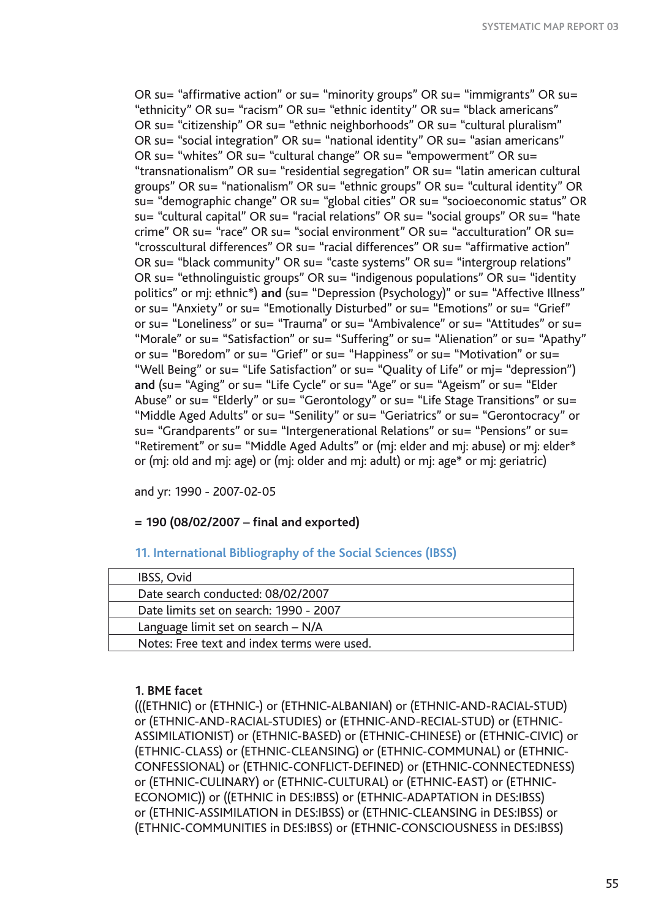OR su= “affirmative action” or su= “minority groups” OR su= “immigrants” OR su= “ethnicity” OR su= “racism” OR su= “ethnic identity” OR su= “black americans” OR su= “citizenship” OR su= “ethnic neighborhoods” OR su= “cultural pluralism” OR su= “social integration” OR su= “national identity” OR su= “asian americans” OR su= “whites” OR su= “cultural change” OR su= “empowerment” OR su= “transnationalism” OR su= “residential segregation” OR su= “latin american cultural groups” OR su= “nationalism” OR su= “ethnic groups” OR su= “cultural identity” OR su= “demographic change” OR su= “global cities” OR su= “socioeconomic status” OR su= “cultural capital” OR su= “racial relations” OR su= “social groups” OR su= “hate crime” OR su= “race” OR su= “social environment” OR su= “acculturation” OR su= “crosscultural differences” OR su= “racial differences” OR su= “affirmative action” OR su= “black community” OR su= “caste systems” OR su= “intergroup relations” OR su= “ethnolinguistic groups” OR su= “indigenous populations” OR su= “identity politics” or mj: ethnic*) **and** (su= “Depression (Psychology)” or su= “Affective Illness” or su= “Anxiety” or su= “Emotionally Disturbed” or su= “Emotions” or su= “Grief” or su= “Loneliness” or su= “Trauma” or su= “Ambivalence” or su= “Attitudes” or su= “Morale” or su= “Satisfaction” or su= “Suffering” or su= “Alienation” or su= “Apathy” or su= “Boredom” or su= “Grief” or su= “Happiness” or su= “Motivation” or su= “Well Being” or su= “Life Satisfaction” or su= “Quality of Life” or mj= “depression”) **and** (su= “Aging” or su= “Life Cycle” or su= “Age” or su= “Ageism” or su= “Elder Abuse” or su= “Elderly” or su= “Gerontology” or su= “Life Stage Transitions” or su= “Middle Aged Adults” or su= “Senility” or su= “Geriatrics” or su= “Gerontocracy” or su= “Grandparents” or su= “Intergenerational Relations” or su= “Pensions” or su= “Retirement” or su= “Middle Aged Adults” or (mj: elder and mj: abuse) or mj: elder* or (mj: old and mj: age) or (mj: older and mj: adult) or mj: age* or mj: geriatric)

and yr: 1990 - 2007-02-05

**= 190 (08/02/2007 – final and exported)**

### 11. International Bibliography of the Social Sciences (IBSS)

| IBSS, Ovid |
|---|
| Date search conducted: 08/02/2007 |
| Date limits set on search: 1990 - 2007 |
| Language limit set on search – N/A |
| Notes: Free text and index terms were used. |

**1. BME facet**

(((ETHNIC) or (ETHNIC-) or (ETHNIC-ALBANIAN) or (ETHNIC-AND-RACIAL-STUD) or (ETHNIC-AND-RACIAL-STUDIES) or (ETHNIC-AND-RECIAL-STUD) or (ETHNIC-ASSIMILATIONIST) or (ETHNIC-BASED) or (ETHNIC-CHINESE) or (ETHNIC-CIVIC) or (ETHNIC-CLASS) or (ETHNIC-CLEANSING) or (ETHNIC-COMMUNAL) or (ETHNIC-CONFESSIONAL) or (ETHNIC-CONFLICT-DEFINED) or (ETHNIC-CONNECTEDNESS) or (ETHNIC-CULINARY) or (ETHNIC-CULTURAL) or (ETHNIC-EAST) or (ETHNIC-ECONOMIC)) or ((ETHNIC in DES:IBSS) or (ETHNIC-ADAPTATION in DES:IBSS) or (ETHNIC-ASSIMILATION in DES:IBSS) or (ETHNIC-CLEANSING in DES:IBSS) or (ETHNIC-COMMUNITIES in DES:IBSS) or (ETHNIC-CONSCIOUSNESS in DES:IBSS)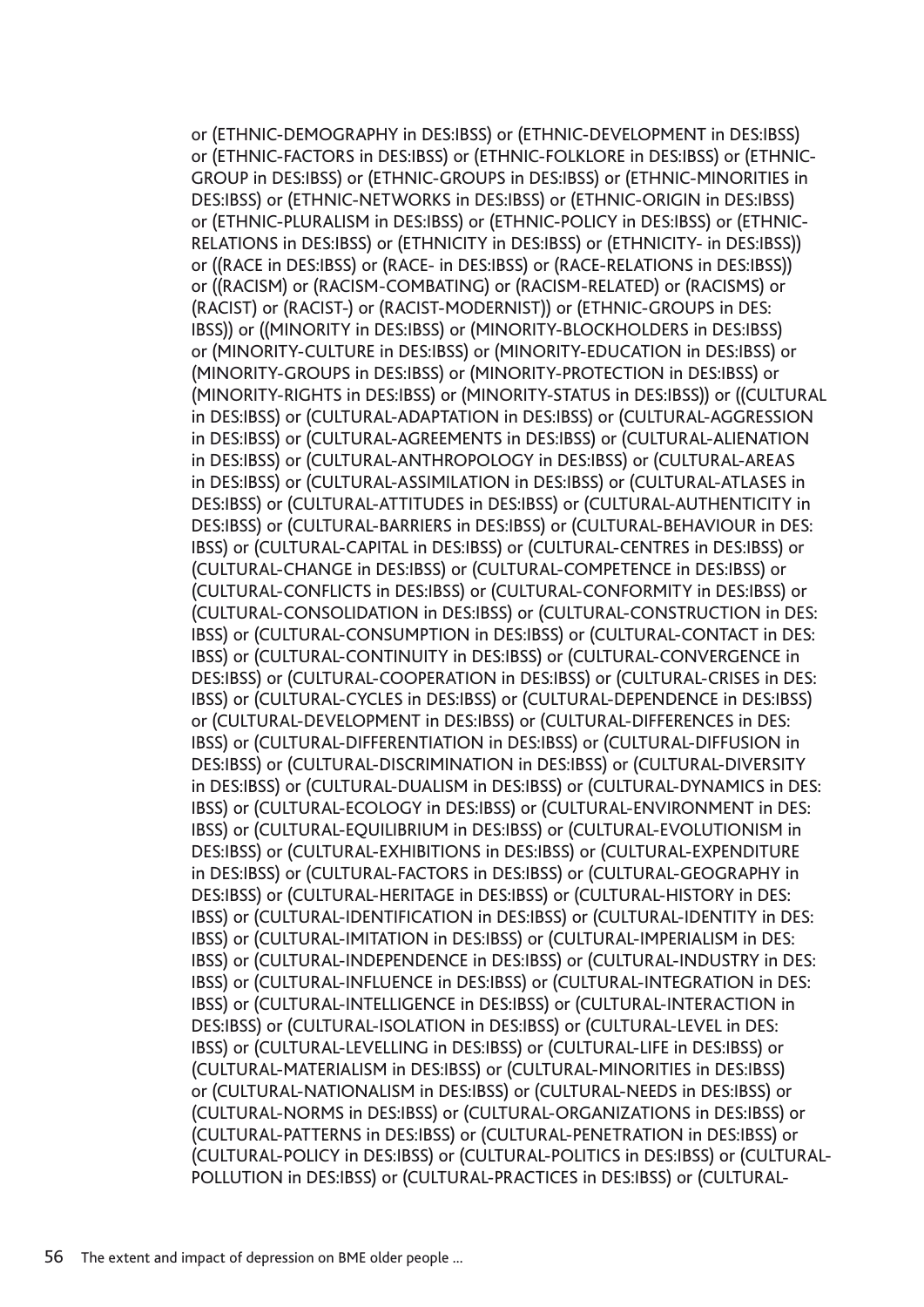or (ETHNIC-DEMOGRAPHY in DES:IBSS) or (ETHNIC-DEVELOPMENT in DES:IBSS) or (ETHNIC-FACTORS in DES:IBSS) or (ETHNIC-FOLKLORE in DES:IBSS) or (ETHNIC-GROUP in DES:IBSS) or (ETHNIC-GROUPS in DES:IBSS) or (ETHNIC-MINORITIES in DES:IBSS) or (ETHNIC-NETWORKS in DES:IBSS) or (ETHNIC-ORIGIN in DES:IBSS) or (ETHNIC-PLURALISM in DES:IBSS) or (ETHNIC-POLICY in DES:IBSS) or (ETHNIC-RELATIONS in DES:IBSS) or (ETHNICITY in DES:IBSS) or (ETHNICITY- in DES:IBSS)) or ((RACE in DES:IBSS) or (RACE- in DES:IBSS) or (RACE-RELATIONS in DES:IBSS)) or ((RACISM) or (RACISM-COMBATING) or (RACISM-RELATED) or (RACISMS) or (RACIST) or (RACIST-) or (RACIST-MODERNIST)) or (ETHNIC-GROUPS in DES: IBSS)) or ((MINORITY in DES:IBSS) or (MINORITY-BLOCKHOLDERS in DES:IBSS) or (MINORITY-CULTURE in DES:IBSS) or (MINORITY-EDUCATION in DES:IBSS) or (MINORITY-GROUPS in DES:IBSS) or (MINORITY-PROTECTION in DES:IBSS) or (MINORITY-RIGHTS in DES:IBSS) or (MINORITY-STATUS in DES:IBSS)) or ((CULTURAL in DES:IBSS) or (CULTURAL-ADAPTATION in DES:IBSS) or (CULTURAL-AGGRESSION in DES:IBSS) or (CULTURAL-AGREEMENTS in DES:IBSS) or (CULTURAL-ALIENATION in DES:IBSS) or (CULTURAL-ANTHROPOLOGY in DES:IBSS) or (CULTURAL-AREAS in DES:IBSS) or (CULTURAL-ASSIMILATION in DES:IBSS) or (CULTURAL-ATLASES in DES:IBSS) or (CULTURAL-ATTITUDES in DES:IBSS) or (CULTURAL-AUTHENTICITY in DES:IBSS) or (CULTURAL-BARRIERS in DES:IBSS) or (CULTURAL-BEHAVIOUR in DES: IBSS) or (CULTURAL-CAPITAL in DES:IBSS) or (CULTURAL-CENTRES in DES:IBSS) or (CULTURAL-CHANGE in DES:IBSS) or (CULTURAL-COMPETENCE in DES:IBSS) or (CULTURAL-CONFLICTS in DES:IBSS) or (CULTURAL-CONFORMITY in DES:IBSS) or (CULTURAL-CONSOLIDATION in DES:IBSS) or (CULTURAL-CONSTRUCTION in DES: IBSS) or (CULTURAL-CONSUMPTION in DES:IBSS) or (CULTURAL-CONTACT in DES: IBSS) or (CULTURAL-CONTINUITY in DES:IBSS) or (CULTURAL-CONVERGENCE in DES:IBSS) or (CULTURAL-COOPERATION in DES:IBSS) or (CULTURAL-CRISES in DES: IBSS) or (CULTURAL-CYCLES in DES:IBSS) or (CULTURAL-DEPENDENCE in DES:IBSS) or (CULTURAL-DEVELOPMENT in DES:IBSS) or (CULTURAL-DIFFERENCES in DES: IBSS) or (CULTURAL-DIFFERENTIATION in DES:IBSS) or (CULTURAL-DIFFUSION in DES:IBSS) or (CULTURAL-DISCRIMINATION in DES:IBSS) or (CULTURAL-DIVERSITY in DES:IBSS) or (CULTURAL-DUALISM in DES:IBSS) or (CULTURAL-DYNAMICS in DES: IBSS) or (CULTURAL-ECOLOGY in DES:IBSS) or (CULTURAL-ENVIRONMENT in DES: IBSS) or (CULTURAL-EQUILIBRIUM in DES:IBSS) or (CULTURAL-EVOLUTIONISM in DES:IBSS) or (CULTURAL-EXHIBITIONS in DES:IBSS) or (CULTURAL-EXPENDITURE in DES:IBSS) or (CULTURAL-FACTORS in DES:IBSS) or (CULTURAL-GEOGRAPHY in DES:IBSS) or (CULTURAL-HERITAGE in DES:IBSS) or (CULTURAL-HISTORY in DES: IBSS) or (CULTURAL-IDENTIFICATION in DES:IBSS) or (CULTURAL-IDENTITY in DES: IBSS) or (CULTURAL-IMITATION in DES:IBSS) or (CULTURAL-IMPERIALISM in DES: IBSS) or (CULTURAL-INDEPENDENCE in DES:IBSS) or (CULTURAL-INDUSTRY in DES: IBSS) or (CULTURAL-INFLUENCE in DES:IBSS) or (CULTURAL-INTEGRATION in DES: IBSS) or (CULTURAL-INTELLIGENCE in DES:IBSS) or (CULTURAL-INTERACTION in DES:IBSS) or (CULTURAL-ISOLATION in DES:IBSS) or (CULTURAL-LEVEL in DES: IBSS) or (CULTURAL-LEVELLING in DES:IBSS) or (CULTURAL-LIFE in DES:IBSS) or (CULTURAL-MATERIALISM in DES:IBSS) or (CULTURAL-MINORITIES in DES:IBSS) or (CULTURAL-NATIONALISM in DES:IBSS) or (CULTURAL-NEEDS in DES:IBSS) or (CULTURAL-NORMS in DES:IBSS) or (CULTURAL-ORGANIZATIONS in DES:IBSS) or (CULTURAL-PATTERNS in DES:IBSS) or (CULTURAL-PENETRATION in DES:IBSS) or (CULTURAL-POLICY in DES:IBSS) or (CULTURAL-POLITICS in DES:IBSS) or (CULTURAL-POLLUTION in DES:IBSS) or (CULTURAL-PRACTICES in DES:IBSS) or (CULTURAL-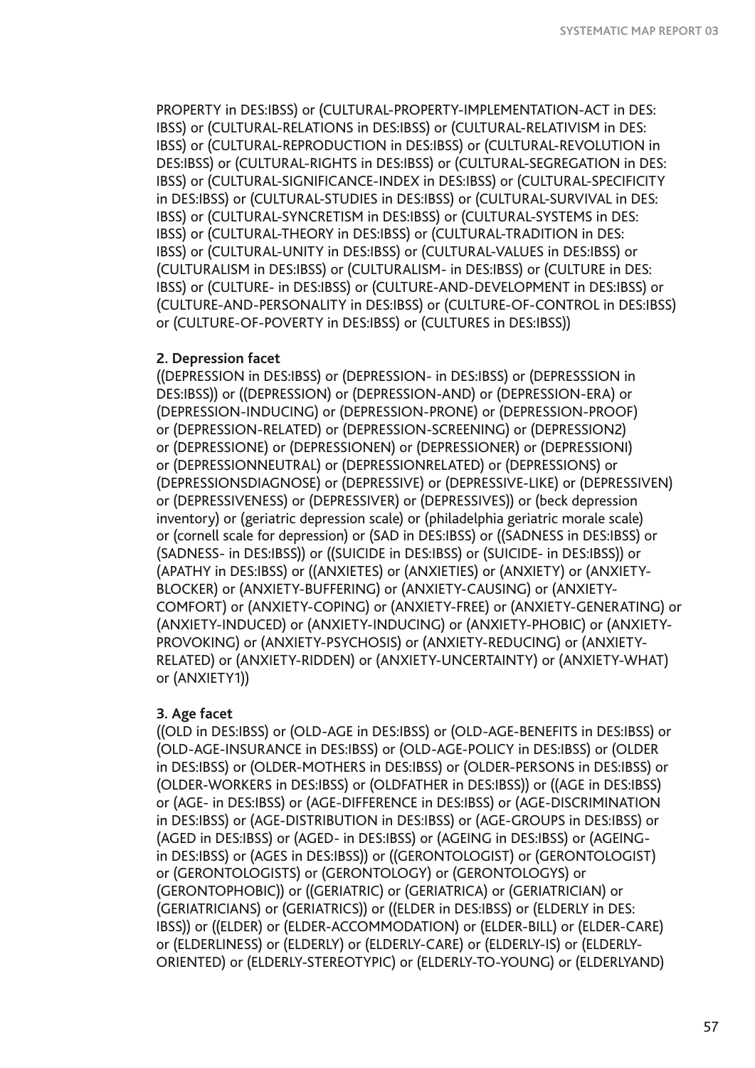PROPERTY in DES:IBSS) or (CULTURAL-PROPERTY-IMPLEMENTATION-ACT in DES: IBSS) or (CULTURAL-RELATIONS in DES:IBSS) or (CULTURAL-RELATIVISM in DES: IBSS) or (CULTURAL-REPRODUCTION in DES:IBSS) or (CULTURAL-REVOLUTION in DES:IBSS) or (CULTURAL-RIGHTS in DES:IBSS) or (CULTURAL-SEGREGATION in DES: IBSS) or (CULTURAL-SIGNIFICANCE-INDEX in DES:IBSS) or (CULTURAL-SPECIFICITY in DES:IBSS) or (CULTURAL-STUDIES in DES:IBSS) or (CULTURAL-SURVIVAL in DES: IBSS) or (CULTURAL-SYNCRETISM in DES:IBSS) or (CULTURAL-SYSTEMS in DES: IBSS) or (CULTURAL-THEORY in DES:IBSS) or (CULTURAL-TRADITION in DES: IBSS) or (CULTURAL-UNITY in DES:IBSS) or (CULTURAL-VALUES in DES:IBSS) or (CULTURALISM in DES:IBSS) or (CULTURALISM- in DES:IBSS) or (CULTURE in DES: IBSS) or (CULTURE- in DES:IBSS) or (CULTURE-AND-DEVELOPMENT in DES:IBSS) or (CULTURE-AND-PERSONALITY in DES:IBSS) or (CULTURE-OF-CONTROL in DES:IBSS) or (CULTURE-OF-POVERTY in DES:IBSS) or (CULTURES in DES:IBSS))

**2. Depression facet**
((DEPRESSION in DES:IBSS) or (DEPRESSION- in DES:IBSS) or (DEPRESSSION in DES:IBSS)) or ((DEPRESSION) or (DEPRESSION-AND) or (DEPRESSION-ERA) or (DEPRESSION-INDUCING) or (DEPRESSION-PRONE) or (DEPRESSION-PROOF) or (DEPRESSION-RELATED) or (DEPRESSION-SCREENING) or (DEPRESSION2) or (DEPRESSIONE) or (DEPRESSIONEN) or (DEPRESSIONER) or (DEPRESSIONI) or (DEPRESSIONNEUTRAL) or (DEPRESSIONRELATED) or (DEPRESSIONS) or (DEPRESSIONSDIAGNOSE) or (DEPRESSIVE) or (DEPRESSIVE-LIKE) or (DEPRESSIVEN) or (DEPRESSIVENESS) or (DEPRESSIVER) or (DEPRESSIVES)) or (beck depression inventory) or (geriatric depression scale) or (philadelphia geriatric morale scale) or (cornell scale for depression) or (SAD in DES:IBSS) or ((SADNESS in DES:IBSS) or (SADNESS- in DES:IBSS)) or ((SUICIDE in DES:IBSS) or (SUICIDE- in DES:IBSS)) or (APATHY in DES:IBSS) or ((ANXIETES) or (ANXIETIES) or (ANXIETY) or (ANXIETY-BLOCKER) or (ANXIETY-BUFFERING) or (ANXIETY-CAUSING) or (ANXIETY-COMFORT) or (ANXIETY-COPING) or (ANXIETY-FREE) or (ANXIETY-GENERATING) or (ANXIETY-INDUCED) or (ANXIETY-INDUCING) or (ANXIETY-PHOBIC) or (ANXIETY-PROVOKING) or (ANXIETY-PSYCHOSIS) or (ANXIETY-REDUCING) or (ANXIETY-RELATED) or (ANXIETY-RIDDEN) or (ANXIETY-UNCERTAINTY) or (ANXIETY-WHAT) or (ANXIETY1))

**3. Age facet**
((OLD in DES:IBSS) or (OLD-AGE in DES:IBSS) or (OLD-AGE-BENEFITS in DES:IBSS) or (OLD-AGE-INSURANCE in DES:IBSS) or (OLD-AGE-POLICY in DES:IBSS) or (OLDER in DES:IBSS) or (OLDER-MOTHERS in DES:IBSS) or (OLDER-PERSONS in DES:IBSS) or (OLDER-WORKERS in DES:IBSS) or (OLDFATHER in DES:IBSS)) or ((AGE in DES:IBSS) or (AGE- in DES:IBSS) or (AGE-DIFFERENCE in DES:IBSS) or (AGE-DISCRIMINATION in DES:IBSS) or (AGE-DISTRIBUTION in DES:IBSS) or (AGE-GROUPS in DES:IBSS) or (AGED in DES:IBSS) or (AGED- in DES:IBSS) or (AGEING in DES:IBSS) or (AGEING- in DES:IBSS) or (AGES in DES:IBSS)) or ((GERONTOLOGIST) or (GERONTOLOGIST) or (GERONTOLOGISTS) or (GERONTOLOGY) or (GERONTOLOGYS) or (GERONTOPHOBIC)) or ((GERIATRIC) or (GERIATRICA) or (GERIATRICIAN) or (GERIATRICIANS) or (GERIATRICS)) or ((ELDER in DES:IBSS) or (ELDERLY in DES: IBSS)) or ((ELDER) or (ELDER-ACCOMMODATION) or (ELDER-BILL) or (ELDER-CARE) or (ELDERLINESS) or (ELDERLY) or (ELDERLY-CARE) or (ELDERLY-IS) or (ELDERLY-ORIENTED) or (ELDERLY-STEREOTYPIC) or (ELDERLY-TO-YOUNG) or (ELDERLYAND)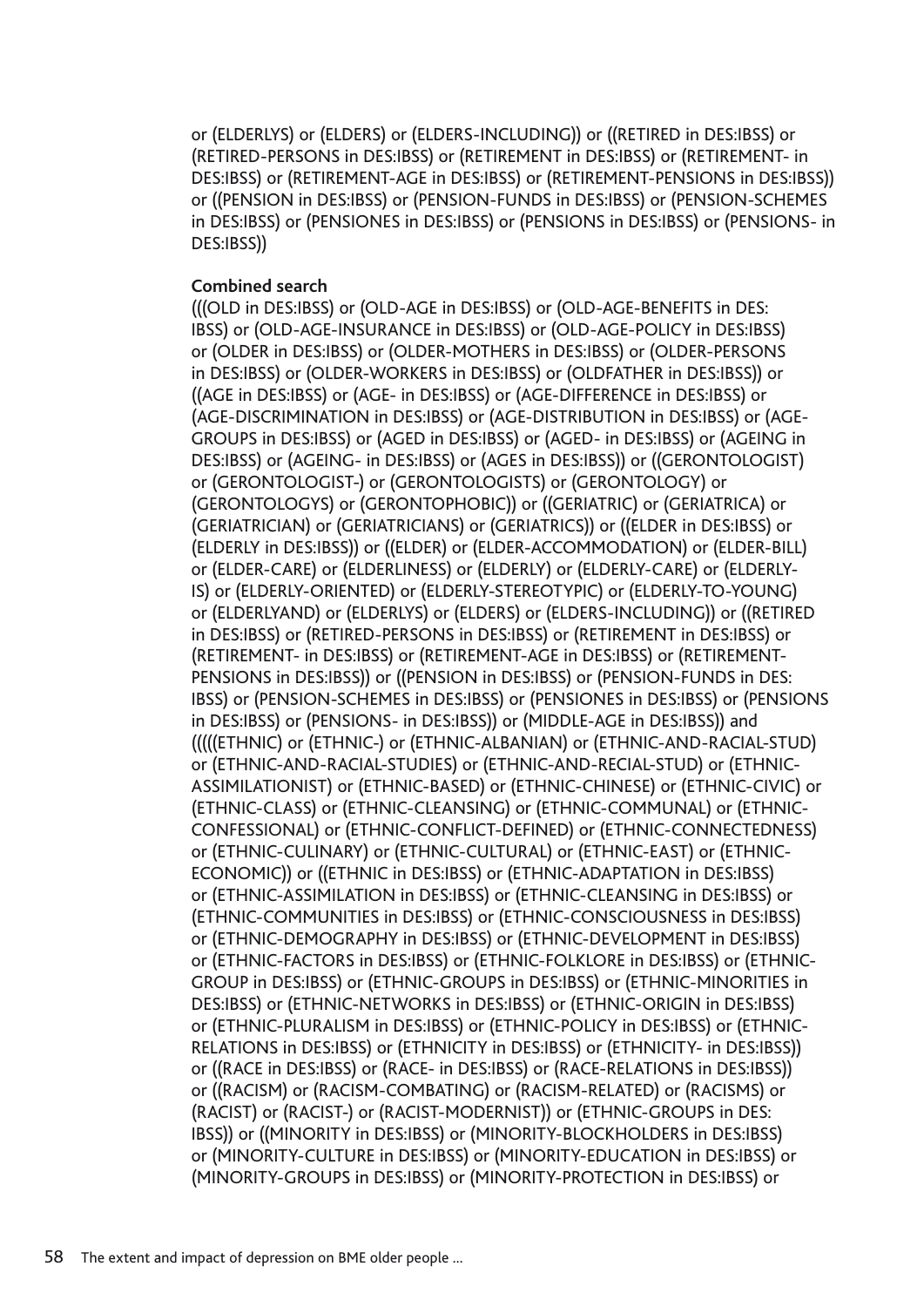or (ELDERLYS) or (ELDERS) or (ELDERS-INCLUDING)) or ((RETIRED in DES:IBSS) or (RETIRED-PERSONS in DES:IBSS) or (RETIREMENT in DES:IBSS) or (RETIREMENT- in DES:IBSS) or (RETIREMENT-AGE in DES:IBSS) or (RETIREMENT-PENSIONS in DES:IBSS)) or ((PENSION in DES:IBSS) or (PENSION-FUNDS in DES:IBSS) or (PENSION-SCHEMES in DES:IBSS) or (PENSIONES in DES:IBSS) or (PENSIONS in DES:IBSS) or (PENSIONS- in DES:IBSS))

**Combined search**

(((OLD in DES:IBSS) or (OLD-AGE in DES:IBSS) or (OLD-AGE-BENEFITS in DES: IBSS) or (OLD-AGE-INSURANCE in DES:IBSS) or (OLD-AGE-POLICY in DES:IBSS) or (OLDER in DES:IBSS) or (OLDER-MOTHERS in DES:IBSS) or (OLDER-PERSONS in DES:IBSS) or (OLDER-WORKERS in DES:IBSS) or (OLDFATHER in DES:IBSS)) or ((AGE in DES:IBSS) or (AGE- in DES:IBSS) or (AGE-DIFFERENCE in DES:IBSS) or (AGE-DISCRIMINATION in DES:IBSS) or (AGE-DISTRIBUTION in DES:IBSS) or (AGE-GROUPS in DES:IBSS) or (AGED in DES:IBSS) or (AGED- in DES:IBSS) or (AGEING in DES:IBSS) or (AGEING- in DES:IBSS) or (AGES in DES:IBSS)) or ((GERONTOLOGIST) or (GERONTOLOGIST-) or (GERONTOLOGISTS) or (GERONTOLOGY) or (GERONTOLOGYS) or (GERONTOPHOBIC)) or ((GERIATRIC) or (GERIATRICA) or (GERIATRICIAN) or (GERIATRICIANS) or (GERIATRICS)) or ((ELDER in DES:IBSS) or (ELDERLY in DES:IBSS)) or ((ELDER) or (ELDER-ACCOMMODATION) or (ELDER-BILL) or (ELDER-CARE) or (ELDERLINESS) or (ELDERLY) or (ELDERLY-CARE) or (ELDERLY-IS) or (ELDERLY-ORIENTED) or (ELDERLY-STEREOTYPIC) or (ELDERLY-TO-YOUNG) or (ELDERLYAND) or (ELDERLYS) or (ELDERS) or (ELDERS-INCLUDING)) or ((RETIRED in DES:IBSS) or (RETIRED-PERSONS in DES:IBSS) or (RETIREMENT in DES:IBSS) or (RETIREMENT- in DES:IBSS) or (RETIREMENT-AGE in DES:IBSS) or (RETIREMENT-PENSIONS in DES:IBSS)) or ((PENSION in DES:IBSS) or (PENSION-FUNDS in DES: IBSS) or (PENSION-SCHEMES in DES:IBSS) or (PENSIONES in DES:IBSS) or (PENSIONS in DES:IBSS) or (PENSIONS- in DES:IBSS)) or (MIDDLE-AGE in DES:IBSS)) and (((((ETHNIC) or (ETHNIC-) or (ETHNIC-ALBANIAN) or (ETHNIC-AND-RACIAL-STUD) or (ETHNIC-AND-RACIAL-STUDIES) or (ETHNIC-AND-RECIAL-STUD) or (ETHNIC-ASSIMILATIONIST) or (ETHNIC-BASED) or (ETHNIC-CHINESE) or (ETHNIC-CIVIC) or (ETHNIC-CLASS) or (ETHNIC-CLEANSING) or (ETHNIC-COMMUNAL) or (ETHNIC-CONFESSIONAL) or (ETHNIC-CONFLICT-DEFINED) or (ETHNIC-CONNECTEDNESS) or (ETHNIC-CULINARY) or (ETHNIC-CULTURAL) or (ETHNIC-EAST) or (ETHNIC-ECONOMIC)) or ((ETHNIC in DES:IBSS) or (ETHNIC-ADAPTATION in DES:IBSS) or (ETHNIC-ASSIMILATION in DES:IBSS) or (ETHNIC-CLEANSING in DES:IBSS) or (ETHNIC-COMMUNITIES in DES:IBSS) or (ETHNIC-CONSCIOUSNESS in DES:IBSS) or (ETHNIC-DEMOGRAPHY in DES:IBSS) or (ETHNIC-DEVELOPMENT in DES:IBSS) or (ETHNIC-FACTORS in DES:IBSS) or (ETHNIC-FOLKLORE in DES:IBSS) or (ETHNIC-GROUP in DES:IBSS) or (ETHNIC-GROUPS in DES:IBSS) or (ETHNIC-MINORITIES in DES:IBSS) or (ETHNIC-NETWORKS in DES:IBSS) or (ETHNIC-ORIGIN in DES:IBSS) or (ETHNIC-PLURALISM in DES:IBSS) or (ETHNIC-POLICY in DES:IBSS) or (ETHNIC-RELATIONS in DES:IBSS) or (ETHNICITY in DES:IBSS) or (ETHNICITY- in DES:IBSS)) or ((RACE in DES:IBSS) or (RACE- in DES:IBSS) or (RACE-RELATIONS in DES:IBSS)) or ((RACISM) or (RACISM-COMBATING) or (RACISM-RELATED) or (RACISMS) or (RACIST) or (RACIST-) or (RACIST-MODERNIST)) or (ETHNIC-GROUPS in DES: IBSS)) or ((MINORITY in DES:IBSS) or (MINORITY-BLOCKHOLDERS in DES:IBSS) or (MINORITY-CULTURE in DES:IBSS) or (MINORITY-EDUCATION in DES:IBSS) or (MINORITY-GROUPS in DES:IBSS) or (MINORITY-PROTECTION in DES:IBSS) or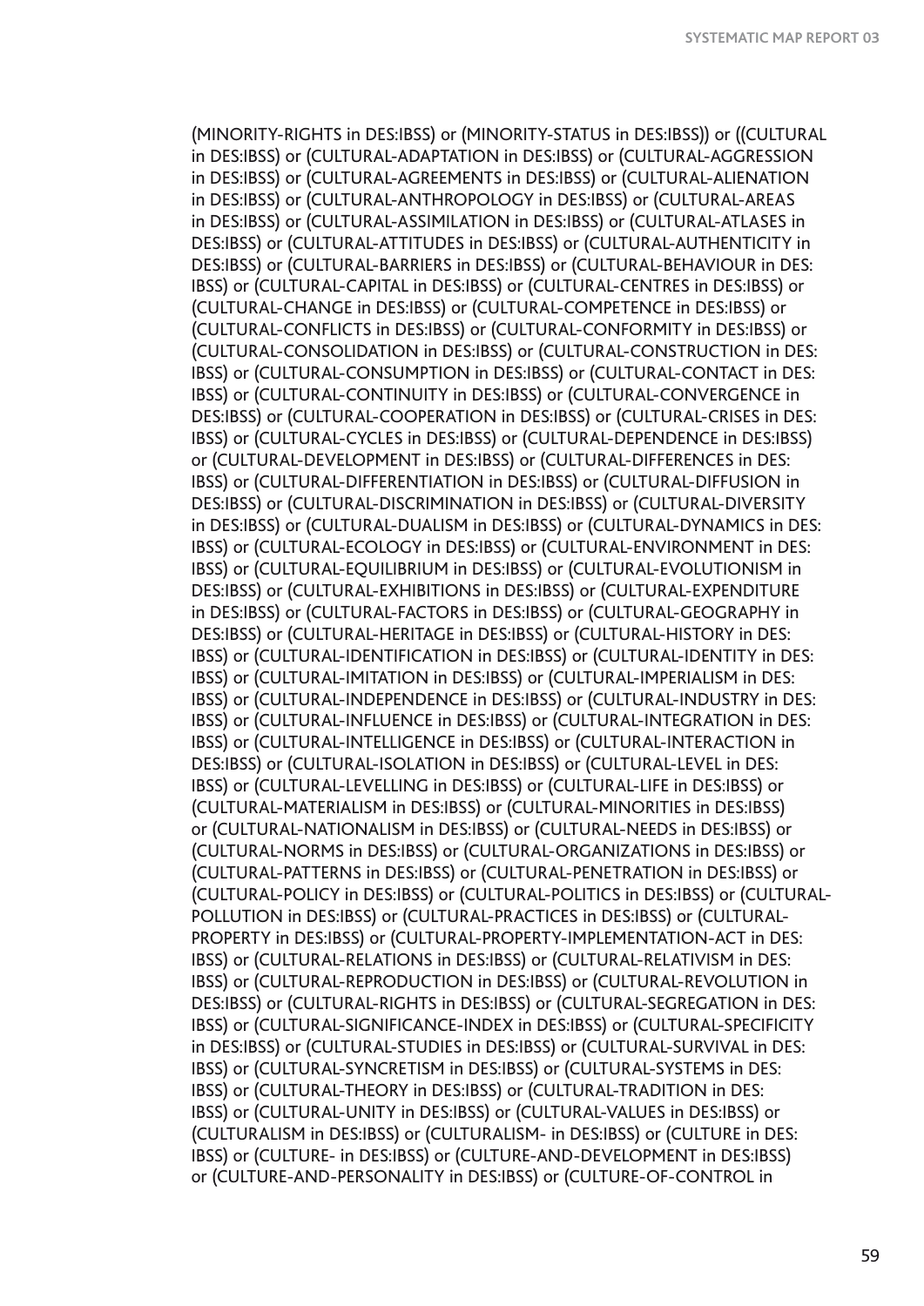(MINORITY-RIGHTS in DES:IBSS) or (MINORITY-STATUS in DES:IBSS)) or ((CULTURAL in DES:IBSS) or (CULTURAL-ADAPTATION in DES:IBSS) or (CULTURAL-AGGRESSION in DES:IBSS) or (CULTURAL-AGREEMENTS in DES:IBSS) or (CULTURAL-ALIENATION in DES:IBSS) or (CULTURAL-ANTHROPOLOGY in DES:IBSS) or (CULTURAL-AREAS in DES:IBSS) or (CULTURAL-ASSIMILATION in DES:IBSS) or (CULTURAL-ATLASES in DES:IBSS) or (CULTURAL-ATTITUDES in DES:IBSS) or (CULTURAL-AUTHENTICITY in DES:IBSS) or (CULTURAL-BARRIERS in DES:IBSS) or (CULTURAL-BEHAVIOUR in DES:IBSS) or (CULTURAL-CAPITAL in DES:IBSS) or (CULTURAL-CENTRES in DES:IBSS) or (CULTURAL-CHANGE in DES:IBSS) or (CULTURAL-COMPETENCE in DES:IBSS) or (CULTURAL-CONFLICTS in DES:IBSS) or (CULTURAL-CONFORMITY in DES:IBSS) or (CULTURAL-CONSOLIDATION in DES:IBSS) or (CULTURAL-CONSTRUCTION in DES:IBSS) or (CULTURAL-CONSUMPTION in DES:IBSS) or (CULTURAL-CONTACT in DES:IBSS) or (CULTURAL-CONTINUITY in DES:IBSS) or (CULTURAL-CONVERGENCE in DES:IBSS) or (CULTURAL-COOPERATION in DES:IBSS) or (CULTURAL-CRISES in DES:IBSS) or (CULTURAL-CYCLES in DES:IBSS) or (CULTURAL-DEPENDENCE in DES:IBSS) or (CULTURAL-DEVELOPMENT in DES:IBSS) or (CULTURAL-DIFFERENCES in DES:IBSS) or (CULTURAL-DIFFERENTIATION in DES:IBSS) or (CULTURAL-DIFFUSION in DES:IBSS) or (CULTURAL-DISCRIMINATION in DES:IBSS) or (CULTURAL-DIVERSITY in DES:IBSS) or (CULTURAL-DUALISM in DES:IBSS) or (CULTURAL-DYNAMICS in DES:IBSS) or (CULTURAL-ECOLOGY in DES:IBSS) or (CULTURAL-ENVIRONMENT in DES:IBSS) or (CULTURAL-EQUILIBRIUM in DES:IBSS) or (CULTURAL-EVOLUTIONISM in DES:IBSS) or (CULTURAL-EXHIBITIONS in DES:IBSS) or (CULTURAL-EXPENDITURE in DES:IBSS) or (CULTURAL-FACTORS in DES:IBSS) or (CULTURAL-GEOGRAPHY in DES:IBSS) or (CULTURAL-HERITAGE in DES:IBSS) or (CULTURAL-HISTORY in DES:IBSS) or (CULTURAL-IDENTIFICATION in DES:IBSS) or (CULTURAL-IDENTITY in DES:IBSS) or (CULTURAL-IMITATION in DES:IBSS) or (CULTURAL-IMPERIALISM in DES:IBSS) or (CULTURAL-INDEPENDENCE in DES:IBSS) or (CULTURAL-INDUSTRY in DES:IBSS) or (CULTURAL-INFLUENCE in DES:IBSS) or (CULTURAL-INTEGRATION in DES:IBSS) or (CULTURAL-INTELLIGENCE in DES:IBSS) or (CULTURAL-INTERACTION in DES:IBSS) or (CULTURAL-ISOLATION in DES:IBSS) or (CULTURAL-LEVEL in DES:IBSS) or (CULTURAL-LEVELLING in DES:IBSS) or (CULTURAL-LIFE in DES:IBSS) or (CULTURAL-MATERIALISM in DES:IBSS) or (CULTURAL-MINORITIES in DES:IBSS) or (CULTURAL-NATIONALISM in DES:IBSS) or (CULTURAL-NEEDS in DES:IBSS) or (CULTURAL-NORMS in DES:IBSS) or (CULTURAL-ORGANIZATIONS in DES:IBSS) or (CULTURAL-PATTERNS in DES:IBSS) or (CULTURAL-PENETRATION in DES:IBSS) or (CULTURAL-POLICY in DES:IBSS) or (CULTURAL-POLITICS in DES:IBSS) or (CULTURAL-POLLUTION in DES:IBSS) or (CULTURAL-PRACTICES in DES:IBSS) or (CULTURAL-PROPERTY in DES:IBSS) or (CULTURAL-PROPERTY-IMPLEMENTATION-ACT in DES:IBSS) or (CULTURAL-RELATIONS in DES:IBSS) or (CULTURAL-RELATIVISM in DES:IBSS) or (CULTURAL-REPRODUCTION in DES:IBSS) or (CULTURAL-REVOLUTION in DES:IBSS) or (CULTURAL-RIGHTS in DES:IBSS) or (CULTURAL-SEGREGATION in DES:IBSS) or (CULTURAL-SIGNIFICANCE-INDEX in DES:IBSS) or (CULTURAL-SPECIFICITY in DES:IBSS) or (CULTURAL-STUDIES in DES:IBSS) or (CULTURAL-SURVIVAL in DES:IBSS) or (CULTURAL-SYNCRETISM in DES:IBSS) or (CULTURAL-SYSTEMS in DES:IBSS) or (CULTURAL-THEORY in DES:IBSS) or (CULTURAL-TRADITION in DES:IBSS) or (CULTURAL-UNITY in DES:IBSS) or (CULTURAL-VALUES in DES:IBSS) or (CULTURALISM in DES:IBSS) or (CULTURALISM- in DES:IBSS) or (CULTURE in DES:IBSS) or (CULTURE- in DES:IBSS) or (CULTURE-AND-DEVELOPMENT in DES:IBSS) or (CULTURE-AND-PERSONALITY in DES:IBSS) or (CULTURE-OF-CONTROL in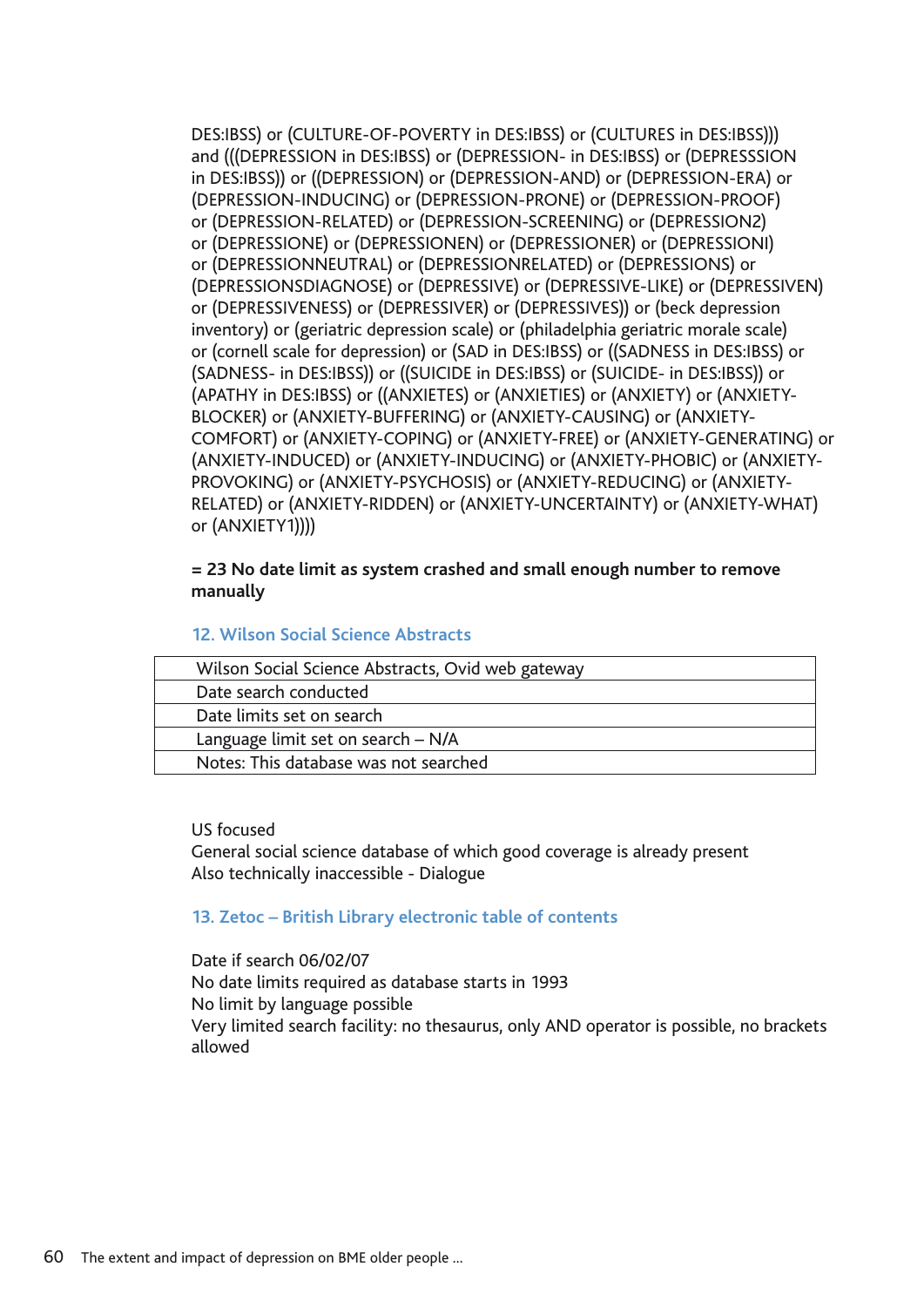DES:IBSS) or (CULTURE-OF-POVERTY in DES:IBSS) or (CULTURES in DES:IBSS))) and (((DEPRESSION in DES:IBSS) or (DEPRESSION- in DES:IBSS) or (DEPRESSSION in DES:IBSS)) or ((DEPRESSION) or (DEPRESSION-AND) or (DEPRESSION-ERA) or (DEPRESSION-INDUCING) or (DEPRESSION-PRONE) or (DEPRESSION-PROOF) or (DEPRESSION-RELATED) or (DEPRESSION-SCREENING) or (DEPRESSION2) or (DEPRESSIONE) or (DEPRESSIONEN) or (DEPRESSIONER) or (DEPRESSIONI) or (DEPRESSIONNEUTRAL) or (DEPRESSIONRELATED) or (DEPRESSIONS) or (DEPRESSIONSDIAGNOSE) or (DEPRESSIVE) or (DEPRESSIVE-LIKE) or (DEPRESSIVEN) or (DEPRESSIVENESS) or (DEPRESSIVER) or (DEPRESSIVES)) or (beck depression inventory) or (geriatric depression scale) or (philadelphia geriatric morale scale) or (cornell scale for depression) or (SAD in DES:IBSS) or ((SADNESS in DES:IBSS) or (SADNESS- in DES:IBSS)) or ((SUICIDE in DES:IBSS) or (SUICIDE- in DES:IBSS)) or (APATHY in DES:IBSS) or ((ANXIETES) or (ANXIETIES) or (ANXIETY) or (ANXIETY-BLOCKER) or (ANXIETY-BUFFERING) or (ANXIETY-CAUSING) or (ANXIETY-COMFORT) or (ANXIETY-COPING) or (ANXIETY-FREE) or (ANXIETY-GENERATING) or (ANXIETY-INDUCED) or (ANXIETY-INDUCING) or (ANXIETY-PHOBIC) or (ANXIETY-PROVOKING) or (ANXIETY-PSYCHOSIS) or (ANXIETY-REDUCING) or (ANXIETY-RELATED) or (ANXIETY-RIDDEN) or (ANXIETY-UNCERTAINTY) or (ANXIETY-WHAT) or (ANXIETY1))))

**= 23 No date limit as system crashed and small enough number to remove manually**

### 12. Wilson Social Science Abstracts

| Wilson Social Science Abstracts, Ovid web gateway |
|---|
| Date search conducted |
| Date limits set on search |
| Language limit set on search – N/A |
| Notes: This database was not searched |

US focused
General social science database of which good coverage is already present
Also technically inaccessible - Dialogue

### 13. Zetoc – British Library electronic table of contents

Date if search 06/02/07
No date limits required as database starts in 1993
No limit by language possible
Very limited search facility: no thesaurus, only AND operator is possible, no brackets allowed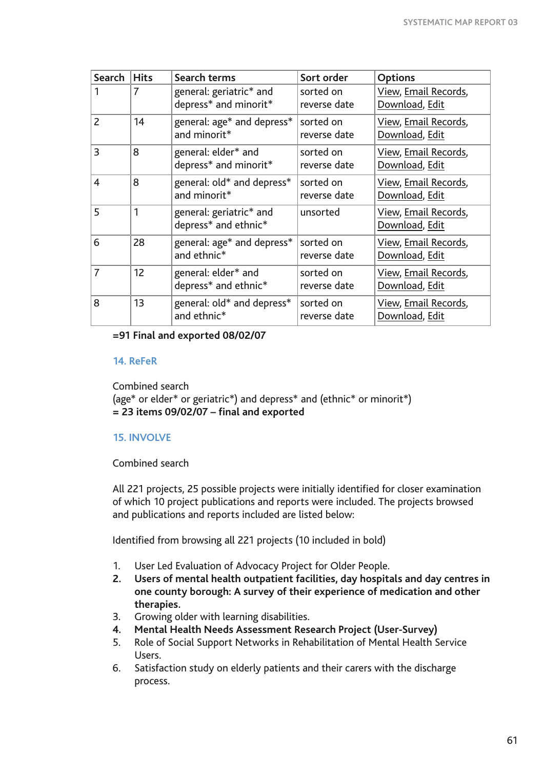| Search | Hits | Search terms | Sort order | Options |
|---|---|---|---|---|
| 1 | 7 | general: geriatric* and depress* and minorit* | sorted on reverse date | View, Email Records, Download, Edit |
| 2 | 14 | general: age* and depress* and minorit* | sorted on reverse date | View, Email Records, Download, Edit |
| 3 | 8 | general: elder* and depress* and minorit* | sorted on reverse date | View, Email Records, Download, Edit |
| 4 | 8 | general: old* and depress* and minorit* | sorted on reverse date | View, Email Records, Download, Edit |
| 5 | 1 | general: geriatric* and depress* and ethnic* | unsorted | View, Email Records, Download, Edit |
| 6 | 28 | general: age* and depress* and ethnic* | sorted on reverse date | View, Email Records, Download, Edit |
| 7 | 12 | general: elder* and depress* and ethnic* | sorted on reverse date | View, Email Records, Download, Edit |
| 8 | 13 | general: old* and depress* and ethnic* | sorted on reverse date | View, Email Records, Download, Edit |

**=91 Final and exported 08/02/07**

### 14. ReFeR

Combined search
(age* or elder* or geriatric*) and depress* and (ethnic* or minorit*)
**= 23 items 09/02/07 – final and exported**

### 15. INVOLVE

Combined search

All 221 projects, 25 possible projects were initially identified for closer examination of which 10 project publications and reports were included. The projects browsed and publications and reports included are listed below:

Identified from browsing all 221 projects (10 included in bold)

1. User Led Evaluation of Advocacy Project for Older People.
2. **Users of mental health outpatient facilities, day hospitals and day centres in one county borough: A survey of their experience of medication and other therapies.**
3. Growing older with learning disabilities.
4. **Mental Health Needs Assessment Research Project (User-Survey)**
5. Role of Social Support Networks in Rehabilitation of Mental Health Service Users.
6. Satisfaction study on elderly patients and their carers with the discharge process.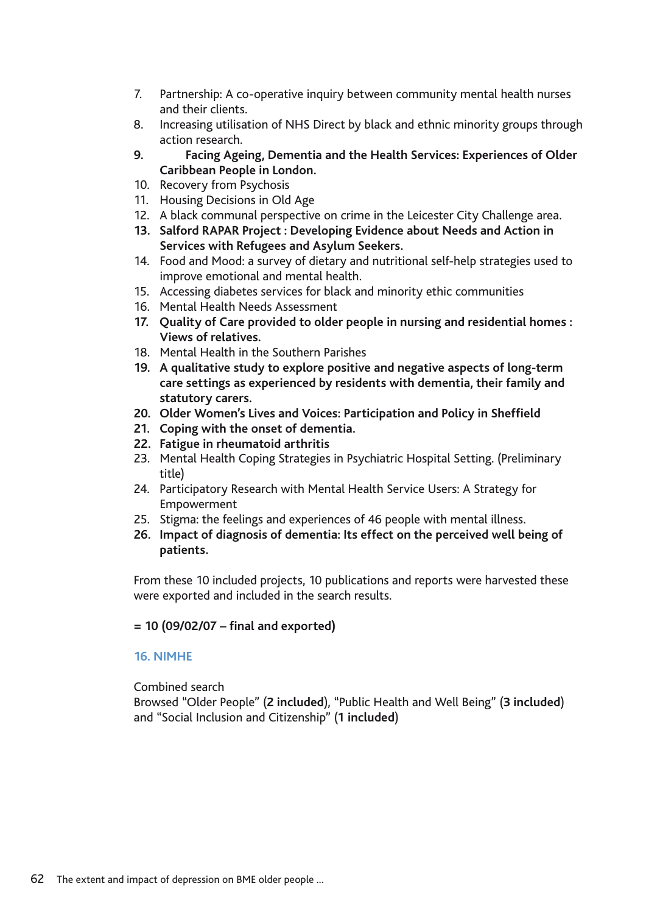7. Partnership: A co-operative inquiry between community mental health nurses and their clients.
8. Increasing utilisation of NHS Direct by black and ethnic minority groups through action research.
9. **Facing Ageing, Dementia and the Health Services: Experiences of Older Caribbean People in London.**
10. Recovery from Psychosis
11. Housing Decisions in Old Age
12. A black communal perspective on crime in the Leicester City Challenge area.
13. **Salford RAPAR Project : Developing Evidence about Needs and Action in Services with Refugees and Asylum Seekers.**
14. Food and Mood: a survey of dietary and nutritional self-help strategies used to improve emotional and mental health.
15. Accessing diabetes services for black and minority ethic communities
16. Mental Health Needs Assessment
17. **Quality of Care provided to older people in nursing and residential homes : Views of relatives.**
18. Mental Health in the Southern Parishes
19. **A qualitative study to explore positive and negative aspects of long-term care settings as experienced by residents with dementia, their family and statutory carers.**
20. **Older Women's Lives and Voices: Participation and Policy in Sheffield**
21. **Coping with the onset of dementia.**
22. **Fatigue in rheumatoid arthritis**
23. Mental Health Coping Strategies in Psychiatric Hospital Setting. (Preliminary title)
24. Participatory Research with Mental Health Service Users: A Strategy for Empowerment
25. Stigma: the feelings and experiences of 46 people with mental illness.
26. **Impact of diagnosis of dementia: Its effect on the perceived well being of patients.**

From these 10 included projects, 10 publications and reports were harvested these were exported and included in the search results.

**= 10 (09/02/07 – final and exported)**

## 16. NIMHE

Combined search
Browsed "Older People" (**2 included**), "Public Health and Well Being" (**3 included**) and "Social Inclusion and Citizenship" (**1 included**)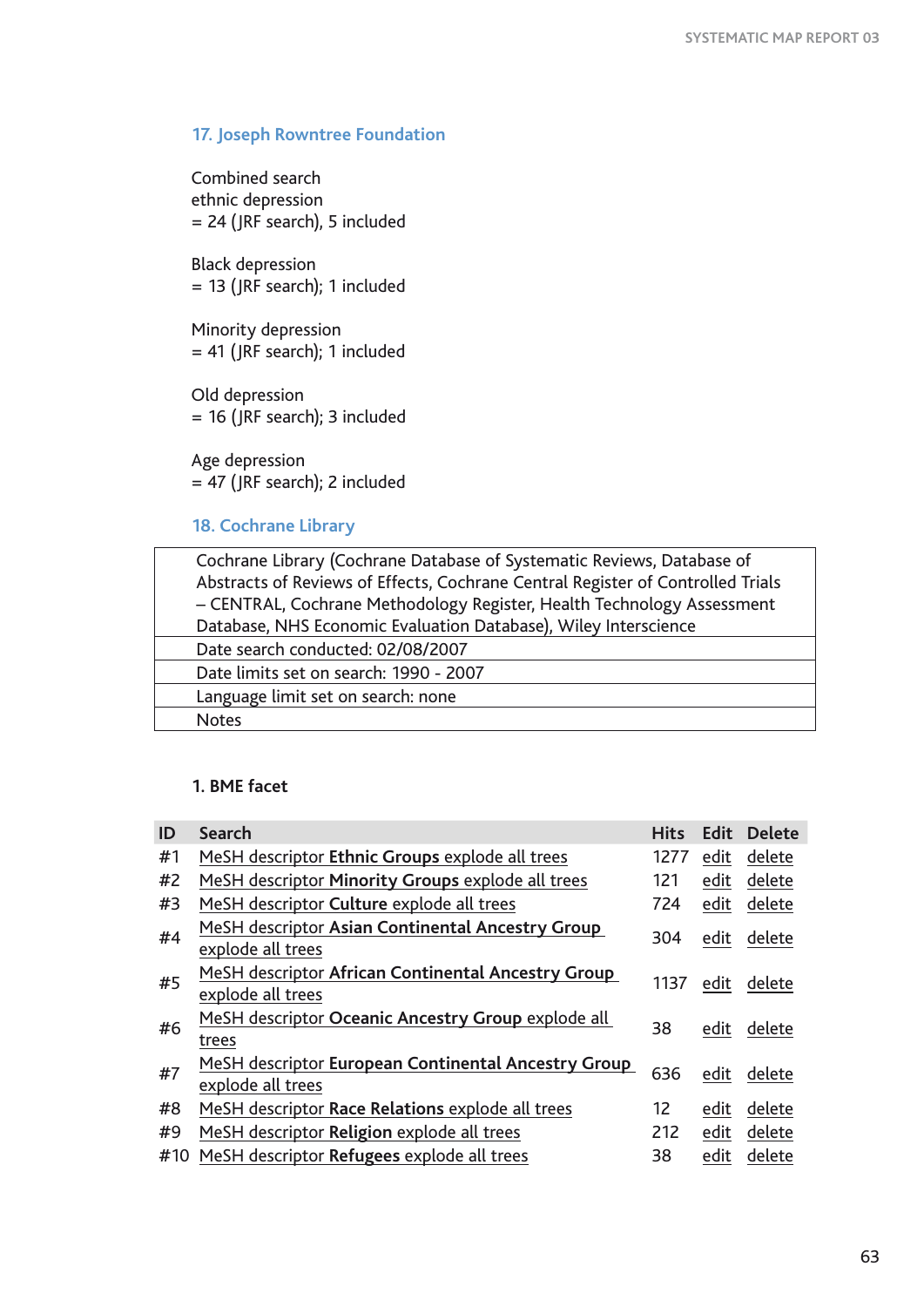### 17. Joseph Rowntree Foundation

Combined search
ethnic depression
= 24 (JRF search), 5 included

Black depression
= 13 (JRF search); 1 included

Minority depression
= 41 (JRF search); 1 included

Old depression
= 16 (JRF search); 3 included

Age depression
= 47 (JRF search); 2 included

### 18. Cochrane Library

| Cochrane Library (Cochrane Database of Systematic Reviews, Database of Abstracts of Reviews of Effects, Cochrane Central Register of Controlled Trials – CENTRAL, Cochrane Methodology Register, Health Technology Assessment Database, NHS Economic Evaluation Database), Wiley Interscience |
|---|
| Date search conducted: 02/08/2007 |
| Date limits set on search: 1990 - 2007 |
| Language limit set on search: none |
| Notes |

**1. BME facet**

| ID | Search | Hits | Edit | Delete |
|---|---|---|---|---|
| #1 | MeSH descriptor **Ethnic Groups** explode all trees | 1277 | edit | delete |
| #2 | MeSH descriptor **Minority Groups** explode all trees | 121 | edit | delete |
| #3 | MeSH descriptor **Culture** explode all trees | 724 | edit | delete |
| #4 | MeSH descriptor **Asian Continental Ancestry Group** explode all trees | 304 | edit | delete |
| #5 | MeSH descriptor **African Continental Ancestry Group** explode all trees | 1137 | edit | delete |
| #6 | MeSH descriptor **Oceanic Ancestry Group** explode all trees | 38 | edit | delete |
| #7 | MeSH descriptor **European Continental Ancestry Group** explode all trees | 636 | edit | delete |
| #8 | MeSH descriptor **Race Relations** explode all trees | 12 | edit | delete |
| #9 | MeSH descriptor **Religion** explode all trees | 212 | edit | delete |
| #10 | MeSH descriptor **Refugees** explode all trees | 38 | edit | delete |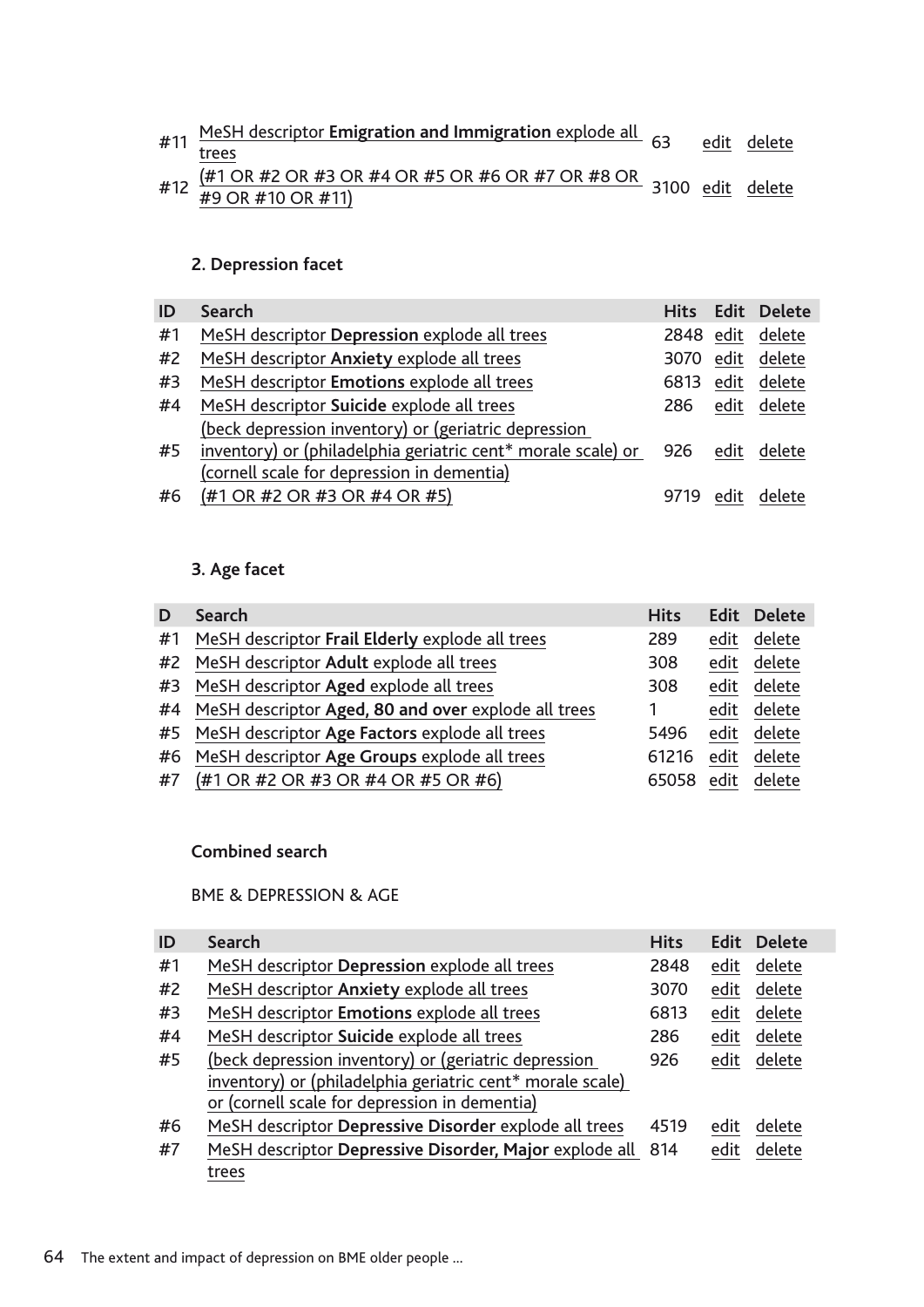| | | | | |
|---|---|---|---|---|
| #11 | MeSH descriptor **Emigration and Immigration** explode all trees | 63 | edit | delete |
| #12 | (#1 OR #2 OR #3 OR #4 OR #5 OR #6 OR #7 OR #8 OR #9 OR #10 OR #11) | 3100 | edit | delete |

### 2. Depression facet

| ID | Search | Hits | Edit | Delete |
|---|---|---|---|---|
| #1 | MeSH descriptor **Depression** explode all trees | 2848 | edit | delete |
| #2 | MeSH descriptor **Anxiety** explode all trees | 3070 | edit | delete |
| #3 | MeSH descriptor **Emotions** explode all trees | 6813 | edit | delete |
| #4 | MeSH descriptor **Suicide** explode all trees | 286 | edit | delete |
| #5 | (beck depression inventory) or (geriatric depression inventory) or (philadelphia geriatric cent* morale scale) or (cornell scale for depression in dementia) | 926 | edit | delete |
| #6 | (#1 OR #2 OR #3 OR #4 OR #5) | 9719 | edit | delete |

### 3. Age facet

| D | Search | Hits | Edit | Delete |
|---|---|---|---|---|
| #1 | MeSH descriptor **Frail Elderly** explode all trees | 289 | edit | delete |
| #2 | MeSH descriptor **Adult** explode all trees | 308 | edit | delete |
| #3 | MeSH descriptor **Aged** explode all trees | 308 | edit | delete |
| #4 | MeSH descriptor **Aged, 80 and over** explode all trees | 1 | edit | delete |
| #5 | MeSH descriptor **Age Factors** explode all trees | 5496 | edit | delete |
| #6 | MeSH descriptor **Age Groups** explode all trees | 61216 | edit | delete |
| #7 | (#1 OR #2 OR #3 OR #4 OR #5 OR #6) | 65058 | edit | delete |

### Combined search

BME & DEPRESSION & AGE

| ID | Search | Hits | Edit | Delete |
|---|---|---|---|---|
| #1 | MeSH descriptor **Depression** explode all trees | 2848 | edit | delete |
| #2 | MeSH descriptor **Anxiety** explode all trees | 3070 | edit | delete |
| #3 | MeSH descriptor **Emotions** explode all trees | 6813 | edit | delete |
| #4 | MeSH descriptor **Suicide** explode all trees | 286 | edit | delete |
| #5 | (beck depression inventory) or (geriatric depression inventory) or (philadelphia geriatric cent* morale scale) or (cornell scale for depression in dementia) | 926 | edit | delete |
| #6 | MeSH descriptor **Depressive Disorder** explode all trees | 4519 | edit | delete |
| #7 | MeSH descriptor **Depressive Disorder, Major** explode all trees | 814 | edit | delete |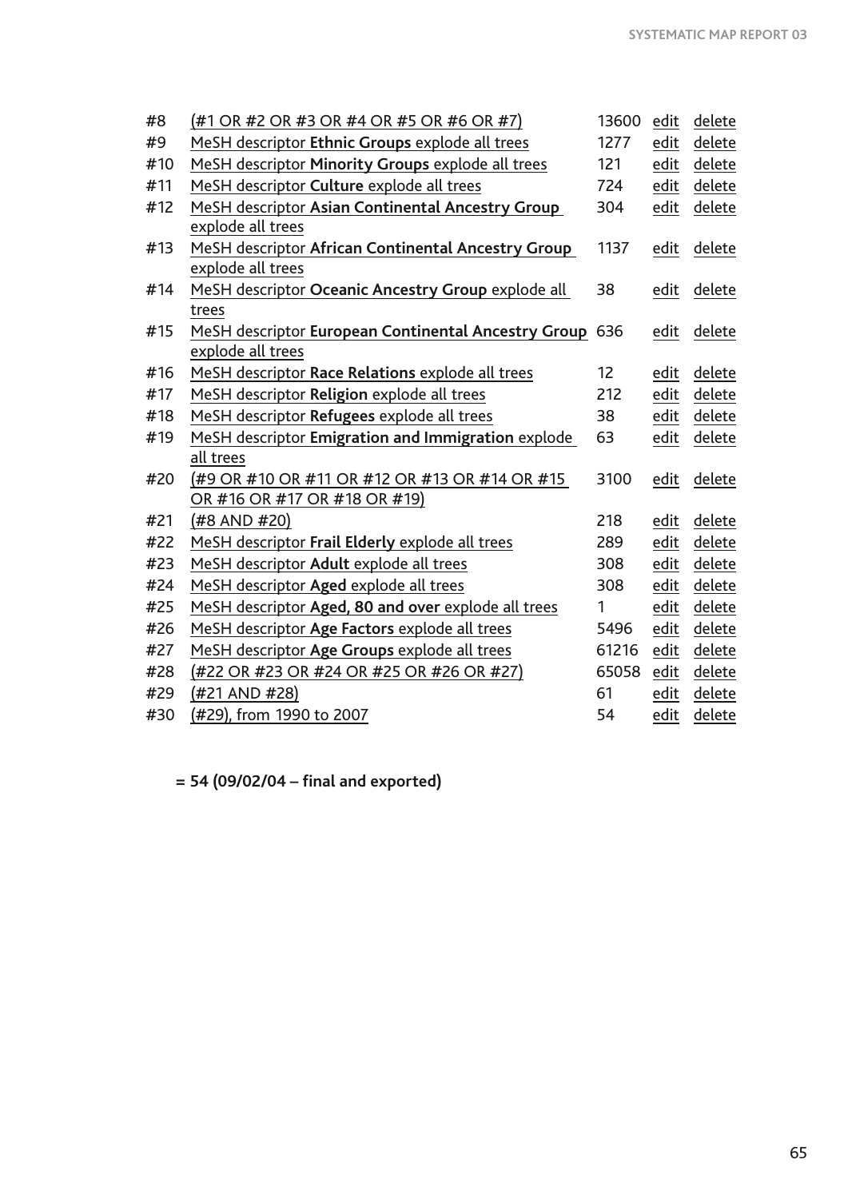| | | | | |
|---|---|---|---|---|
| #8 | (#1 OR #2 OR #3 OR #4 OR #5 OR #6 OR #7) | 13600 | edit | delete |
| #9 | MeSH descriptor **Ethnic Groups** explode all trees | 1277 | edit | delete |
| #10 | MeSH descriptor **Minority Groups** explode all trees | 121 | edit | delete |
| #11 | MeSH descriptor **Culture** explode all trees | 724 | edit | delete |
| #12 | MeSH descriptor **Asian Continental Ancestry Group** explode all trees | 304 | edit | delete |
| #13 | MeSH descriptor **African Continental Ancestry Group** explode all trees | 1137 | edit | delete |
| #14 | MeSH descriptor **Oceanic Ancestry Group** explode all trees | 38 | edit | delete |
| #15 | MeSH descriptor **European Continental Ancestry Group** explode all trees | 636 | edit | delete |
| #16 | MeSH descriptor **Race Relations** explode all trees | 12 | edit | delete |
| #17 | MeSH descriptor **Religion** explode all trees | 212 | edit | delete |
| #18 | MeSH descriptor **Refugees** explode all trees | 38 | edit | delete |
| #19 | MeSH descriptor **Emigration and Immigration** explode all trees | 63 | edit | delete |
| #20 | (#9 OR #10 OR #11 OR #12 OR #13 OR #14 OR #15 OR #16 OR #17 OR #18 OR #19) | 3100 | edit | delete |
| #21 | (#8 AND #20) | 218 | edit | delete |
| #22 | MeSH descriptor **Frail Elderly** explode all trees | 289 | edit | delete |
| #23 | MeSH descriptor **Adult** explode all trees | 308 | edit | delete |
| #24 | MeSH descriptor **Aged** explode all trees | 308 | edit | delete |
| #25 | MeSH descriptor **Aged, 80 and over** explode all trees | 1 | edit | delete |
| #26 | MeSH descriptor **Age Factors** explode all trees | 5496 | edit | delete |
| #27 | MeSH descriptor **Age Groups** explode all trees | 61216 | edit | delete |
| #28 | (#22 OR #23 OR #24 OR #25 OR #26 OR #27) | 65058 | edit | delete |
| #29 | (#21 AND #28) | 61 | edit | delete |
| #30 | (#29), from 1990 to 2007 | 54 | edit | delete |

**= 54 (09/02/04 – final and exported)**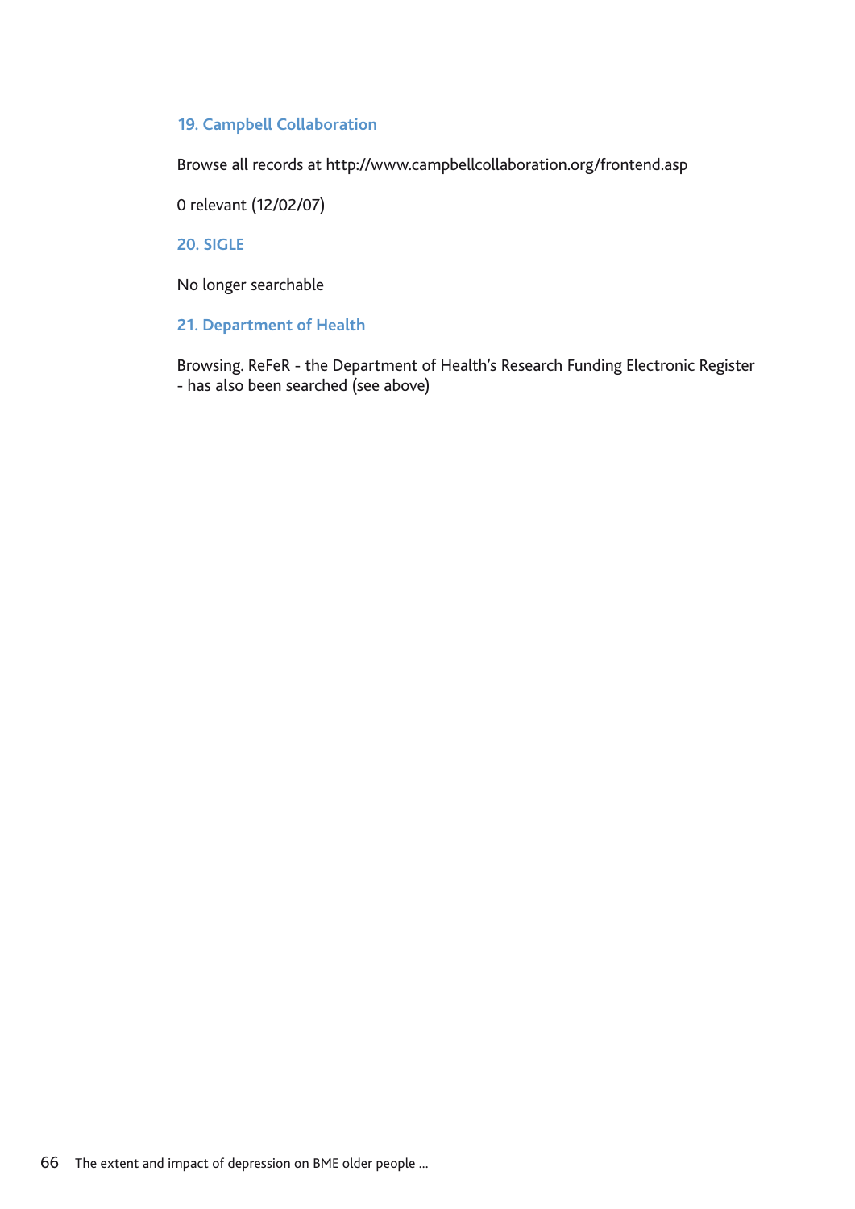### 19. Campbell Collaboration

Browse all records at http://www.campbellcollaboration.org/frontend.asp

0 relevant (12/02/07)

### 20. SIGLE

No longer searchable

### 21. Department of Health

Browsing. ReFeR - the Department of Health's Research Funding Electronic Register - has also been searched (see above)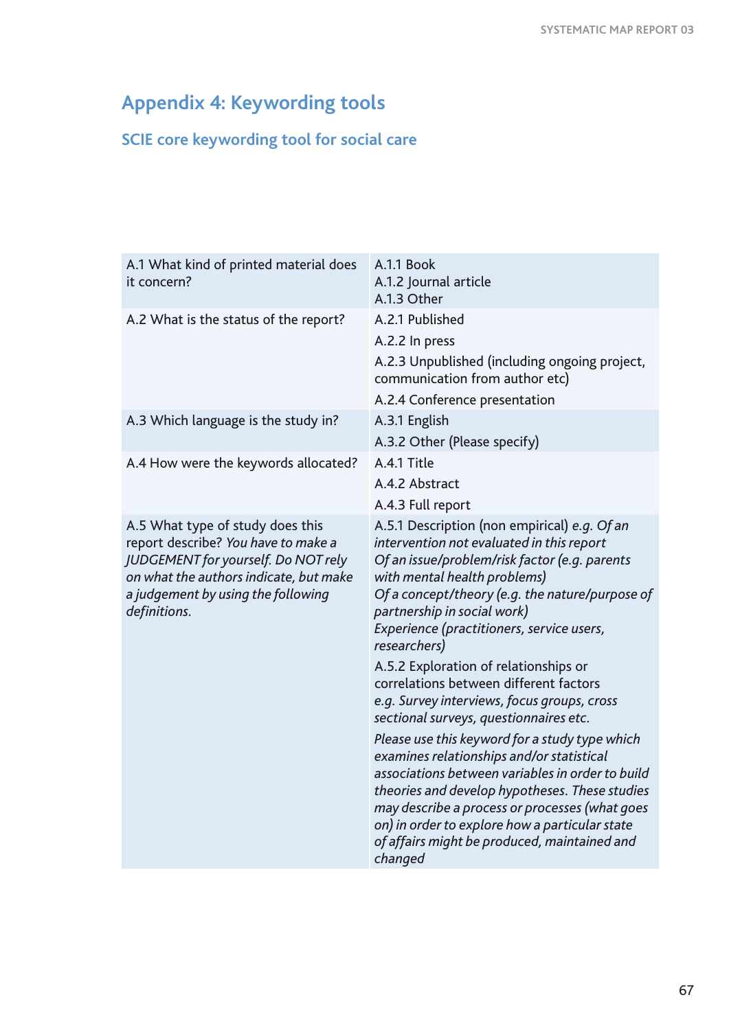## Appendix 4: Keywording tools

### SCIE core keywording tool for social care

| | |
|---|---|
| A.1 What kind of printed material does it concern? | A.1.1 Book<br>A.1.2 Journal article<br>A.1.3 Other |
| A.2 What is the status of the report? | A.2.1 Published<br>A.2.2 In press<br>A.2.3 Unpublished (including ongoing project, communication from author etc)<br>A.2.4 Conference presentation |
| A.3 Which language is the study in? | A.3.1 English<br>A.3.2 Other (Please specify) |
| A.4 How were the keywords allocated? | A.4.1 Title<br>A.4.2 Abstract<br>A.4.3 Full report |
| A.5 What type of study does this report describe? *You have to make a JUDGEMENT for yourself. Do NOT rely on what the authors indicate, but make a judgement by using the following definitions.* | A.5.1 Description (non empirical) e.g. *Of an intervention not evaluated in this report*<br>*Of an issue/problem/risk factor (e.g. parents with mental health problems)*<br>*Of a concept/theory (e.g. the nature/purpose of partnership in social work)*<br>*Experience (practitioners, service users, researchers)*<br>A.5.2 Exploration of relationships or correlations between different factors<br>*e.g. Survey interviews, focus groups, cross sectional surveys, questionnaires etc.*<br>*Please use this keyword for a study type which examines relationships and/or statistical associations between variables in order to build theories and develop hypotheses. These studies may describe a process or processes (what goes on) in order to explore how a particular state of affairs might be produced, maintained and changed* |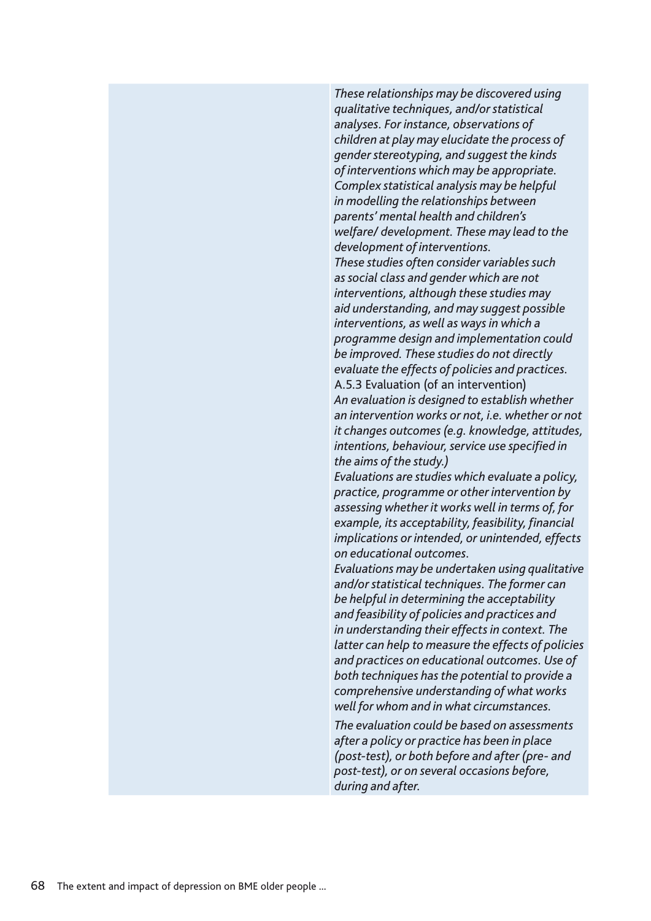*These relationships may be discovered using qualitative techniques, and/or statistical analyses. For instance, observations of children at play may elucidate the process of gender stereotyping, and suggest the kinds of interventions which may be appropriate. Complex statistical analysis may be helpful in modelling the relationships between parents' mental health and children's welfare/ development. These may lead to the development of interventions.*

*These studies often consider variables such as social class and gender which are not interventions, although these studies may aid understanding, and may suggest possible interventions, as well as ways in which a programme design and implementation could be improved. These studies do not directly evaluate the effects of policies and practices.*

A.5.3 Evaluation (of an intervention)

*An evaluation is designed to establish whether an intervention works or not, i.e. whether or not it changes outcomes (e.g. knowledge, attitudes, intentions, behaviour, service use specified in the aims of the study.)*

*Evaluations are studies which evaluate a policy, practice, programme or other intervention by assessing whether it works well in terms of, for example, its acceptability, feasibility, financial implications or intended, or unintended, effects on educational outcomes.*

*Evaluations may be undertaken using qualitative and/or statistical techniques. The former can be helpful in determining the acceptability and feasibility of policies and practices and in understanding their effects in context. The latter can help to measure the effects of policies and practices on educational outcomes. Use of both techniques has the potential to provide a comprehensive understanding of what works well for whom and in what circumstances.*

*The evaluation could be based on assessments after a policy or practice has been in place (post-test), or both before and after (pre- and post-test), or on several occasions before, during and after.*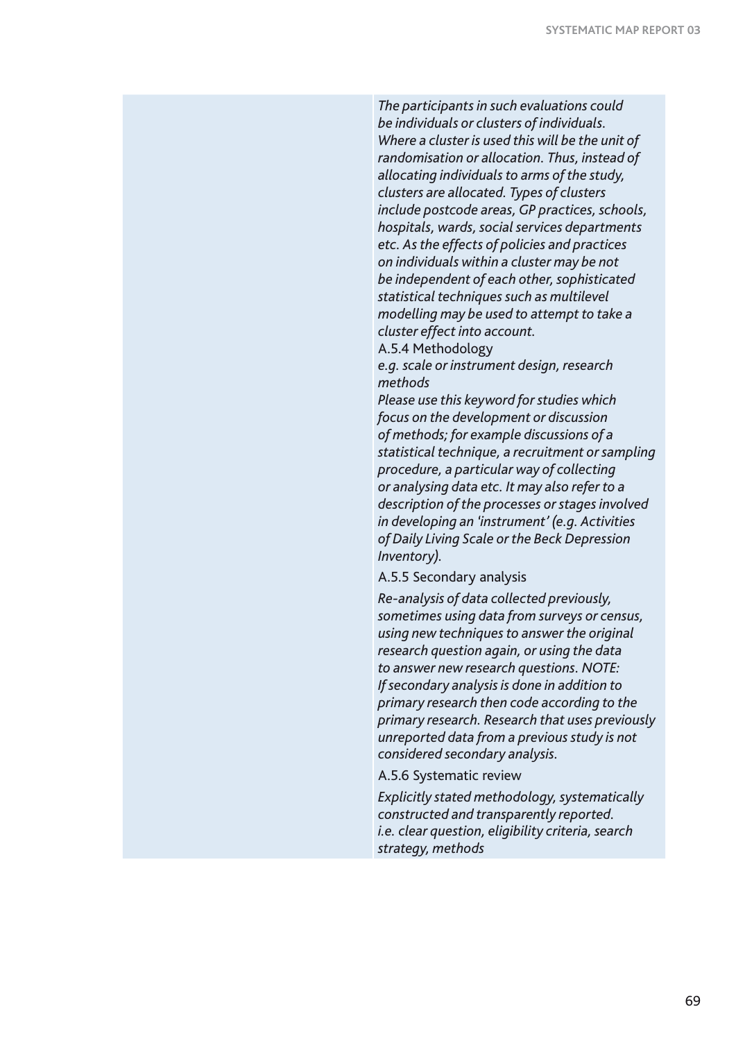*The participants in such evaluations could be individuals or clusters of individuals. Where a cluster is used this will be the unit of randomisation or allocation. Thus, instead of allocating individuals to arms of the study, clusters are allocated. Types of clusters include postcode areas, GP practices, schools, hospitals, wards, social services departments etc. As the effects of policies and practices on individuals within a cluster may be not be independent of each other, sophisticated statistical techniques such as multilevel modelling may be used to attempt to take a cluster effect into account.*

A.5.4 Methodology

*e.g. scale or instrument design, research methods*

*Please use this keyword for studies which focus on the development or discussion of methods; for example discussions of a statistical technique, a recruitment or sampling procedure, a particular way of collecting or analysing data etc. It may also refer to a description of the processes or stages involved in developing an 'instrument' (e.g. Activities of Daily Living Scale or the Beck Depression Inventory).*

A.5.5 Secondary analysis

*Re-analysis of data collected previously, sometimes using data from surveys or census, using new techniques to answer the original research question again, or using the data to answer new research questions. NOTE: If secondary analysis is done in addition to primary research then code according to the primary research. Research that uses previously unreported data from a previous study is not considered secondary analysis.*

A.5.6 Systematic review

*Explicitly stated methodology, systematically constructed and transparently reported. i.e. clear question, eligibility criteria, search strategy, methods*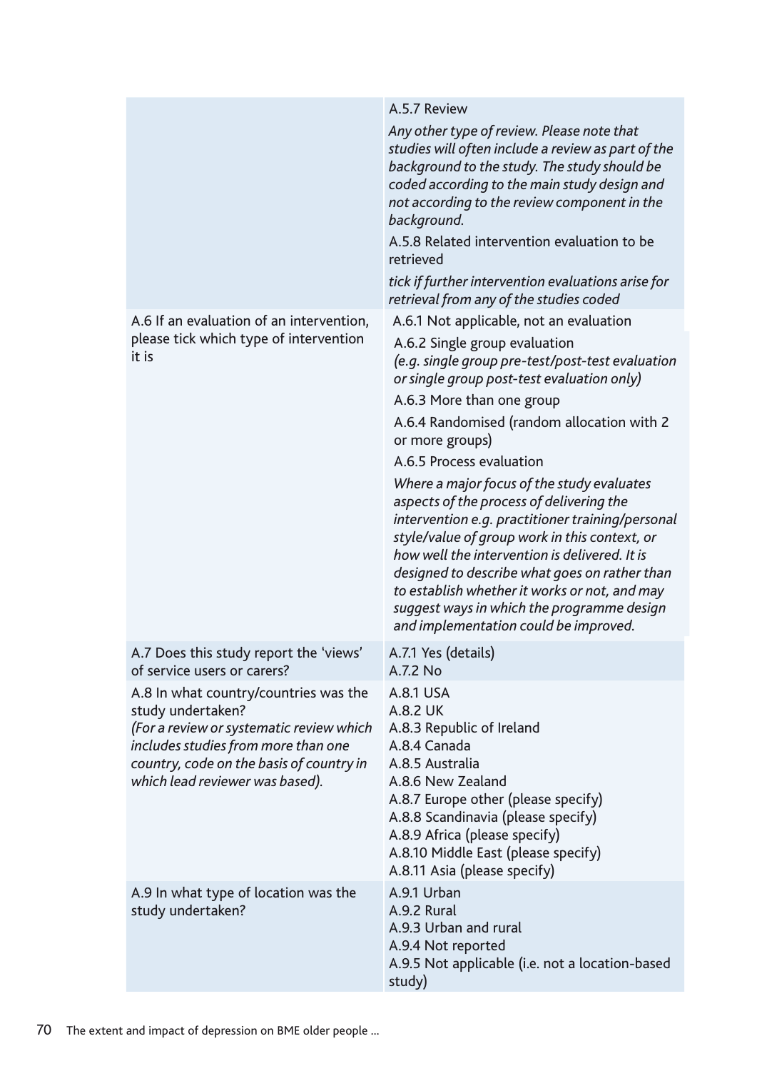| | |
|---|---|
| | A.5.7 Review<br>*Any other type of review. Please note that studies will often include a review as part of the background to the study. The study should be coded according to the main study design and not according to the review component in the background.*<br>A.5.8 Related intervention evaluation to be retrieved<br>*tick if further intervention evaluations arise for retrieval from any of the studies coded* |
| A.6 If an evaluation of an intervention, please tick which type of intervention it is | A.6.1 Not applicable, not an evaluation<br>A.6.2 Single group evaluation<br>*(e.g. single group pre-test/post-test evaluation or single group post-test evaluation only)*<br>A.6.3 More than one group<br>A.6.4 Randomised (random allocation with 2 or more groups)<br>A.6.5 Process evaluation<br>*Where a major focus of the study evaluates aspects of the process of delivering the intervention e.g. practitioner training/personal style/value of group work in this context, or how well the intervention is delivered. It is designed to describe what goes on rather than to establish whether it works or not, and may suggest ways in which the programme design and implementation could be improved.* |
| A.7 Does this study report the 'views' of service users or carers? | A.7.1 Yes (details)<br>A.7.2 No |
| A.8 In what country/countries was the study undertaken?<br>*(For a review or systematic review which includes studies from more than one country, code on the basis of country in which lead reviewer was based).* | A.8.1 USA<br>A.8.2 UK<br>A.8.3 Republic of Ireland<br>A.8.4 Canada<br>A.8.5 Australia<br>A.8.6 New Zealand<br>A.8.7 Europe other (please specify)<br>A.8.8 Scandinavia (please specify)<br>A.8.9 Africa (please specify)<br>A.8.10 Middle East (please specify)<br>A.8.11 Asia (please specify) |
| A.9 In what type of location was the study undertaken? | A.9.1 Urban<br>A.9.2 Rural<br>A.9.3 Urban and rural<br>A.9.4 Not reported<br>A.9.5 Not applicable (i.e. not a location-based study) |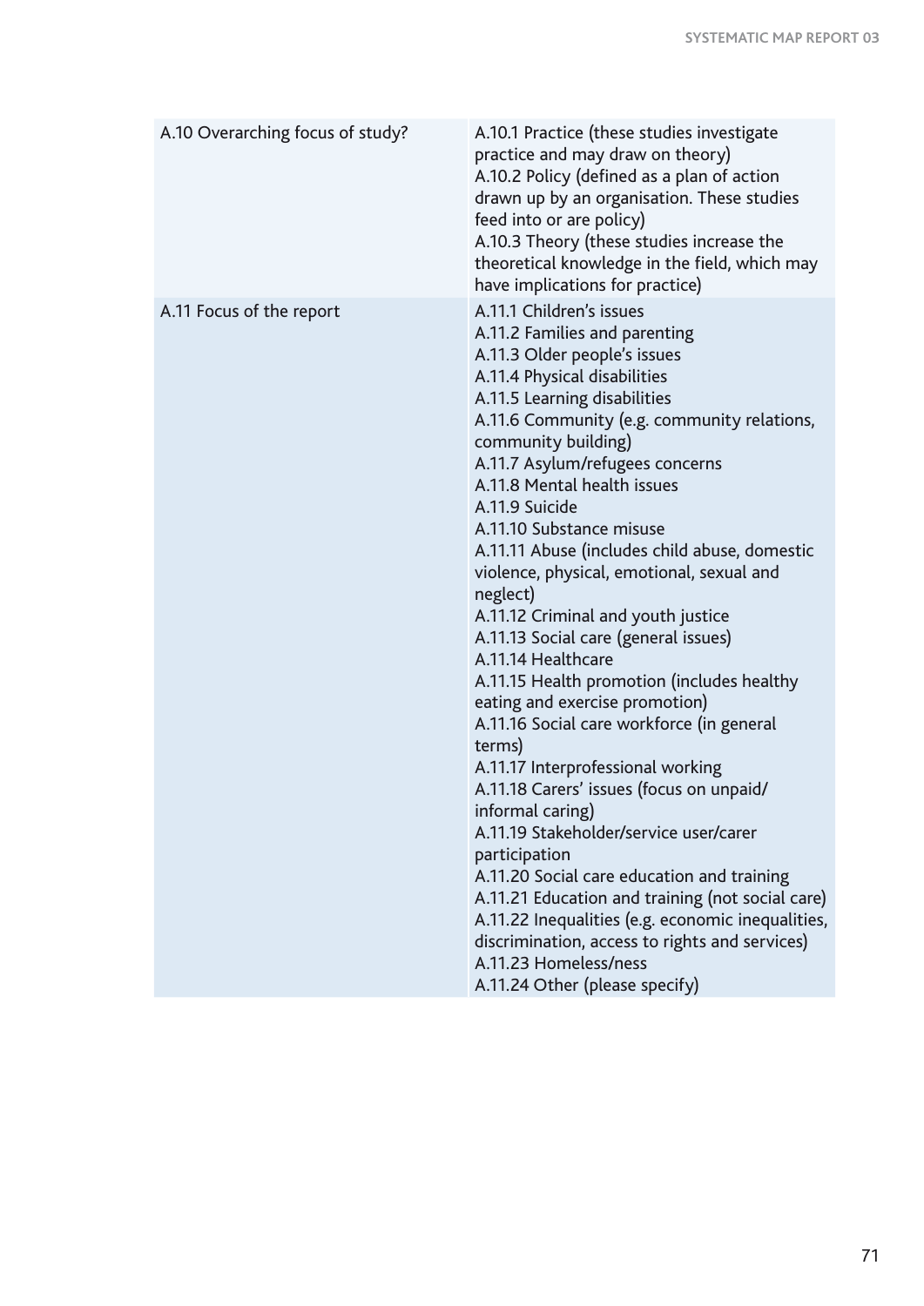| | |
|---|---|
| A.10 Overarching focus of study? | A.10.1 Practice (these studies investigate practice and may draw on theory)<br>A.10.2 Policy (defined as a plan of action drawn up by an organisation. These studies feed into or are policy)<br>A.10.3 Theory (these studies increase the theoretical knowledge in the field, which may have implications for practice) |
| A.11 Focus of the report | A.11.1 Children's issues<br>A.11.2 Families and parenting<br>A.11.3 Older people's issues<br>A.11.4 Physical disabilities<br>A.11.5 Learning disabilities<br>A.11.6 Community (e.g. community relations, community building)<br>A.11.7 Asylum/refugees concerns<br>A.11.8 Mental health issues<br>A.11.9 Suicide<br>A.11.10 Substance misuse<br>A.11.11 Abuse (includes child abuse, domestic violence, physical, emotional, sexual and neglect)<br>A.11.12 Criminal and youth justice<br>A.11.13 Social care (general issues)<br>A.11.14 Healthcare<br>A.11.15 Health promotion (includes healthy eating and exercise promotion)<br>A.11.16 Social care workforce (in general terms)<br>A.11.17 Interprofessional working<br>A.11.18 Carers' issues (focus on unpaid/informal caring)<br>A.11.19 Stakeholder/service user/carer participation<br>A.11.20 Social care education and training<br>A.11.21 Education and training (not social care)<br>A.11.22 Inequalities (e.g. economic inequalities, discrimination, access to rights and services)<br>A.11.23 Homeless/ness<br>A.11.24 Other (please specify) |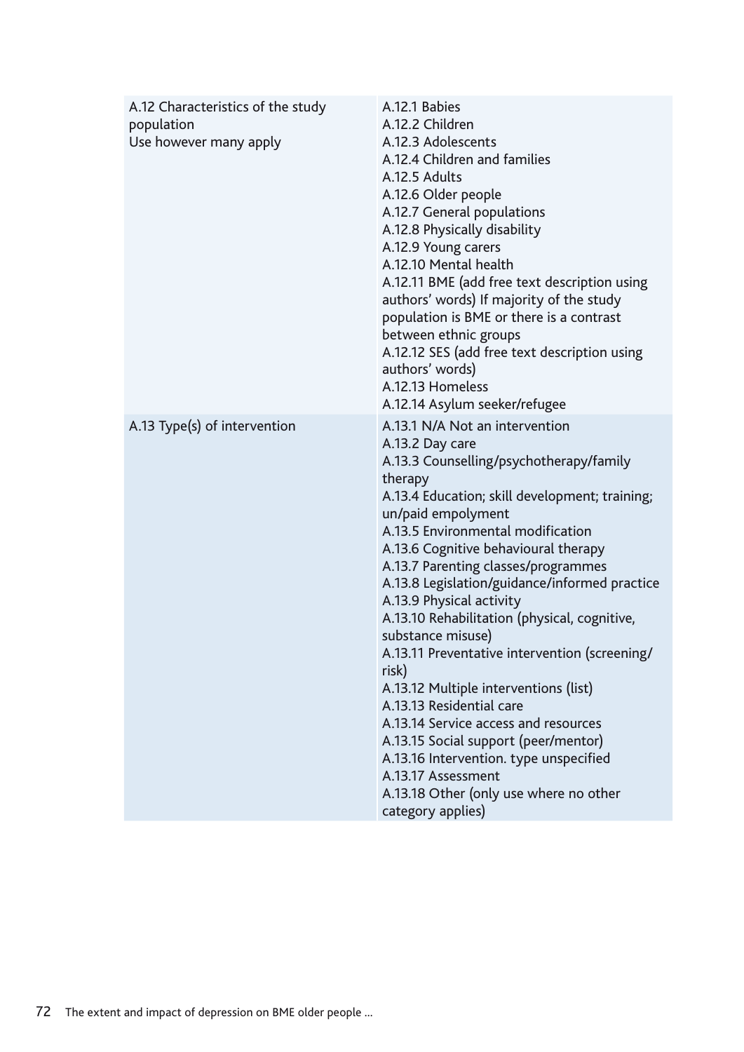| | |
|---|---|
| A.12 Characteristics of the study population<br>Use however many apply | A.12.1 Babies<br>A.12.2 Children<br>A.12.3 Adolescents<br>A.12.4 Children and families<br>A.12.5 Adults<br>A.12.6 Older people<br>A.12.7 General populations<br>A.12.8 Physically disability<br>A.12.9 Young carers<br>A.12.10 Mental health<br>A.12.11 BME (add free text description using authors' words) If majority of the study population is BME or there is a contrast between ethnic groups<br>A.12.12 SES (add free text description using authors' words)<br>A.12.13 Homeless<br>A.12.14 Asylum seeker/refugee |
| A.13 Type(s) of intervention | A.13.1 N/A Not an intervention<br>A.13.2 Day care<br>A.13.3 Counselling/psychotherapy/family therapy<br>A.13.4 Education; skill development; training; un/paid empolyment<br>A.13.5 Environmental modification<br>A.13.6 Cognitive behavioural therapy<br>A.13.7 Parenting classes/programmes<br>A.13.8 Legislation/guidance/informed practice<br>A.13.9 Physical activity<br>A.13.10 Rehabilitation (physical, cognitive, substance misuse)<br>A.13.11 Preventative intervention (screening/risk)<br>A.13.12 Multiple interventions (list)<br>A.13.13 Residential care<br>A.13.14 Service access and resources<br>A.13.15 Social support (peer/mentor)<br>A.13.16 Intervention. type unspecified<br>A.13.17 Assessment<br>A.13.18 Other (only use where no other category applies) |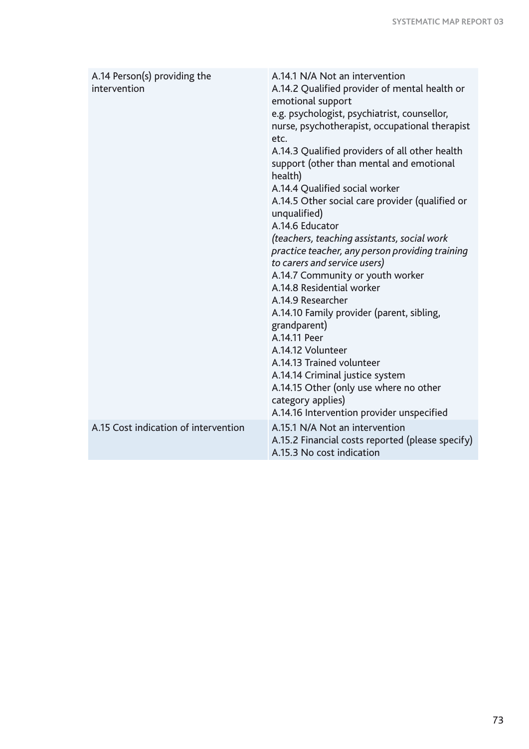| | |
|---|---|
| A.14 Person(s) providing the intervention | A.14.1 N/A Not an intervention<br>A.14.2 Qualified provider of mental health or emotional support<br>e.g. psychologist, psychiatrist, counsellor, nurse, psychotherapist, occupational therapist etc.<br>A.14.3 Qualified providers of all other health support (other than mental and emotional health)<br>A.14.4 Qualified social worker<br>A.14.5 Other social care provider (qualified or unqualified)<br>A.14.6 Educator<br>*(teachers, teaching assistants, social work practice teacher, any person providing training to carers and service users)*<br>A.14.7 Community or youth worker<br>A.14.8 Residential worker<br>A.14.9 Researcher<br>A.14.10 Family provider (parent, sibling, grandparent)<br>A.14.11 Peer<br>A.14.12 Volunteer<br>A.14.13 Trained volunteer<br>A.14.14 Criminal justice system<br>A.14.15 Other (only use where no other category applies)<br>A.14.16 Intervention provider unspecified |
| A.15 Cost indication of intervention | A.15.1 N/A Not an intervention<br>A.15.2 Financial costs reported (please specify)<br>A.15.3 No cost indication |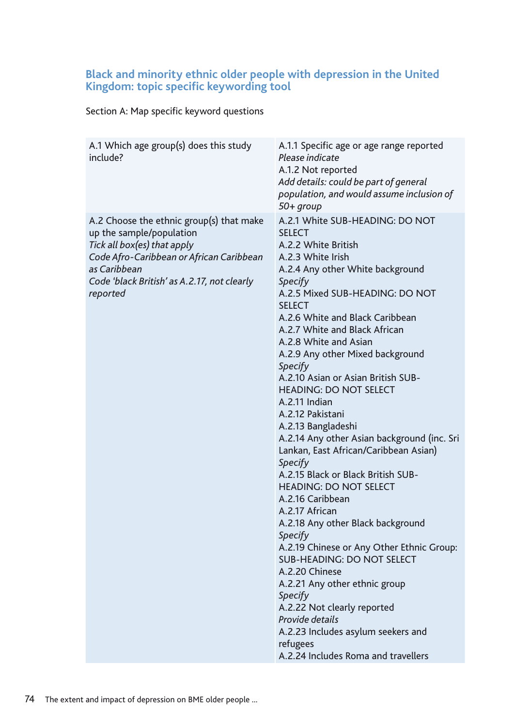## Black and minority ethnic older people with depression in the United Kingdom: topic specific keywording tool

Section A: Map specific keyword questions

| | |
|---|---|
| A.1 Which age group(s) does this study include? | A.1.1 Specific age or age range reported<br>*Please indicate*<br>A.1.2 Not reported<br>*Add details: could be part of general population, and would assume inclusion of 50+ group* |
| A.2 Choose the ethnic group(s) that make up the sample/population<br>*Tick all box(es) that apply*<br>*Code Afro-Caribbean or African Caribbean as Caribbean*<br>*Code 'black British' as A.2.17, not clearly reported* | A.2.1 White SUB-HEADING: DO NOT SELECT<br>A.2.2 White British<br>A.2.3 White Irish<br>A.2.4 Any other White background<br>*Specify*<br>A.2.5 Mixed SUB-HEADING: DO NOT SELECT<br>A.2.6 White and Black Caribbean<br>A.2.7 White and Black African<br>A.2.8 White and Asian<br>A.2.9 Any other Mixed background<br>*Specify*<br>A.2.10 Asian or Asian British SUB-HEADING: DO NOT SELECT<br>A.2.11 Indian<br>A.2.12 Pakistani<br>A.2.13 Bangladeshi<br>A.2.14 Any other Asian background (inc. Sri Lankan, East African/Caribbean Asian)<br>*Specify*<br>A.2.15 Black or Black British SUB-HEADING: DO NOT SELECT<br>A.2.16 Caribbean<br>A.2.17 African<br>A.2.18 Any other Black background<br>*Specify*<br>A.2.19 Chinese or Any Other Ethnic Group: SUB-HEADING: DO NOT SELECT<br>A.2.20 Chinese<br>A.2.21 Any other ethnic group<br>*Specify*<br>A.2.22 Not clearly reported<br>*Provide details*<br>A.2.23 Includes asylum seekers and refugees<br>A.2.24 Includes Roma and travellers |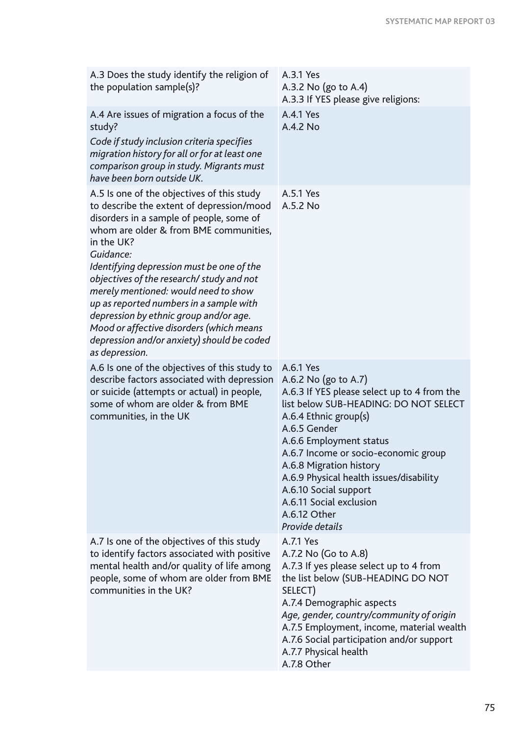| | |
|---|---|
| A.3 Does the study identify the religion of the population sample(s)? | A.3.1 Yes<br>A.3.2 No (go to A.4)<br>A.3.3 If YES please give religions: |
| A.4 Are issues of migration a focus of the study?<br>*Code if study inclusion criteria specifies migration history for all or for at least one comparison group in study. Migrants must have been born outside UK.* | A.4.1 Yes<br>A.4.2 No |
| A.5 Is one of the objectives of this study to describe the extent of depression/mood disorders in a sample of people, some of whom are older & from BME communities, in the UK?<br>*Guidance:*<br>*Identifying depression must be one of the objectives of the research/ study and not merely mentioned: would need to show up as reported numbers in a sample with depression by ethnic group and/or age. Mood or affective disorders (which means depression and/or anxiety) should be coded as depression.* | A.5.1 Yes<br>A.5.2 No |
| A.6 Is one of the objectives of this study to describe factors associated with depression or suicide (attempts or actual) in people, some of whom are older & from BME communities, in the UK | A.6.1 Yes<br>A.6.2 No (go to A.7)<br>A.6.3 If YES please select up to 4 from the list below SUB-HEADING: DO NOT SELECT<br>A.6.4 Ethnic group(s)<br>A.6.5 Gender<br>A.6.6 Employment status<br>A.6.7 Income or socio-economic group<br>A.6.8 Migration history<br>A.6.9 Physical health issues/disability<br>A.6.10 Social support<br>A.6.11 Social exclusion<br>A.6.12 Other<br>*Provide details* |
| A.7 Is one of the objectives of this study to identify factors associated with positive mental health and/or quality of life among people, some of whom are older from BME communities in the UK? | A.7.1 Yes<br>A.7.2 No (Go to A.8)<br>A.7.3 If yes please select up to 4 from the list below (SUB-HEADING DO NOT SELECT)<br>A.7.4 Demographic aspects<br>*Age, gender, country/community of origin*<br>A.7.5 Employment, income, material wealth<br>A.7.6 Social participation and/or support<br>A.7.7 Physical health<br>A.7.8 Other |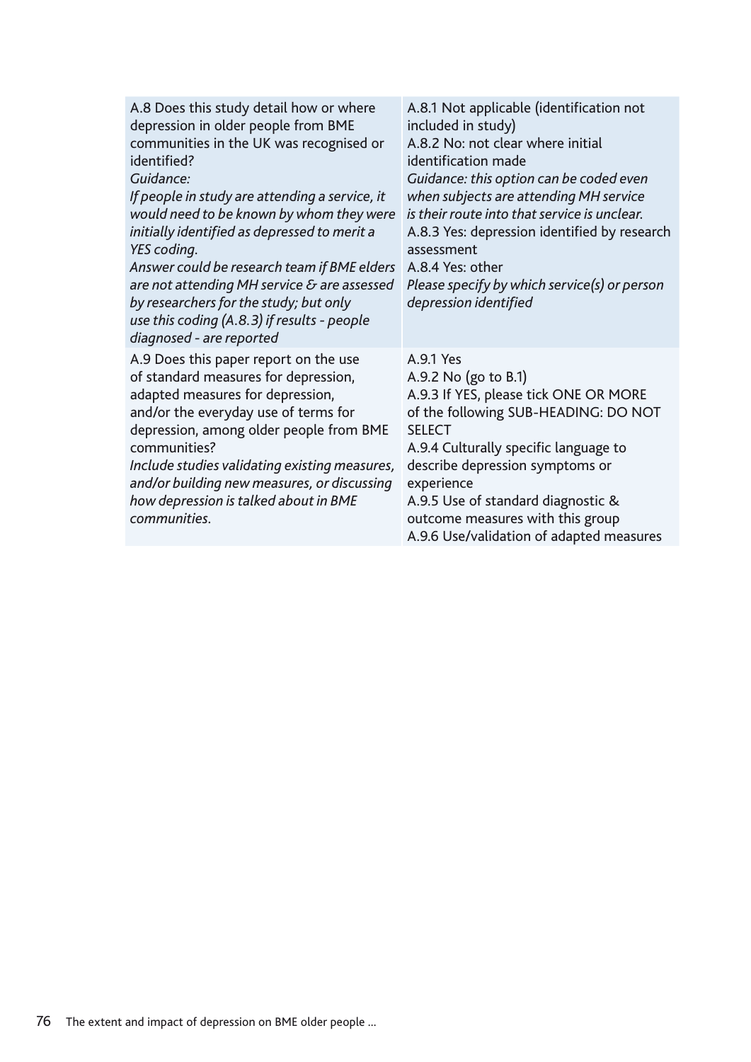| | |
|---|---|
| A.8 Does this study detail how or where depression in older people from BME communities in the UK was recognised or identified?<br>*Guidance:*<br>*If people in study are attending a service, it would need to be known by whom they were initially identified as depressed to merit a YES coding.*<br>*Answer could be research team if BME elders are not attending MH service & are assessed by researchers for the study; but only use this coding (A.8.3) if results - people diagnosed - are reported* | A.8.1 Not applicable (identification not included in study)<br>A.8.2 No: not clear where initial identification made<br>*Guidance: this option can be coded even when subjects are attending MH service is their route into that service is unclear.*<br>A.8.3 Yes: depression identified by research assessment<br>A.8.4 Yes: other<br>*Please specify by which service(s) or person depression identified* |
| A.9 Does this paper report on the use of standard measures for depression, adapted measures for depression, and/or the everyday use of terms for depression, among older people from BME communities?<br>*Include studies validating existing measures, and/or building new measures, or discussing how depression is talked about in BME communities.* | A.9.1 Yes<br>A.9.2 No (go to B.1)<br>A.9.3 If YES, please tick ONE OR MORE of the following SUB-HEADING: DO NOT SELECT<br>A.9.4 Culturally specific language to describe depression symptoms or experience<br>A.9.5 Use of standard diagnostic & outcome measures with this group<br>A.9.6 Use/validation of adapted measures |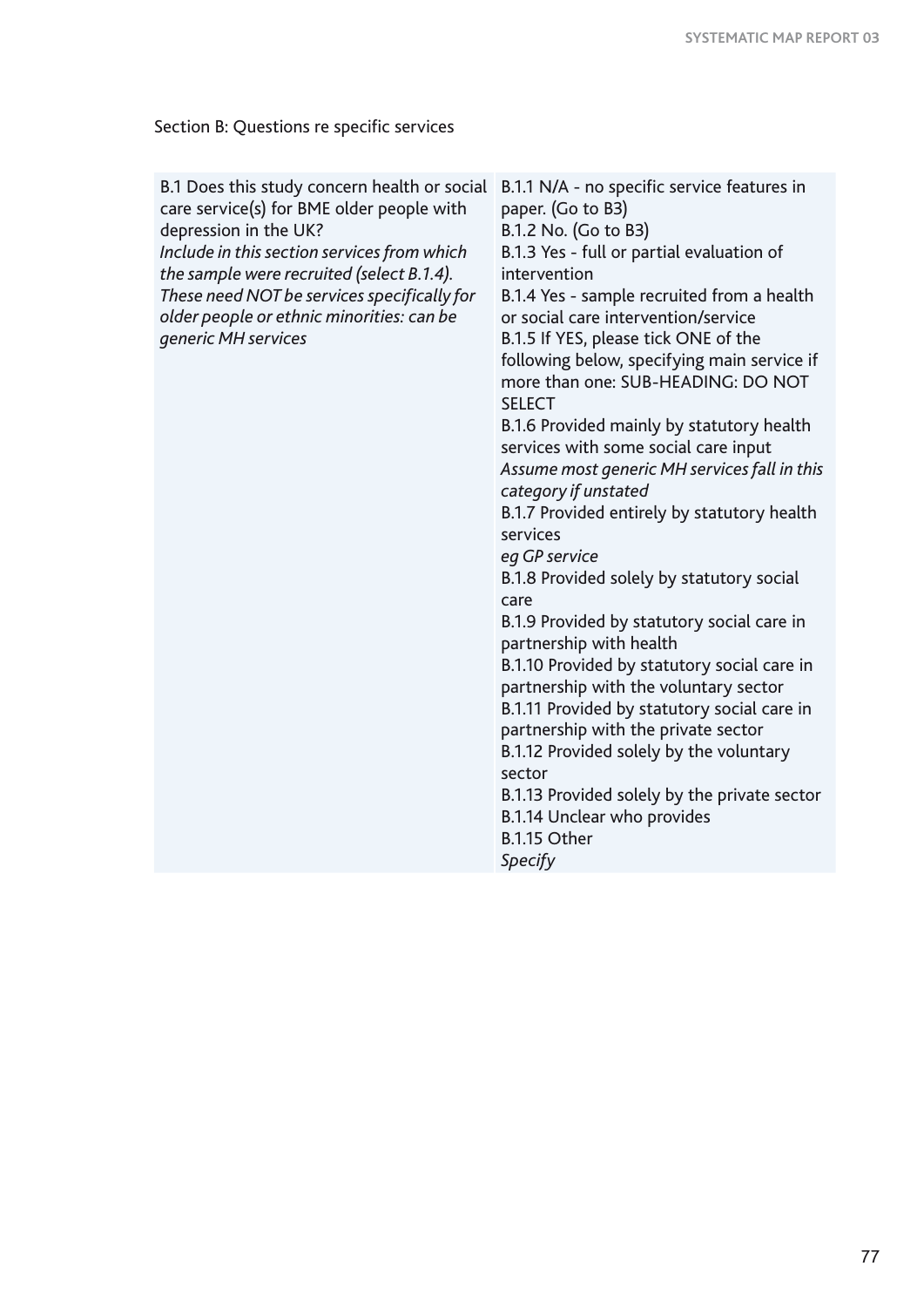Section B: Questions re specific services

| | |
|---|---|
| B.1 Does this study concern health or social care service(s) for BME older people with depression in the UK?<br>*Include in this section services from which the sample were recruited (select B.1.4). These need NOT be services specifically for older people or ethnic minorities: can be generic MH services* | B.1.1 N/A - no specific service features in paper. (Go to B3)<br>B.1.2 No. (Go to B3)<br>B.1.3 Yes - full or partial evaluation of intervention<br>B.1.4 Yes - sample recruited from a health or social care intervention/service<br>B.1.5 If YES, please tick ONE of the following below, specifying main service if more than one: SUB-HEADING: DO NOT SELECT<br>B.1.6 Provided mainly by statutory health services with some social care input<br>*Assume most generic MH services fall in this category if unstated*<br>B.1.7 Provided entirely by statutory health services<br>*eg GP service*<br>B.1.8 Provided solely by statutory social care<br>B.1.9 Provided by statutory social care in partnership with health<br>B.1.10 Provided by statutory social care in partnership with the voluntary sector<br>B.1.11 Provided by statutory social care in partnership with the private sector<br>B.1.12 Provided solely by the voluntary sector<br>B.1.13 Provided solely by the private sector<br>B.1.14 Unclear who provides<br>B.1.15 Other<br>*Specify* |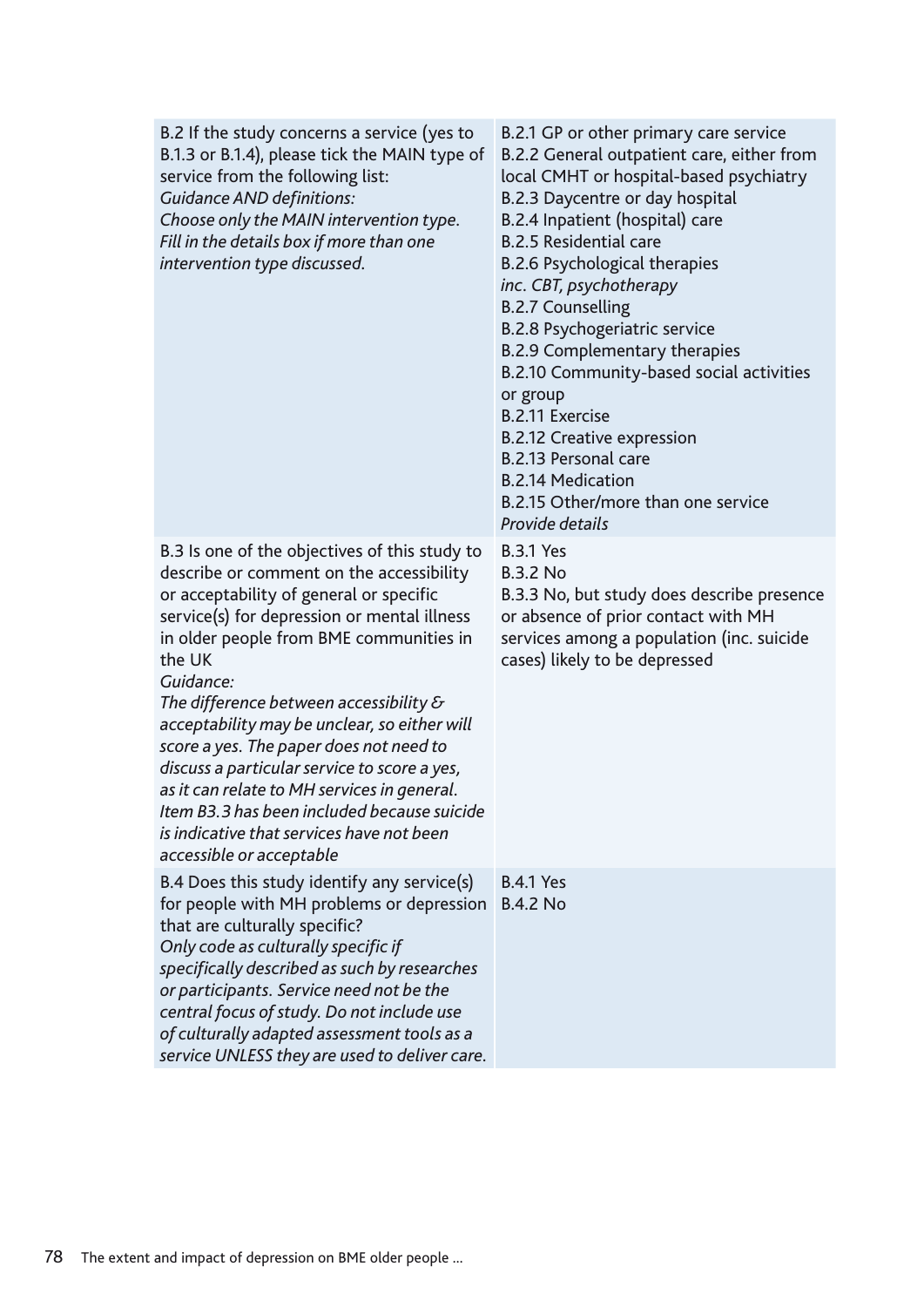| | |
|---|---|
| B.2 If the study concerns a service (yes to B.1.3 or B.1.4), please tick the MAIN type of service from the following list:<br>*Guidance AND definitions:*<br>*Choose only the MAIN intervention type. Fill in the details box if more than one intervention type discussed.* | B.2.1 GP or other primary care service<br>B.2.2 General outpatient care, either from local CMHT or hospital-based psychiatry<br>B.2.3 Daycentre or day hospital<br>B.2.4 Inpatient (hospital) care<br>B.2.5 Residential care<br>B.2.6 Psychological therapies<br>*inc. CBT, psychotherapy*<br>B.2.7 Counselling<br>B.2.8 Psychogeriatric service<br>B.2.9 Complementary therapies<br>B.2.10 Community-based social activities or group<br>B.2.11 Exercise<br>B.2.12 Creative expression<br>B.2.13 Personal care<br>B.2.14 Medication<br>B.2.15 Other/more than one service<br>*Provide details* |
| B.3 Is one of the objectives of this study to describe or comment on the accessibility or acceptability of general or specific service(s) for depression or mental illness in older people from BME communities in the UK<br>*Guidance:*<br>*The difference between accessibility & acceptability may be unclear, so either will score a yes. The paper does not need to discuss a particular service to score a yes, as it can relate to MH services in general. Item B3.3 has been included because suicide is indicative that services have not been accessible or acceptable* | B.3.1 Yes<br>B.3.2 No<br>B.3.3 No, but study does describe presence or absence of prior contact with MH services among a population (inc. suicide cases) likely to be depressed |
| B.4 Does this study identify any service(s) for people with MH problems or depression that are culturally specific?<br>*Only code as culturally specific if specifically described as such by researches or participants. Service need not be the central focus of study. Do not include use of culturally adapted assessment tools as a service UNLESS they are used to deliver care.* | B.4.1 Yes<br>B.4.2 No |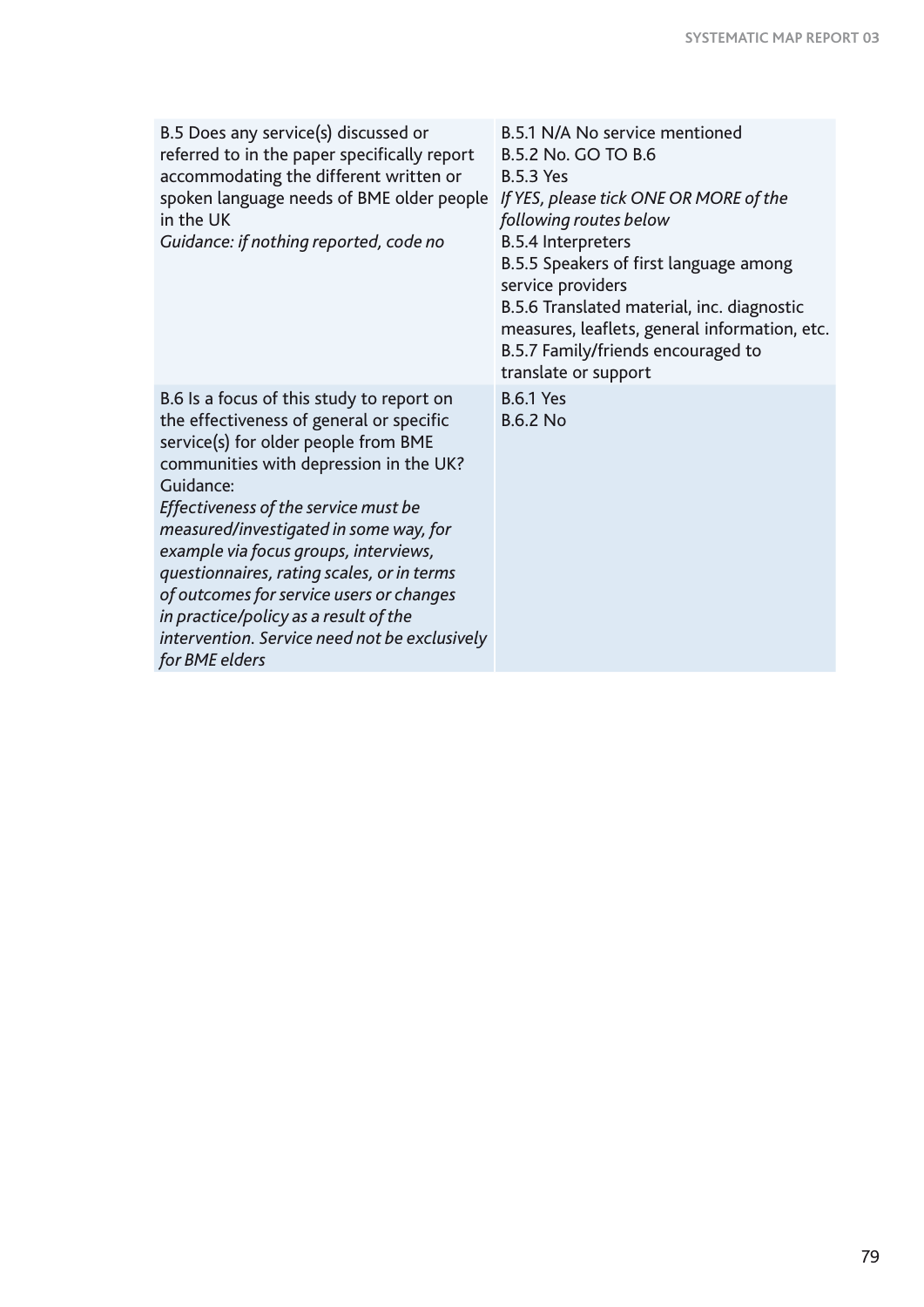| | |
|---|---|
| B.5 Does any service(s) discussed or referred to in the paper specifically report accommodating the different written or spoken language needs of BME older people in the UK<br>*Guidance: if nothing reported, code no* | B.5.1 N/A No service mentioned<br>B.5.2 No. GO TO B.6<br>B.5.3 Yes<br>*If YES, please tick ONE OR MORE of the following routes below*<br>B.5.4 Interpreters<br>B.5.5 Speakers of first language among service providers<br>B.5.6 Translated material, inc. diagnostic measures, leaflets, general information, etc.<br>B.5.7 Family/friends encouraged to translate or support |
| B.6 Is a focus of this study to report on the effectiveness of general or specific service(s) for older people from BME communities with depression in the UK?<br>Guidance:<br>*Effectiveness of the service must be measured/investigated in some way, for example via focus groups, interviews, questionnaires, rating scales, or in terms of outcomes for service users or changes in practice/policy as a result of the intervention. Service need not be exclusively for BME elders* | B.6.1 Yes<br>B.6.2 No |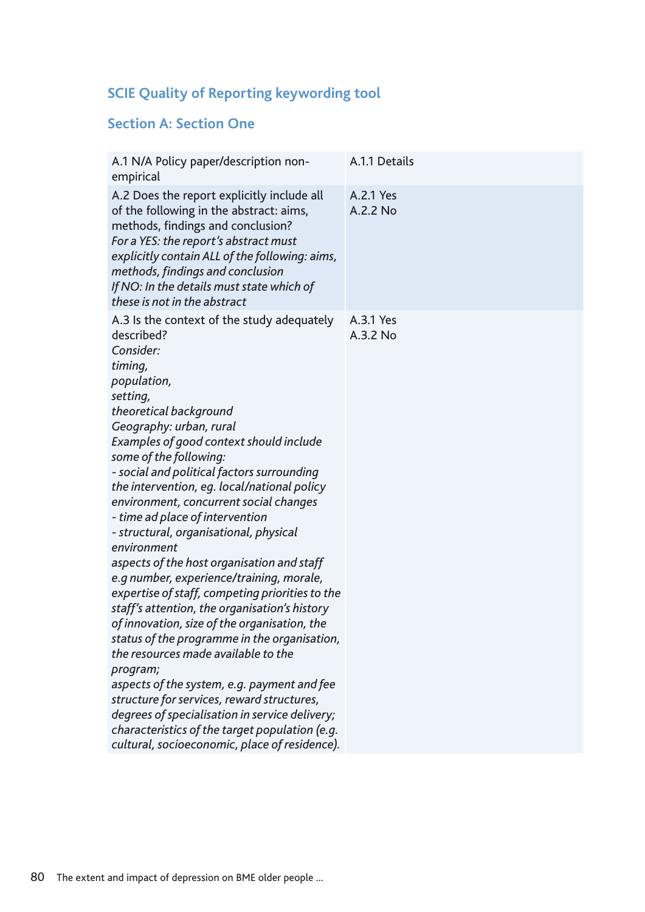## SCIE Quality of Reporting keywording tool

### Section A: Section One

| | |
|---|---|
| A.1 N/A Policy paper/description non-empirical | A.1.1 Details |
| A.2 Does the report explicitly include all of the following in the abstract: aims, methods, findings and conclusion?<br>*For a YES: the report's abstract must explicitly contain ALL of the following: aims, methods, findings and conclusion*<br>*If NO: In the details must state which of these is not in the abstract* | A.2.1 Yes<br>A.2.2 No |
| A.3 Is the context of the study adequately described?<br>*Consider:*<br>*timing,*<br>*population,*<br>*setting,*<br>*theoretical background*<br>*Geography: urban, rural*<br>*Examples of good context should include some of the following:*<br>*- social and political factors surrounding the intervention, eg. local/national policy environment, concurrent social changes*<br>*- time ad place of intervention*<br>*- structural, organisational, physical environment*<br>*aspects of the host organisation and staff e.g number, experience/training, morale, expertise of staff, competing priorities to the staff's attention, the organisation's history of innovation, size of the organisation, the status of the programme in the organisation, the resources made available to the program;*<br>*aspects of the system, e.g. payment and fee structure for services, reward structures, degrees of specialisation in service delivery; characteristics of the target population (e.g. cultural, socioeconomic, place of residence).* | A.3.1 Yes<br>A.3.2 No |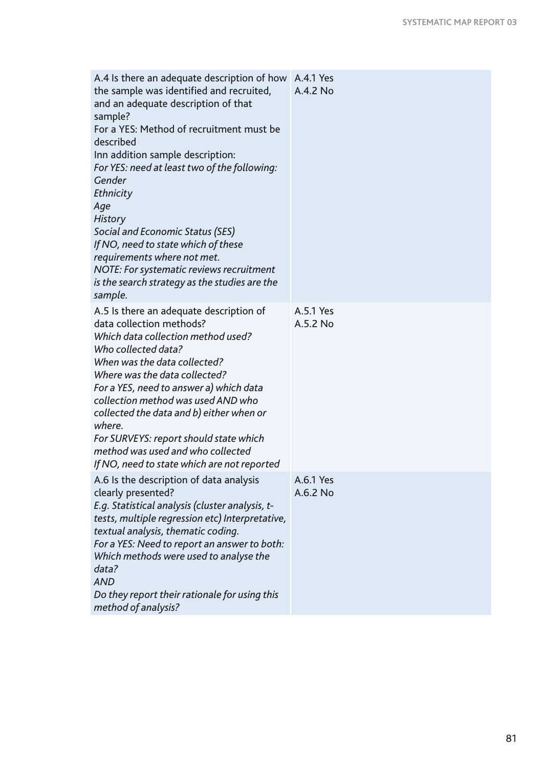| | |
|---|---|
| A.4 Is there an adequate description of how the sample was identified and recruited, and an adequate description of that sample?<br>For a YES: Method of recruitment must be described<br>Inn addition sample description:<br>*For YES: need at least two of the following:*<br>*Gender*<br>*Ethnicity*<br>*Age*<br>*History*<br>*Social and Economic Status (SES)*<br>*If NO, need to state which of these requirements where not met.*<br>*NOTE: For systematic reviews recruitment is the search strategy as the studies are the sample.* | A.4.1 Yes<br>A.4.2 No |
| A.5 Is there an adequate description of data collection methods?<br>*Which data collection method used?*<br>*Who collected data?*<br>*When was the data collected?*<br>*Where was the data collected?*<br>*For a YES, need to answer a) which data collection method was used AND who collected the data and b) either when or where.*<br>*For SURVEYS: report should state which method was used and who collected*<br>*If NO, need to state which are not reported* | A.5.1 Yes<br>A.5.2 No |
| A.6 Is the description of data analysis clearly presented?<br>*E.g. Statistical analysis (cluster analysis, t-tests, multiple regression etc) Interpretative, textual analysis, thematic coding.*<br>*For a YES: Need to report an answer to both:*<br>*Which methods were used to analyse the data?*<br>*AND*<br>*Do they report their rationale for using this method of analysis?* | A.6.1 Yes<br>A.6.2 No |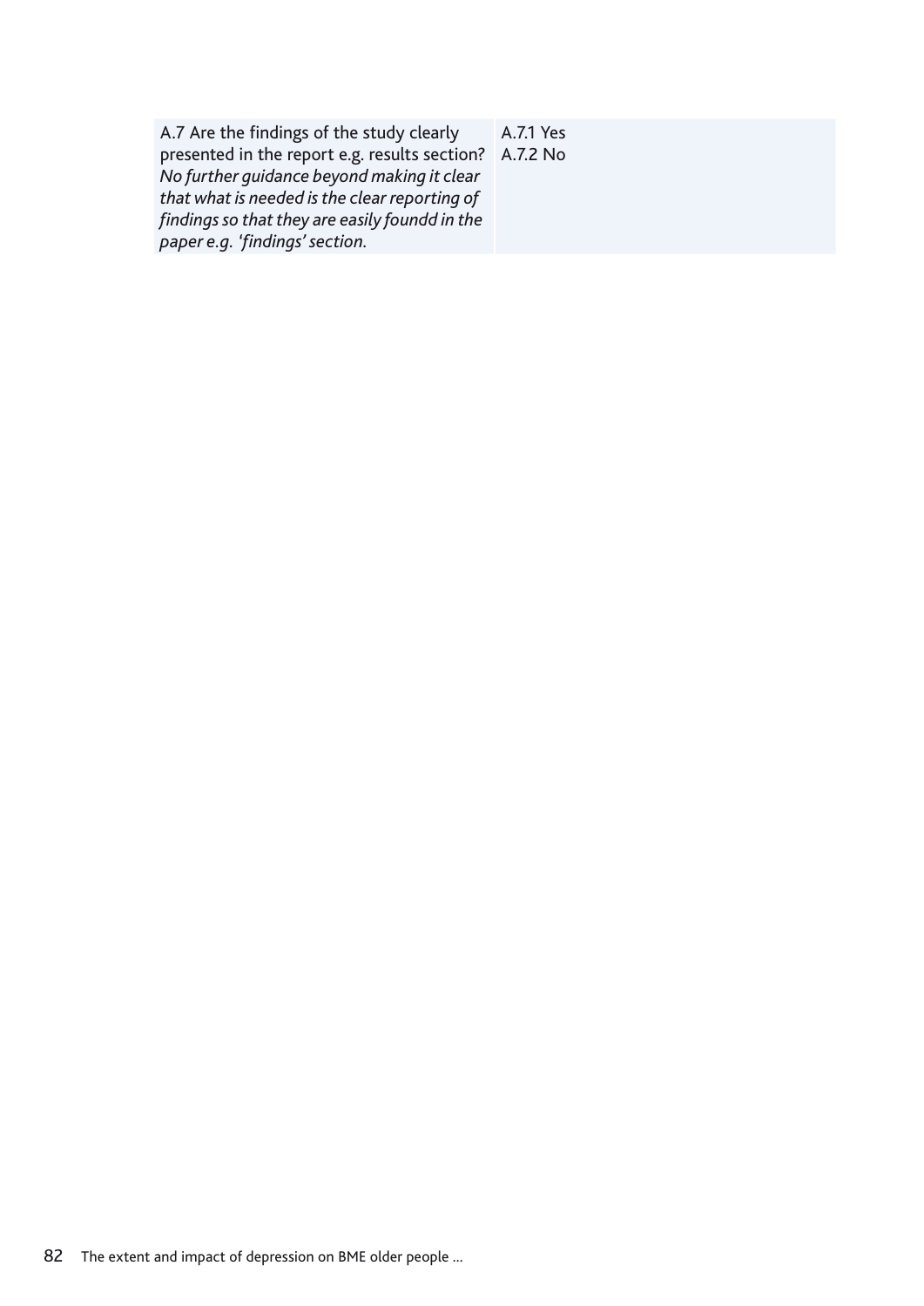| | |
|---|---|
| A.7 Are the findings of the study clearly presented in the report e.g. results section? *No further guidance beyond making it clear that what is needed is the clear reporting of findings so that they are easily foundd in the paper e.g. 'findings' section.* | A.7.1 Yes<br>A.7.2 No |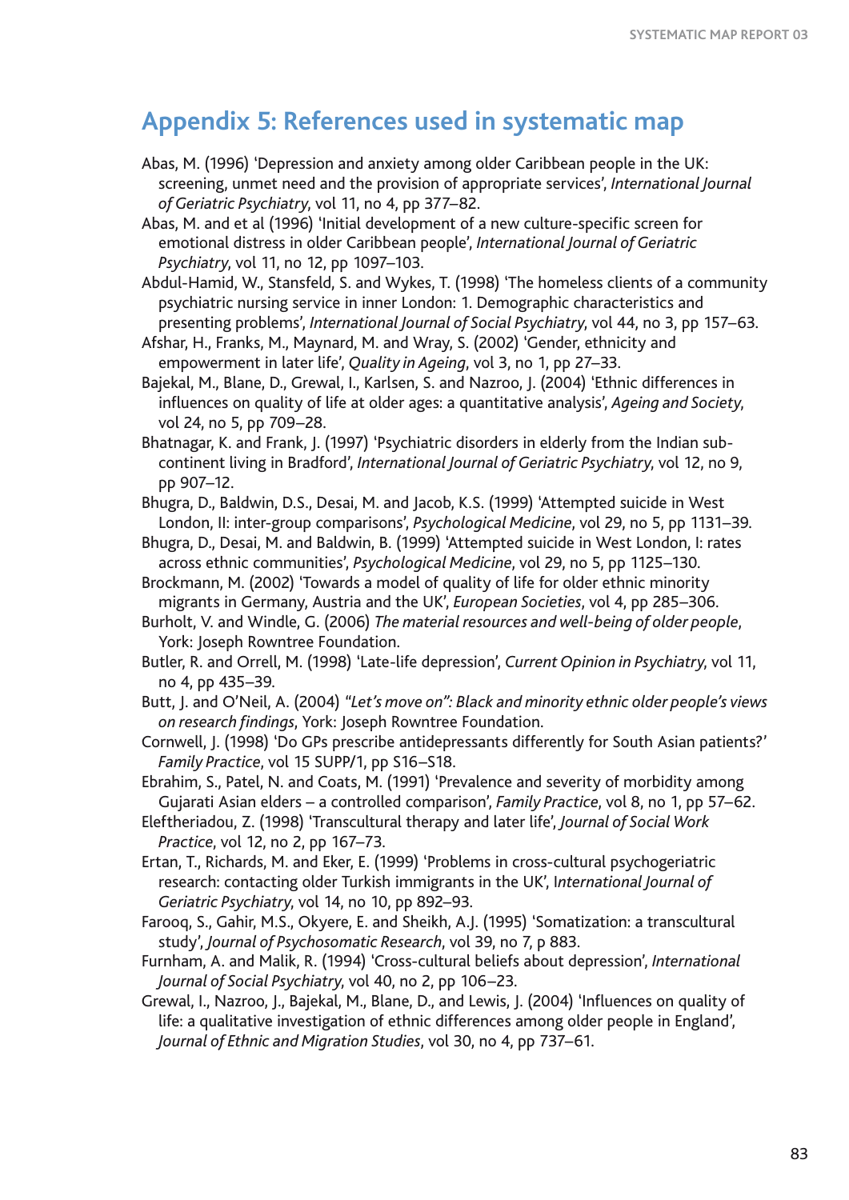## Appendix 5: References used in systematic map

Abas, M. (1996) 'Depression and anxiety among older Caribbean people in the UK: screening, unmet need and the provision of appropriate services', *International Journal of Geriatric Psychiatry*, vol 11, no 4, pp 377–82.

Abas, M. and et al (1996) 'Initial development of a new culture-specific screen for emotional distress in older Caribbean people', *International Journal of Geriatric Psychiatry*, vol 11, no 12, pp 1097–103.

Abdul-Hamid, W., Stansfeld, S. and Wykes, T. (1998) 'The homeless clients of a community psychiatric nursing service in inner London: 1. Demographic characteristics and presenting problems', *International Journal of Social Psychiatry*, vol 44, no 3, pp 157–63.

Afshar, H., Franks, M., Maynard, M. and Wray, S. (2002) 'Gender, ethnicity and empowerment in later life', *Quality in Ageing*, vol 3, no 1, pp 27–33.

Bajekal, M., Blane, D., Grewal, I., Karlsen, S. and Nazroo, J. (2004) 'Ethnic differences in influences on quality of life at older ages: a quantitative analysis', *Ageing and Society*, vol 24, no 5, pp 709–28.

Bhatnagar, K. and Frank, J. (1997) 'Psychiatric disorders in elderly from the Indian sub-continent living in Bradford', *International Journal of Geriatric Psychiatry*, vol 12, no 9, pp 907–12.

Bhugra, D., Baldwin, D.S., Desai, M. and Jacob, K.S. (1999) 'Attempted suicide in West London, II: inter-group comparisons', *Psychological Medicine*, vol 29, no 5, pp 1131–39.

Bhugra, D., Desai, M. and Baldwin, B. (1999) 'Attempted suicide in West London, I: rates across ethnic communities', *Psychological Medicine*, vol 29, no 5, pp 1125–130.

Brockmann, M. (2002) 'Towards a model of quality of life for older ethnic minority migrants in Germany, Austria and the UK', *European Societies*, vol 4, pp 285–306.

Burholt, V. and Windle, G. (2006) *The material resources and well-being of older people*, York: Joseph Rowntree Foundation.

Butler, R. and Orrell, M. (1998) 'Late-life depression', *Current Opinion in Psychiatry*, vol 11, no 4, pp 435–39.

Butt, J. and O'Neil, A. (2004) *"Let's move on": Black and minority ethnic older people's views on research findings*, York: Joseph Rowntree Foundation.

Cornwell, J. (1998) 'Do GPs prescribe antidepressants differently for South Asian patients?' *Family Practice*, vol 15 SUPP/1, pp S16–S18.

Ebrahim, S., Patel, N. and Coats, M. (1991) 'Prevalence and severity of morbidity among Gujarati Asian elders – a controlled comparison', *Family Practice*, vol 8, no 1, pp 57–62.

Eleftheriadou, Z. (1998) 'Transcultural therapy and later life', *Journal of Social Work Practice*, vol 12, no 2, pp 167–73.

Ertan, T., Richards, M. and Eker, E. (1999) 'Problems in cross-cultural psychogeriatric research: contacting older Turkish immigrants in the UK', I*nternational Journal of Geriatric Psychiatry*, vol 14, no 10, pp 892–93.

Farooq, S., Gahir, M.S., Okyere, E. and Sheikh, A.J. (1995) 'Somatization: a transcultural study', *Journal of Psychosomatic Research*, vol 39, no 7, p 883.

Furnham, A. and Malik, R. (1994) 'Cross-cultural beliefs about depression', *International Journal of Social Psychiatry*, vol 40, no 2, pp 106–23.

Grewal, I., Nazroo, J., Bajekal, M., Blane, D., and Lewis, J. (2004) 'Influences on quality of life: a qualitative investigation of ethnic differences among older people in England', *Journal of Ethnic and Migration Studies*, vol 30, no 4, pp 737–61.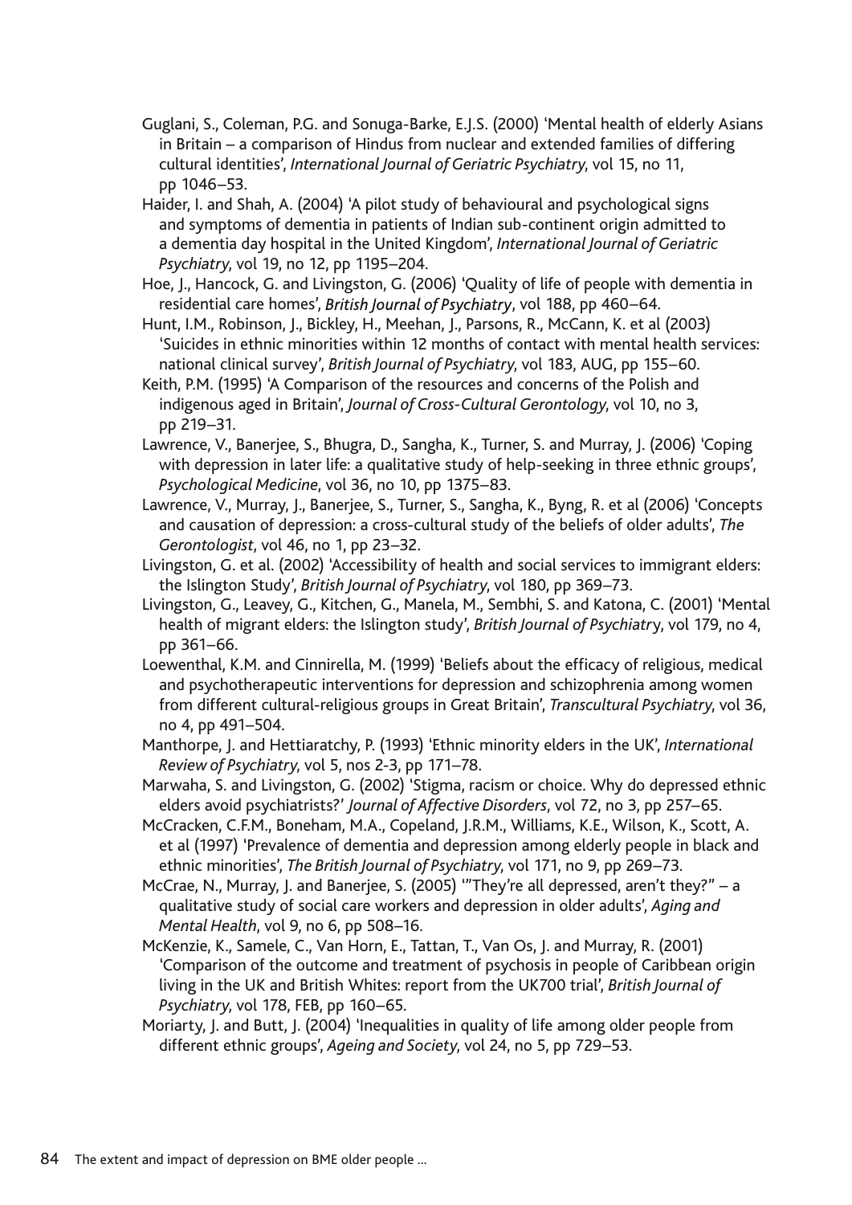Guglani, S., Coleman, P.G. and Sonuga-Barke, E.J.S. (2000) 'Mental health of elderly Asians in Britain – a comparison of Hindus from nuclear and extended families of differing cultural identities', *International Journal of Geriatric Psychiatry*, vol 15, no 11, pp 1046–53.

Haider, I. and Shah, A. (2004) 'A pilot study of behavioural and psychological signs and symptoms of dementia in patients of Indian sub-continent origin admitted to a dementia day hospital in the United Kingdom', *International Journal of Geriatric Psychiatry*, vol 19, no 12, pp 1195–204.

Hoe, J., Hancock, G. and Livingston, G. (2006) 'Quality of life of people with dementia in residential care homes', *British Journal of Psychiatry*, vol 188, pp 460–64.

Hunt, I.M., Robinson, J., Bickley, H., Meehan, J., Parsons, R., McCann, K. et al (2003) 'Suicides in ethnic minorities within 12 months of contact with mental health services: national clinical survey', *British Journal of Psychiatry*, vol 183, AUG, pp 155–60.

Keith, P.M. (1995) 'A Comparison of the resources and concerns of the Polish and indigenous aged in Britain', *Journal of Cross-Cultural Gerontology*, vol 10, no 3, pp 219–31.

Lawrence, V., Banerjee, S., Bhugra, D., Sangha, K., Turner, S. and Murray, J. (2006) 'Coping with depression in later life: a qualitative study of help-seeking in three ethnic groups', *Psychological Medicine*, vol 36, no 10, pp 1375–83.

Lawrence, V., Murray, J., Banerjee, S., Turner, S., Sangha, K., Byng, R. et al (2006) 'Concepts and causation of depression: a cross-cultural study of the beliefs of older adults', *The Gerontologist*, vol 46, no 1, pp 23–32.

Livingston, G. et al. (2002) 'Accessibility of health and social services to immigrant elders: the Islington Study', *British Journal of Psychiatry*, vol 180, pp 369–73.

Livingston, G., Leavey, G., Kitchen, G., Manela, M., Sembhi, S. and Katona, C. (2001) 'Mental health of migrant elders: the Islington study', *British Journal of Psychiatry*, vol 179, no 4, pp 361–66.

Loewenthal, K.M. and Cinnirella, M. (1999) 'Beliefs about the efficacy of religious, medical and psychotherapeutic interventions for depression and schizophrenia among women from different cultural-religious groups in Great Britain', *Transcultural Psychiatry*, vol 36, no 4, pp 491–504.

Manthorpe, J. and Hettiaratchy, P. (1993) 'Ethnic minority elders in the UK', *International Review of Psychiatry*, vol 5, nos 2-3, pp 171–78.

Marwaha, S. and Livingston, G. (2002) 'Stigma, racism or choice. Why do depressed ethnic elders avoid psychiatrists?' *Journal of Affective Disorders*, vol 72, no 3, pp 257–65.

McCracken, C.F.M., Boneham, M.A., Copeland, J.R.M., Williams, K.E., Wilson, K., Scott, A. et al (1997) 'Prevalence of dementia and depression among elderly people in black and ethnic minorities', *The British Journal of Psychiatry*, vol 171, no 9, pp 269–73.

McCrae, N., Murray, J. and Banerjee, S. (2005) '"They're all depressed, aren't they?" – a qualitative study of social care workers and depression in older adults', *Aging and Mental Health*, vol 9, no 6, pp 508–16.

McKenzie, K., Samele, C., Van Horn, E., Tattan, T., Van Os, J. and Murray, R. (2001) 'Comparison of the outcome and treatment of psychosis in people of Caribbean origin living in the UK and British Whites: report from the UK700 trial', *British Journal of Psychiatry*, vol 178, FEB, pp 160–65.

Moriarty, J. and Butt, J. (2004) 'Inequalities in quality of life among older people from different ethnic groups', *Ageing and Society*, vol 24, no 5, pp 729–53.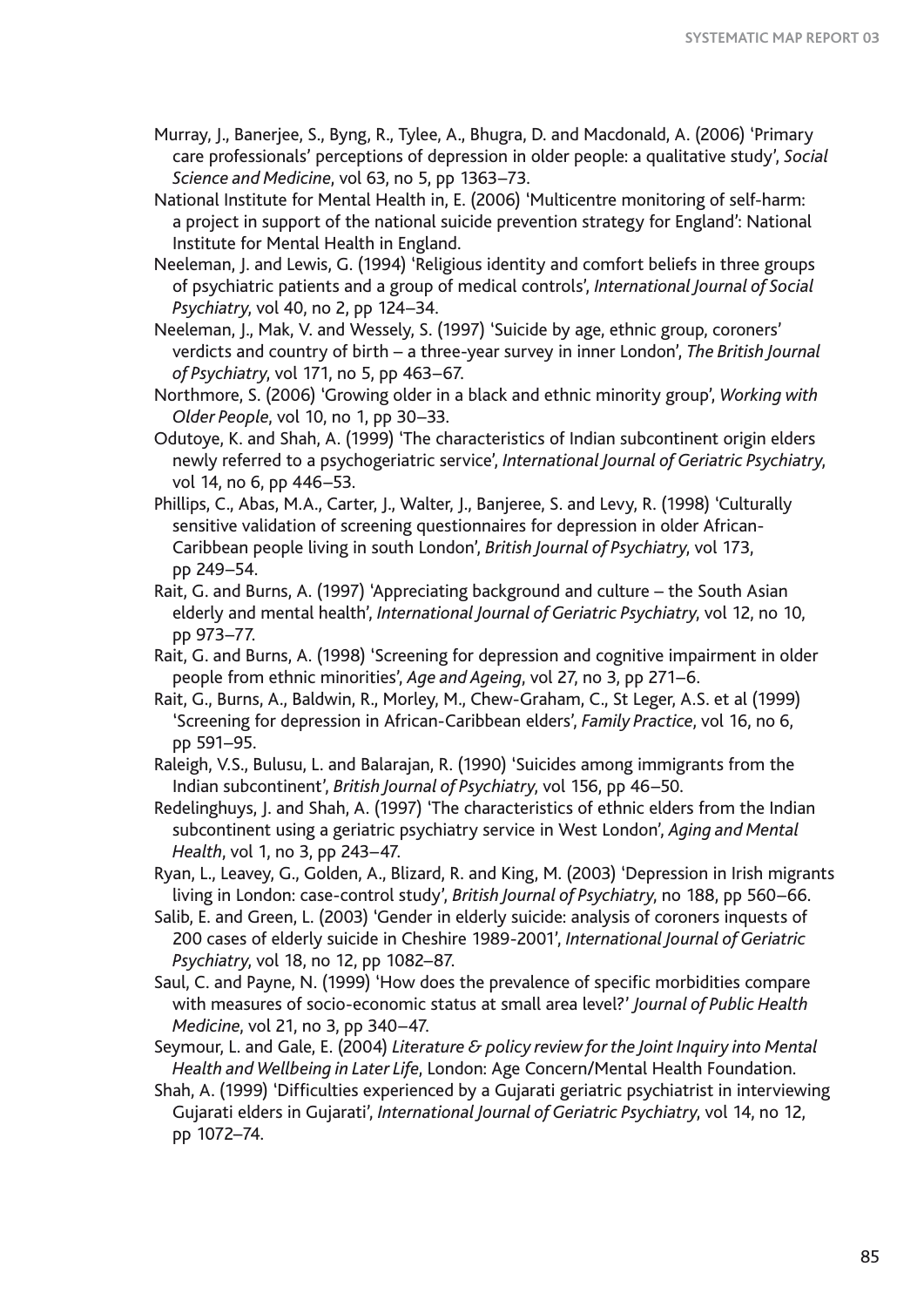Murray, J., Banerjee, S., Byng, R., Tylee, A., Bhugra, D. and Macdonald, A. (2006) 'Primary care professionals' perceptions of depression in older people: a qualitative study', *Social Science and Medicine*, vol 63, no 5, pp 1363–73.

National Institute for Mental Health in, E. (2006) 'Multicentre monitoring of self-harm: a project in support of the national suicide prevention strategy for England': National Institute for Mental Health in England.

Neeleman, J. and Lewis, G. (1994) 'Religious identity and comfort beliefs in three groups of psychiatric patients and a group of medical controls', *International Journal of Social Psychiatry*, vol 40, no 2, pp 124–34.

Neeleman, J., Mak, V. and Wessely, S. (1997) 'Suicide by age, ethnic group, coroners' verdicts and country of birth – a three-year survey in inner London', *The British Journal of Psychiatry*, vol 171, no 5, pp 463–67.

Northmore, S. (2006) 'Growing older in a black and ethnic minority group', *Working with Older People*, vol 10, no 1, pp 30–33.

Odutoye, K. and Shah, A. (1999) 'The characteristics of Indian subcontinent origin elders newly referred to a psychogeriatric service', *International Journal of Geriatric Psychiatry*, vol 14, no 6, pp 446–53.

Phillips, C., Abas, M.A., Carter, J., Walter, J., Banjeree, S. and Levy, R. (1998) 'Culturally sensitive validation of screening questionnaires for depression in older African-Caribbean people living in south London', *British Journal of Psychiatry*, vol 173, pp 249–54.

Rait, G. and Burns, A. (1997) 'Appreciating background and culture – the South Asian elderly and mental health', *International Journal of Geriatric Psychiatry*, vol 12, no 10, pp 973–77.

Rait, G. and Burns, A. (1998) 'Screening for depression and cognitive impairment in older people from ethnic minorities', *Age and Ageing*, vol 27, no 3, pp 271–6.

Rait, G., Burns, A., Baldwin, R., Morley, M., Chew-Graham, C., St Leger, A.S. et al (1999) 'Screening for depression in African-Caribbean elders', *Family Practice*, vol 16, no 6, pp 591–95.

Raleigh, V.S., Bulusu, L. and Balarajan, R. (1990) 'Suicides among immigrants from the Indian subcontinent', *British Journal of Psychiatry*, vol 156, pp 46–50.

Redelinghuys, J. and Shah, A. (1997) 'The characteristics of ethnic elders from the Indian subcontinent using a geriatric psychiatry service in West London', *Aging and Mental Health*, vol 1, no 3, pp 243–47.

Ryan, L., Leavey, G., Golden, A., Blizard, R. and King, M. (2003) 'Depression in Irish migrants living in London: case-control study', *British Journal of Psychiatry*, no 188, pp 560–66.

Salib, E. and Green, L. (2003) 'Gender in elderly suicide: analysis of coroners inquests of 200 cases of elderly suicide in Cheshire 1989-2001', *International Journal of Geriatric Psychiatry*, vol 18, no 12, pp 1082–87.

Saul, C. and Payne, N. (1999) 'How does the prevalence of specific morbidities compare with measures of socio-economic status at small area level?' *Journal of Public Health Medicine*, vol 21, no 3, pp 340–47.

Seymour, L. and Gale, E. (2004) *Literature & policy review for the Joint Inquiry into Mental Health and Wellbeing in Later Life*, London: Age Concern/Mental Health Foundation.

Shah, A. (1999) 'Difficulties experienced by a Gujarati geriatric psychiatrist in interviewing Gujarati elders in Gujarati', *International Journal of Geriatric Psychiatry*, vol 14, no 12, pp 1072–74.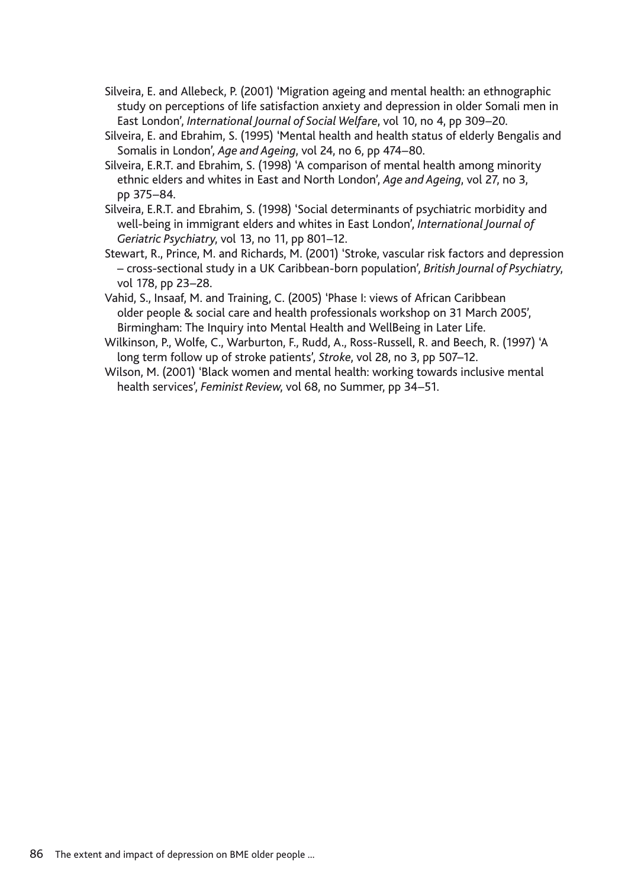Silveira, E. and Allebeck, P. (2001) 'Migration ageing and mental health: an ethnographic study on perceptions of life satisfaction anxiety and depression in older Somali men in East London', *International Journal of Social Welfare*, vol 10, no 4, pp 309–20.

Silveira, E. and Ebrahim, S. (1995) 'Mental health and health status of elderly Bengalis and Somalis in London', *Age and Ageing*, vol 24, no 6, pp 474–80.

Silveira, E.R.T. and Ebrahim, S. (1998) 'A comparison of mental health among minority ethnic elders and whites in East and North London', *Age and Ageing*, vol 27, no 3, pp 375–84.

Silveira, E.R.T. and Ebrahim, S. (1998) 'Social determinants of psychiatric morbidity and well-being in immigrant elders and whites in East London', *International Journal of Geriatric Psychiatry*, vol 13, no 11, pp 801–12.

Stewart, R., Prince, M. and Richards, M. (2001) 'Stroke, vascular risk factors and depression – cross-sectional study in a UK Caribbean-born population', *British Journal of Psychiatry*, vol 178, pp 23–28.

Vahid, S., Insaaf, M. and Training, C. (2005) 'Phase I: views of African Caribbean older people & social care and health professionals workshop on 31 March 2005', Birmingham: The Inquiry into Mental Health and WellBeing in Later Life.

Wilkinson, P., Wolfe, C., Warburton, F., Rudd, A., Ross-Russell, R. and Beech, R. (1997) 'A long term follow up of stroke patients', *Stroke*, vol 28, no 3, pp 507–12.

Wilson, M. (2001) 'Black women and mental health: working towards inclusive mental health services', *Feminist Review*, vol 68, no Summer, pp 34–51.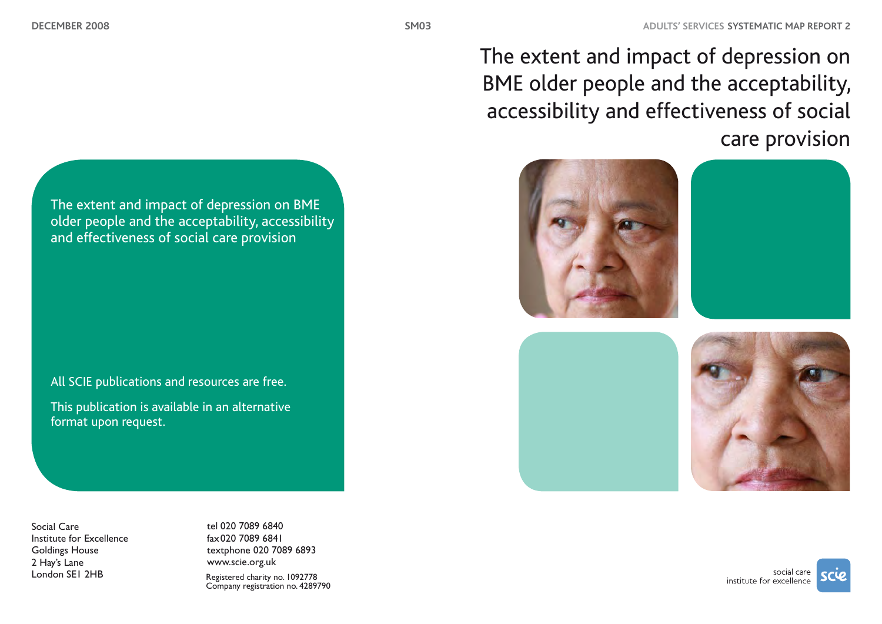DECEMBER 2008

SM03

ADULTS' SERVICES **SYSTEMATIC MAP REPORT 2**

# The extent and impact of depression on BME older people and the acceptability, accessibility and effectiveness of social care provision

The extent and impact of depression on BME older people and the acceptability, accessibility and effectiveness of social care provision

All SCIE publications and resources are free.

This publication is available in an alternative format upon request.

Social Care
Institute for Excellence
Goldings House
2 Hay's Lane
London SE1 2HB

tel 020 7089 6840
fax 020 7089 6841
textphone 020 7089 6893
www.scie.org.uk

Registered charity no. 1092778
Company registration no. 4289790

social care institute for excellence

scie